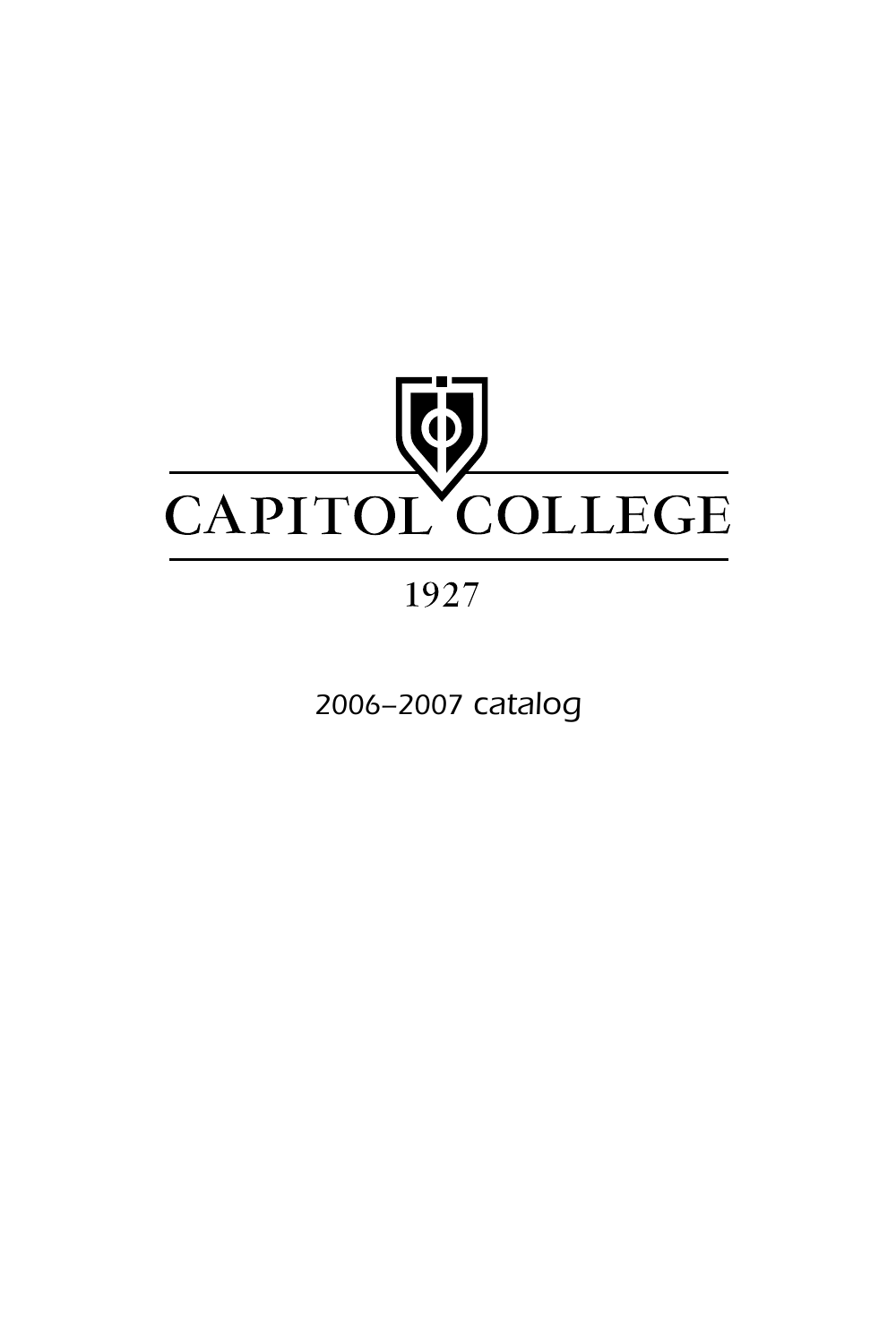# CAPITOL COLLEGE

1927

2006–2007 catalog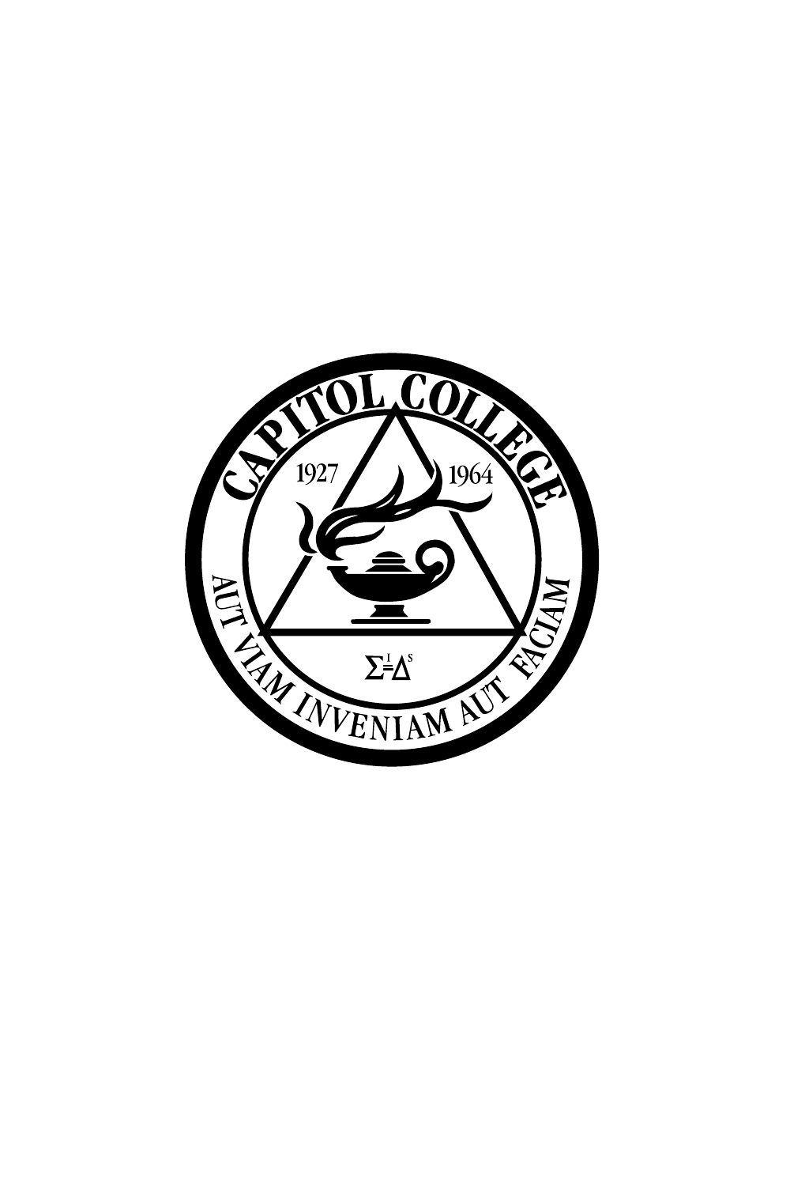CAPITOL COLLEGE

1927 1964

$\Sigma \stackrel{i}{=} \Delta^s$

AUT VIAM INVENIAM AUT FACIAM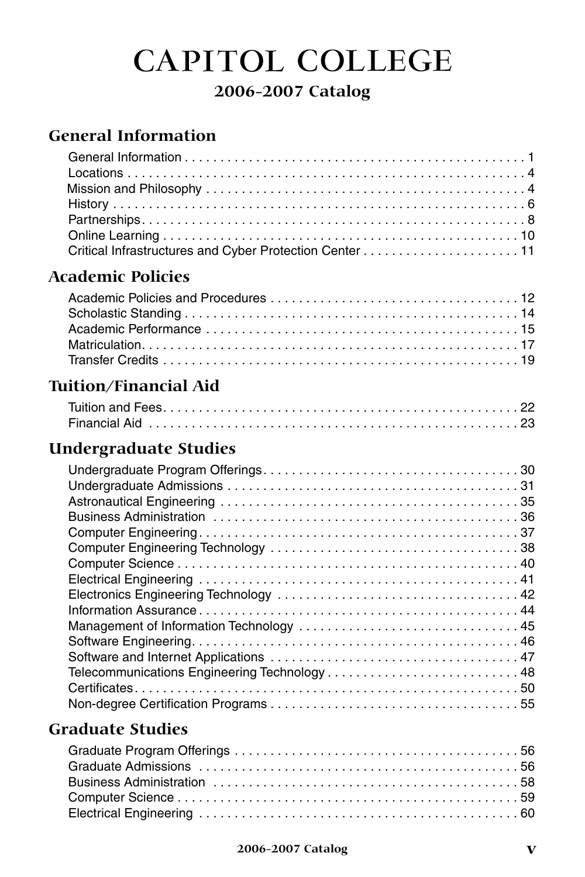# CAPITOL COLLEGE

## 2006–2007 Catalog

### General Information

General Information . . . . . . . . . . . . . . . . . . . . . . . . . . . . . . . . . . . . . . . . . . . . . . . . 1
Locations . . . . . . . . . . . . . . . . . . . . . . . . . . . . . . . . . . . . . . . . . . . . . . . . . . . . . . . 4
Mission and Philosophy . . . . . . . . . . . . . . . . . . . . . . . . . . . . . . . . . . . . . . . . . . . . . 4
History . . . . . . . . . . . . . . . . . . . . . . . . . . . . . . . . . . . . . . . . . . . . . . . . . . . . . . . . . 6
Partnerships. . . . . . . . . . . . . . . . . . . . . . . . . . . . . . . . . . . . . . . . . . . . . . . . . . . . . . 8
Online Learning . . . . . . . . . . . . . . . . . . . . . . . . . . . . . . . . . . . . . . . . . . . . . . . . . . 10
Critical Infrastructures and Cyber Protection Center . . . . . . . . . . . . . . . . . . . . . . 11

### Academic Policies

Academic Policies and Procedures . . . . . . . . . . . . . . . . . . . . . . . . . . . . . . . . . . . 12
Scholastic Standing . . . . . . . . . . . . . . . . . . . . . . . . . . . . . . . . . . . . . . . . . . . . . . . 14
Academic Performance . . . . . . . . . . . . . . . . . . . . . . . . . . . . . . . . . . . . . . . . . . . . 15
Matriculation. . . . . . . . . . . . . . . . . . . . . . . . . . . . . . . . . . . . . . . . . . . . . . . . . . . . 17
Transfer Credits . . . . . . . . . . . . . . . . . . . . . . . . . . . . . . . . . . . . . . . . . . . . . . . . . . 19

### Tuition/Financial Aid

Tuition and Fees. . . . . . . . . . . . . . . . . . . . . . . . . . . . . . . . . . . . . . . . . . . . . . . . . . 22
Financial Aid . . . . . . . . . . . . . . . . . . . . . . . . . . . . . . . . . . . . . . . . . . . . . . . . . . . . 23

### Undergraduate Studies

Undergraduate Program Offerings. . . . . . . . . . . . . . . . . . . . . . . . . . . . . . . . . . . . 30
Undergraduate Admissions . . . . . . . . . . . . . . . . . . . . . . . . . . . . . . . . . . . . . . . . . 31
Astronautical Engineering . . . . . . . . . . . . . . . . . . . . . . . . . . . . . . . . . . . . . . . . . . 35
Business Administration . . . . . . . . . . . . . . . . . . . . . . . . . . . . . . . . . . . . . . . . . . . 36
Computer Engineering. . . . . . . . . . . . . . . . . . . . . . . . . . . . . . . . . . . . . . . . . . . . . 37
Computer Engineering Technology . . . . . . . . . . . . . . . . . . . . . . . . . . . . . . . . . . . 38
Computer Science . . . . . . . . . . . . . . . . . . . . . . . . . . . . . . . . . . . . . . . . . . . . . . . . 40
Electrical Engineering . . . . . . . . . . . . . . . . . . . . . . . . . . . . . . . . . . . . . . . . . . . . . 41
Electronics Engineering Technology . . . . . . . . . . . . . . . . . . . . . . . . . . . . . . . . . . 42
Information Assurance . . . . . . . . . . . . . . . . . . . . . . . . . . . . . . . . . . . . . . . . . . . . . 44
Management of Information Technology . . . . . . . . . . . . . . . . . . . . . . . . . . . . . . . 45
Software Engineering. . . . . . . . . . . . . . . . . . . . . . . . . . . . . . . . . . . . . . . . . . . . . . 46
Software and Internet Applications . . . . . . . . . . . . . . . . . . . . . . . . . . . . . . . . . . . 47
Telecommunications Engineering Technology . . . . . . . . . . . . . . . . . . . . . . . . . . . 48
Certificates. . . . . . . . . . . . . . . . . . . . . . . . . . . . . . . . . . . . . . . . . . . . . . . . . . . . . . 50
Non-degree Certification Programs . . . . . . . . . . . . . . . . . . . . . . . . . . . . . . . . . . . 55

### Graduate Studies

Graduate Program Offerings . . . . . . . . . . . . . . . . . . . . . . . . . . . . . . . . . . . . . . . . 56
Graduate Admissions . . . . . . . . . . . . . . . . . . . . . . . . . . . . . . . . . . . . . . . . . . . . . 56
Business Administration . . . . . . . . . . . . . . . . . . . . . . . . . . . . . . . . . . . . . . . . . . . 58
Computer Science . . . . . . . . . . . . . . . . . . . . . . . . . . . . . . . . . . . . . . . . . . . . . . . . 59
Electrical Engineering . . . . . . . . . . . . . . . . . . . . . . . . . . . . . . . . . . . . . . . . . . . . . 60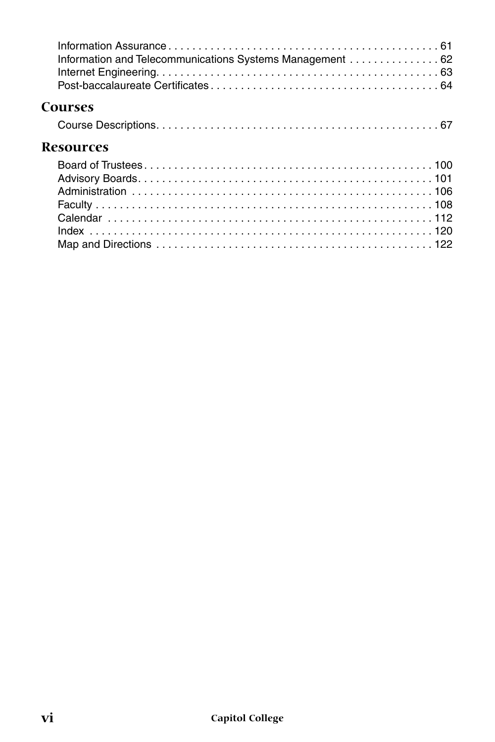Information Assurance . . . . . . . . . . . . . . . . . . . . . . . . . . . . . . . . . . . . . . . . . . . . . 61
Information and Telecommunications Systems Management . . . . . . . . . . . . . . . 62
Internet Engineering. . . . . . . . . . . . . . . . . . . . . . . . . . . . . . . . . . . . . . . . . . . . . . . 63
Post-baccalaureate Certificates . . . . . . . . . . . . . . . . . . . . . . . . . . . . . . . . . . . . . . 64

## Courses

Course Descriptions. . . . . . . . . . . . . . . . . . . . . . . . . . . . . . . . . . . . . . . . . . . . . . . 67

## Resources

Board of Trustees . . . . . . . . . . . . . . . . . . . . . . . . . . . . . . . . . . . . . . . . . . . . . . . . 100
Advisory Boards. . . . . . . . . . . . . . . . . . . . . . . . . . . . . . . . . . . . . . . . . . . . . . . . . 101
Administration . . . . . . . . . . . . . . . . . . . . . . . . . . . . . . . . . . . . . . . . . . . . . . . . . . 106
Faculty . . . . . . . . . . . . . . . . . . . . . . . . . . . . . . . . . . . . . . . . . . . . . . . . . . . . . . . . 108
Calendar . . . . . . . . . . . . . . . . . . . . . . . . . . . . . . . . . . . . . . . . . . . . . . . . . . . . . . 112
Index . . . . . . . . . . . . . . . . . . . . . . . . . . . . . . . . . . . . . . . . . . . . . . . . . . . . . . . . . 120
Map and Directions . . . . . . . . . . . . . . . . . . . . . . . . . . . . . . . . . . . . . . . . . . . . . . 122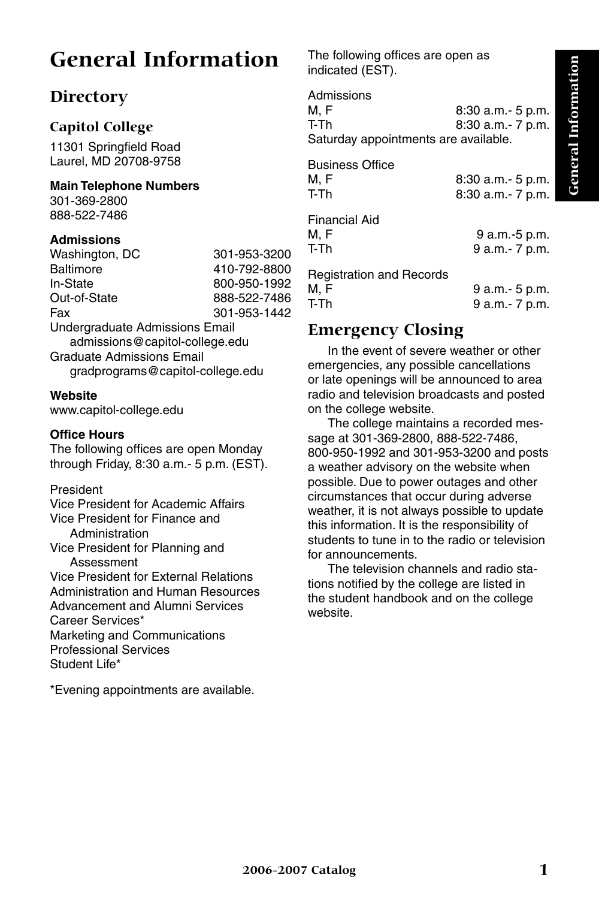# General Information

## Directory

### Capitol College

11301 Springfield Road
Laurel, MD 20708-9758

**Main Telephone Numbers**
301-369-2800
888-522-7486

**Admissions**

| | |
|---|---|
| Washington, DC | 301-953-3200 |
| Baltimore | 410-792-8800 |
| In-State | 800-950-1992 |
| Out-of-State | 888-522-7486 |
| Fax | 301-953-1442 |

Undergraduate Admissions Email
admissions@capitol-college.edu
Graduate Admissions Email
gradprograms@capitol-college.edu

**Website**
www.capitol-college.edu

**Office Hours**
The following offices are open Monday through Friday, 8:30 a.m.- 5 p.m. (EST).

President
Vice President for Academic Affairs
Vice President for Finance and Administration
Vice President for Planning and Assessment
Vice President for External Relations
Administration and Human Resources
Advancement and Alumni Services
Career Services*
Marketing and Communications
Professional Services
Student Life*

*Evening appointments are available.

The following offices are open as indicated (EST).

Admissions

| | |
|---|---|
| M, F | 8:30 a.m.- 5 p.m. |
| T-Th | 8:30 a.m.- 7 p.m. |

Saturday appointments are available.

Business Office

| | |
|---|---|
| M, F | 8:30 a.m.- 5 p.m. |
| T-Th | 8:30 a.m.- 7 p.m. |

Financial Aid

| | |
|---|---|
| M, F | 9 a.m.-5 p.m. |
| T-Th | 9 a.m.- 7 p.m. |

Registration and Records

| | |
|---|---|
| M, F | 9 a.m.- 5 p.m. |
| T-Th | 9 a.m.- 7 p.m. |

## Emergency Closing

In the event of severe weather or other emergencies, any possible cancellations or late openings will be announced to area radio and television broadcasts and posted on the college website.

The college maintains a recorded message at 301-369-2800, 888-522-7486, 800-950-1992 and 301-953-3200 and posts a weather advisory on the website when possible. Due to power outages and other circumstances that occur during adverse weather, it is not always possible to update this information. It is the responsibility of students to tune in to the radio or television for announcements.

The television channels and radio stations notified by the college are listed in the student handbook and on the college website.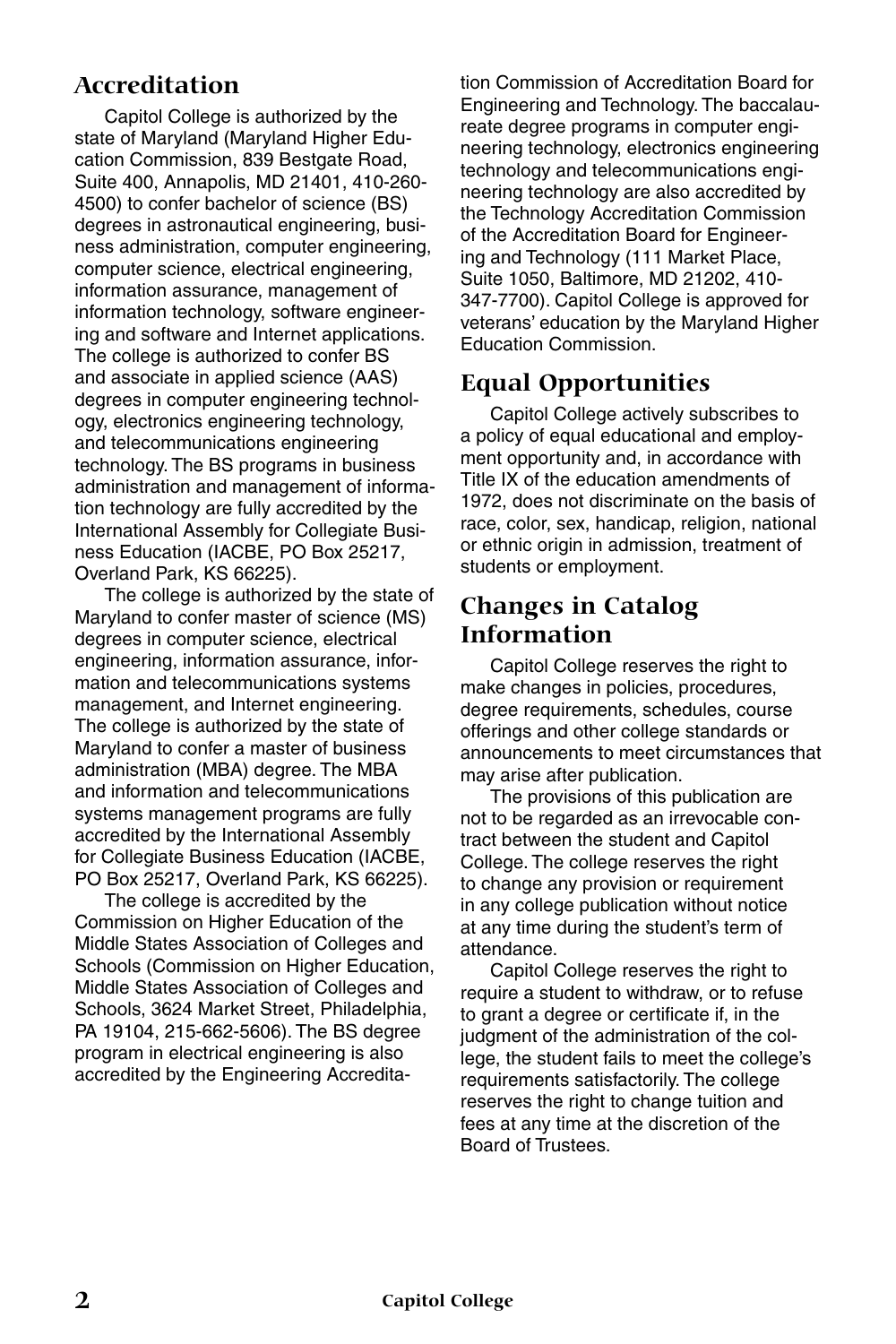## Accreditation

Capitol College is authorized by the state of Maryland (Maryland Higher Education Commission, 839 Bestgate Road, Suite 400, Annapolis, MD 21401, 410-260-4500) to confer bachelor of science (BS) degrees in astronautical engineering, business administration, computer engineering, computer science, electrical engineering, information assurance, management of information technology, software engineering and software and Internet applications. The college is authorized to confer BS and associate in applied science (AAS) degrees in computer engineering technology, electronics engineering technology, and telecommunications engineering technology. The BS programs in business administration and management of information technology are fully accredited by the International Assembly for Collegiate Business Education (IACBE, PO Box 25217, Overland Park, KS 66225).

The college is authorized by the state of Maryland to confer master of science (MS) degrees in computer science, electrical engineering, information assurance, information and telecommunications systems management, and Internet engineering. The college is authorized by the state of Maryland to confer a master of business administration (MBA) degree. The MBA and information and telecommunications systems management programs are fully accredited by the International Assembly for Collegiate Business Education (IACBE, PO Box 25217, Overland Park, KS 66225).

The college is accredited by the Commission on Higher Education of the Middle States Association of Colleges and Schools (Commission on Higher Education, Middle States Association of Colleges and Schools, 3624 Market Street, Philadelphia, PA 19104, 215-662-5606). The BS degree program in electrical engineering is also accredited by the Engineering Accreditation Commission of Accreditation Board for Engineering and Technology. The baccalaureate degree programs in computer engineering technology, electronics engineering technology and telecommunications engineering technology are also accredited by the Technology Accreditation Commission of the Accreditation Board for Engineering and Technology (111 Market Place, Suite 1050, Baltimore, MD 21202, 410-347-7700). Capitol College is approved for veterans' education by the Maryland Higher Education Commission.

## Equal Opportunities

Capitol College actively subscribes to a policy of equal educational and employment opportunity and, in accordance with Title IX of the education amendments of 1972, does not discriminate on the basis of race, color, sex, handicap, religion, national or ethnic origin in admission, treatment of students or employment.

## Changes in Catalog Information

Capitol College reserves the right to make changes in policies, procedures, degree requirements, schedules, course offerings and other college standards or announcements to meet circumstances that may arise after publication.

The provisions of this publication are not to be regarded as an irrevocable contract between the student and Capitol College. The college reserves the right to change any provision or requirement in any college publication without notice at any time during the student's term of attendance.

Capitol College reserves the right to require a student to withdraw, or to refuse to grant a degree or certificate if, in the judgment of the administration of the college, the student fails to meet the college's requirements satisfactorily. The college reserves the right to change tuition and fees at any time at the discretion of the Board of Trustees.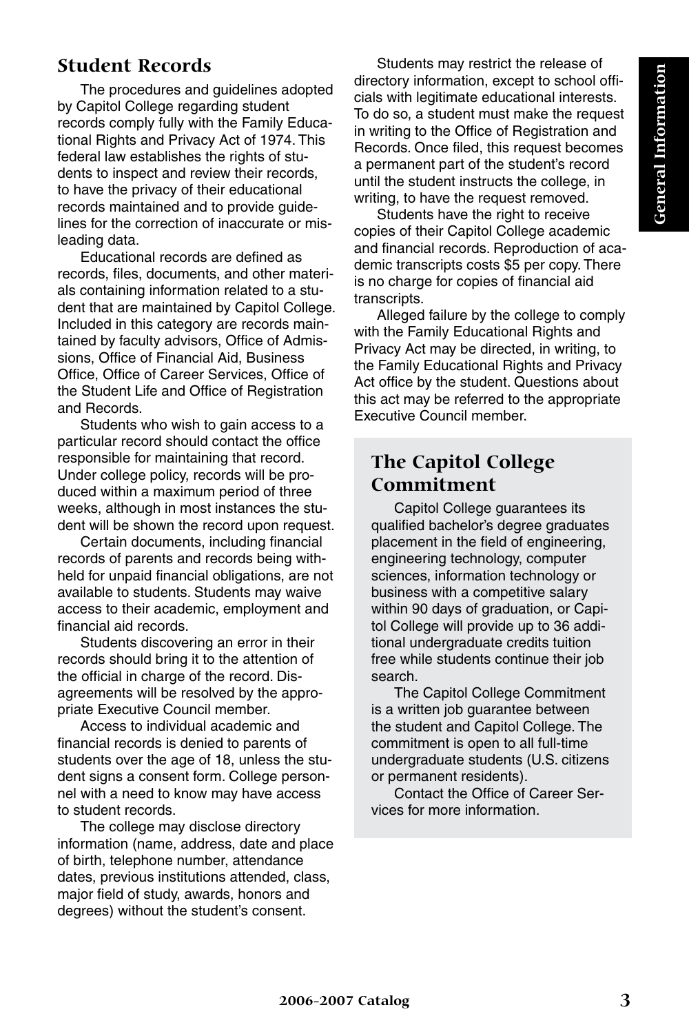## Student Records

The procedures and guidelines adopted by Capitol College regarding student records comply fully with the Family Educational Rights and Privacy Act of 1974. This federal law establishes the rights of students to inspect and review their records, to have the privacy of their educational records maintained and to provide guidelines for the correction of inaccurate or misleading data.

Educational records are defined as records, files, documents, and other materials containing information related to a student that are maintained by Capitol College. Included in this category are records maintained by faculty advisors, Office of Admissions, Office of Financial Aid, Business Office, Office of Career Services, Office of the Student Life and Office of Registration and Records.

Students who wish to gain access to a particular record should contact the office responsible for maintaining that record. Under college policy, records will be produced within a maximum period of three weeks, although in most instances the student will be shown the record upon request.

Certain documents, including financial records of parents and records being withheld for unpaid financial obligations, are not available to students. Students may waive access to their academic, employment and financial aid records.

Students discovering an error in their records should bring it to the attention of the official in charge of the record. Disagreements will be resolved by the appropriate Executive Council member.

Access to individual academic and financial records is denied to parents of students over the age of 18, unless the student signs a consent form. College personnel with a need to know may have access to student records.

The college may disclose directory information (name, address, date and place of birth, telephone number, attendance dates, previous institutions attended, class, major field of study, awards, honors and degrees) without the student's consent.

Students may restrict the release of directory information, except to school officials with legitimate educational interests. To do so, a student must make the request in writing to the Office of Registration and Records. Once filed, this request becomes a permanent part of the student's record until the student instructs the college, in writing, to have the request removed.

Students have the right to receive copies of their Capitol College academic and financial records. Reproduction of academic transcripts costs $5 per copy. There is no charge for copies of financial aid transcripts.

Alleged failure by the college to comply with the Family Educational Rights and Privacy Act may be directed, in writing, to the Family Educational Rights and Privacy Act office by the student. Questions about this act may be referred to the appropriate Executive Council member.

## The Capitol College Commitment

Capitol College guarantees its qualified bachelor's degree graduates placement in the field of engineering, engineering technology, computer sciences, information technology or business with a competitive salary within 90 days of graduation, or Capitol College will provide up to 36 additional undergraduate credits tuition free while students continue their job search.

The Capitol College Commitment is a written job guarantee between the student and Capitol College. The commitment is open to all full-time undergraduate students (U.S. citizens or permanent residents).

Contact the Office of Career Services for more information.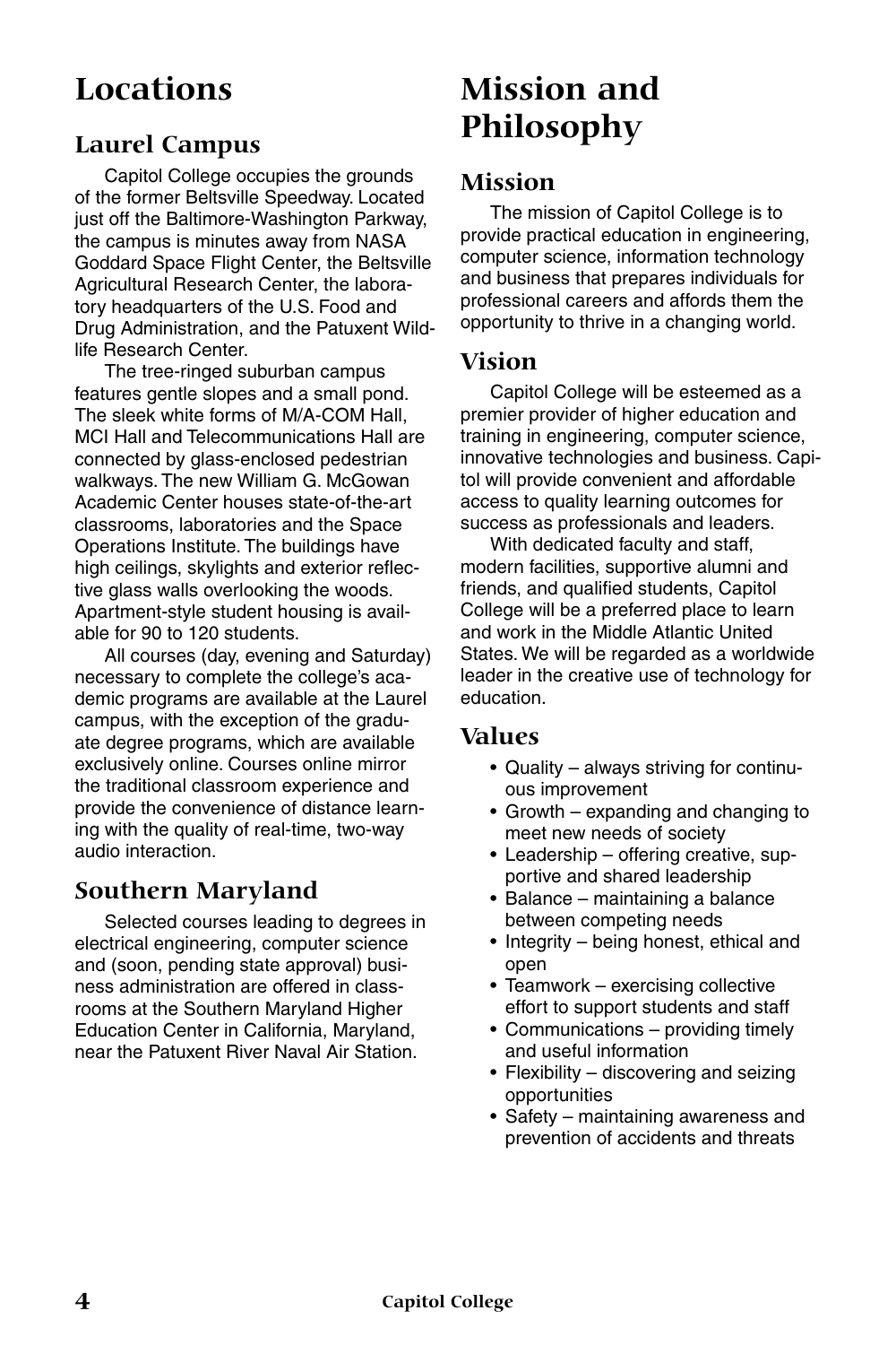# Locations

## Laurel Campus

Capitol College occupies the grounds of the former Beltsville Speedway. Located just off the Baltimore-Washington Parkway, the campus is minutes away from NASA Goddard Space Flight Center, the Beltsville Agricultural Research Center, the laboratory headquarters of the U.S. Food and Drug Administration, and the Patuxent Wildlife Research Center.

The tree-ringed suburban campus features gentle slopes and a small pond. The sleek white forms of M/A-COM Hall, MCI Hall and Telecommunications Hall are connected by glass-enclosed pedestrian walkways. The new William G. McGowan Academic Center houses state-of-the-art classrooms, laboratories and the Space Operations Institute. The buildings have high ceilings, skylights and exterior reflective glass walls overlooking the woods. Apartment-style student housing is available for 90 to 120 students.

All courses (day, evening and Saturday) necessary to complete the college's academic programs are available at the Laurel campus, with the exception of the graduate degree programs, which are available exclusively online. Courses online mirror the traditional classroom experience and provide the convenience of distance learning with the quality of real-time, two-way audio interaction.

## Southern Maryland

Selected courses leading to degrees in electrical engineering, computer science and (soon, pending state approval) business administration are offered in classrooms at the Southern Maryland Higher Education Center in California, Maryland, near the Patuxent River Naval Air Station.

# Mission and Philosophy

## Mission

The mission of Capitol College is to provide practical education in engineering, computer science, information technology and business that prepares individuals for professional careers and affords them the opportunity to thrive in a changing world.

## Vision

Capitol College will be esteemed as a premier provider of higher education and training in engineering, computer science, innovative technologies and business. Capitol will provide convenient and affordable access to quality learning outcomes for success as professionals and leaders.

With dedicated faculty and staff, modern facilities, supportive alumni and friends, and qualified students, Capitol College will be a preferred place to learn and work in the Middle Atlantic United States. We will be regarded as a worldwide leader in the creative use of technology for education.

## Values

- Quality – always striving for continuous improvement
- Growth – expanding and changing to meet new needs of society
- Leadership – offering creative, supportive and shared leadership
- Balance – maintaining a balance between competing needs
- Integrity – being honest, ethical and open
- Teamwork – exercising collective effort to support students and staff
- Communications – providing timely and useful information
- Flexibility – discovering and seizing opportunities
- Safety – maintaining awareness and prevention of accidents and threats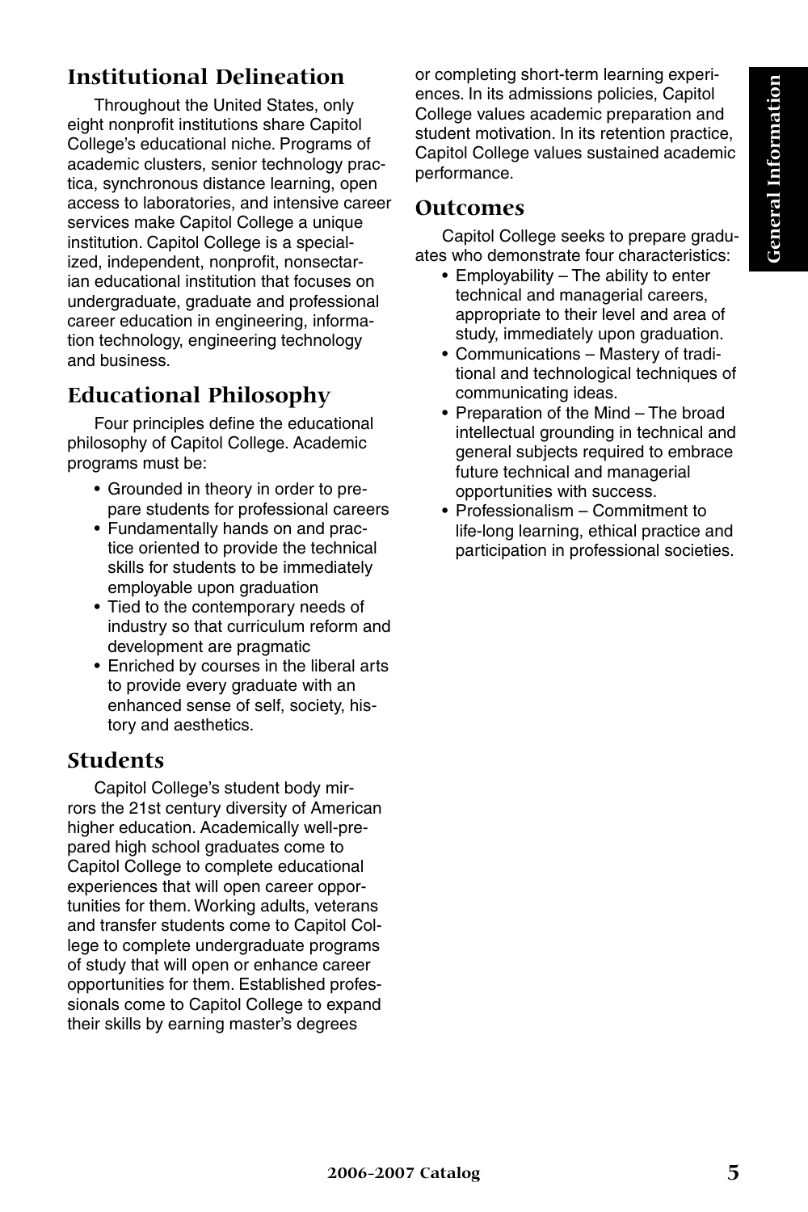## Institutional Delineation

Throughout the United States, only eight nonprofit institutions share Capitol College's educational niche. Programs of academic clusters, senior technology practica, synchronous distance learning, open access to laboratories, and intensive career services make Capitol College a unique institution. Capitol College is a specialized, independent, nonprofit, nonsectarian educational institution that focuses on undergraduate, graduate and professional career education in engineering, information technology, engineering technology and business.

## Educational Philosophy

Four principles define the educational philosophy of Capitol College. Academic programs must be:

- Grounded in theory in order to prepare students for professional careers
- Fundamentally hands on and practice oriented to provide the technical skills for students to be immediately employable upon graduation
- Tied to the contemporary needs of industry so that curriculum reform and development are pragmatic
- Enriched by courses in the liberal arts to provide every graduate with an enhanced sense of self, society, history and aesthetics.

## Students

Capitol College's student body mirrors the 21st century diversity of American higher education. Academically well-prepared high school graduates come to Capitol College to complete educational experiences that will open career opportunities for them. Working adults, veterans and transfer students come to Capitol College to complete undergraduate programs of study that will open or enhance career opportunities for them. Established professionals come to Capitol College to expand their skills by earning master's degrees or completing short-term learning experiences. In its admissions policies, Capitol College values academic preparation and student motivation. In its retention practice, Capitol College values sustained academic performance.

## Outcomes

Capitol College seeks to prepare graduates who demonstrate four characteristics:

- Employability – The ability to enter technical and managerial careers, appropriate to their level and area of study, immediately upon graduation.
- Communications – Mastery of traditional and technological techniques of communicating ideas.
- Preparation of the Mind – The broad intellectual grounding in technical and general subjects required to embrace future technical and managerial opportunities with success.
- Professionalism – Commitment to life-long learning, ethical practice and participation in professional societies.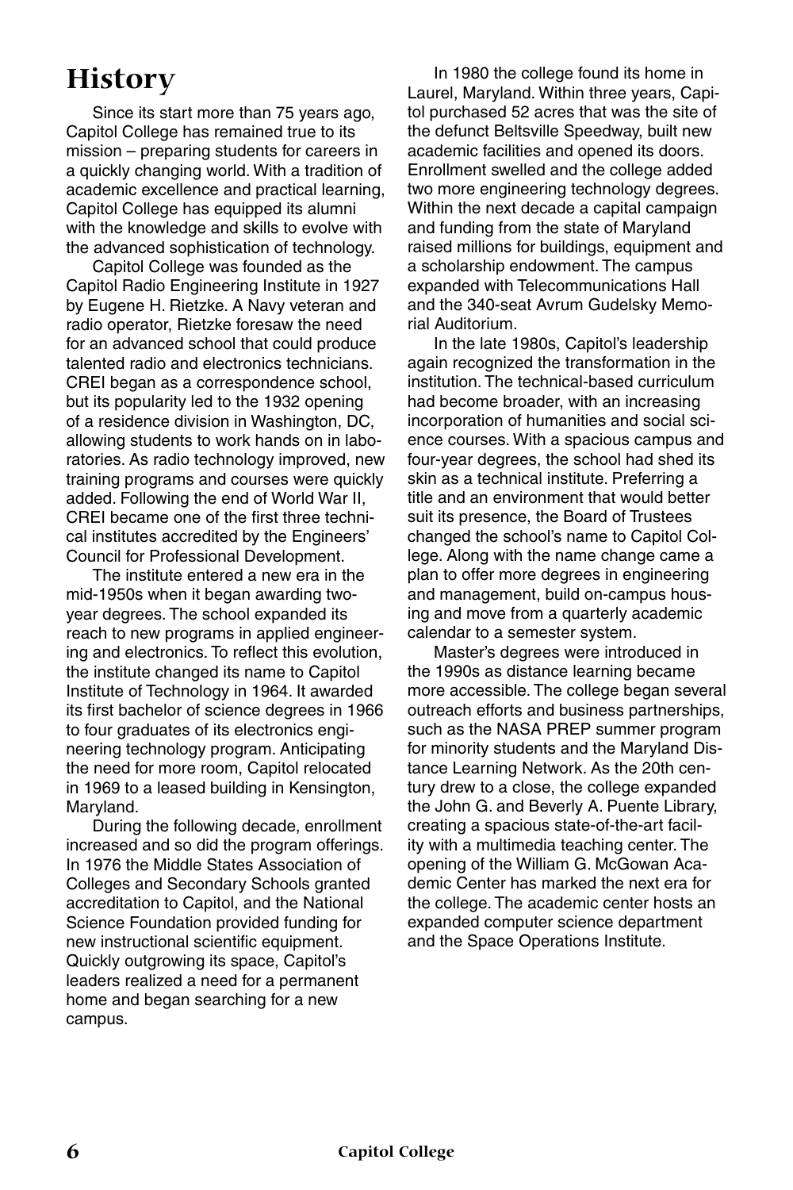# History

Since its start more than 75 years ago, Capitol College has remained true to its mission – preparing students for careers in a quickly changing world. With a tradition of academic excellence and practical learning, Capitol College has equipped its alumni with the knowledge and skills to evolve with the advanced sophistication of technology.

Capitol College was founded as the Capitol Radio Engineering Institute in 1927 by Eugene H. Rietzke. A Navy veteran and radio operator, Rietzke foresaw the need for an advanced school that could produce talented radio and electronics technicians. CREI began as a correspondence school, but its popularity led to the 1932 opening of a residence division in Washington, DC, allowing students to work hands on in laboratories. As radio technology improved, new training programs and courses were quickly added. Following the end of World War II, CREI became one of the first three technical institutes accredited by the Engineers' Council for Professional Development.

The institute entered a new era in the mid-1950s when it began awarding two-year degrees. The school expanded its reach to new programs in applied engineering and electronics. To reflect this evolution, the institute changed its name to Capitol Institute of Technology in 1964. It awarded its first bachelor of science degrees in 1966 to four graduates of its electronics engineering technology program. Anticipating the need for more room, Capitol relocated in 1969 to a leased building in Kensington, Maryland.

During the following decade, enrollment increased and so did the program offerings. In 1976 the Middle States Association of Colleges and Secondary Schools granted accreditation to Capitol, and the National Science Foundation provided funding for new instructional scientific equipment. Quickly outgrowing its space, Capitol's leaders realized a need for a permanent home and began searching for a new campus.

In 1980 the college found its home in Laurel, Maryland. Within three years, Capitol purchased 52 acres that was the site of the defunct Beltsville Speedway, built new academic facilities and opened its doors. Enrollment swelled and the college added two more engineering technology degrees. Within the next decade a capital campaign and funding from the state of Maryland raised millions for buildings, equipment and a scholarship endowment. The campus expanded with Telecommunications Hall and the 340-seat Avrum Gudelsky Memorial Auditorium.

In the late 1980s, Capitol's leadership again recognized the transformation in the institution. The technical-based curriculum had become broader, with an increasing incorporation of humanities and social science courses. With a spacious campus and four-year degrees, the school had shed its skin as a technical institute. Preferring a title and an environment that would better suit its presence, the Board of Trustees changed the school's name to Capitol College. Along with the name change came a plan to offer more degrees in engineering and management, build on-campus housing and move from a quarterly academic calendar to a semester system.

Master's degrees were introduced in the 1990s as distance learning became more accessible. The college began several outreach efforts and business partnerships, such as the NASA PREP summer program for minority students and the Maryland Distance Learning Network. As the 20th century drew to a close, the college expanded the John G. and Beverly A. Puente Library, creating a spacious state-of-the-art facility with a multimedia teaching center. The opening of the William G. McGowan Academic Center has marked the next era for the college. The academic center hosts an expanded computer science department and the Space Operations Institute.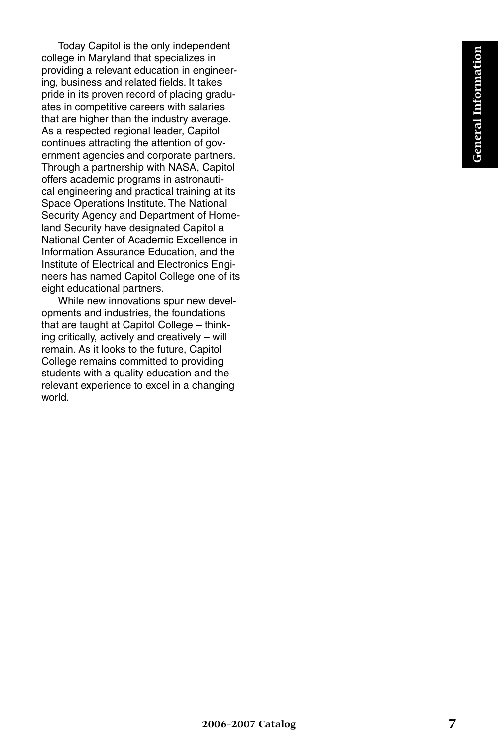Today Capitol is the only independent college in Maryland that specializes in providing a relevant education in engineering, business and related fields. It takes pride in its proven record of placing graduates in competitive careers with salaries that are higher than the industry average. As a respected regional leader, Capitol continues attracting the attention of government agencies and corporate partners. Through a partnership with NASA, Capitol offers academic programs in astronautical engineering and practical training at its Space Operations Institute. The National Security Agency and Department of Homeland Security have designated Capitol a National Center of Academic Excellence in Information Assurance Education, and the Institute of Electrical and Electronics Engineers has named Capitol College one of its eight educational partners.

While new innovations spur new developments and industries, the foundations that are taught at Capitol College – thinking critically, actively and creatively – will remain. As it looks to the future, Capitol College remains committed to providing students with a quality education and the relevant experience to excel in a changing world.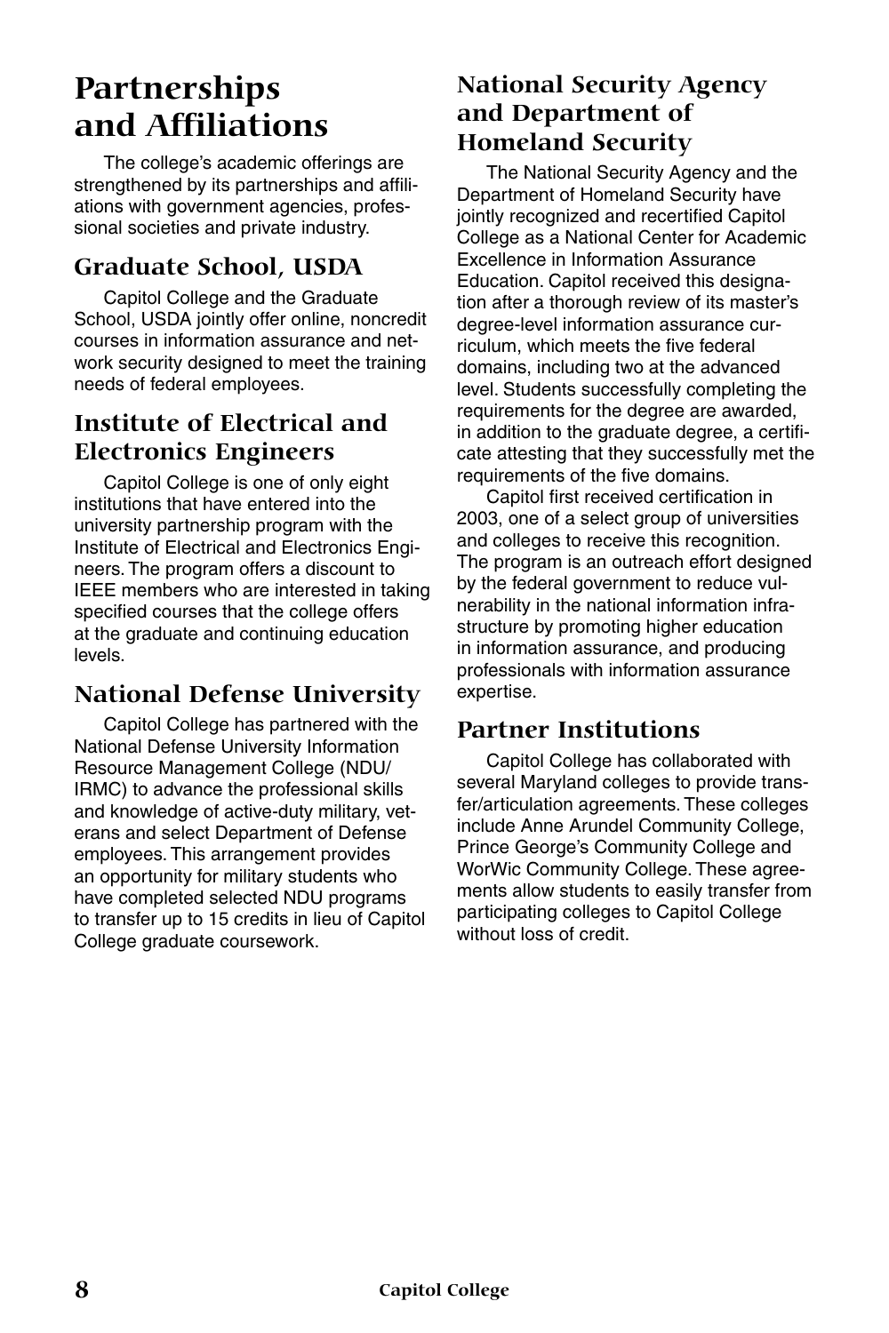# Partnerships and Affiliations

The college's academic offerings are strengthened by its partnerships and affiliations with government agencies, professional societies and private industry.

## Graduate School, USDA

Capitol College and the Graduate School, USDA jointly offer online, noncredit courses in information assurance and network security designed to meet the training needs of federal employees.

## Institute of Electrical and Electronics Engineers

Capitol College is one of only eight institutions that have entered into the university partnership program with the Institute of Electrical and Electronics Engineers. The program offers a discount to IEEE members who are interested in taking specified courses that the college offers at the graduate and continuing education levels.

## National Defense University

Capitol College has partnered with the National Defense University Information Resource Management College (NDU/IRMC) to advance the professional skills and knowledge of active-duty military, veterans and select Department of Defense employees. This arrangement provides an opportunity for military students who have completed selected NDU programs to transfer up to 15 credits in lieu of Capitol College graduate coursework.

## National Security Agency and Department of Homeland Security

The National Security Agency and the Department of Homeland Security have jointly recognized and recertified Capitol College as a National Center for Academic Excellence in Information Assurance Education. Capitol received this designation after a thorough review of its master's degree-level information assurance curriculum, which meets the five federal domains, including two at the advanced level. Students successfully completing the requirements for the degree are awarded, in addition to the graduate degree, a certificate attesting that they successfully met the requirements of the five domains.

Capitol first received certification in 2003, one of a select group of universities and colleges to receive this recognition. The program is an outreach effort designed by the federal government to reduce vulnerability in the national information infrastructure by promoting higher education in information assurance, and producing professionals with information assurance expertise.

## Partner Institutions

Capitol College has collaborated with several Maryland colleges to provide transfer/articulation agreements. These colleges include Anne Arundel Community College, Prince George's Community College and WorWic Community College. These agreements allow students to easily transfer from participating colleges to Capitol College without loss of credit.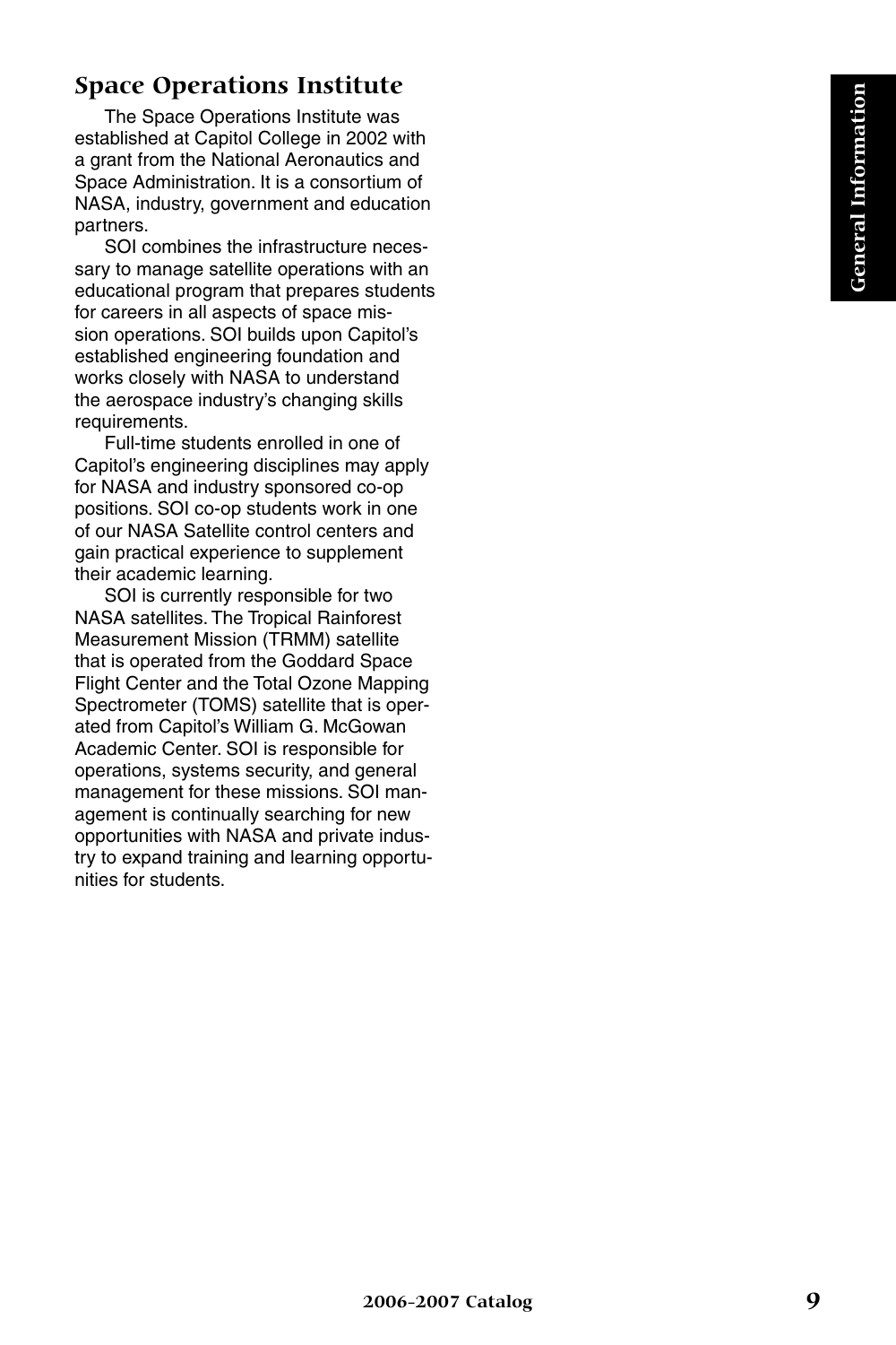## Space Operations Institute

The Space Operations Institute was established at Capitol College in 2002 with a grant from the National Aeronautics and Space Administration. It is a consortium of NASA, industry, government and education partners.

SOI combines the infrastructure necessary to manage satellite operations with an educational program that prepares students for careers in all aspects of space mission operations. SOI builds upon Capitol's established engineering foundation and works closely with NASA to understand the aerospace industry's changing skills requirements.

Full-time students enrolled in one of Capitol's engineering disciplines may apply for NASA and industry sponsored co-op positions. SOI co-op students work in one of our NASA Satellite control centers and gain practical experience to supplement their academic learning.

SOI is currently responsible for two NASA satellites. The Tropical Rainforest Measurement Mission (TRMM) satellite that is operated from the Goddard Space Flight Center and the Total Ozone Mapping Spectrometer (TOMS) satellite that is operated from Capitol's William G. McGowan Academic Center. SOI is responsible for operations, systems security, and general management for these missions. SOI management is continually searching for new opportunities with NASA and private industry to expand training and learning opportunities for students.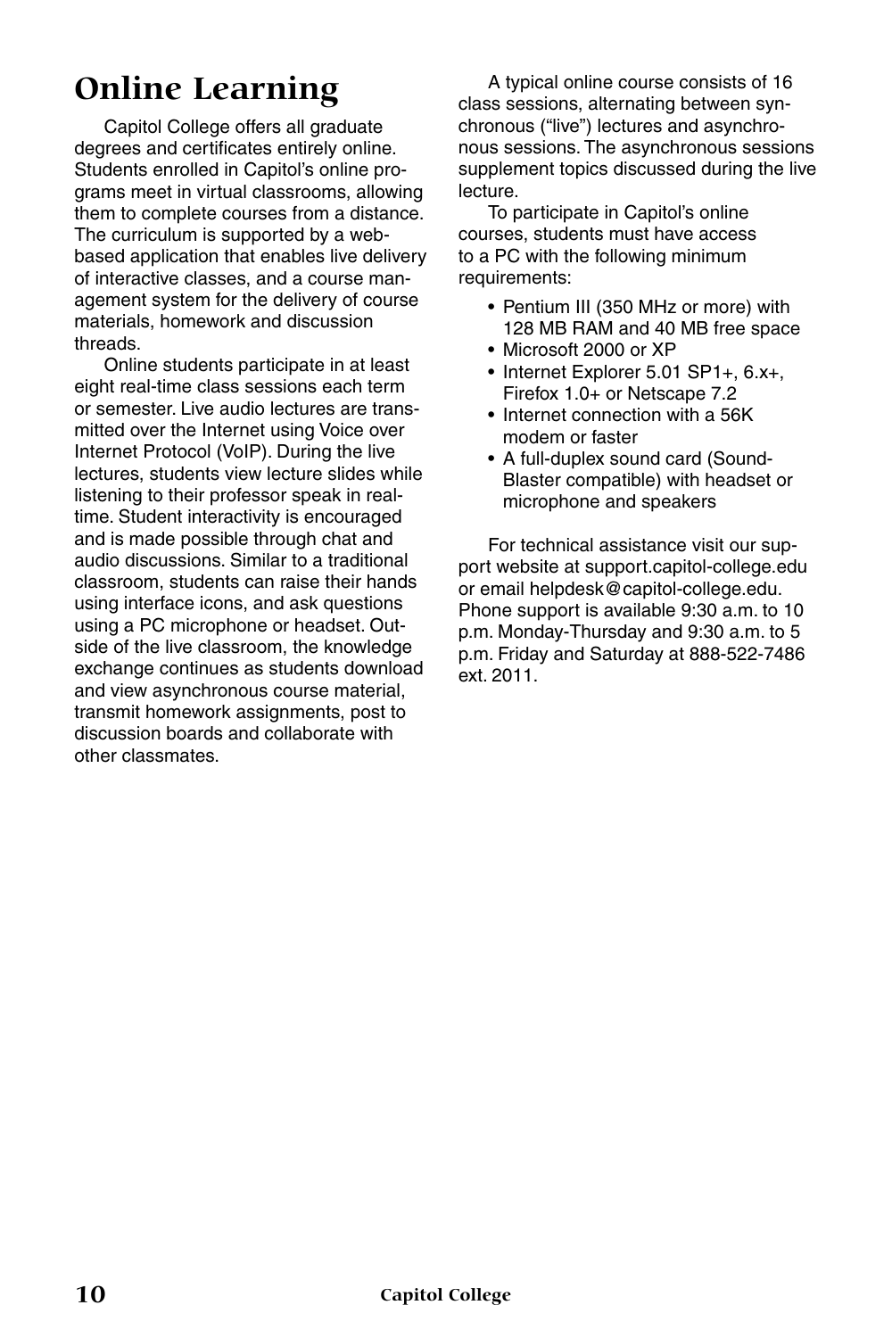# Online Learning

Capitol College offers all graduate degrees and certificates entirely online. Students enrolled in Capitol's online programs meet in virtual classrooms, allowing them to complete courses from a distance. The curriculum is supported by a web-based application that enables live delivery of interactive classes, and a course management system for the delivery of course materials, homework and discussion threads.

Online students participate in at least eight real-time class sessions each term or semester. Live audio lectures are transmitted over the Internet using Voice over Internet Protocol (VoIP). During the live lectures, students view lecture slides while listening to their professor speak in real-time. Student interactivity is encouraged and is made possible through chat and audio discussions. Similar to a traditional classroom, students can raise their hands using interface icons, and ask questions using a PC microphone or headset. Outside of the live classroom, the knowledge exchange continues as students download and view asynchronous course material, transmit homework assignments, post to discussion boards and collaborate with other classmates.

A typical online course consists of 16 class sessions, alternating between synchronous ("live") lectures and asynchronous sessions. The asynchronous sessions supplement topics discussed during the live lecture.

To participate in Capitol's online courses, students must have access to a PC with the following minimum requirements:

- Pentium III (350 MHz or more) with 128 MB RAM and 40 MB free space
- Microsoft 2000 or XP
- Internet Explorer 5.01 SP1+, 6.x+, Firefox 1.0+ or Netscape 7.2
- Internet connection with a 56K modem or faster
- A full-duplex sound card (Sound-Blaster compatible) with headset or microphone and speakers

For technical assistance visit our support website at support.capitol-college.edu or email helpdesk@capitol-college.edu. Phone support is available 9:30 a.m. to 10 p.m. Monday-Thursday and 9:30 a.m. to 5 p.m. Friday and Saturday at 888-522-7486 ext. 2011.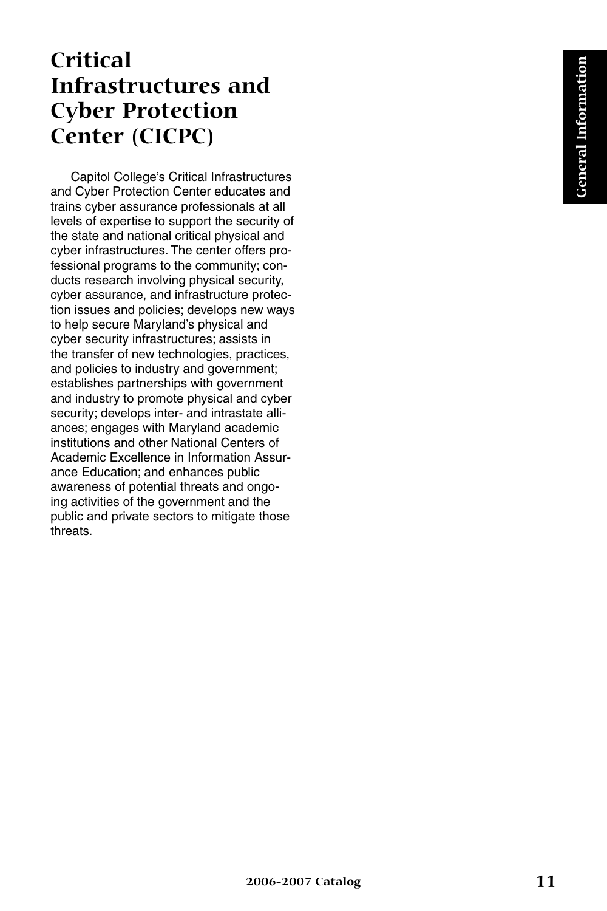# Critical Infrastructures and Cyber Protection Center (CICPC)

Capitol College's Critical Infrastructures and Cyber Protection Center educates and trains cyber assurance professionals at all levels of expertise to support the security of the state and national critical physical and cyber infrastructures. The center offers professional programs to the community; conducts research involving physical security, cyber assurance, and infrastructure protection issues and policies; develops new ways to help secure Maryland's physical and cyber security infrastructures; assists in the transfer of new technologies, practices, and policies to industry and government; establishes partnerships with government and industry to promote physical and cyber security; develops inter- and intrastate alliances; engages with Maryland academic institutions and other National Centers of Academic Excellence in Information Assurance Education; and enhances public awareness of potential threats and ongoing activities of the government and the public and private sectors to mitigate those threats.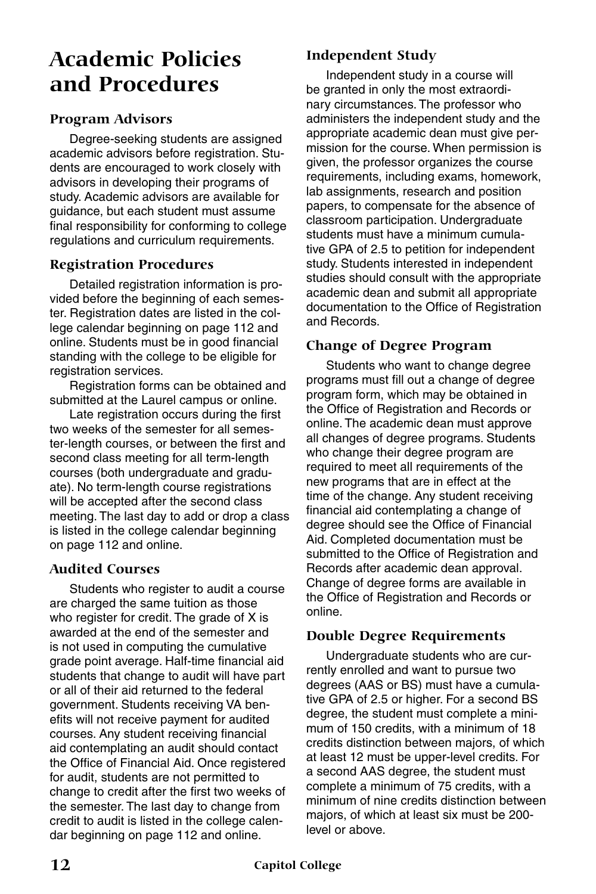# Academic Policies and Procedures

## Program Advisors

Degree-seeking students are assigned academic advisors before registration. Students are encouraged to work closely with advisors in developing their programs of study. Academic advisors are available for guidance, but each student must assume final responsibility for conforming to college regulations and curriculum requirements.

## Registration Procedures

Detailed registration information is provided before the beginning of each semester. Registration dates are listed in the college calendar beginning on page 112 and online. Students must be in good financial standing with the college to be eligible for registration services.

Registration forms can be obtained and submitted at the Laurel campus or online.

Late registration occurs during the first two weeks of the semester for all semester-length courses, or between the first and second class meeting for all term-length courses (both undergraduate and graduate). No term-length course registrations will be accepted after the second class meeting. The last day to add or drop a class is listed in the college calendar beginning on page 112 and online.

## Audited Courses

Students who register to audit a course are charged the same tuition as those who register for credit. The grade of X is awarded at the end of the semester and is not used in computing the cumulative grade point average. Half-time financial aid students that change to audit will have part or all of their aid returned to the federal government. Students receiving VA benefits will not receive payment for audited courses. Any student receiving financial aid contemplating an audit should contact the Office of Financial Aid. Once registered for audit, students are not permitted to change to credit after the first two weeks of the semester. The last day to change from credit to audit is listed in the college calendar beginning on page 112 and online.

## Independent Study

Independent study in a course will be granted in only the most extraordinary circumstances. The professor who administers the independent study and the appropriate academic dean must give permission for the course. When permission is given, the professor organizes the course requirements, including exams, homework, lab assignments, research and position papers, to compensate for the absence of classroom participation. Undergraduate students must have a minimum cumulative GPA of 2.5 to petition for independent study. Students interested in independent studies should consult with the appropriate academic dean and submit all appropriate documentation to the Office of Registration and Records.

## Change of Degree Program

Students who want to change degree programs must fill out a change of degree program form, which may be obtained in the Office of Registration and Records or online. The academic dean must approve all changes of degree programs. Students who change their degree program are required to meet all requirements of the new programs that are in effect at the time of the change. Any student receiving financial aid contemplating a change of degree should see the Office of Financial Aid. Completed documentation must be submitted to the Office of Registration and Records after academic dean approval. Change of degree forms are available in the Office of Registration and Records or online.

## Double Degree Requirements

Undergraduate students who are currently enrolled and want to pursue two degrees (AAS or BS) must have a cumulative GPA of 2.5 or higher. For a second BS degree, the student must complete a minimum of 150 credits, with a minimum of 18 credits distinction between majors, of which at least 12 must be upper-level credits. For a second AAS degree, the student must complete a minimum of 75 credits, with a minimum of nine credits distinction between majors, of which at least six must be 200-level or above.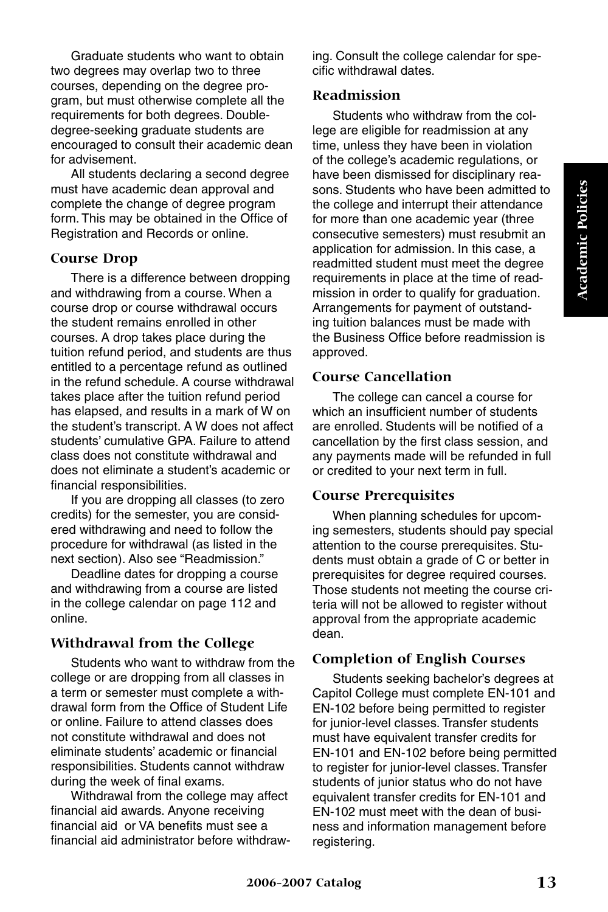Graduate students who want to obtain two degrees may overlap two to three courses, depending on the degree program, but must otherwise complete all the requirements for both degrees. Double-degree-seeking graduate students are encouraged to consult their academic dean for advisement.

All students declaring a second degree must have academic dean approval and complete the change of degree program form. This may be obtained in the Office of Registration and Records or online.

### Course Drop

There is a difference between dropping and withdrawing from a course. When a course drop or course withdrawal occurs the student remains enrolled in other courses. A drop takes place during the tuition refund period, and students are thus entitled to a percentage refund as outlined in the refund schedule. A course withdrawal takes place after the tuition refund period has elapsed, and results in a mark of W on the student's transcript. A W does not affect students' cumulative GPA. Failure to attend class does not constitute withdrawal and does not eliminate a student's academic or financial responsibilities.

If you are dropping all classes (to zero credits) for the semester, you are considered withdrawing and need to follow the procedure for withdrawal (as listed in the next section). Also see "Readmission."

Deadline dates for dropping a course and withdrawing from a course are listed in the college calendar on page 112 and online.

### Withdrawal from the College

Students who want to withdraw from the college or are dropping from all classes in a term or semester must complete a withdrawal form from the Office of Student Life or online. Failure to attend classes does not constitute withdrawal and does not eliminate students' academic or financial responsibilities. Students cannot withdraw during the week of final exams.

Withdrawal from the college may affect financial aid awards. Anyone receiving financial aid or VA benefits must see a financial aid administrator before withdrawing. Consult the college calendar for specific withdrawal dates.

### Readmission

Students who withdraw from the college are eligible for readmission at any time, unless they have been in violation of the college's academic regulations, or have been dismissed for disciplinary reasons. Students who have been admitted to the college and interrupt their attendance for more than one academic year (three consecutive semesters) must resubmit an application for admission. In this case, a readmitted student must meet the degree requirements in place at the time of readmission in order to qualify for graduation. Arrangements for payment of outstanding tuition balances must be made with the Business Office before readmission is approved.

### Course Cancellation

The college can cancel a course for which an insufficient number of students are enrolled. Students will be notified of a cancellation by the first class session, and any payments made will be refunded in full or credited to your next term in full.

### Course Prerequisites

When planning schedules for upcoming semesters, students should pay special attention to the course prerequisites. Students must obtain a grade of C or better in prerequisites for degree required courses. Those students not meeting the course criteria will not be allowed to register without approval from the appropriate academic dean.

### Completion of English Courses

Students seeking bachelor's degrees at Capitol College must complete EN-101 and EN-102 before being permitted to register for junior-level classes. Transfer students must have equivalent transfer credits for EN-101 and EN-102 before being permitted to register for junior-level classes. Transfer students of junior status who do not have equivalent transfer credits for EN-101 and EN-102 must meet with the dean of business and information management before registering.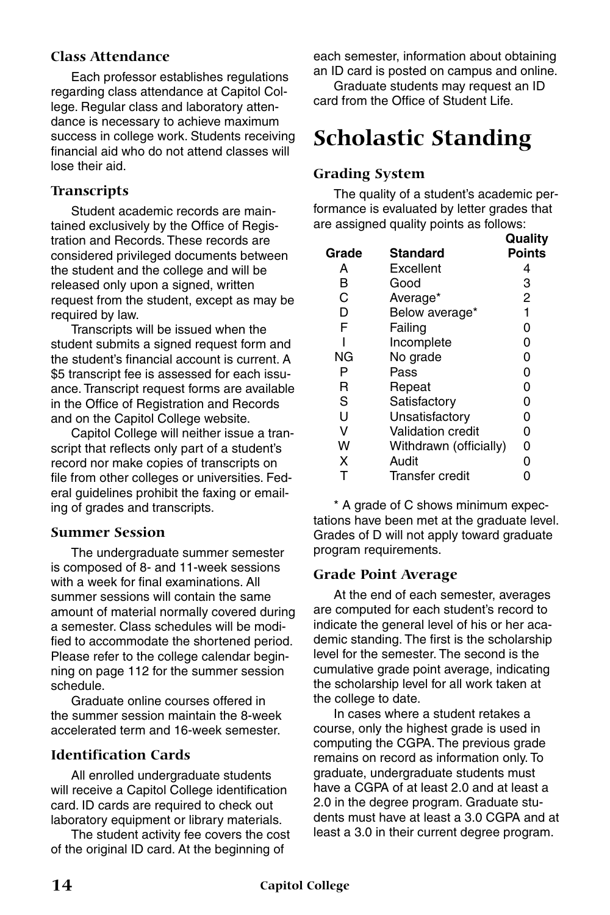### Class Attendance

Each professor establishes regulations regarding class attendance at Capitol College. Regular class and laboratory attendance is necessary to achieve maximum success in college work. Students receiving financial aid who do not attend classes will lose their aid.

### Transcripts

Student academic records are maintained exclusively by the Office of Registration and Records. These records are considered privileged documents between the student and the college and will be released only upon a signed, written request from the student, except as may be required by law.

Transcripts will be issued when the student submits a signed request form and the student's financial account is current. A $5 transcript fee is assessed for each issuance. Transcript request forms are available in the Office of Registration and Records and on the Capitol College website.

Capitol College will neither issue a transcript that reflects only part of a student's record nor make copies of transcripts on file from other colleges or universities. Federal guidelines prohibit the faxing or emailing of grades and transcripts.

### Summer Session

The undergraduate summer semester is composed of 8- and 11-week sessions with a week for final examinations. All summer sessions will contain the same amount of material normally covered during a semester. Class schedules will be modified to accommodate the shortened period. Please refer to the college calendar beginning on page 112 for the summer session schedule.

Graduate online courses offered in the summer session maintain the 8-week accelerated term and 16-week semester.

### Identification Cards

All enrolled undergraduate students will receive a Capitol College identification card. ID cards are required to check out laboratory equipment or library materials.

The student activity fee covers the cost of the original ID card. At the beginning of each semester, information about obtaining an ID card is posted on campus and online.

Graduate students may request an ID card from the Office of Student Life.

## Scholastic Standing

### Grading System

The quality of a student's academic performance is evaluated by letter grades that are assigned quality points as follows:

| Grade | Standard | Quality Points |
|---|---|---|
| A | Excellent | 4 |
| B | Good | 3 |
| C | Average* | 2 |
| D | Below average* | 1 |
| F | Failing | 0 |
| I | Incomplete | 0 |
| NG | No grade | 0 |
| P | Pass | 0 |
| R | Repeat | 0 |
| S | Satisfactory | 0 |
| U | Unsatisfactory | 0 |
| V | Validation credit | 0 |
| W | Withdrawn (officially) | 0 |
| X | Audit | 0 |
| T | Transfer credit | 0 |

* A grade of C shows minimum expectations have been met at the graduate level. Grades of D will not apply toward graduate program requirements.

### Grade Point Average

At the end of each semester, averages are computed for each student's record to indicate the general level of his or her academic standing. The first is the scholarship level for the semester. The second is the cumulative grade point average, indicating the scholarship level for all work taken at the college to date.

In cases where a student retakes a course, only the highest grade is used in computing the CGPA. The previous grade remains on record as information only. To graduate, undergraduate students must have a CGPA of at least 2.0 and at least a 2.0 in the degree program. Graduate students must have at least a 3.0 CGPA and at least a 3.0 in their current degree program.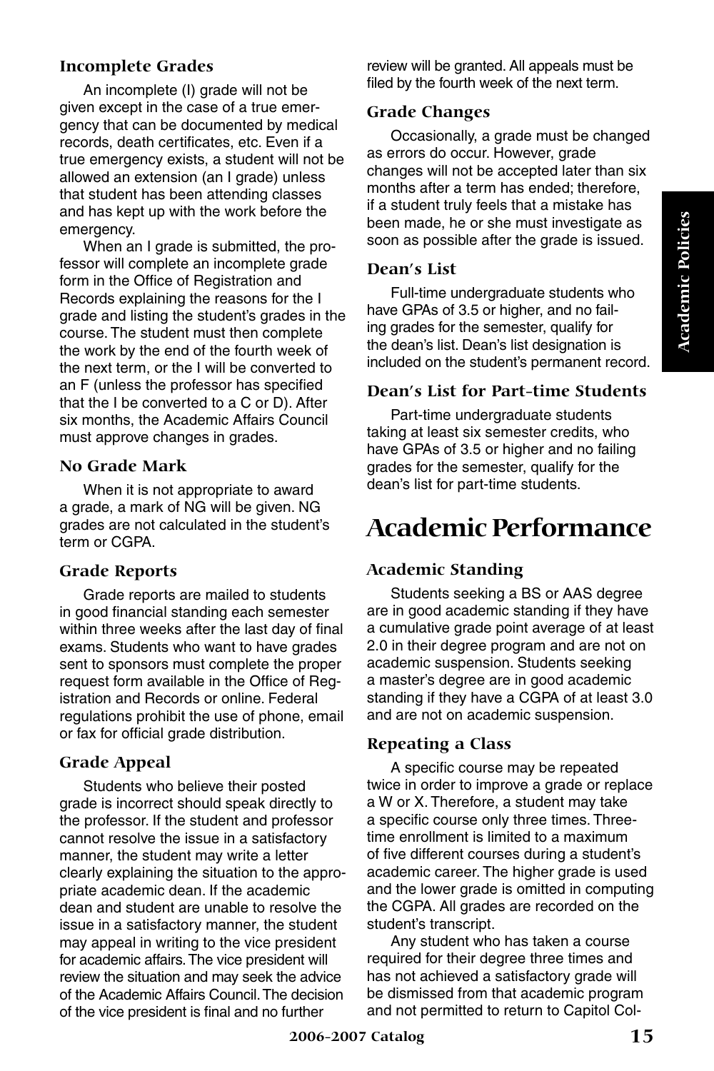### Incomplete Grades

An incomplete (I) grade will not be given except in the case of a true emergency that can be documented by medical records, death certificates, etc. Even if a true emergency exists, a student will not be allowed an extension (an I grade) unless that student has been attending classes and has kept up with the work before the emergency.

When an I grade is submitted, the professor will complete an incomplete grade form in the Office of Registration and Records explaining the reasons for the I grade and listing the student's grades in the course. The student must then complete the work by the end of the fourth week of the next term, or the I will be converted to an F (unless the professor has specified that the I be converted to a C or D). After six months, the Academic Affairs Council must approve changes in grades.

### No Grade Mark

When it is not appropriate to award a grade, a mark of NG will be given. NG grades are not calculated in the student's term or CGPA.

### Grade Reports

Grade reports are mailed to students in good financial standing each semester within three weeks after the last day of final exams. Students who want to have grades sent to sponsors must complete the proper request form available in the Office of Registration and Records or online. Federal regulations prohibit the use of phone, email or fax for official grade distribution.

### Grade Appeal

Students who believe their posted grade is incorrect should speak directly to the professor. If the student and professor cannot resolve the issue in a satisfactory manner, the student may write a letter clearly explaining the situation to the appropriate academic dean. If the academic dean and student are unable to resolve the issue in a satisfactory manner, the student may appeal in writing to the vice president for academic affairs. The vice president will review the situation and may seek the advice of the Academic Affairs Council. The decision of the vice president is final and no further review will be granted. All appeals must be filed by the fourth week of the next term.

### Grade Changes

Occasionally, a grade must be changed as errors do occur. However, grade changes will not be accepted later than six months after a term has ended; therefore, if a student truly feels that a mistake has been made, he or she must investigate as soon as possible after the grade is issued.

### Dean's List

Full-time undergraduate students who have GPAs of 3.5 or higher, and no failing grades for the semester, qualify for the dean's list. Dean's list designation is included on the student's permanent record.

### Dean's List for Part-time Students

Part-time undergraduate students taking at least six semester credits, who have GPAs of 3.5 or higher and no failing grades for the semester, qualify for the dean's list for part-time students.

## Academic Performance

### Academic Standing

Students seeking a BS or AAS degree are in good academic standing if they have a cumulative grade point average of at least 2.0 in their degree program and are not on academic suspension. Students seeking a master's degree are in good academic standing if they have a CGPA of at least 3.0 and are not on academic suspension.

### Repeating a Class

A specific course may be repeated twice in order to improve a grade or replace a W or X. Therefore, a student may take a specific course only three times. Three-time enrollment is limited to a maximum of five different courses during a student's academic career. The higher grade is used and the lower grade is omitted in computing the CGPA. All grades are recorded on the student's transcript.

Any student who has taken a course required for their degree three times and has not achieved a satisfactory grade will be dismissed from that academic program and not permitted to return to Capitol Col-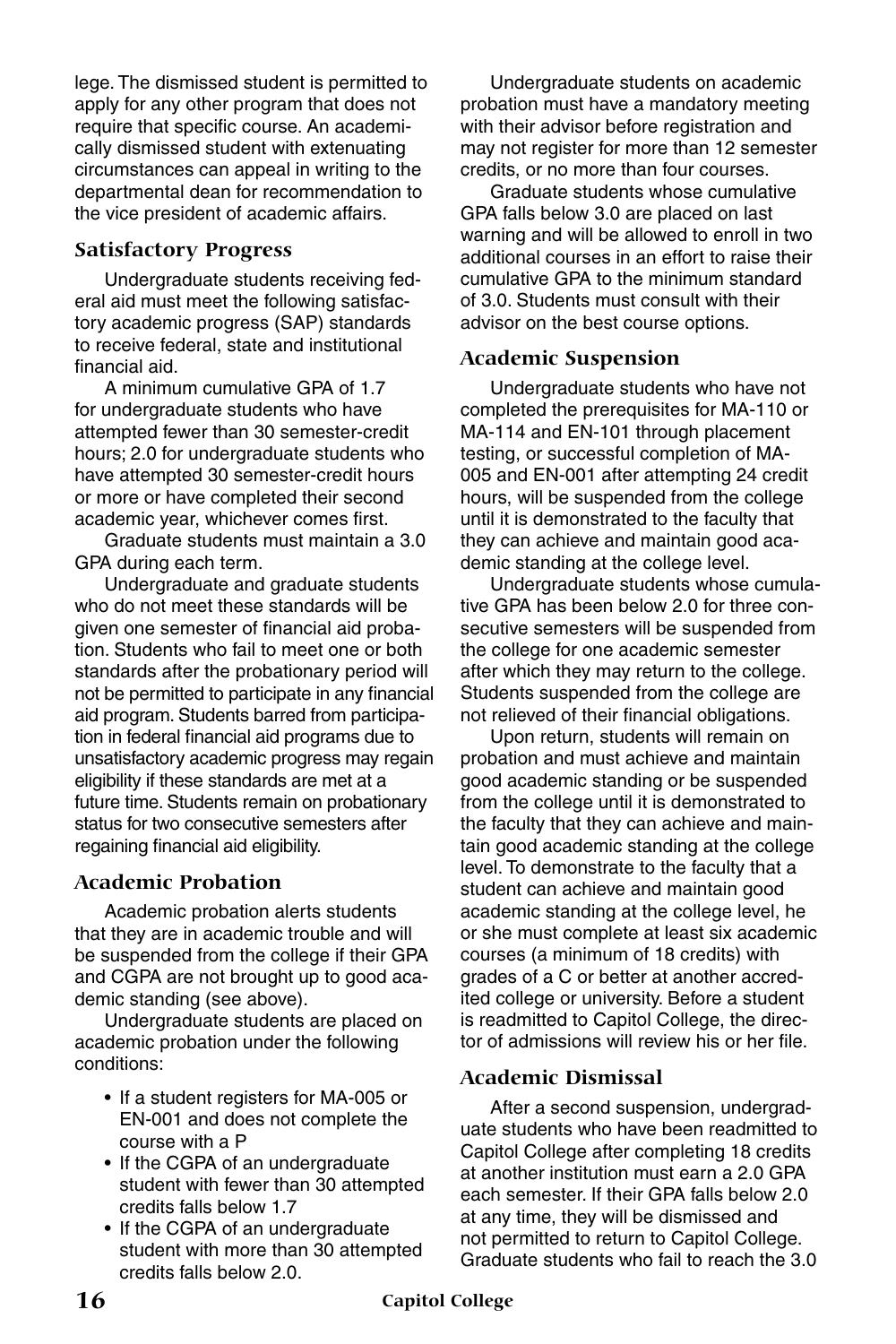lege. The dismissed student is permitted to apply for any other program that does not require that specific course. An academically dismissed student with extenuating circumstances can appeal in writing to the departmental dean for recommendation to the vice president of academic affairs.

### Satisfactory Progress

Undergraduate students receiving federal aid must meet the following satisfactory academic progress (SAP) standards to receive federal, state and institutional financial aid.

A minimum cumulative GPA of 1.7 for undergraduate students who have attempted fewer than 30 semester-credit hours; 2.0 for undergraduate students who have attempted 30 semester-credit hours or more or have completed their second academic year, whichever comes first.

Graduate students must maintain a 3.0 GPA during each term.

Undergraduate and graduate students who do not meet these standards will be given one semester of financial aid probation. Students who fail to meet one or both standards after the probationary period will not be permitted to participate in any financial aid program. Students barred from participation in federal financial aid programs due to unsatisfactory academic progress may regain eligibility if these standards are met at a future time. Students remain on probationary status for two consecutive semesters after regaining financial aid eligibility.

### Academic Probation

Academic probation alerts students that they are in academic trouble and will be suspended from the college if their GPA and CGPA are not brought up to good academic standing (see above).

Undergraduate students are placed on academic probation under the following conditions:

- If a student registers for MA-005 or EN-001 and does not complete the course with a P
- If the CGPA of an undergraduate student with fewer than 30 attempted credits falls below 1.7
- If the CGPA of an undergraduate student with more than 30 attempted credits falls below 2.0.

Undergraduate students on academic probation must have a mandatory meeting with their advisor before registration and may not register for more than 12 semester credits, or no more than four courses.

Graduate students whose cumulative GPA falls below 3.0 are placed on last warning and will be allowed to enroll in two additional courses in an effort to raise their cumulative GPA to the minimum standard of 3.0. Students must consult with their advisor on the best course options.

### Academic Suspension

Undergraduate students who have not completed the prerequisites for MA-110 or MA-114 and EN-101 through placement testing, or successful completion of MA-005 and EN-001 after attempting 24 credit hours, will be suspended from the college until it is demonstrated to the faculty that they can achieve and maintain good academic standing at the college level.

Undergraduate students whose cumulative GPA has been below 2.0 for three consecutive semesters will be suspended from the college for one academic semester after which they may return to the college. Students suspended from the college are not relieved of their financial obligations.

Upon return, students will remain on probation and must achieve and maintain good academic standing or be suspended from the college until it is demonstrated to the faculty that they can achieve and maintain good academic standing at the college level. To demonstrate to the faculty that a student can achieve and maintain good academic standing at the college level, he or she must complete at least six academic courses (a minimum of 18 credits) with grades of a C or better at another accredited college or university. Before a student is readmitted to Capitol College, the director of admissions will review his or her file.

### Academic Dismissal

After a second suspension, undergraduate students who have been readmitted to Capitol College after completing 18 credits at another institution must earn a 2.0 GPA each semester. If their GPA falls below 2.0 at any time, they will be dismissed and not permitted to return to Capitol College. Graduate students who fail to reach the 3.0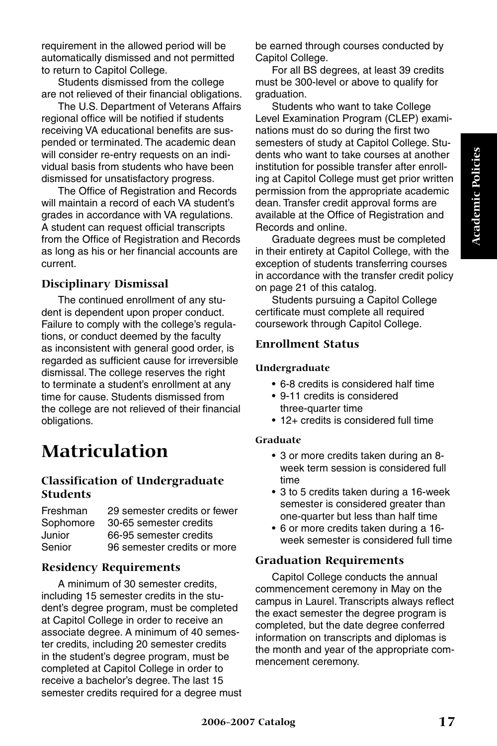requirement in the allowed period will be automatically dismissed and not permitted to return to Capitol College.

Students dismissed from the college are not relieved of their financial obligations.

The U.S. Department of Veterans Affairs regional office will be notified if students receiving VA educational benefits are suspended or terminated. The academic dean will consider re-entry requests on an individual basis from students who have been dismissed for unsatisfactory progress.

The Office of Registration and Records will maintain a record of each VA student's grades in accordance with VA regulations. A student can request official transcripts from the Office of Registration and Records as long as his or her financial accounts are current.

### Disciplinary Dismissal

The continued enrollment of any student is dependent upon proper conduct. Failure to comply with the college's regulations, or conduct deemed by the faculty as inconsistent with general good order, is regarded as sufficient cause for irreversible dismissal. The college reserves the right to terminate a student's enrollment at any time for cause. Students dismissed from the college are not relieved of their financial obligations.

# Matriculation

### Classification of Undergraduate Students

| | |
|---|---|
| Freshman | 29 semester credits or fewer |
| Sophomore | 30-65 semester credits |
| Junior | 66-95 semester credits |
| Senior | 96 semester credits or more |

### Residency Requirements

A minimum of 30 semester credits, including 15 semester credits in the student's degree program, must be completed at Capitol College in order to receive an associate degree. A minimum of 40 semester credits, including 20 semester credits in the student's degree program, must be completed at Capitol College in order to receive a bachelor's degree. The last 15 semester credits required for a degree must be earned through courses conducted by Capitol College.

For all BS degrees, at least 39 credits must be 300-level or above to qualify for graduation.

Students who want to take College Level Examination Program (CLEP) examinations must do so during the first two semesters of study at Capitol College. Students who want to take courses at another institution for possible transfer after enrolling at Capitol College must get prior written permission from the appropriate academic dean. Transfer credit approval forms are available at the Office of Registration and Records and online.

Graduate degrees must be completed in their entirety at Capitol College, with the exception of students transferring courses in accordance with the transfer credit policy on page 21 of this catalog.

Students pursuing a Capitol College certificate must complete all required coursework through Capitol College.

### Enrollment Status

#### Undergraduate

- 6-8 credits is considered half time
- 9-11 credits is considered three-quarter time
- 12+ credits is considered full time

#### Graduate

- 3 or more credits taken during an 8-week term session is considered full time
- 3 to 5 credits taken during a 16-week semester is considered greater than one-quarter but less than half time
- 6 or more credits taken during a 16-week semester is considered full time

### Graduation Requirements

Capitol College conducts the annual commencement ceremony in May on the campus in Laurel. Transcripts always reflect the exact semester the degree program is completed, but the date degree conferred information on transcripts and diplomas is the month and year of the appropriate commencement ceremony.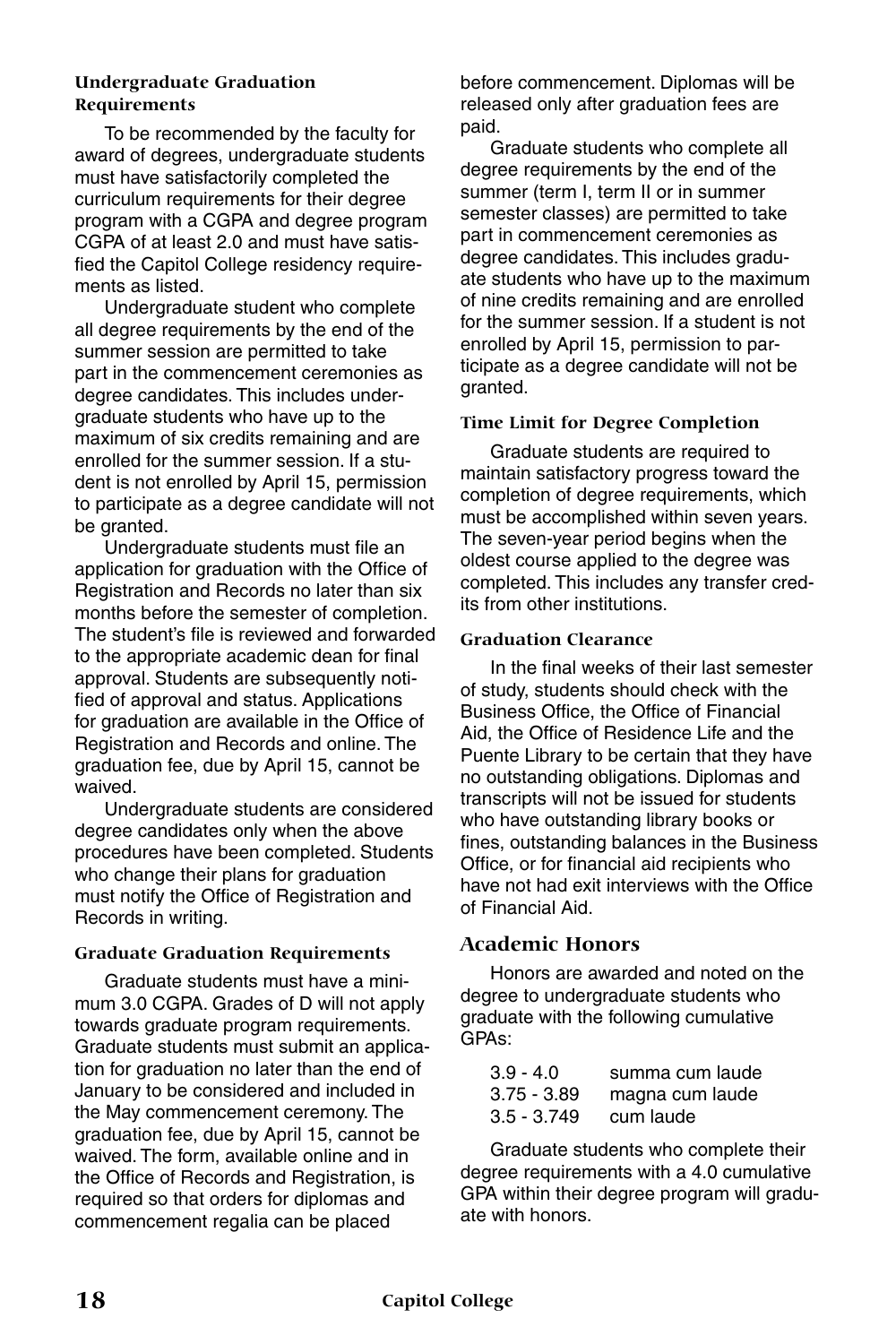### Undergraduate Graduation Requirements

To be recommended by the faculty for award of degrees, undergraduate students must have satisfactorily completed the curriculum requirements for their degree program with a CGPA and degree program CGPA of at least 2.0 and must have satisfied the Capitol College residency requirements as listed.

Undergraduate student who complete all degree requirements by the end of the summer session are permitted to take part in the commencement ceremonies as degree candidates. This includes undergraduate students who have up to the maximum of six credits remaining and are enrolled for the summer session. If a student is not enrolled by April 15, permission to participate as a degree candidate will not be granted.

Undergraduate students must file an application for graduation with the Office of Registration and Records no later than six months before the semester of completion. The student's file is reviewed and forwarded to the appropriate academic dean for final approval. Students are subsequently notified of approval and status. Applications for graduation are available in the Office of Registration and Records and online. The graduation fee, due by April 15, cannot be waived.

Undergraduate students are considered degree candidates only when the above procedures have been completed. Students who change their plans for graduation must notify the Office of Registration and Records in writing.

### Graduate Graduation Requirements

Graduate students must have a minimum 3.0 CGPA. Grades of D will not apply towards graduate program requirements. Graduate students must submit an application for graduation no later than the end of January to be considered and included in the May commencement ceremony. The graduation fee, due by April 15, cannot be waived. The form, available online and in the Office of Records and Registration, is required so that orders for diplomas and commencement regalia can be placed before commencement. Diplomas will be released only after graduation fees are paid.

Graduate students who complete all degree requirements by the end of the summer (term I, term II or in summer semester classes) are permitted to take part in commencement ceremonies as degree candidates. This includes graduate students who have up to the maximum of nine credits remaining and are enrolled for the summer session. If a student is not enrolled by April 15, permission to participate as a degree candidate will not be granted.

### Time Limit for Degree Completion

Graduate students are required to maintain satisfactory progress toward the completion of degree requirements, which must be accomplished within seven years. The seven-year period begins when the oldest course applied to the degree was completed. This includes any transfer credits from other institutions.

### Graduation Clearance

In the final weeks of their last semester of study, students should check with the Business Office, the Office of Financial Aid, the Office of Residence Life and the Puente Library to be certain that they have no outstanding obligations. Diplomas and transcripts will not be issued for students who have outstanding library books or fines, outstanding balances in the Business Office, or for financial aid recipients who have not had exit interviews with the Office of Financial Aid.

## Academic Honors

Honors are awarded and noted on the degree to undergraduate students who graduate with the following cumulative GPAs:

| | |
|---|---|
| 3.9 - 4.0 | summa cum laude |
| 3.75 - 3.89 | magna cum laude |
| 3.5 - 3.749 | cum laude |

Graduate students who complete their degree requirements with a 4.0 cumulative GPA within their degree program will graduate with honors.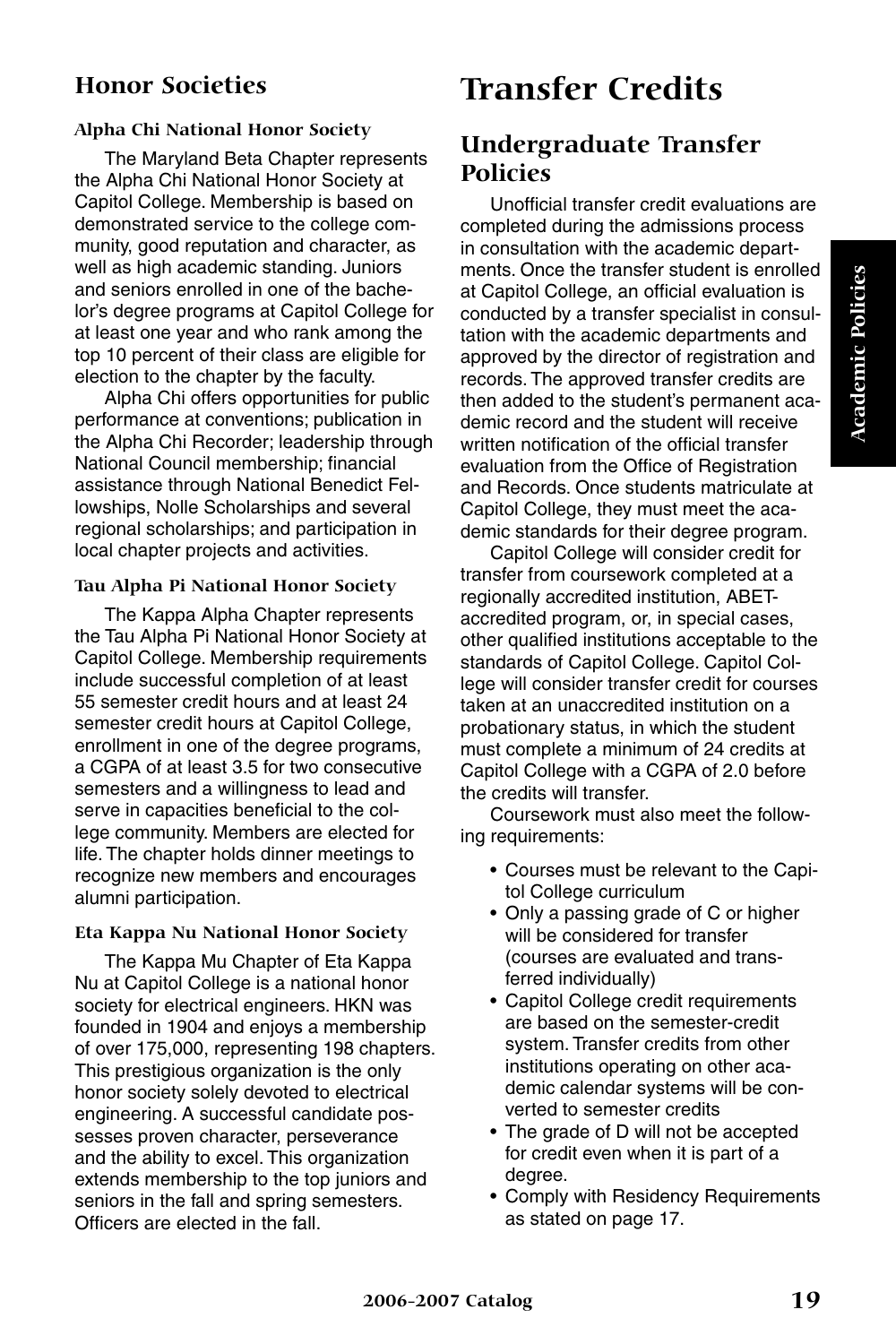## Honor Societies

### Alpha Chi National Honor Society

The Maryland Beta Chapter represents the Alpha Chi National Honor Society at Capitol College. Membership is based on demonstrated service to the college community, good reputation and character, as well as high academic standing. Juniors and seniors enrolled in one of the bachelor's degree programs at Capitol College for at least one year and who rank among the top 10 percent of their class are eligible for election to the chapter by the faculty.

Alpha Chi offers opportunities for public performance at conventions; publication in the Alpha Chi Recorder; leadership through National Council membership; financial assistance through National Benedict Fellowships, Nolle Scholarships and several regional scholarships; and participation in local chapter projects and activities.

### Tau Alpha Pi National Honor Society

The Kappa Alpha Chapter represents the Tau Alpha Pi National Honor Society at Capitol College. Membership requirements include successful completion of at least 55 semester credit hours and at least 24 semester credit hours at Capitol College, enrollment in one of the degree programs, a CGPA of at least 3.5 for two consecutive semesters and a willingness to lead and serve in capacities beneficial to the college community. Members are elected for life. The chapter holds dinner meetings to recognize new members and encourages alumni participation.

### Eta Kappa Nu National Honor Society

The Kappa Mu Chapter of Eta Kappa Nu at Capitol College is a national honor society for electrical engineers. HKN was founded in 1904 and enjoys a membership of over 175,000, representing 198 chapters. This prestigious organization is the only honor society solely devoted to electrical engineering. A successful candidate possesses proven character, perseverance and the ability to excel. This organization extends membership to the top juniors and seniors in the fall and spring semesters. Officers are elected in the fall.

# Transfer Credits

## Undergraduate Transfer Policies

Unofficial transfer credit evaluations are completed during the admissions process in consultation with the academic departments. Once the transfer student is enrolled at Capitol College, an official evaluation is conducted by a transfer specialist in consultation with the academic departments and approved by the director of registration and records. The approved transfer credits are then added to the student's permanent academic record and the student will receive written notification of the official transfer evaluation from the Office of Registration and Records. Once students matriculate at Capitol College, they must meet the academic standards for their degree program.

Capitol College will consider credit for transfer from coursework completed at a regionally accredited institution, ABET-accredited program, or, in special cases, other qualified institutions acceptable to the standards of Capitol College. Capitol College will consider transfer credit for courses taken at an unaccredited institution on a probationary status, in which the student must complete a minimum of 24 credits at Capitol College with a CGPA of 2.0 before the credits will transfer.

Coursework must also meet the following requirements:

- Courses must be relevant to the Capitol College curriculum
- Only a passing grade of C or higher will be considered for transfer (courses are evaluated and transferred individually)
- Capitol College credit requirements are based on the semester-credit system. Transfer credits from other institutions operating on other academic calendar systems will be converted to semester credits
- The grade of D will not be accepted for credit even when it is part of a degree.
- Comply with Residency Requirements as stated on page 17.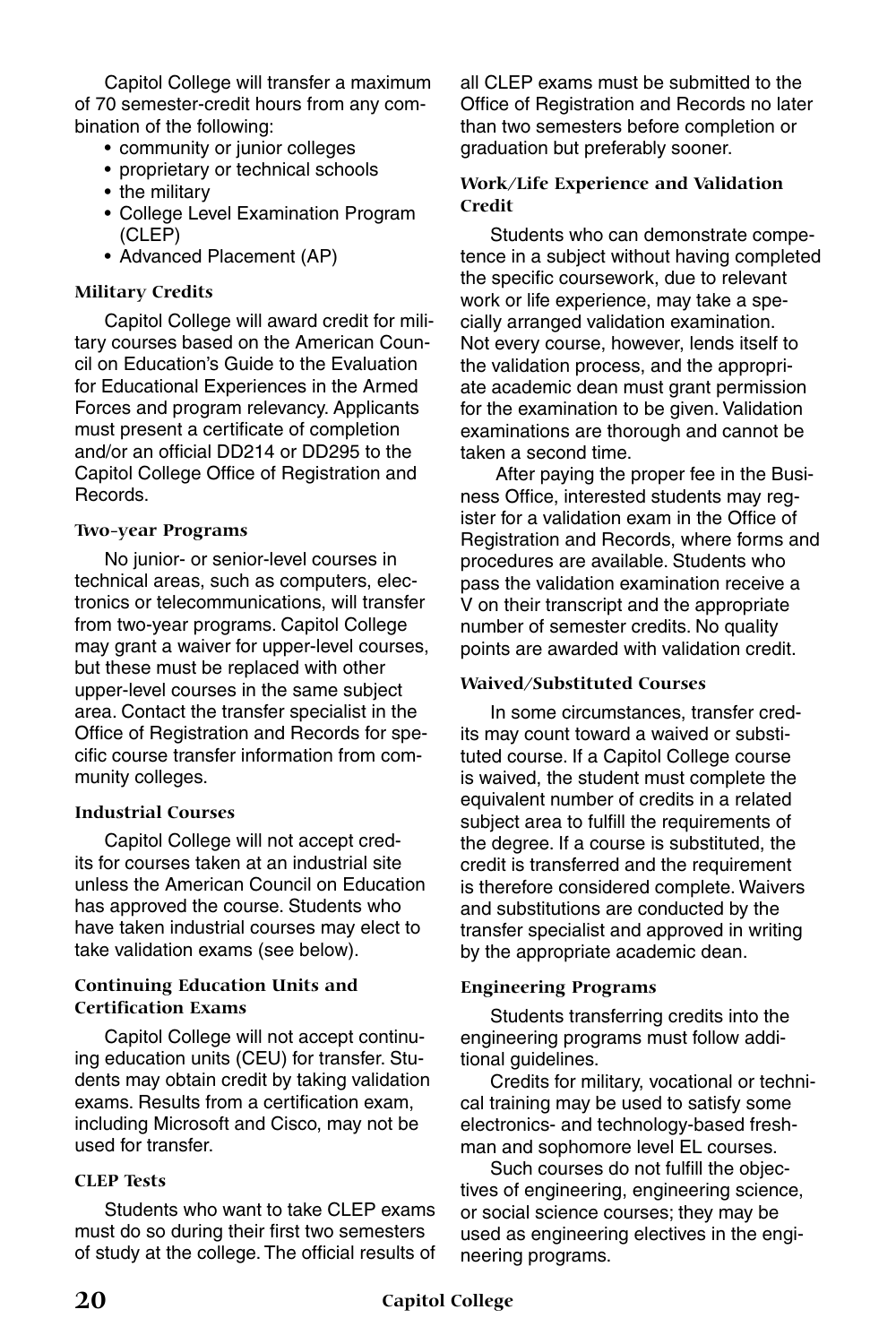Capitol College will transfer a maximum of 70 semester-credit hours from any combination of the following:

- community or junior colleges
- proprietary or technical schools
- the military
- College Level Examination Program (CLEP)
- Advanced Placement (AP)

### Military Credits

Capitol College will award credit for military courses based on the American Council on Education's Guide to the Evaluation for Educational Experiences in the Armed Forces and program relevancy. Applicants must present a certificate of completion and/or an official DD214 or DD295 to the Capitol College Office of Registration and Records.

### Two-year Programs

No junior- or senior-level courses in technical areas, such as computers, electronics or telecommunications, will transfer from two-year programs. Capitol College may grant a waiver for upper-level courses, but these must be replaced with other upper-level courses in the same subject area. Contact the transfer specialist in the Office of Registration and Records for specific course transfer information from community colleges.

### Industrial Courses

Capitol College will not accept credits for courses taken at an industrial site unless the American Council on Education has approved the course. Students who have taken industrial courses may elect to take validation exams (see below).

### Continuing Education Units and Certification Exams

Capitol College will not accept continuing education units (CEU) for transfer. Students may obtain credit by taking validation exams. Results from a certification exam, including Microsoft and Cisco, may not be used for transfer.

### CLEP Tests

Students who want to take CLEP exams must do so during their first two semesters of study at the college. The official results of all CLEP exams must be submitted to the Office of Registration and Records no later than two semesters before completion or graduation but preferably sooner.

### Work/Life Experience and Validation Credit

Students who can demonstrate competence in a subject without having completed the specific coursework, due to relevant work or life experience, may take a specially arranged validation examination. Not every course, however, lends itself to the validation process, and the appropriate academic dean must grant permission for the examination to be given. Validation examinations are thorough and cannot be taken a second time.

After paying the proper fee in the Business Office, interested students may register for a validation exam in the Office of Registration and Records, where forms and procedures are available. Students who pass the validation examination receive a V on their transcript and the appropriate number of semester credits. No quality points are awarded with validation credit.

### Waived/Substituted Courses

In some circumstances, transfer credits may count toward a waived or substituted course. If a Capitol College course is waived, the student must complete the equivalent number of credits in a related subject area to fulfill the requirements of the degree. If a course is substituted, the credit is transferred and the requirement is therefore considered complete. Waivers and substitutions are conducted by the transfer specialist and approved in writing by the appropriate academic dean.

### Engineering Programs

Students transferring credits into the engineering programs must follow additional guidelines.

Credits for military, vocational or technical training may be used to satisfy some electronics- and technology-based freshman and sophomore level EL courses.

Such courses do not fulfill the objectives of engineering, engineering science, or social science courses; they may be used as engineering electives in the engineering programs.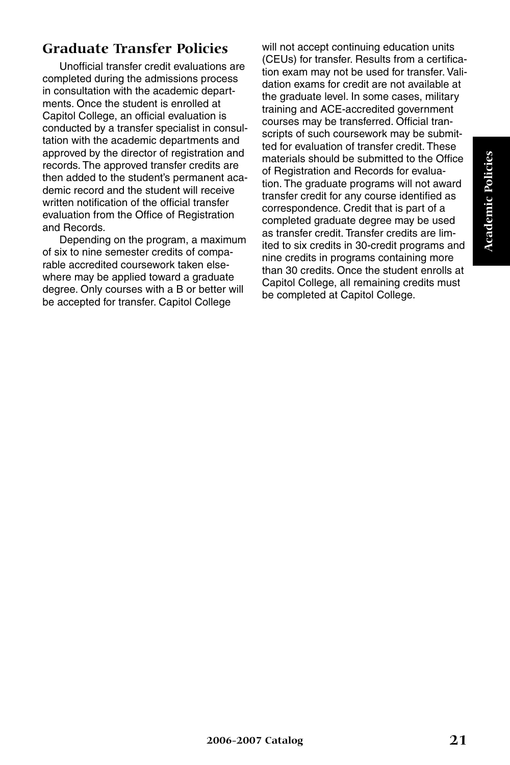## Graduate Transfer Policies

Unofficial transfer credit evaluations are completed during the admissions process in consultation with the academic departments. Once the student is enrolled at Capitol College, an official evaluation is conducted by a transfer specialist in consultation with the academic departments and approved by the director of registration and records. The approved transfer credits are then added to the student's permanent academic record and the student will receive written notification of the official transfer evaluation from the Office of Registration and Records.

Depending on the program, a maximum of six to nine semester credits of comparable accredited coursework taken elsewhere may be applied toward a graduate degree. Only courses with a B or better will be accepted for transfer. Capitol College will not accept continuing education units (CEUs) for transfer. Results from a certification exam may not be used for transfer. Validation exams for credit are not available at the graduate level. In some cases, military training and ACE-accredited government courses may be transferred. Official transcripts of such coursework may be submitted for evaluation of transfer credit. These materials should be submitted to the Office of Registration and Records for evaluation. The graduate programs will not award transfer credit for any course identified as correspondence. Credit that is part of a completed graduate degree may be used as transfer credit. Transfer credits are limited to six credits in 30-credit programs and nine credits in programs containing more than 30 credits. Once the student enrolls at Capitol College, all remaining credits must be completed at Capitol College.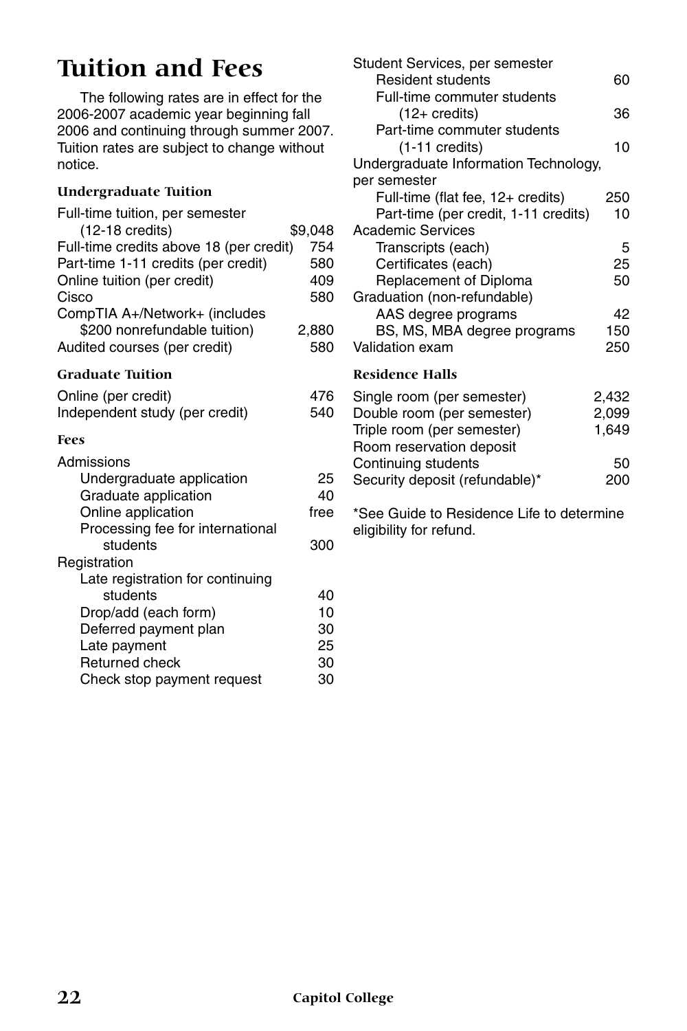# Tuition and Fees

The following rates are in effect for the 2006-2007 academic year beginning fall 2006 and continuing through summer 2007. Tuition rates are subject to change without notice.

### Undergraduate Tuition

| | |
|---|---|
| Full-time tuition, per semester (12-18 credits) | $9,048 |
| Full-time credits above 18 (per credit) | 754 |
| Part-time 1-11 credits (per credit) | 580 |
| Online tuition (per credit) | 409 |
| Cisco | 580 |
| CompTIA A+/Network+ (includes $200 nonrefundable tuition) | 2,880 |
| Audited courses (per credit) | 580 |

### Graduate Tuition

| | |
|---|---|
| Online (per credit) | 476 |
| Independent study (per credit) | 540 |

### Fees

| | |
|---|---|
| **Admissions** | |
| Undergraduate application | 25 |
| Graduate application | 40 |
| Online application | free |
| Processing fee for international students | 300 |
| **Registration** | |
| Late registration for continuing students | 40 |
| Drop/add (each form) | 10 |
| Deferred payment plan | 30 |
| Late payment | 25 |
| Returned check | 30 |
| Check stop payment request | 30 |
| **Student Services, per semester** | |
| Resident students | 60 |
| Full-time commuter students (12+ credits) | 36 |
| Part-time commuter students (1-11 credits) | 10 |
| **Undergraduate Information Technology, per semester** | |
| Full-time (flat fee, 12+ credits) | 250 |
| Part-time (per credit, 1-11 credits) | 10 |
| **Academic Services** | |
| Transcripts (each) | 5 |
| Certificates (each) | 25 |
| Replacement of Diploma | 50 |
| **Graduation (non-refundable)** | |
| AAS degree programs | 42 |
| BS, MS, MBA degree programs | 150 |
| Validation exam | 250 |

### Residence Halls

| | |
|---|---|
| Single room (per semester) | 2,432 |
| Double room (per semester) | 2,099 |
| Triple room (per semester) | 1,649 |
| Room reservation deposit | |
| Continuing students | 50 |
| Security deposit (refundable)* | 200 |

*See Guide to Residence Life to determine eligibility for refund.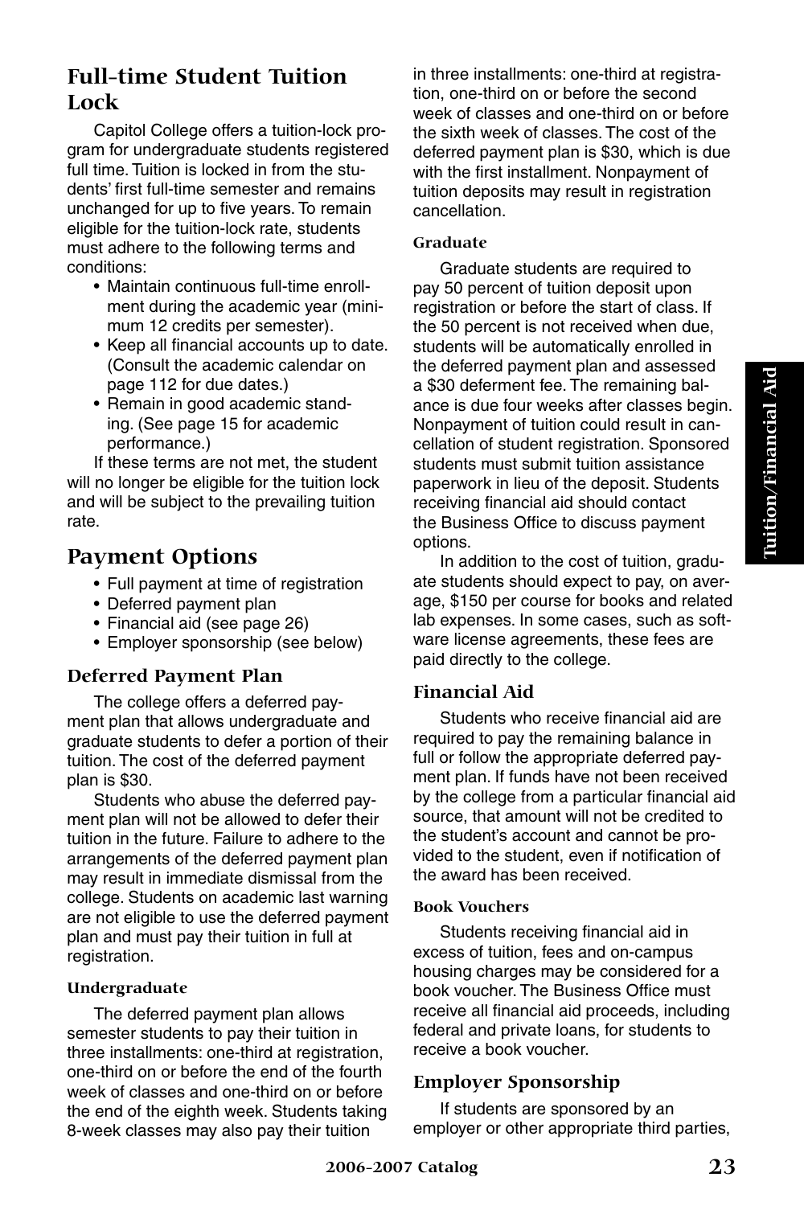## Full-time Student Tuition Lock

Capitol College offers a tuition-lock program for undergraduate students registered full time. Tuition is locked in from the students' first full-time semester and remains unchanged for up to five years. To remain eligible for the tuition-lock rate, students must adhere to the following terms and conditions:

- Maintain continuous full-time enrollment during the academic year (minimum 12 credits per semester).
- Keep all financial accounts up to date. (Consult the academic calendar on page 112 for due dates.)
- Remain in good academic standing. (See page 15 for academic performance.)

If these terms are not met, the student will no longer be eligible for the tuition lock and will be subject to the prevailing tuition rate.

## Payment Options

- Full payment at time of registration
- Deferred payment plan
- Financial aid (see page 26)
- Employer sponsorship (see below)

### Deferred Payment Plan

The college offers a deferred payment plan that allows undergraduate and graduate students to defer a portion of their tuition. The cost of the deferred payment plan is $30.

Students who abuse the deferred payment plan will not be allowed to defer their tuition in the future. Failure to adhere to the arrangements of the deferred payment plan may result in immediate dismissal from the college. Students on academic last warning are not eligible to use the deferred payment plan and must pay their tuition in full at registration.

#### Undergraduate

The deferred payment plan allows semester students to pay their tuition in three installments: one-third at registration, one-third on or before the end of the fourth week of classes and one-third on or before the end of the eighth week. Students taking 8-week classes may also pay their tuition in three installments: one-third at registration, one-third on or before the second week of classes and one-third on or before the sixth week of classes. The cost of the deferred payment plan is $30, which is due with the first installment. Nonpayment of tuition deposits may result in registration cancellation.

#### Graduate

Graduate students are required to pay 50 percent of tuition deposit upon registration or before the start of class. If the 50 percent is not received when due, students will be automatically enrolled in the deferred payment plan and assessed a $30 deferment fee. The remaining balance is due four weeks after classes begin. Nonpayment of tuition could result in cancellation of student registration. Sponsored students must submit tuition assistance paperwork in lieu of the deposit. Students receiving financial aid should contact the Business Office to discuss payment options.

In addition to the cost of tuition, graduate students should expect to pay, on average, $150 per course for books and related lab expenses. In some cases, such as software license agreements, these fees are paid directly to the college.

### Financial Aid

Students who receive financial aid are required to pay the remaining balance in full or follow the appropriate deferred payment plan. If funds have not been received by the college from a particular financial aid source, that amount will not be credited to the student's account and cannot be provided to the student, even if notification of the award has been received.

#### Book Vouchers

Students receiving financial aid in excess of tuition, fees and on-campus housing charges may be considered for a book voucher. The Business Office must receive all financial aid proceeds, including federal and private loans, for students to receive a book voucher.

### Employer Sponsorship

If students are sponsored by an employer or other appropriate third parties,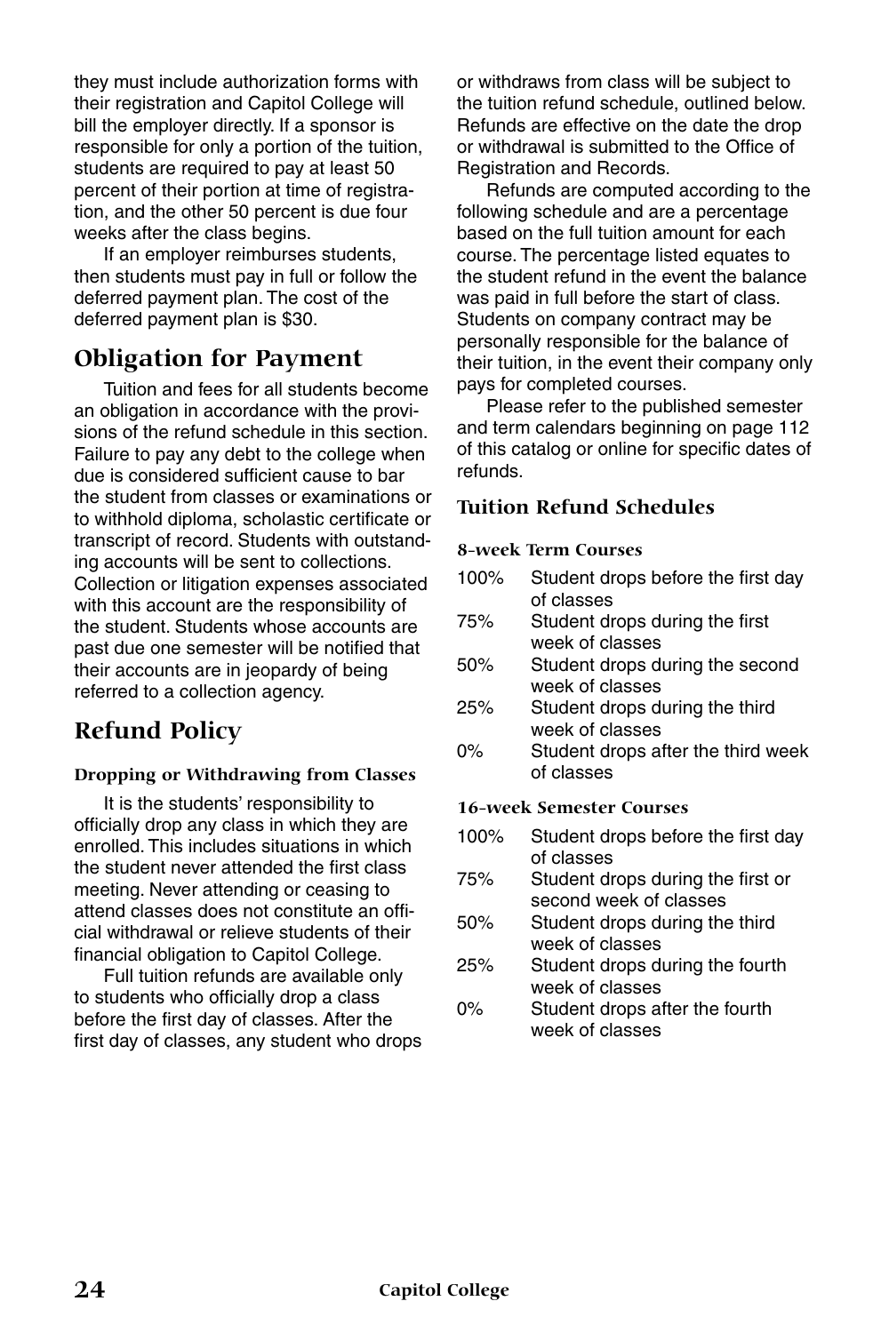they must include authorization forms with their registration and Capitol College will bill the employer directly. If a sponsor is responsible for only a portion of the tuition, students are required to pay at least 50 percent of their portion at time of registration, and the other 50 percent is due four weeks after the class begins.

If an employer reimburses students, then students must pay in full or follow the deferred payment plan. The cost of the deferred payment plan is $30.

## Obligation for Payment

Tuition and fees for all students become an obligation in accordance with the provisions of the refund schedule in this section. Failure to pay any debt to the college when due is considered sufficient cause to bar the student from classes or examinations or to withhold diploma, scholastic certificate or transcript of record. Students with outstanding accounts will be sent to collections. Collection or litigation expenses associated with this account are the responsibility of the student. Students whose accounts are past due one semester will be notified that their accounts are in jeopardy of being referred to a collection agency.

## Refund Policy

### Dropping or Withdrawing from Classes

It is the students' responsibility to officially drop any class in which they are enrolled. This includes situations in which the student never attended the first class meeting. Never attending or ceasing to attend classes does not constitute an official withdrawal or relieve students of their financial obligation to Capitol College.

Full tuition refunds are available only to students who officially drop a class before the first day of classes. After the first day of classes, any student who drops or withdraws from class will be subject to the tuition refund schedule, outlined below. Refunds are effective on the date the drop or withdrawal is submitted to the Office of Registration and Records.

Refunds are computed according to the following schedule and are a percentage based on the full tuition amount for each course. The percentage listed equates to the student refund in the event the balance was paid in full before the start of class. Students on company contract may be personally responsible for the balance of their tuition, in the event their company only pays for completed courses.

Please refer to the published semester and term calendars beginning on page 112 of this catalog or online for specific dates of refunds.

### Tuition Refund Schedules

#### 8-week Term Courses

| | |
|---|---|
| 100% | Student drops before the first day of classes |
| 75% | Student drops during the first week of classes |
| 50% | Student drops during the second week of classes |
| 25% | Student drops during the third week of classes |
| 0% | Student drops after the third week of classes |

#### 16-week Semester Courses

| | |
|---|---|
| 100% | Student drops before the first day of classes |
| 75% | Student drops during the first or second week of classes |
| 50% | Student drops during the third week of classes |
| 25% | Student drops during the fourth week of classes |
| 0% | Student drops after the fourth week of classes |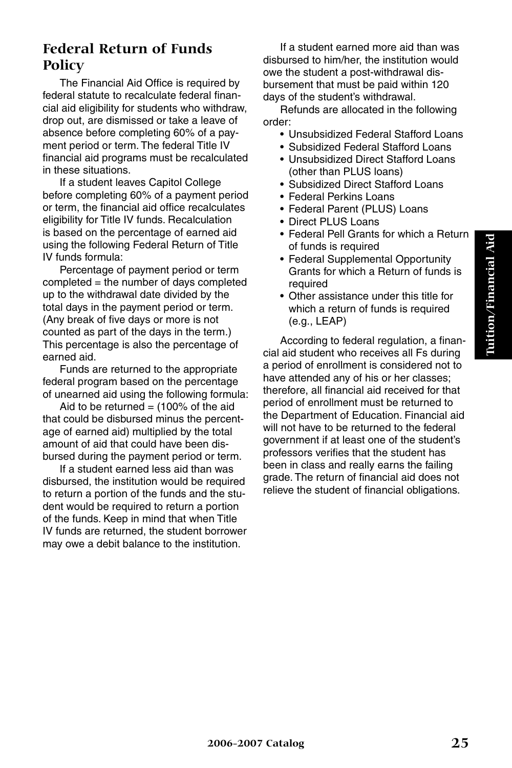## Federal Return of Funds Policy

The Financial Aid Office is required by federal statute to recalculate federal financial aid eligibility for students who withdraw, drop out, are dismissed or take a leave of absence before completing 60% of a payment period or term. The federal Title IV financial aid programs must be recalculated in these situations.

If a student leaves Capitol College before completing 60% of a payment period or term, the financial aid office recalculates eligibility for Title IV funds. Recalculation is based on the percentage of earned aid using the following Federal Return of Title IV funds formula:

Percentage of payment period or term completed = the number of days completed up to the withdrawal date divided by the total days in the payment period or term. (Any break of five days or more is not counted as part of the days in the term.) This percentage is also the percentage of earned aid.

Funds are returned to the appropriate federal program based on the percentage of unearned aid using the following formula:

Aid to be returned = (100% of the aid that could be disbursed minus the percentage of earned aid) multiplied by the total amount of aid that could have been disbursed during the payment period or term.

If a student earned less aid than was disbursed, the institution would be required to return a portion of the funds and the student would be required to return a portion of the funds. Keep in mind that when Title IV funds are returned, the student borrower may owe a debit balance to the institution.

If a student earned more aid than was disbursed to him/her, the institution would owe the student a post-withdrawal disbursement that must be paid within 120 days of the student's withdrawal.

Refunds are allocated in the following order:

- Unsubsidized Federal Stafford Loans
- Subsidized Federal Stafford Loans
- Unsubsidized Direct Stafford Loans (other than PLUS loans)
- Subsidized Direct Stafford Loans
- Federal Perkins Loans
- Federal Parent (PLUS) Loans
- Direct PLUS Loans
- Federal Pell Grants for which a Return of funds is required
- Federal Supplemental Opportunity Grants for which a Return of funds is required
- Other assistance under this title for which a return of funds is required (e.g., LEAP)

According to federal regulation, a financial aid student who receives all Fs during a period of enrollment is considered not to have attended any of his or her classes; therefore, all financial aid received for that period of enrollment must be returned to the Department of Education. Financial aid will not have to be returned to the federal government if at least one of the student's professors verifies that the student has been in class and really earns the failing grade. The return of financial aid does not relieve the student of financial obligations.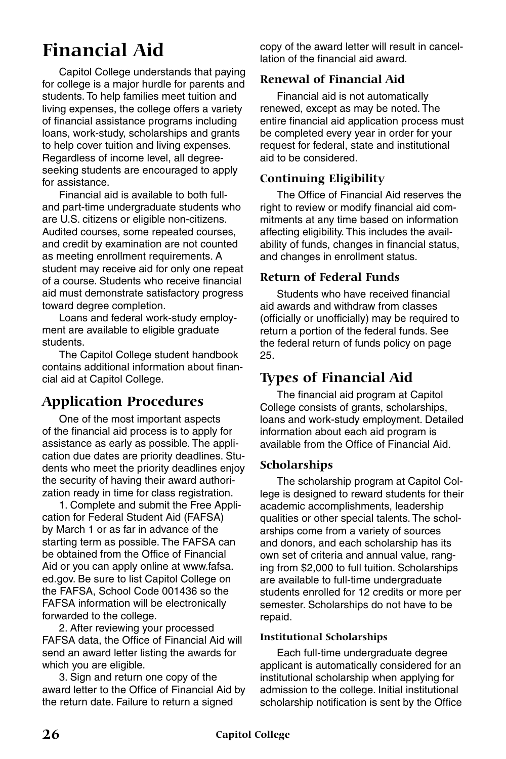# Financial Aid

Capitol College understands that paying for college is a major hurdle for parents and students. To help families meet tuition and living expenses, the college offers a variety of financial assistance programs including loans, work-study, scholarships and grants to help cover tuition and living expenses. Regardless of income level, all degree-seeking students are encouraged to apply for assistance.

Financial aid is available to both full- and part-time undergraduate students who are U.S. citizens or eligible non-citizens. Audited courses, some repeated courses, and credit by examination are not counted as meeting enrollment requirements. A student may receive aid for only one repeat of a course. Students who receive financial aid must demonstrate satisfactory progress toward degree completion.

Loans and federal work-study employment are available to eligible graduate students.

The Capitol College student handbook contains additional information about financial aid at Capitol College.

## Application Procedures

One of the most important aspects of the financial aid process is to apply for assistance as early as possible. The application due dates are priority deadlines. Students who meet the priority deadlines enjoy the security of having their award authorization ready in time for class registration.

1. Complete and submit the Free Application for Federal Student Aid (FAFSA) by March 1 or as far in advance of the starting term as possible. The FAFSA can be obtained from the Office of Financial Aid or you can apply online at www.fafsa.ed.gov. Be sure to list Capitol College on the FAFSA, School Code 001436 so the FAFSA information will be electronically forwarded to the college.

2. After reviewing your processed FAFSA data, the Office of Financial Aid will send an award letter listing the awards for which you are eligible.

3. Sign and return one copy of the award letter to the Office of Financial Aid by the return date. Failure to return a signed copy of the award letter will result in cancellation of the financial aid award.

### Renewal of Financial Aid

Financial aid is not automatically renewed, except as may be noted. The entire financial aid application process must be completed every year in order for your request for federal, state and institutional aid to be considered.

### Continuing Eligibility

The Office of Financial Aid reserves the right to review or modify financial aid commitments at any time based on information affecting eligibility. This includes the availability of funds, changes in financial status, and changes in enrollment status.

### Return of Federal Funds

Students who have received financial aid awards and withdraw from classes (officially or unofficially) may be required to return a portion of the federal funds. See the federal return of funds policy on page 25.

## Types of Financial Aid

The financial aid program at Capitol College consists of grants, scholarships, loans and work-study employment. Detailed information about each aid program is available from the Office of Financial Aid.

### Scholarships

The scholarship program at Capitol College is designed to reward students for their academic accomplishments, leadership qualities or other special talents. The scholarships come from a variety of sources and donors, and each scholarship has its own set of criteria and annual value, ranging from $2,000 to full tuition. Scholarships are available to full-time undergraduate students enrolled for 12 credits or more per semester. Scholarships do not have to be repaid.

#### Institutional Scholarships

Each full-time undergraduate degree applicant is automatically considered for an institutional scholarship when applying for admission to the college. Initial institutional scholarship notification is sent by the Office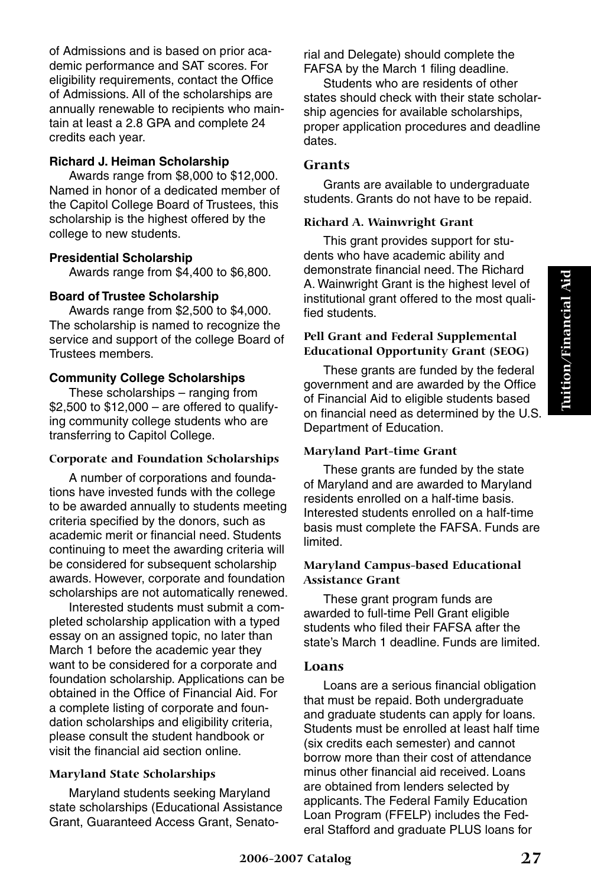of Admissions and is based on prior academic performance and SAT scores. For eligibility requirements, contact the Office of Admissions. All of the scholarships are annually renewable to recipients who maintain at least a 2.8 GPA and complete 24 credits each year.

**Richard J. Heiman Scholarship**

Awards range from $8,000 to $12,000. Named in honor of a dedicated member of the Capitol College Board of Trustees, this scholarship is the highest offered by the college to new students.

**Presidential Scholarship**

Awards range from $4,400 to $6,800.

**Board of Trustee Scholarship**

Awards range from $2,500 to $4,000. The scholarship is named to recognize the service and support of the college Board of Trustees members.

**Community College Scholarships**

These scholarships – ranging from $2,500 to $12,000 – are offered to qualifying community college students who are transferring to Capitol College.

#### Corporate and Foundation Scholarships

A number of corporations and foundations have invested funds with the college to be awarded annually to students meeting criteria specified by the donors, such as academic merit or financial need. Students continuing to meet the awarding criteria will be considered for subsequent scholarship awards. However, corporate and foundation scholarships are not automatically renewed.

Interested students must submit a completed scholarship application with a typed essay on an assigned topic, no later than March 1 before the academic year they want to be considered for a corporate and foundation scholarship. Applications can be obtained in the Office of Financial Aid. For a complete listing of corporate and foundation scholarships and eligibility criteria, please consult the student handbook or visit the financial aid section online.

#### Maryland State Scholarships

Maryland students seeking Maryland state scholarships (Educational Assistance Grant, Guaranteed Access Grant, Senatorial and Delegate) should complete the FAFSA by the March 1 filing deadline.

Students who are residents of other states should check with their state scholarship agencies for available scholarships, proper application procedures and deadline dates.

### Grants

Grants are available to undergraduate students. Grants do not have to be repaid.

#### Richard A. Wainwright Grant

This grant provides support for students who have academic ability and demonstrate financial need. The Richard A. Wainwright Grant is the highest level of institutional grant offered to the most qualified students.

#### Pell Grant and Federal Supplemental Educational Opportunity Grant (SEOG)

These grants are funded by the federal government and are awarded by the Office of Financial Aid to eligible students based on financial need as determined by the U.S. Department of Education.

#### Maryland Part-time Grant

These grants are funded by the state of Maryland and are awarded to Maryland residents enrolled on a half-time basis. Interested students enrolled on a half-time basis must complete the FAFSA. Funds are limited.

#### Maryland Campus-based Educational Assistance Grant

These grant program funds are awarded to full-time Pell Grant eligible students who filed their FAFSA after the state's March 1 deadline. Funds are limited.

### Loans

Loans are a serious financial obligation that must be repaid. Both undergraduate and graduate students can apply for loans. Students must be enrolled at least half time (six credits each semester) and cannot borrow more than their cost of attendance minus other financial aid received. Loans are obtained from lenders selected by applicants. The Federal Family Education Loan Program (FFELP) includes the Federal Stafford and graduate PLUS loans for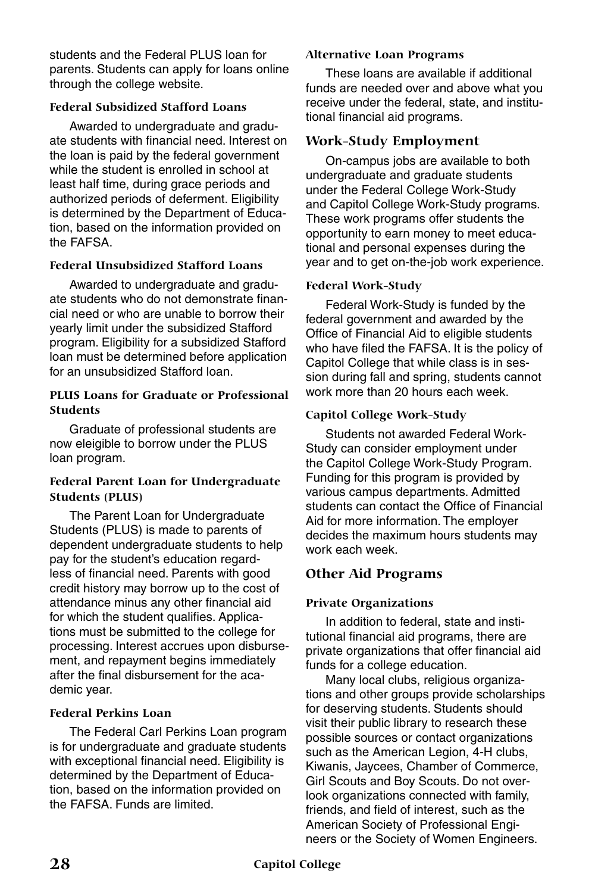students and the Federal PLUS loan for parents. Students can apply for loans online through the college website.

#### Federal Subsidized Stafford Loans

Awarded to undergraduate and graduate students with financial need. Interest on the loan is paid by the federal government while the student is enrolled in school at least half time, during grace periods and authorized periods of deferment. Eligibility is determined by the Department of Education, based on the information provided on the FAFSA.

#### Federal Unsubsidized Stafford Loans

Awarded to undergraduate and graduate students who do not demonstrate financial need or who are unable to borrow their yearly limit under the subsidized Stafford program. Eligibility for a subsidized Stafford loan must be determined before application for an unsubsidized Stafford loan.

#### PLUS Loans for Graduate or Professional Students

Graduate of professional students are now eleigible to borrow under the PLUS loan program.

#### Federal Parent Loan for Undergraduate Students (PLUS)

The Parent Loan for Undergraduate Students (PLUS) is made to parents of dependent undergraduate students to help pay for the student's education regardless of financial need. Parents with good credit history may borrow up to the cost of attendance minus any other financial aid for which the student qualifies. Applications must be submitted to the college for processing. Interest accrues upon disbursement, and repayment begins immediately after the final disbursement for the academic year.

#### Federal Perkins Loan

The Federal Carl Perkins Loan program is for undergraduate and graduate students with exceptional financial need. Eligibility is determined by the Department of Education, based on the information provided on the FAFSA. Funds are limited.

#### Alternative Loan Programs

These loans are available if additional funds are needed over and above what you receive under the federal, state, and institutional financial aid programs.

### Work-Study Employment

On-campus jobs are available to both undergraduate and graduate students under the Federal College Work-Study and Capitol College Work-Study programs. These work programs offer students the opportunity to earn money to meet educational and personal expenses during the year and to get on-the-job work experience.

#### Federal Work-Study

Federal Work-Study is funded by the federal government and awarded by the Office of Financial Aid to eligible students who have filed the FAFSA. It is the policy of Capitol College that while class is in session during fall and spring, students cannot work more than 20 hours each week.

#### Capitol College Work-Study

Students not awarded Federal Work-Study can consider employment under the Capitol College Work-Study Program. Funding for this program is provided by various campus departments. Admitted students can contact the Office of Financial Aid for more information. The employer decides the maximum hours students may work each week.

### Other Aid Programs

#### Private Organizations

In addition to federal, state and institutional financial aid programs, there are private organizations that offer financial aid funds for a college education.

Many local clubs, religious organizations and other groups provide scholarships for deserving students. Students should visit their public library to research these possible sources or contact organizations such as the American Legion, 4-H clubs, Kiwanis, Jaycees, Chamber of Commerce, Girl Scouts and Boy Scouts. Do not overlook organizations connected with family, friends, and field of interest, such as the American Society of Professional Engineers or the Society of Women Engineers.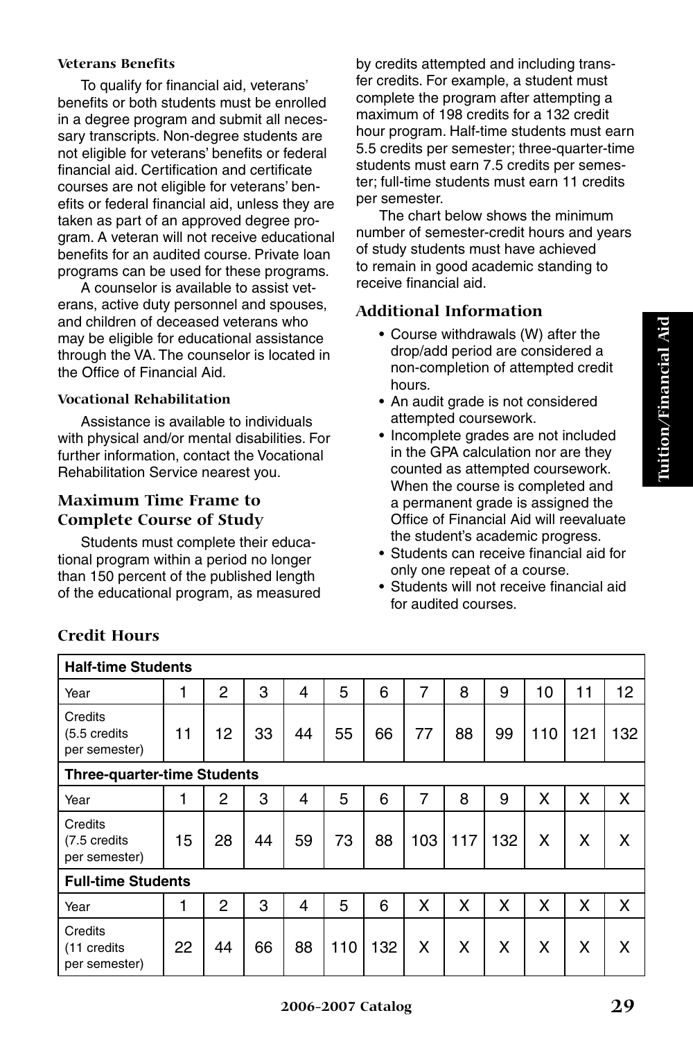#### Veterans Benefits

To qualify for financial aid, veterans' benefits or both students must be enrolled in a degree program and submit all necessary transcripts. Non-degree students are not eligible for veterans' benefits or federal financial aid. Certification and certificate courses are not eligible for veterans' benefits or federal financial aid, unless they are taken as part of an approved degree program. A veteran will not receive educational benefits for an audited course. Private loan programs can be used for these programs.

A counselor is available to assist veterans, active duty personnel and spouses, and children of deceased veterans who may be eligible for educational assistance through the VA. The counselor is located in the Office of Financial Aid.

#### Vocational Rehabilitation

Assistance is available to individuals with physical and/or mental disabilities. For further information, contact the Vocational Rehabilitation Service nearest you.

### Maximum Time Frame to Complete Course of Study

Students must complete their educational program within a period no longer than 150 percent of the published length of the educational program, as measured by credits attempted and including transfer credits. For example, a student must complete the program after attempting a maximum of 198 credits for a 132 credit hour program. Half-time students must earn 5.5 credits per semester; three-quarter-time students must earn 7.5 credits per semester; full-time students must earn 11 credits per semester.

The chart below shows the minimum number of semester-credit hours and years of study students must have achieved to remain in good academic standing to receive financial aid.

### Additional Information

- Course withdrawals (W) after the drop/add period are considered a non-completion of attempted credit hours.
- An audit grade is not considered attempted coursework.
- Incomplete grades are not included in the GPA calculation nor are they counted as attempted coursework. When the course is completed and a permanent grade is assigned the Office of Financial Aid will reevaluate the student's academic progress.
- Students can receive financial aid for only one repeat of a course.
- Students will not receive financial aid for audited courses.

### Credit Hours

| **Half-time Students** | | | | | | | | | | | | |
|---|---|---|---|---|---|---|---|---|---|---|---|---|
| Year | 1 | 2 | 3 | 4 | 5 | 6 | 7 | 8 | 9 | 10 | 11 | 12 |
| Credits (5.5 credits per semester) | 11 | 12 | 33 | 44 | 55 | 66 | 77 | 88 | 99 | 110 | 121 | 132 |
| **Three-quarter-time Students** | | | | | | | | | | | | |
| Year | 1 | 2 | 3 | 4 | 5 | 6 | 7 | 8 | 9 | X | X | X |
| Credits (7.5 credits per semester) | 15 | 28 | 44 | 59 | 73 | 88 | 103 | 117 | 132 | X | X | X |
| **Full-time Students** | | | | | | | | | | | | |
| Year | 1 | 2 | 3 | 4 | 5 | 6 | X | X | X | X | X | X |
| Credits (11 credits per semester) | 22 | 44 | 66 | 88 | 110 | 132 | X | X | X | X | X | X |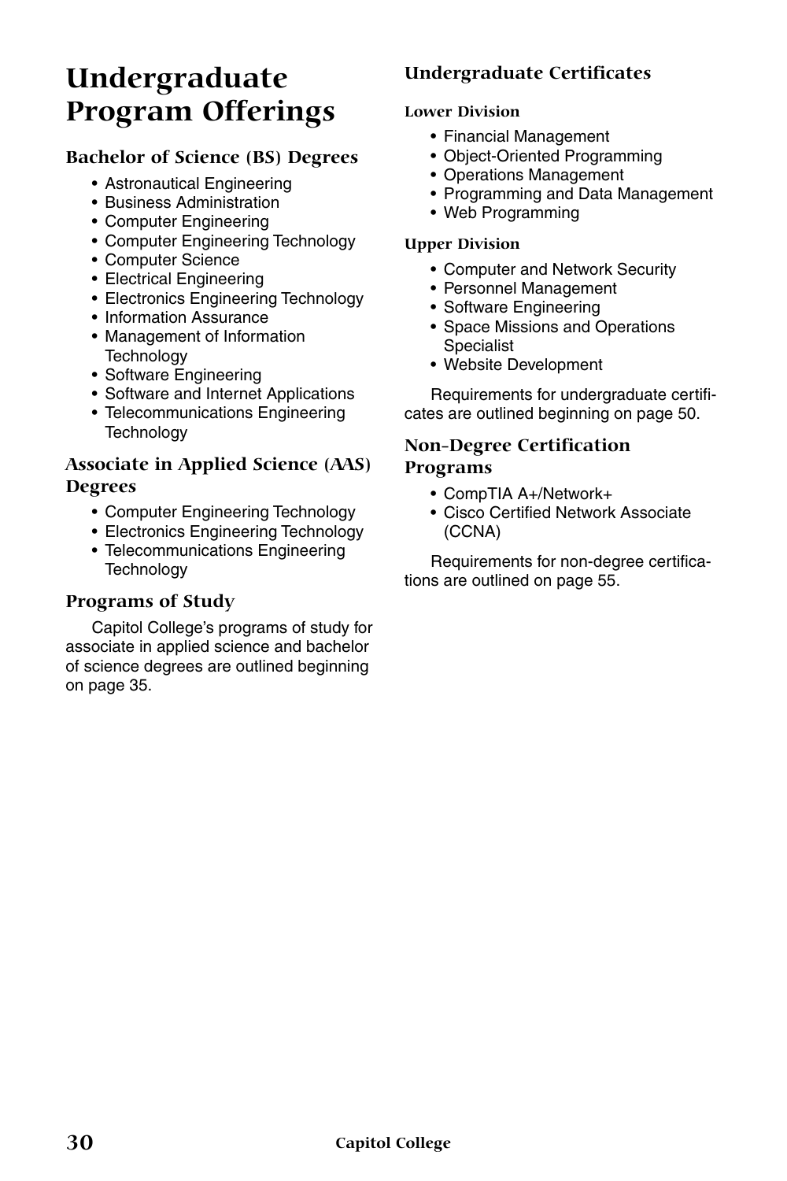# Undergraduate Program Offerings

## Bachelor of Science (BS) Degrees

- Astronautical Engineering
- Business Administration
- Computer Engineering
- Computer Engineering Technology
- Computer Science
- Electrical Engineering
- Electronics Engineering Technology
- Information Assurance
- Management of Information Technology
- Software Engineering
- Software and Internet Applications
- Telecommunications Engineering Technology

## Associate in Applied Science (AAS) Degrees

- Computer Engineering Technology
- Electronics Engineering Technology
- Telecommunications Engineering Technology

## Programs of Study

Capitol College's programs of study for associate in applied science and bachelor of science degrees are outlined beginning on page 35.

## Undergraduate Certificates

### Lower Division

- Financial Management
- Object-Oriented Programming
- Operations Management
- Programming and Data Management
- Web Programming

### Upper Division

- Computer and Network Security
- Personnel Management
- Software Engineering
- Space Missions and Operations Specialist
- Website Development

Requirements for undergraduate certificates are outlined beginning on page 50.

## Non-Degree Certification Programs

- CompTIA A+/Network+
- Cisco Certified Network Associate (CCNA)

Requirements for non-degree certifications are outlined on page 55.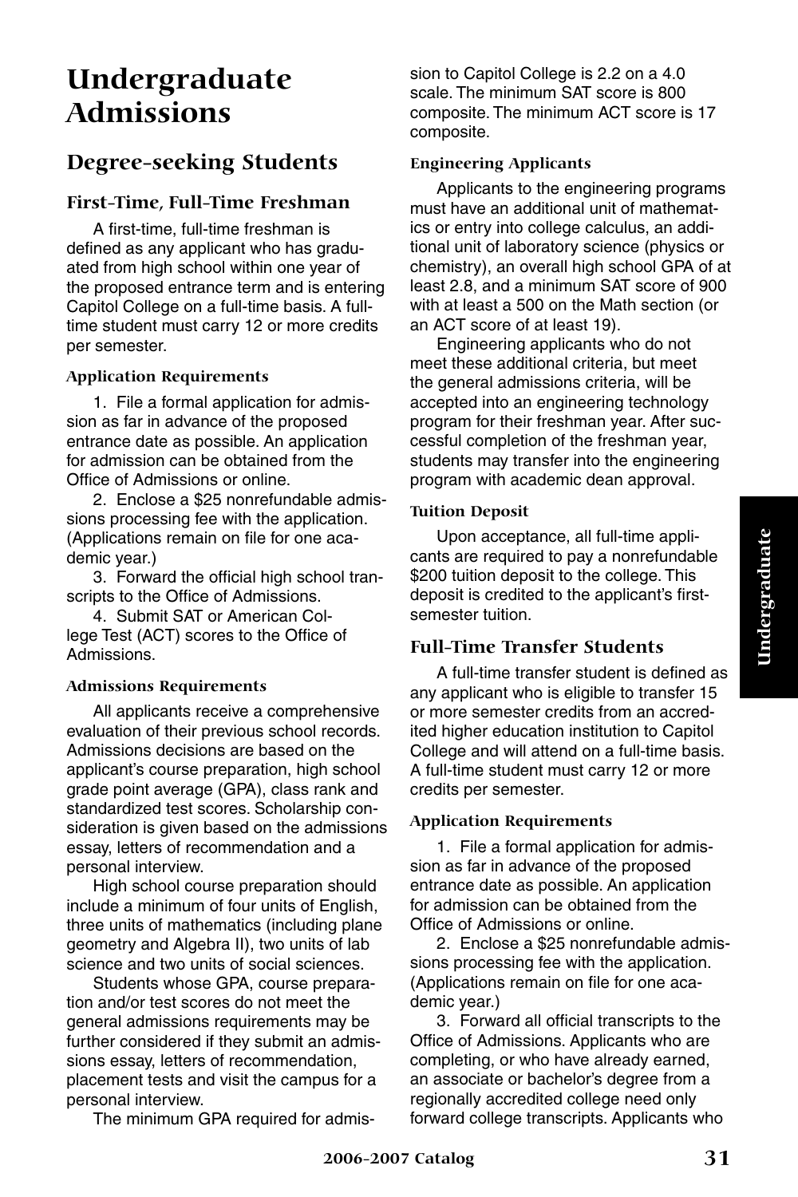# Undergraduate Admissions

## Degree-seeking Students

### First-Time, Full-Time Freshman

A first-time, full-time freshman is defined as any applicant who has graduated from high school within one year of the proposed entrance term and is entering Capitol College on a full-time basis. A full-time student must carry 12 or more credits per semester.

#### Application Requirements

1. File a formal application for admission as far in advance of the proposed entrance date as possible. An application for admission can be obtained from the Office of Admissions or online.
2. Enclose a $25 nonrefundable admissions processing fee with the application. (Applications remain on file for one academic year.)
3. Forward the official high school transcripts to the Office of Admissions.
4. Submit SAT or American College Test (ACT) scores to the Office of Admissions.

#### Admissions Requirements

All applicants receive a comprehensive evaluation of their previous school records. Admissions decisions are based on the applicant's course preparation, high school grade point average (GPA), class rank and standardized test scores. Scholarship consideration is given based on the admissions essay, letters of recommendation and a personal interview.

High school course preparation should include a minimum of four units of English, three units of mathematics (including plane geometry and Algebra II), two units of lab science and two units of social sciences.

Students whose GPA, course preparation and/or test scores do not meet the general admissions requirements may be further considered if they submit an admissions essay, letters of recommendation, placement tests and visit the campus for a personal interview.

The minimum GPA required for admission to Capitol College is 2.2 on a 4.0 scale. The minimum SAT score is 800 composite. The minimum ACT score is 17 composite.

#### Engineering Applicants

Applicants to the engineering programs must have an additional unit of mathematics or entry into college calculus, an additional unit of laboratory science (physics or chemistry), an overall high school GPA of at least 2.8, and a minimum SAT score of 900 with at least a 500 on the Math section (or an ACT score of at least 19).

Engineering applicants who do not meet these additional criteria, but meet the general admissions criteria, will be accepted into an engineering technology program for their freshman year. After successful completion of the freshman year, students may transfer into the engineering program with academic dean approval.

#### Tuition Deposit

Upon acceptance, all full-time applicants are required to pay a nonrefundable $200 tuition deposit to the college. This deposit is credited to the applicant's first-semester tuition.

### Full-Time Transfer Students

A full-time transfer student is defined as any applicant who is eligible to transfer 15 or more semester credits from an accredited higher education institution to Capitol College and will attend on a full-time basis. A full-time student must carry 12 or more credits per semester.

#### Application Requirements

1. File a formal application for admission as far in advance of the proposed entrance date as possible. An application for admission can be obtained from the Office of Admissions or online.
2. Enclose a $25 nonrefundable admissions processing fee with the application. (Applications remain on file for one academic year.)
3. Forward all official transcripts to the Office of Admissions. Applicants who are completing, or who have already earned, an associate or bachelor's degree from a regionally accredited college need only forward college transcripts. Applicants who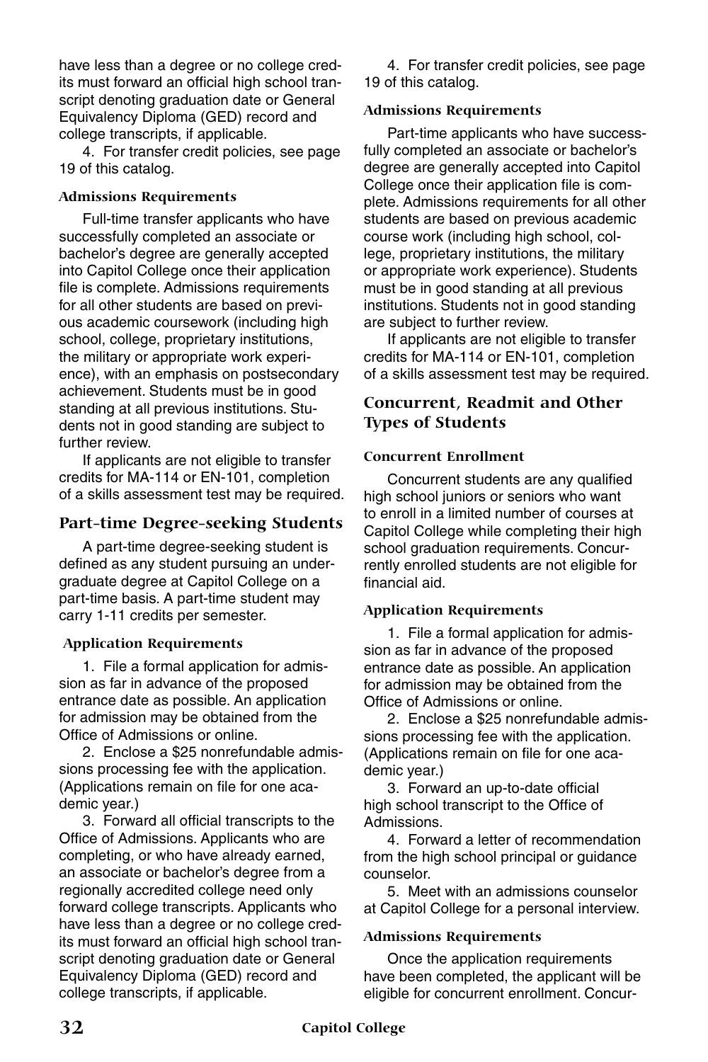have less than a degree or no college credits must forward an official high school transcript denoting graduation date or General Equivalency Diploma (GED) record and college transcripts, if applicable.

4. For transfer credit policies, see page 19 of this catalog.

#### Admissions Requirements

Full-time transfer applicants who have successfully completed an associate or bachelor's degree are generally accepted into Capitol College once their application file is complete. Admissions requirements for all other students are based on previous academic coursework (including high school, college, proprietary institutions, the military or appropriate work experience), with an emphasis on postsecondary achievement. Students must be in good standing at all previous institutions. Students not in good standing are subject to further review.

If applicants are not eligible to transfer credits for MA-114 or EN-101, completion of a skills assessment test may be required.

### Part-time Degree-seeking Students

A part-time degree-seeking student is defined as any student pursuing an undergraduate degree at Capitol College on a part-time basis. A part-time student may carry 1-11 credits per semester.

#### Application Requirements

1. File a formal application for admission as far in advance of the proposed entrance date as possible. An application for admission may be obtained from the Office of Admissions or online.

2. Enclose a $25 nonrefundable admissions processing fee with the application. (Applications remain on file for one academic year.)

3. Forward all official transcripts to the Office of Admissions. Applicants who are completing, or who have already earned, an associate or bachelor's degree from a regionally accredited college need only forward college transcripts. Applicants who have less than a degree or no college credits must forward an official high school transcript denoting graduation date or General Equivalency Diploma (GED) record and college transcripts, if applicable.

4. For transfer credit policies, see page 19 of this catalog.

#### Admissions Requirements

Part-time applicants who have successfully completed an associate or bachelor's degree are generally accepted into Capitol College once their application file is complete. Admissions requirements for all other students are based on previous academic course work (including high school, college, proprietary institutions, the military or appropriate work experience). Students must be in good standing at all previous institutions. Students not in good standing are subject to further review.

If applicants are not eligible to transfer credits for MA-114 or EN-101, completion of a skills assessment test may be required.

### Concurrent, Readmit and Other Types of Students

#### Concurrent Enrollment

Concurrent students are any qualified high school juniors or seniors who want to enroll in a limited number of courses at Capitol College while completing their high school graduation requirements. Concurrently enrolled students are not eligible for financial aid.

#### Application Requirements

1. File a formal application for admission as far in advance of the proposed entrance date as possible. An application for admission may be obtained from the Office of Admissions or online.

2. Enclose a $25 nonrefundable admissions processing fee with the application. (Applications remain on file for one academic year.)

3. Forward an up-to-date official high school transcript to the Office of Admissions.

4. Forward a letter of recommendation from the high school principal or guidance counselor.

5. Meet with an admissions counselor at Capitol College for a personal interview.

#### Admissions Requirements

Once the application requirements have been completed, the applicant will be eligible for concurrent enrollment. Concur-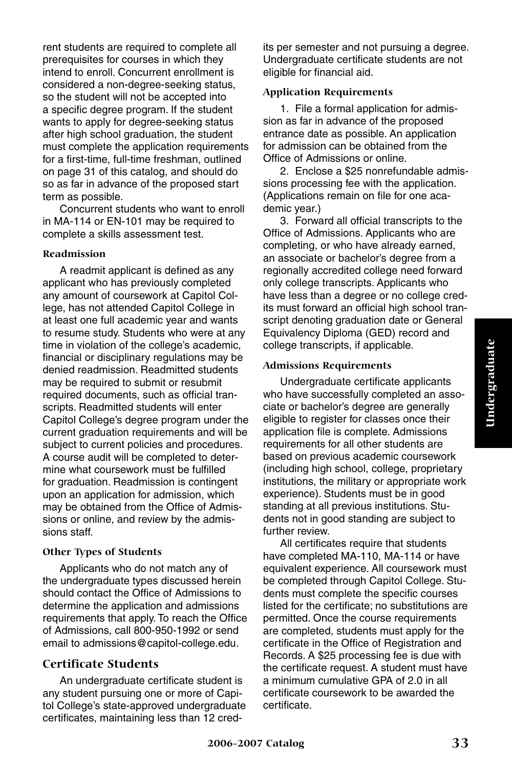rent students are required to complete all prerequisites for courses in which they intend to enroll. Concurrent enrollment is considered a non-degree-seeking status, so the student will not be accepted into a specific degree program. If the student wants to apply for degree-seeking status after high school graduation, the student must complete the application requirements for a first-time, full-time freshman, outlined on page 31 of this catalog, and should do so as far in advance of the proposed start term as possible.

Concurrent students who want to enroll in MA-114 or EN-101 may be required to complete a skills assessment test.

#### Readmission

A readmit applicant is defined as any applicant who has previously completed any amount of coursework at Capitol College, has not attended Capitol College in at least one full academic year and wants to resume study. Students who were at any time in violation of the college's academic, financial or disciplinary regulations may be denied readmission. Readmitted students may be required to submit or resubmit required documents, such as official transcripts. Readmitted students will enter Capitol College's degree program under the current graduation requirements and will be subject to current policies and procedures. A course audit will be completed to determine what coursework must be fulfilled for graduation. Readmission is contingent upon an application for admission, which may be obtained from the Office of Admissions or online, and review by the admissions staff.

#### Other Types of Students

Applicants who do not match any of the undergraduate types discussed herein should contact the Office of Admissions to determine the application and admissions requirements that apply. To reach the Office of Admissions, call 800-950-1992 or send email to admissions@capitol-college.edu.

### Certificate Students

An undergraduate certificate student is any student pursuing one or more of Capitol College's state-approved undergraduate certificates, maintaining less than 12 credits per semester and not pursuing a degree. Undergraduate certificate students are not eligible for financial aid.

#### Application Requirements

1. File a formal application for admission as far in advance of the proposed entrance date as possible. An application for admission can be obtained from the Office of Admissions or online.
2. Enclose a $25 nonrefundable admissions processing fee with the application. (Applications remain on file for one academic year.)
3. Forward all official transcripts to the Office of Admissions. Applicants who are completing, or who have already earned, an associate or bachelor's degree from a regionally accredited college need forward only college transcripts. Applicants who have less than a degree or no college credits must forward an official high school transcript denoting graduation date or General Equivalency Diploma (GED) record and college transcripts, if applicable.

#### Admissions Requirements

Undergraduate certificate applicants who have successfully completed an associate or bachelor's degree are generally eligible to register for classes once their application file is complete. Admissions requirements for all other students are based on previous academic coursework (including high school, college, proprietary institutions, the military or appropriate work experience). Students must be in good standing at all previous institutions. Students not in good standing are subject to further review.

All certificates require that students have completed MA-110, MA-114 or have equivalent experience. All coursework must be completed through Capitol College. Students must complete the specific courses listed for the certificate; no substitutions are permitted. Once the course requirements are completed, students must apply for the certificate in the Office of Registration and Records. A $25 processing fee is due with the certificate request. A student must have a minimum cumulative GPA of 2.0 in all certificate coursework to be awarded the certificate.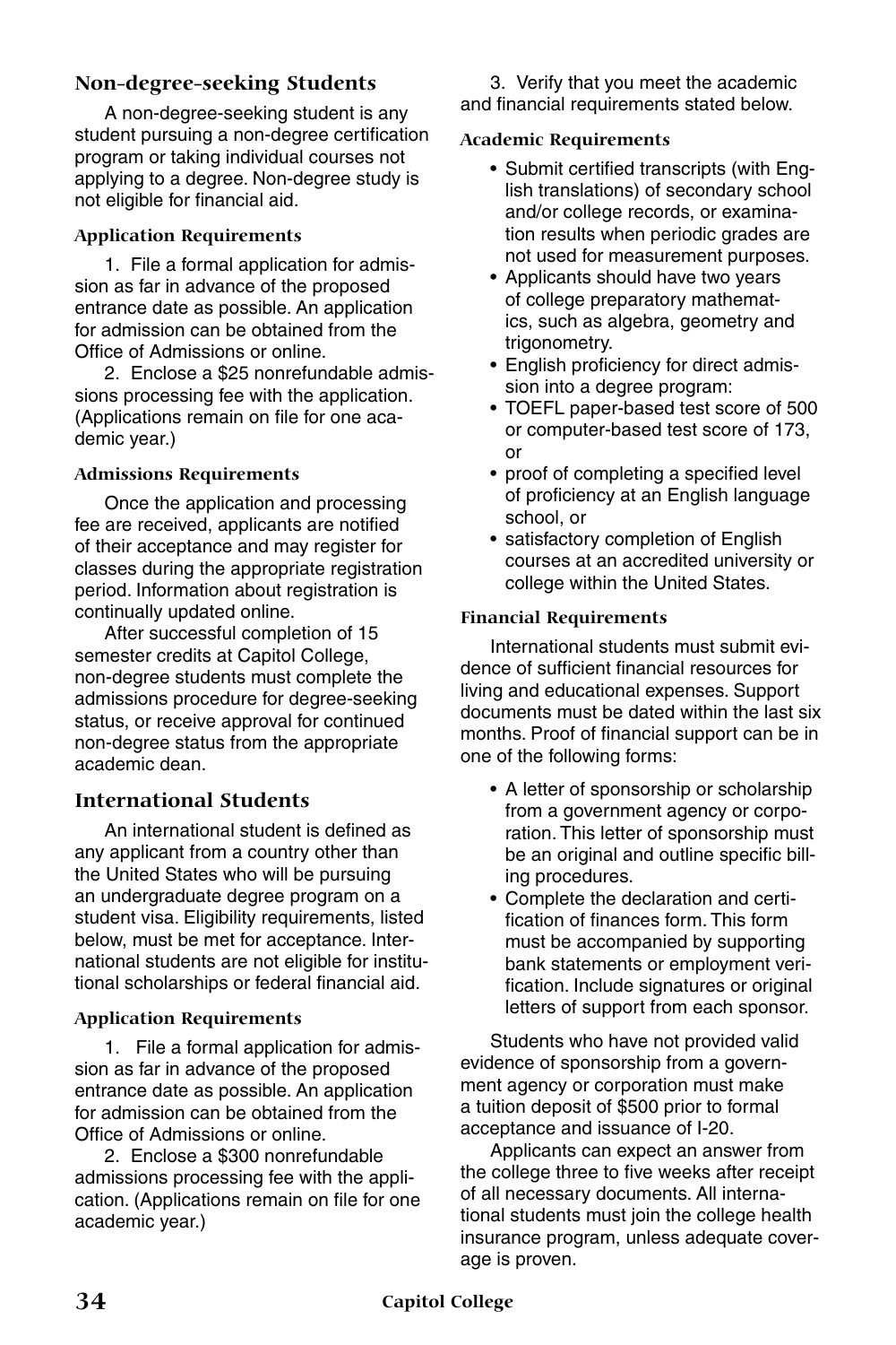## Non-degree-seeking Students

A non-degree-seeking student is any student pursuing a non-degree certification program or taking individual courses not applying to a degree. Non-degree study is not eligible for financial aid.

### Application Requirements

1. File a formal application for admission as far in advance of the proposed entrance date as possible. An application for admission can be obtained from the Office of Admissions or online.

2. Enclose a $25 nonrefundable admissions processing fee with the application. (Applications remain on file for one academic year.)

### Admissions Requirements

Once the application and processing fee are received, applicants are notified of their acceptance and may register for classes during the appropriate registration period. Information about registration is continually updated online.

After successful completion of 15 semester credits at Capitol College, non-degree students must complete the admissions procedure for degree-seeking status, or receive approval for continued non-degree status from the appropriate academic dean.

## International Students

An international student is defined as any applicant from a country other than the United States who will be pursuing an undergraduate degree program on a student visa. Eligibility requirements, listed below, must be met for acceptance. International students are not eligible for institutional scholarships or federal financial aid.

### Application Requirements

1. File a formal application for admission as far in advance of the proposed entrance date as possible. An application for admission can be obtained from the Office of Admissions or online.

2. Enclose a $300 nonrefundable admissions processing fee with the application. (Applications remain on file for one academic year.)

3. Verify that you meet the academic and financial requirements stated below.

### Academic Requirements

- Submit certified transcripts (with English translations) of secondary school and/or college records, or examination results when periodic grades are not used for measurement purposes.
- Applicants should have two years of college preparatory mathematics, such as algebra, geometry and trigonometry.
- English proficiency for direct admission into a degree program:
- TOEFL paper-based test score of 500 or computer-based test score of 173, or
- proof of completing a specified level of proficiency at an English language school, or
- satisfactory completion of English courses at an accredited university or college within the United States.

### Financial Requirements

International students must submit evidence of sufficient financial resources for living and educational expenses. Support documents must be dated within the last six months. Proof of financial support can be in one of the following forms:

- A letter of sponsorship or scholarship from a government agency or corporation. This letter of sponsorship must be an original and outline specific billing procedures.
- Complete the declaration and certification of finances form. This form must be accompanied by supporting bank statements or employment verification. Include signatures or original letters of support from each sponsor.

Students who have not provided valid evidence of sponsorship from a government agency or corporation must make a tuition deposit of $500 prior to formal acceptance and issuance of I-20.

Applicants can expect an answer from the college three to five weeks after receipt of all necessary documents. All international students must join the college health insurance program, unless adequate coverage is proven.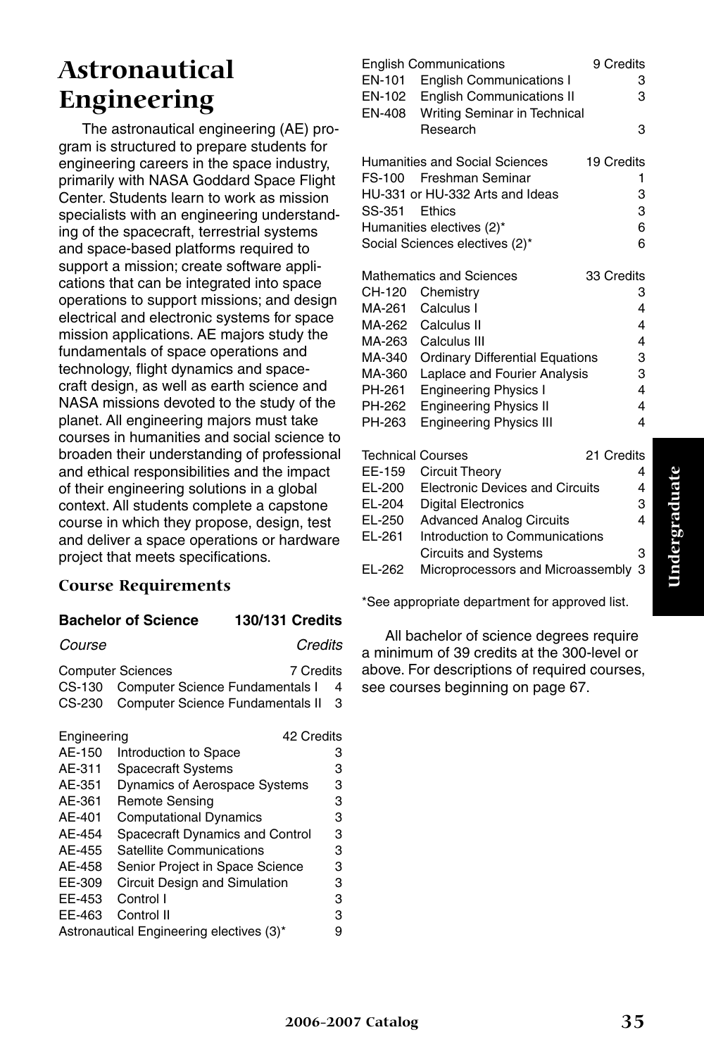# Astronautical Engineering

The astronautical engineering (AE) program is structured to prepare students for engineering careers in the space industry, primarily with NASA Goddard Space Flight Center. Students learn to work as mission specialists with an engineering understanding of the spacecraft, terrestrial systems and space-based platforms required to support a mission; create software applications that can be integrated into space operations to support missions; and design electrical and electronic systems for space mission applications. AE majors study the fundamentals of space operations and technology, flight dynamics and spacecraft design, as well as earth science and NASA missions devoted to the study of the planet. All engineering majors must take courses in humanities and social science to broaden their understanding of professional and ethical responsibilities and the impact of their engineering solutions in a global context. All students complete a capstone course in which they propose, design, test and deliver a space operations or hardware project that meets specifications.

## Course Requirements

**Bachelor of Science — 130/131 Credits**

| Course | | Credits |
|---|---|---|
| **Computer Sciences** | | **7 Credits** |
| CS-130 | Computer Science Fundamentals I | 4 |
| CS-230 | Computer Science Fundamentals II | 3 |
| **Engineering** | | **42 Credits** |
| AE-150 | Introduction to Space | 3 |
| AE-311 | Spacecraft Systems | 3 |
| AE-351 | Dynamics of Aerospace Systems | 3 |
| AE-361 | Remote Sensing | 3 |
| AE-401 | Computational Dynamics | 3 |
| AE-454 | Spacecraft Dynamics and Control | 3 |
| AE-455 | Satellite Communications | 3 |
| AE-458 | Senior Project in Space Science | 3 |
| EE-309 | Circuit Design and Simulation | 3 |
| EE-453 | Control I | 3 |
| EE-463 | Control II | 3 |
| Astronautical Engineering electives (3)* | | 9 |
| **English Communications** | | **9 Credits** |
| EN-101 | English Communications I | 3 |
| EN-102 | English Communications II | 3 |
| EN-408 | Writing Seminar in Technical Research | 3 |
| **Humanities and Social Sciences** | | **19 Credits** |
| FS-100 | Freshman Seminar | 1 |
| HU-331 or HU-332 Arts and Ideas | | 3 |
| SS-351 | Ethics | 3 |
| Humanities electives (2)* | | 6 |
| Social Sciences electives (2)* | | 6 |
| **Mathematics and Sciences** | | **33 Credits** |
| CH-120 | Chemistry | 3 |
| MA-261 | Calculus I | 4 |
| MA-262 | Calculus II | 4 |
| MA-263 | Calculus III | 4 |
| MA-340 | Ordinary Differential Equations | 3 |
| MA-360 | Laplace and Fourier Analysis | 3 |
| PH-261 | Engineering Physics I | 4 |
| PH-262 | Engineering Physics II | 4 |
| PH-263 | Engineering Physics III | 4 |
| **Technical Courses** | | **21 Credits** |
| EE-159 | Circuit Theory | 4 |
| EL-200 | Electronic Devices and Circuits | 4 |
| EL-204 | Digital Electronics | 3 |
| EL-250 | Advanced Analog Circuits | 4 |
| EL-261 | Introduction to Communications Circuits and Systems | 3 |
| EL-262 | Microprocessors and Microassembly | 3 |

*See appropriate department for approved list.

All bachelor of science degrees require a minimum of 39 credits at the 300-level or above. For descriptions of required courses, see courses beginning on page 67.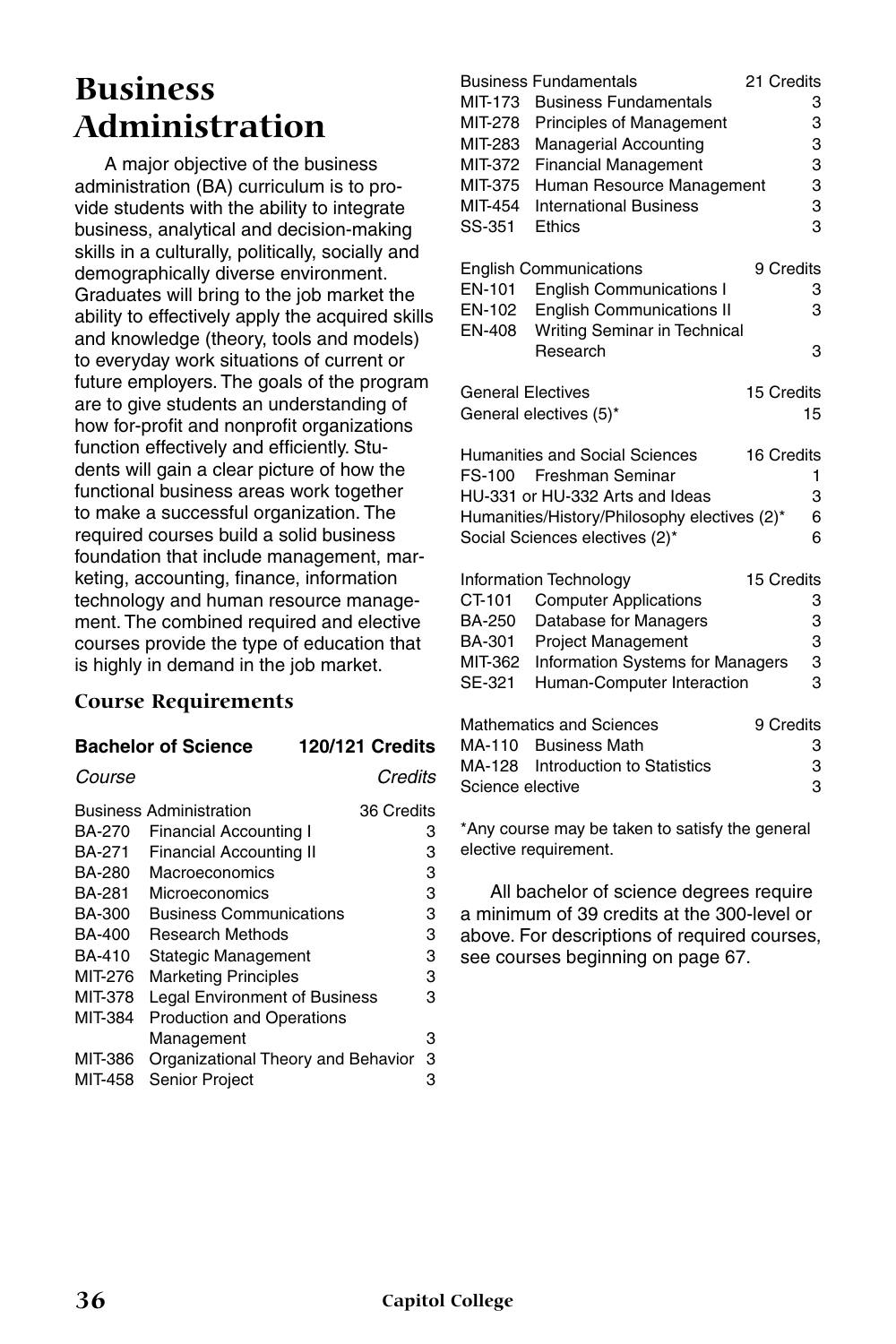# Business Administration

A major objective of the business administration (BA) curriculum is to provide students with the ability to integrate business, analytical and decision-making skills in a culturally, politically, socially and demographically diverse environment. Graduates will bring to the job market the ability to effectively apply the acquired skills and knowledge (theory, tools and models) to everyday work situations of current or future employers. The goals of the program are to give students an understanding of how for-profit and nonprofit organizations function effectively and efficiently. Students will gain a clear picture of how the functional business areas work together to make a successful organization. The required courses build a solid business foundation that include management, marketing, accounting, finance, information technology and human resource management. The combined required and elective courses provide the type of education that is highly in demand in the job market.

### Course Requirements

**Bachelor of Science — 120/121 Credits**

| Course | | Credits |
|---|---|---|
| **Business Administration** | | **36 Credits** |
| BA-270 | Financial Accounting I | 3 |
| BA-271 | Financial Accounting II | 3 |
| BA-280 | Macroeconomics | 3 |
| BA-281 | Microeconomics | 3 |
| BA-300 | Business Communications | 3 |
| BA-400 | Research Methods | 3 |
| BA-410 | Stategic Management | 3 |
| MIT-276 | Marketing Principles | 3 |
| MIT-378 | Legal Environment of Business | 3 |
| MIT-384 | Production and Operations Management | 3 |
| MIT-386 | Organizational Theory and Behavior | 3 |
| MIT-458 | Senior Project | 3 |
| **Business Fundamentals** | | **21 Credits** |
| MIT-173 | Business Fundamentals | 3 |
| MIT-278 | Principles of Management | 3 |
| MIT-283 | Managerial Accounting | 3 |
| MIT-372 | Financial Management | 3 |
| MIT-375 | Human Resource Management | 3 |
| MIT-454 | International Business | 3 |
| SS-351 | Ethics | 3 |
| **English Communications** | | **9 Credits** |
| EN-101 | English Communications I | 3 |
| EN-102 | English Communications II | 3 |
| EN-408 | Writing Seminar in Technical Research | 3 |
| **General Electives** | | **15 Credits** |
| General electives (5)* | | 15 |
| **Humanities and Social Sciences** | | **16 Credits** |
| FS-100 | Freshman Seminar | 1 |
| HU-331 or HU-332 Arts and Ideas | | 3 |
| Humanities/History/Philosophy electives (2)* | | 6 |
| Social Sciences electives (2)* | | 6 |
| **Information Technology** | | **15 Credits** |
| CT-101 | Computer Applications | 3 |
| BA-250 | Database for Managers | 3 |
| BA-301 | Project Management | 3 |
| MIT-362 | Information Systems for Managers | 3 |
| SE-321 | Human-Computer Interaction | 3 |
| **Mathematics and Sciences** | | **9 Credits** |
| MA-110 | Business Math | 3 |
| MA-128 | Introduction to Statistics | 3 |
| Science elective | | 3 |

*Any course may be taken to satisfy the general elective requirement.

All bachelor of science degrees require a minimum of 39 credits at the 300-level or above. For descriptions of required courses, see courses beginning on page 67.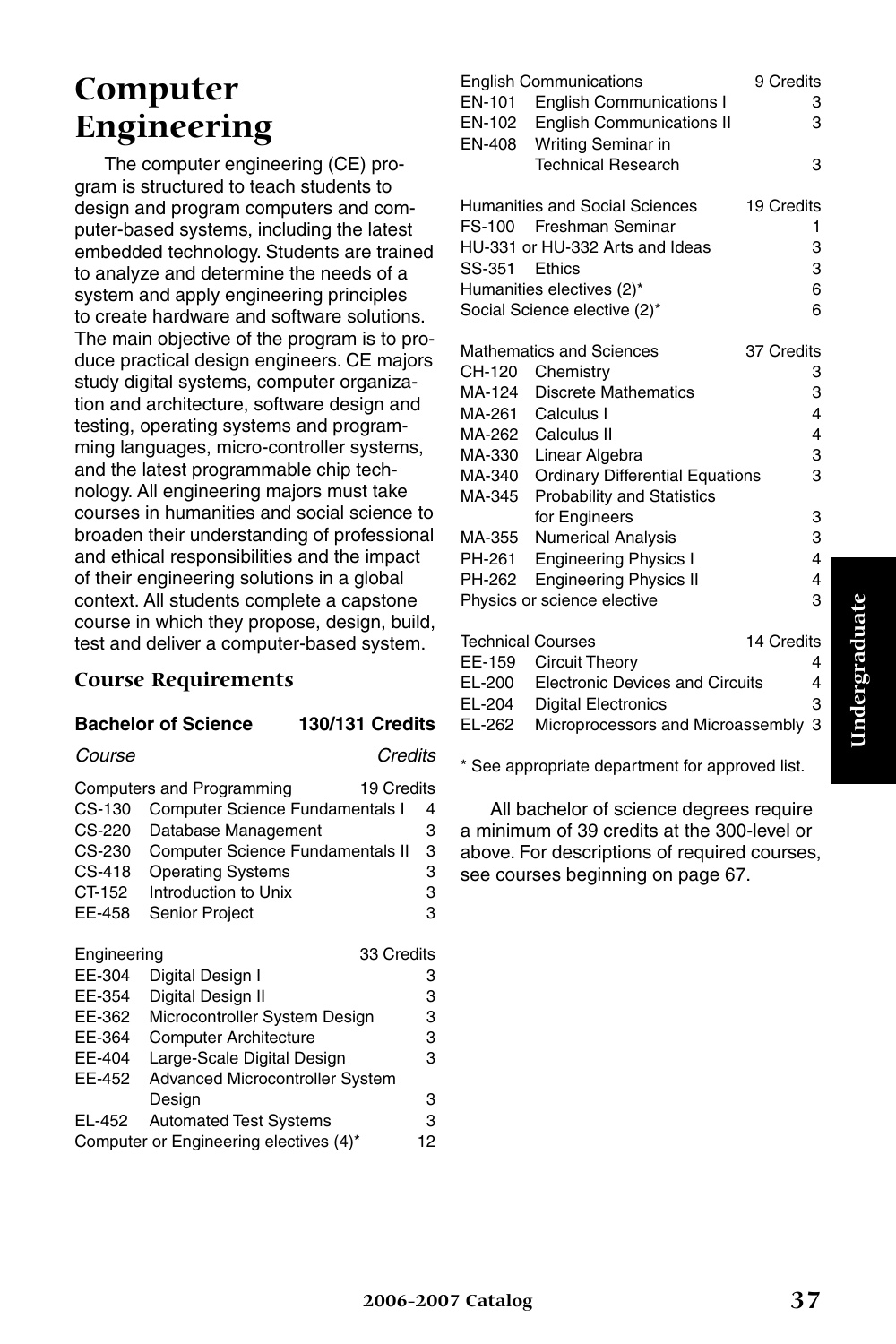# Computer Engineering

The computer engineering (CE) program is structured to teach students to design and program computers and computer-based systems, including the latest embedded technology. Students are trained to analyze and determine the needs of a system and apply engineering principles to create hardware and software solutions. The main objective of the program is to produce practical design engineers. CE majors study digital systems, computer organization and architecture, software design and testing, operating systems and programming languages, micro-controller systems, and the latest programmable chip technology. All engineering majors must take courses in humanities and social science to broaden their understanding of professional and ethical responsibilities and the impact of their engineering solutions in a global context. All students complete a capstone course in which they propose, design, build, test and deliver a computer-based system.

### Course Requirements

| **Bachelor of Science** | | **130/131 Credits** |
|---|---|---|
| *Course* | | *Credits* |
| **Computers and Programming** | | **19 Credits** |
| CS-130 | Computer Science Fundamentals I | 4 |
| CS-220 | Database Management | 3 |
| CS-230 | Computer Science Fundamentals II | 3 |
| CS-418 | Operating Systems | 3 |
| CT-152 | Introduction to Unix | 3 |
| EE-458 | Senior Project | 3 |
| **Engineering** | | **33 Credits** |
| EE-304 | Digital Design I | 3 |
| EE-354 | Digital Design II | 3 |
| EE-362 | Microcontroller System Design | 3 |
| EE-364 | Computer Architecture | 3 |
| EE-404 | Large-Scale Digital Design | 3 |
| EE-452 | Advanced Microcontroller System Design | 3 |
| EL-452 | Automated Test Systems | 3 |
| Computer or Engineering electives (4)* | | 12 |
| **English Communications** | | **9 Credits** |
| EN-101 | English Communications I | 3 |
| EN-102 | English Communications II | 3 |
| EN-408 | Writing Seminar in Technical Research | 3 |
| **Humanities and Social Sciences** | | **19 Credits** |
| FS-100 | Freshman Seminar | 1 |
| HU-331 or HU-332 Arts and Ideas | | 3 |
| SS-351 | Ethics | 3 |
| Humanities electives (2)* | | 6 |
| Social Science elective (2)* | | 6 |
| **Mathematics and Sciences** | | **37 Credits** |
| CH-120 | Chemistry | 3 |
| MA-124 | Discrete Mathematics | 3 |
| MA-261 | Calculus I | 4 |
| MA-262 | Calculus II | 4 |
| MA-330 | Linear Algebra | 3 |
| MA-340 | Ordinary Differential Equations | 3 |
| MA-345 | Probability and Statistics for Engineers | 3 |
| MA-355 | Numerical Analysis | 3 |
| PH-261 | Engineering Physics I | 4 |
| PH-262 | Engineering Physics II | 4 |
| Physics or science elective | | 3 |
| **Technical Courses** | | **14 Credits** |
| EE-159 | Circuit Theory | 4 |
| EL-200 | Electronic Devices and Circuits | 4 |
| EL-204 | Digital Electronics | 3 |
| EL-262 | Microprocessors and Microassembly | 3 |

* See appropriate department for approved list.

All bachelor of science degrees require a minimum of 39 credits at the 300-level or above. For descriptions of required courses, see courses beginning on page 67.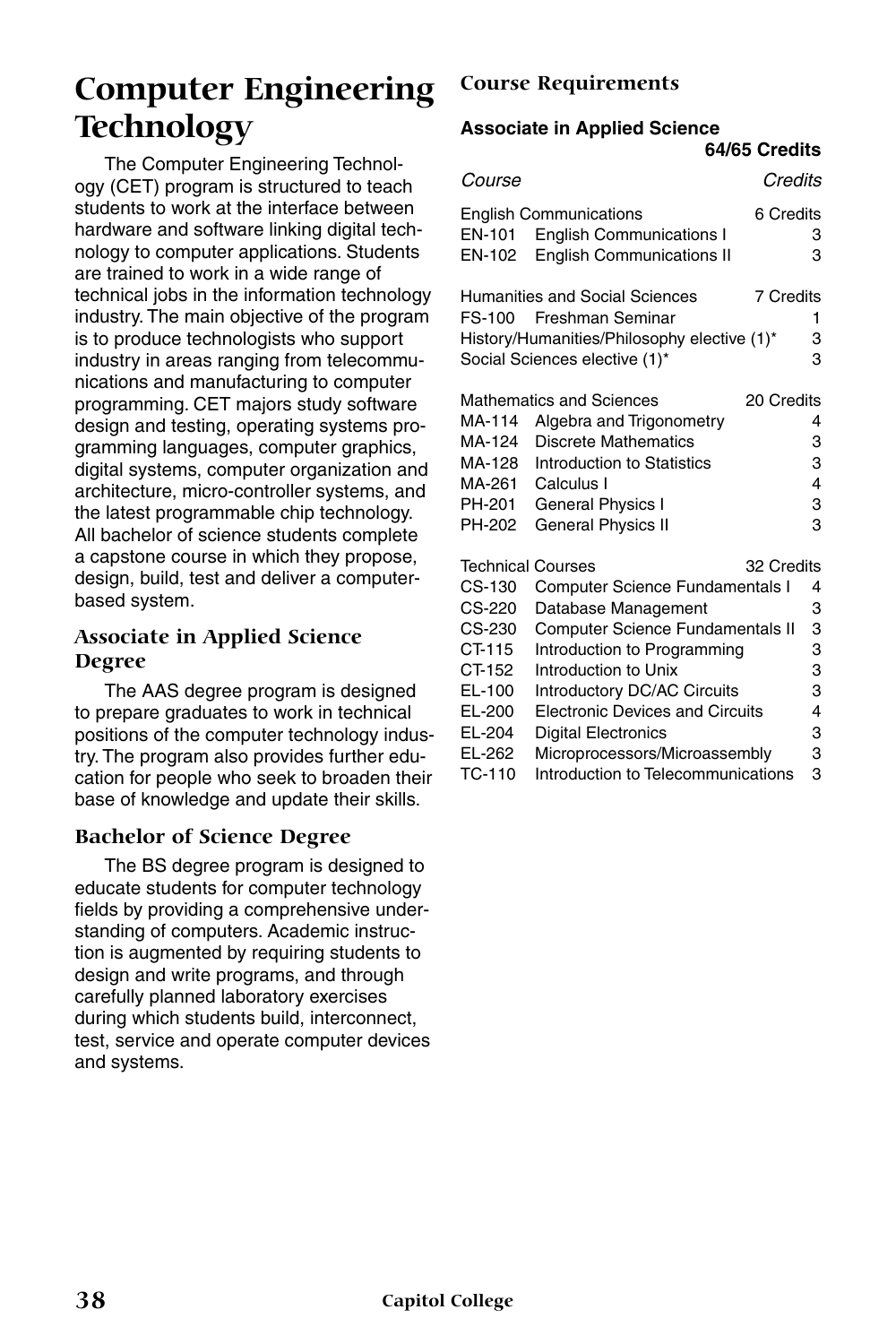# Computer Engineering Technology

The Computer Engineering Technology (CET) program is structured to teach students to work at the interface between hardware and software linking digital technology to computer applications. Students are trained to work in a wide range of technical jobs in the information technology industry. The main objective of the program is to produce technologists who support industry in areas ranging from telecommunications and manufacturing to computer programming. CET majors study software design and testing, operating systems programming languages, computer graphics, digital systems, computer organization and architecture, micro-controller systems, and the latest programmable chip technology. All bachelor of science students complete a capstone course in which they propose, design, build, test and deliver a computer-based system.

## Associate in Applied Science Degree

The AAS degree program is designed to prepare graduates to work in technical positions of the computer technology industry. The program also provides further education for people who seek to broaden their base of knowledge and update their skills.

## Bachelor of Science Degree

The BS degree program is designed to educate students for computer technology fields by providing a comprehensive understanding of computers. Academic instruction is augmented by requiring students to design and write programs, and through carefully planned laboratory exercises during which students build, interconnect, test, service and operate computer devices and systems.

## Course Requirements

**Associate in Applied Science**
**64/65 Credits**

| *Course* | | *Credits* |
|---|---|---|
| English Communications | | 6 Credits |
| EN-101 | English Communications I | 3 |
| EN-102 | English Communications II | 3 |
| Humanities and Social Sciences | | 7 Credits |
| FS-100 | Freshman Seminar | 1 |
| History/Humanities/Philosophy elective (1)* | | 3 |
| Social Sciences elective (1)* | | 3 |
| Mathematics and Sciences | | 20 Credits |
| MA-114 | Algebra and Trigonometry | 4 |
| MA-124 | Discrete Mathematics | 3 |
| MA-128 | Introduction to Statistics | 3 |
| MA-261 | Calculus I | 4 |
| PH-201 | General Physics I | 3 |
| PH-202 | General Physics II | 3 |
| Technical Courses | | 32 Credits |
| CS-130 | Computer Science Fundamentals I | 4 |
| CS-220 | Database Management | 3 |
| CS-230 | Computer Science Fundamentals II | 3 |
| CT-115 | Introduction to Programming | 3 |
| CT-152 | Introduction to Unix | 3 |
| EL-100 | Introductory DC/AC Circuits | 3 |
| EL-200 | Electronic Devices and Circuits | 4 |
| EL-204 | Digital Electronics | 3 |
| EL-262 | Microprocessors/Microassembly | 3 |
| TC-110 | Introduction to Telecommunications | 3 |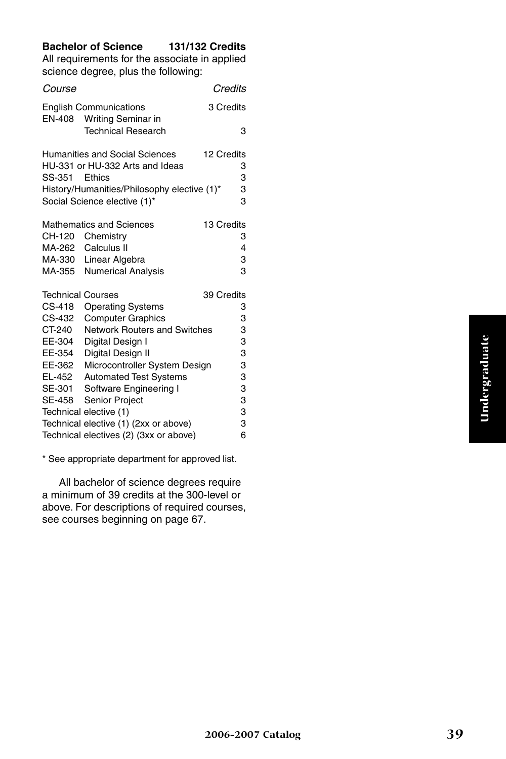**Bachelor of Science 131/132 Credits**

All requirements for the associate in applied science degree, plus the following:

| *Course* | | *Credits* |
|---|---|---|
| English Communications | | 3 Credits |
| EN-408 | Writing Seminar in Technical Research | 3 |
| Humanities and Social Sciences | | 12 Credits |
| HU-331 or HU-332 Arts and Ideas | | 3 |
| SS-351 | Ethics | 3 |
| History/Humanities/Philosophy elective (1)* | | 3 |
| Social Science elective (1)* | | 3 |
| Mathematics and Sciences | | 13 Credits |
| CH-120 | Chemistry | 3 |
| MA-262 | Calculus II | 4 |
| MA-330 | Linear Algebra | 3 |
| MA-355 | Numerical Analysis | 3 |
| Technical Courses | | 39 Credits |
| CS-418 | Operating Systems | 3 |
| CS-432 | Computer Graphics | 3 |
| CT-240 | Network Routers and Switches | 3 |
| EE-304 | Digital Design I | 3 |
| EE-354 | Digital Design II | 3 |
| EE-362 | Microcontroller System Design | 3 |
| EL-452 | Automated Test Systems | 3 |
| SE-301 | Software Engineering I | 3 |
| SE-458 | Senior Project | 3 |
| Technical elective (1) | | 3 |
| Technical elective (1) (2xx or above) | | 3 |
| Technical electives (2) (3xx or above) | | 6 |

\* See appropriate department for approved list.

All bachelor of science degrees require a minimum of 39 credits at the 300-level or above. For descriptions of required courses, see courses beginning on page 67.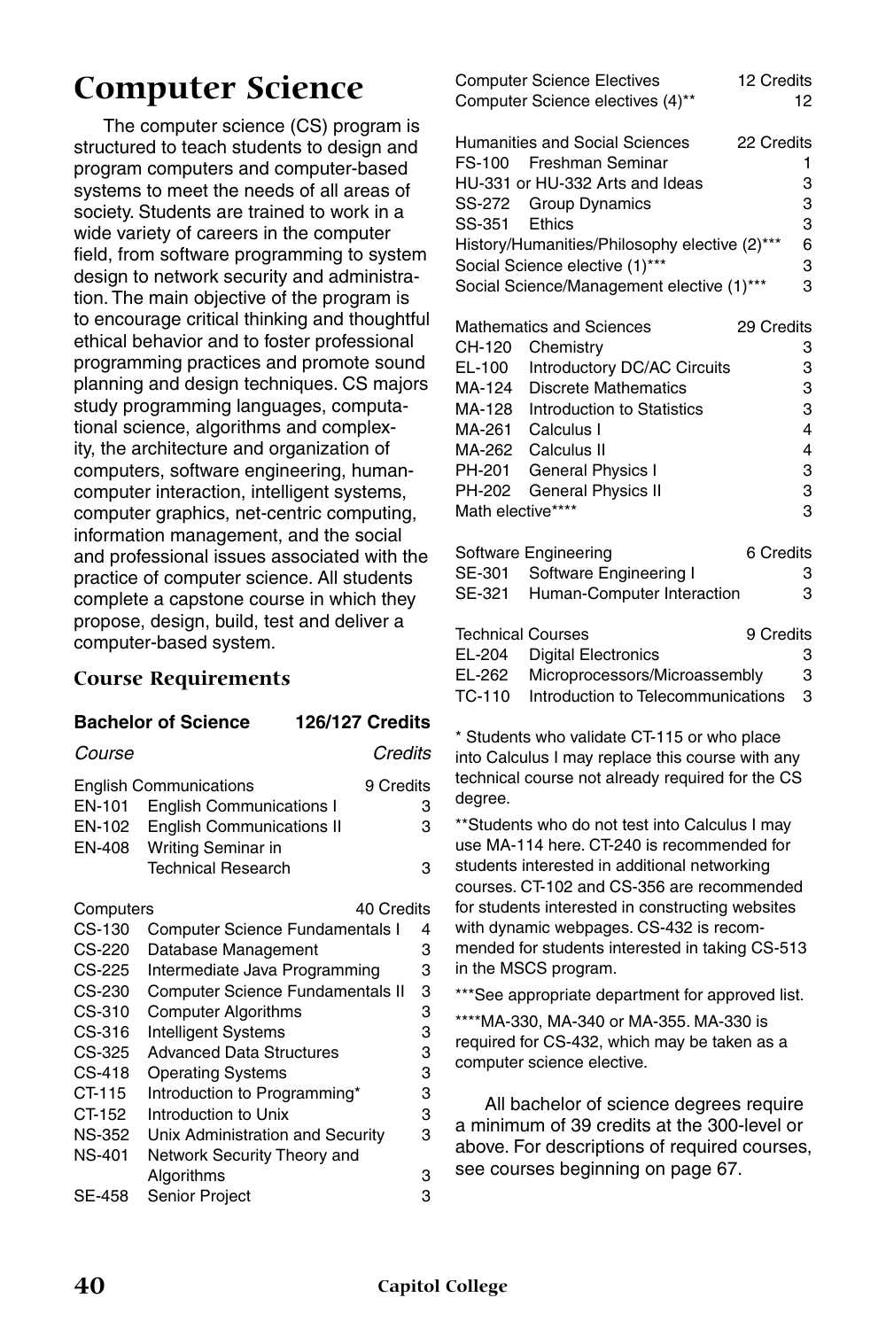# Computer Science

The computer science (CS) program is structured to teach students to design and program computers and computer-based systems to meet the needs of all areas of society. Students are trained to work in a wide variety of careers in the computer field, from software programming to system design to network security and administration. The main objective of the program is to encourage critical thinking and thoughtful ethical behavior and to foster professional programming practices and promote sound planning and design techniques. CS majors study programming languages, computational science, algorithms and complexity, the architecture and organization of computers, software engineering, human-computer interaction, intelligent systems, computer graphics, net-centric computing, information management, and the social and professional issues associated with the practice of computer science. All students complete a capstone course in which they propose, design, build, test and deliver a computer-based system.

## Course Requirements

| **Bachelor of Science** | | **126/127 Credits** |
|---|---|---|
| *Course* | | *Credits* |
| English Communications | | 9 Credits |
| EN-101 | English Communications I | 3 |
| EN-102 | English Communications II | 3 |
| EN-408 | Writing Seminar in Technical Research | 3 |
| Computers | | 40 Credits |
| CS-130 | Computer Science Fundamentals I | 4 |
| CS-220 | Database Management | 3 |
| CS-225 | Intermediate Java Programming | 3 |
| CS-230 | Computer Science Fundamentals II | 3 |
| CS-310 | Computer Algorithms | 3 |
| CS-316 | Intelligent Systems | 3 |
| CS-325 | Advanced Data Structures | 3 |
| CS-418 | Operating Systems | 3 |
| CT-115 | Introduction to Programming* | 3 |
| CT-152 | Introduction to Unix | 3 |
| NS-352 | Unix Administration and Security | 3 |
| NS-401 | Network Security Theory and Algorithms | 3 |
| SE-458 | Senior Project | 3 |
| Computer Science Electives | | 12 Credits |
| Computer Science electives (4)** | | 12 |
| Humanities and Social Sciences | | 22 Credits |
| FS-100 | Freshman Seminar | 1 |
| HU-331 or HU-332 Arts and Ideas | | 3 |
| SS-272 | Group Dynamics | 3 |
| SS-351 | Ethics | 3 |
| History/Humanities/Philosophy elective (2)*** | | 6 |
| Social Science elective (1)*** | | 3 |
| Social Science/Management elective (1)*** | | 3 |
| Mathematics and Sciences | | 29 Credits |
| CH-120 | Chemistry | 3 |
| EL-100 | Introductory DC/AC Circuits | 3 |
| MA-124 | Discrete Mathematics | 3 |
| MA-128 | Introduction to Statistics | 3 |
| MA-261 | Calculus I | 4 |
| MA-262 | Calculus II | 4 |
| PH-201 | General Physics I | 3 |
| PH-202 | General Physics II | 3 |
| Math elective**** | | 3 |
| Software Engineering | | 6 Credits |
| SE-301 | Software Engineering I | 3 |
| SE-321 | Human-Computer Interaction | 3 |
| Technical Courses | | 9 Credits |
| EL-204 | Digital Electronics | 3 |
| EL-262 | Microprocessors/Microassembly | 3 |
| TC-110 | Introduction to Telecommunications | 3 |

\* Students who validate CT-115 or who place into Calculus I may replace this course with any technical course not already required for the CS degree.

\*\*Students who do not test into Calculus I may use MA-114 here. CT-240 is recommended for students interested in additional networking courses. CT-102 and CS-356 are recommended for students interested in constructing websites with dynamic webpages. CS-432 is recommended for students interested in taking CS-513 in the MSCS program.

\*\*\*See appropriate department for approved list.

\*\*\*\*MA-330, MA-340 or MA-355. MA-330 is required for CS-432, which may be taken as a computer science elective.

All bachelor of science degrees require a minimum of 39 credits at the 300-level or above. For descriptions of required courses, see courses beginning on page 67.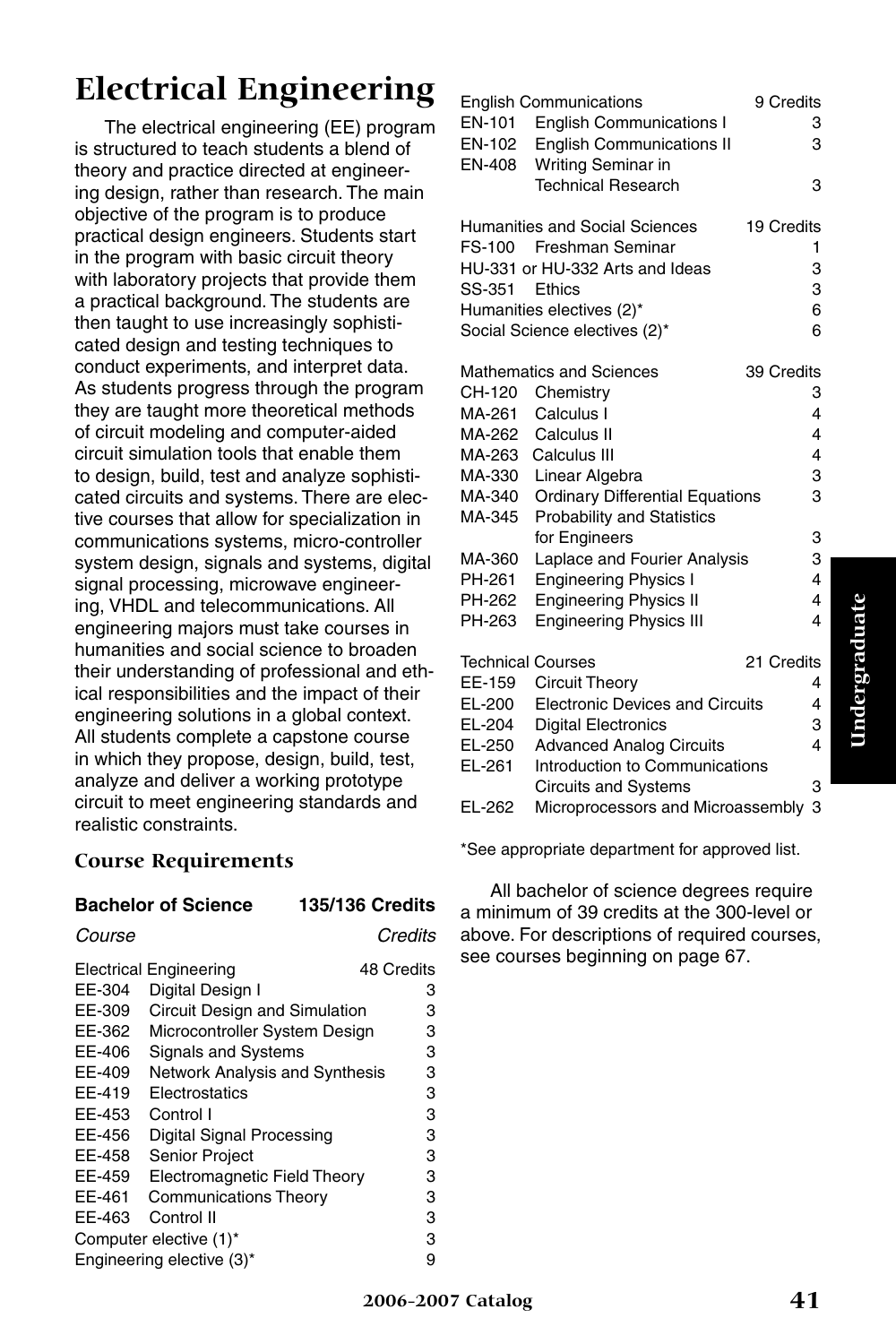# Electrical Engineering

The electrical engineering (EE) program is structured to teach students a blend of theory and practice directed at engineering design, rather than research. The main objective of the program is to produce practical design engineers. Students start in the program with basic circuit theory with laboratory projects that provide them a practical background. The students are then taught to use increasingly sophisticated design and testing techniques to conduct experiments, and interpret data. As students progress through the program they are taught more theoretical methods of circuit modeling and computer-aided circuit simulation tools that enable them to design, build, test and analyze sophisticated circuits and systems. There are elective courses that allow for specialization in communications systems, micro-controller system design, signals and systems, digital signal processing, microwave engineering, VHDL and telecommunications. All engineering majors must take courses in humanities and social science to broaden their understanding of professional and ethical responsibilities and the impact of their engineering solutions in a global context. All students complete a capstone course in which they propose, design, build, test, analyze and deliver a working prototype circuit to meet engineering standards and realistic constraints.

### Course Requirements

**Bachelor of Science — 135/136 Credits**

| Course | | Credits |
|---|---|---|
| **Electrical Engineering** | | **48 Credits** |
| EE-304 | Digital Design I | 3 |
| EE-309 | Circuit Design and Simulation | 3 |
| EE-362 | Microcontroller System Design | 3 |
| EE-406 | Signals and Systems | 3 |
| EE-409 | Network Analysis and Synthesis | 3 |
| EE-419 | Electrostatics | 3 |
| EE-453 | Control I | 3 |
| EE-456 | Digital Signal Processing | 3 |
| EE-458 | Senior Project | 3 |
| EE-459 | Electromagnetic Field Theory | 3 |
| EE-461 | Communications Theory | 3 |
| EE-463 | Control II | 3 |
| Computer elective (1)* | | 3 |
| Engineering elective (3)* | | 9 |
| **English Communications** | | **9 Credits** |
| EN-101 | English Communications I | 3 |
| EN-102 | English Communications II | 3 |
| EN-408 | Writing Seminar in Technical Research | 3 |
| **Humanities and Social Sciences** | | **19 Credits** |
| FS-100 | Freshman Seminar | 1 |
| HU-331 or HU-332 Arts and Ideas | | 3 |
| SS-351 | Ethics | 3 |
| Humanities electives (2)* | | 6 |
| Social Science electives (2)* | | 6 |
| **Mathematics and Sciences** | | **39 Credits** |
| CH-120 | Chemistry | 3 |
| MA-261 | Calculus I | 4 |
| MA-262 | Calculus II | 4 |
| MA-263 | Calculus III | 4 |
| MA-330 | Linear Algebra | 3 |
| MA-340 | Ordinary Differential Equations | 3 |
| MA-345 | Probability and Statistics for Engineers | 3 |
| MA-360 | Laplace and Fourier Analysis | 3 |
| PH-261 | Engineering Physics I | 4 |
| PH-262 | Engineering Physics II | 4 |
| PH-263 | Engineering Physics III | 4 |
| **Technical Courses** | | **21 Credits** |
| EE-159 | Circuit Theory | 4 |
| EL-200 | Electronic Devices and Circuits | 4 |
| EL-204 | Digital Electronics | 3 |
| EL-250 | Advanced Analog Circuits | 4 |
| EL-261 | Introduction to Communications Circuits and Systems | 3 |
| EL-262 | Microprocessors and Microassembly | 3 |

*See appropriate department for approved list.

All bachelor of science degrees require a minimum of 39 credits at the 300-level or above. For descriptions of required courses, see courses beginning on page 67.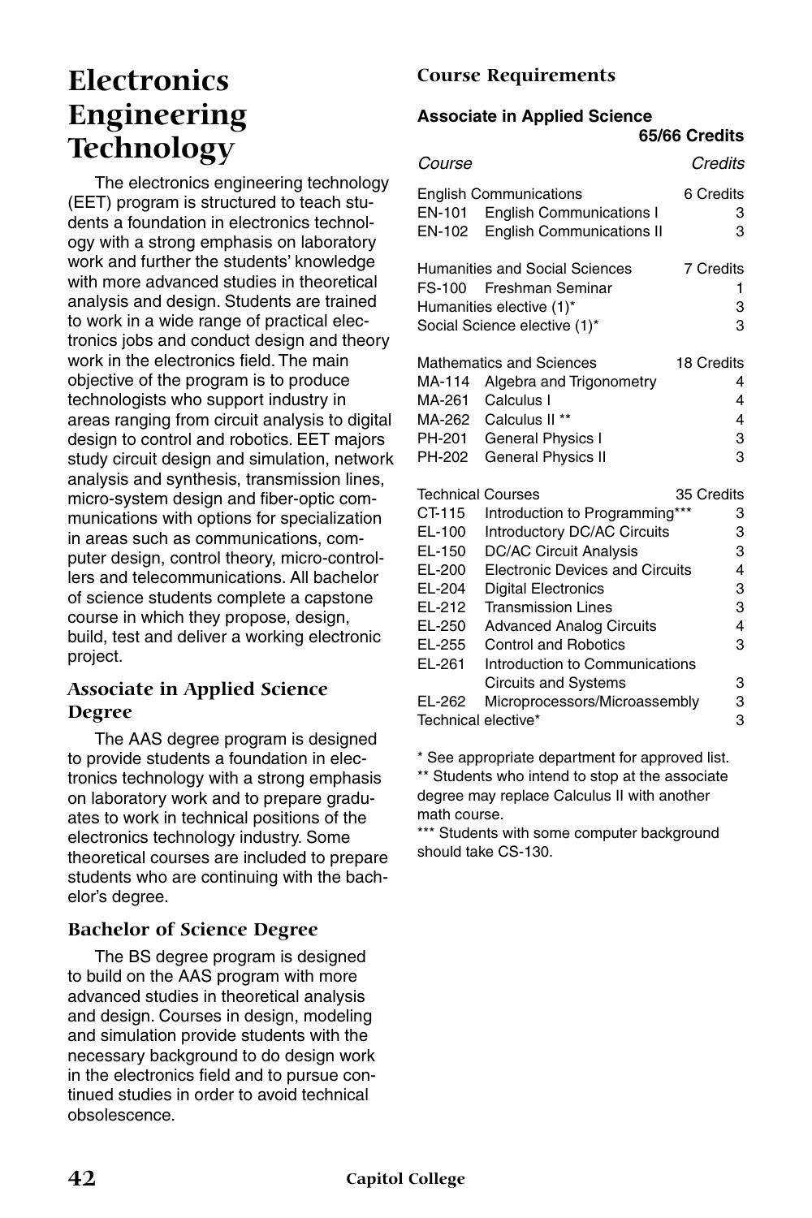# Electronics Engineering Technology

The electronics engineering technology (EET) program is structured to teach students a foundation in electronics technology with a strong emphasis on laboratory work and further the students' knowledge with more advanced studies in theoretical analysis and design. Students are trained to work in a wide range of practical electronics jobs and conduct design and theory work in the electronics field. The main objective of the program is to produce technologists who support industry in areas ranging from circuit analysis to digital design to control and robotics. EET majors study circuit design and simulation, network analysis and synthesis, transmission lines, micro-system design and fiber-optic communications with options for specialization in areas such as communications, computer design, control theory, micro-controllers and telecommunications. All bachelor of science students complete a capstone course in which they propose, design, build, test and deliver a working electronic project.

## Associate in Applied Science Degree

The AAS degree program is designed to provide students a foundation in electronics technology with a strong emphasis on laboratory work and to prepare graduates to work in technical positions of the electronics technology industry. Some theoretical courses are included to prepare students who are continuing with the bachelor's degree.

## Bachelor of Science Degree

The BS degree program is designed to build on the AAS program with more advanced studies in theoretical analysis and design. Courses in design, modeling and simulation provide students with the necessary background to do design work in the electronics field and to pursue continued studies in order to avoid technical obsolescence.

## Course Requirements

**Associate in Applied Science** **65/66 Credits**

| *Course* | | *Credits* |
|---|---|---|
| English Communications | | 6 Credits |
| EN-101 | English Communications I | 3 |
| EN-102 | English Communications II | 3 |
| Humanities and Social Sciences | | 7 Credits |
| FS-100 | Freshman Seminar | 1 |
| Humanities elective (1)* | | 3 |
| Social Science elective (1)* | | 3 |
| Mathematics and Sciences | | 18 Credits |
| MA-114 | Algebra and Trigonometry | 4 |
| MA-261 | Calculus I | 4 |
| MA-262 | Calculus II ** | 4 |
| PH-201 | General Physics I | 3 |
| PH-202 | General Physics II | 3 |
| Technical Courses | | 35 Credits |
| CT-115 | Introduction to Programming*** | 3 |
| EL-100 | Introductory DC/AC Circuits | 3 |
| EL-150 | DC/AC Circuit Analysis | 3 |
| EL-200 | Electronic Devices and Circuits | 4 |
| EL-204 | Digital Electronics | 3 |
| EL-212 | Transmission Lines | 3 |
| EL-250 | Advanced Analog Circuits | 4 |
| EL-255 | Control and Robotics | 3 |
| EL-261 | Introduction to Communications Circuits and Systems | 3 |
| EL-262 | Microprocessors/Microassembly | 3 |
| Technical elective* | | 3 |

\* See appropriate department for approved list.

** Students who intend to stop at the associate degree may replace Calculus II with another math course.

*** Students with some computer background should take CS-130.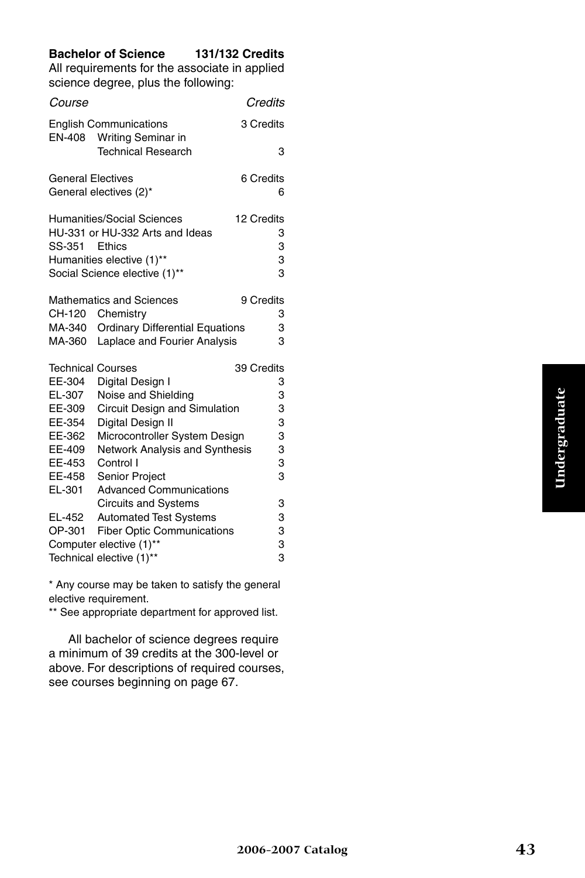**Bachelor of Science 131/132 Credits**

All requirements for the associate in applied science degree, plus the following:

| *Course* | | *Credits* |
|---|---|---|
| English Communications | | 3 Credits |
| EN-408 | Writing Seminar in Technical Research | 3 |
| General Electives | | 6 Credits |
| General electives (2)* | | 6 |
| Humanities/Social Sciences | | 12 Credits |
| HU-331 or HU-332 Arts and Ideas | | 3 |
| SS-351 | Ethics | 3 |
| Humanities elective (1)** | | 3 |
| Social Science elective (1)** | | 3 |
| Mathematics and Sciences | | 9 Credits |
| CH-120 | Chemistry | 3 |
| MA-340 | Ordinary Differential Equations | 3 |
| MA-360 | Laplace and Fourier Analysis | 3 |
| Technical Courses | | 39 Credits |
| EE-304 | Digital Design I | 3 |
| EL-307 | Noise and Shielding | 3 |
| EE-309 | Circuit Design and Simulation | 3 |
| EE-354 | Digital Design II | 3 |
| EE-362 | Microcontroller System Design | 3 |
| EE-409 | Network Analysis and Synthesis | 3 |
| EE-453 | Control I | 3 |
| EE-458 | Senior Project | 3 |
| EL-301 | Advanced Communications Circuits and Systems | 3 |
| EL-452 | Automated Test Systems | 3 |
| OP-301 | Fiber Optic Communications | 3 |
| Computer elective (1)** | | 3 |
| Technical elective (1)** | | 3 |

* Any course may be taken to satisfy the general elective requirement.

** See appropriate department for approved list.

All bachelor of science degrees require a minimum of 39 credits at the 300-level or above. For descriptions of required courses, see courses beginning on page 67.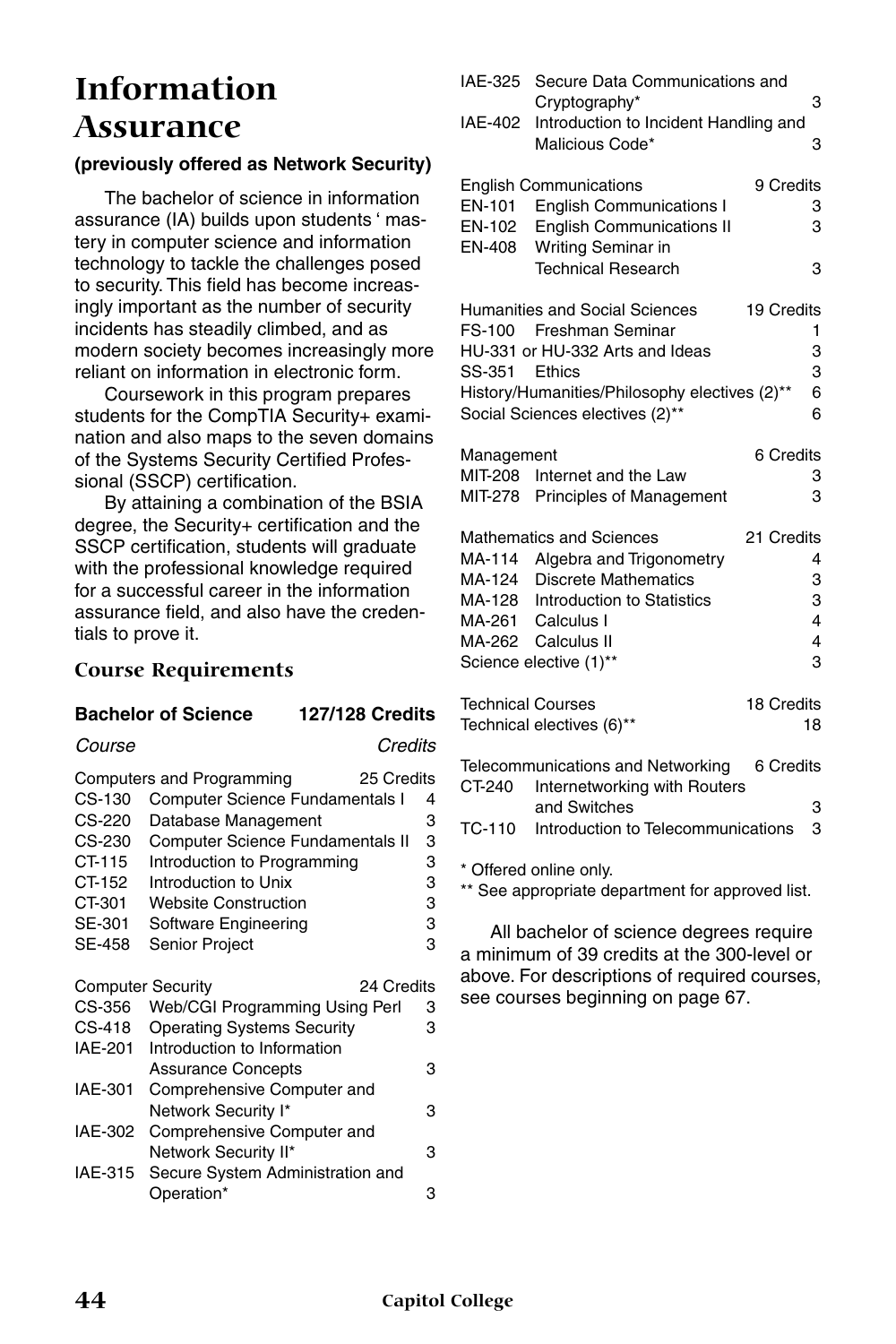# Information Assurance

**(previously offered as Network Security)**

The bachelor of science in information assurance (IA) builds upon students ' mastery in computer science and information technology to tackle the challenges posed to security. This field has become increasingly important as the number of security incidents has steadily climbed, and as modern society becomes increasingly more reliant on information in electronic form.

Coursework in this program prepares students for the CompTIA Security+ examination and also maps to the seven domains of the Systems Security Certified Professional (SSCP) certification.

By attaining a combination of the BSIA degree, the Security+ certification and the SSCP certification, students will graduate with the professional knowledge required for a successful career in the information assurance field, and also have the credentials to prove it.

## Course Requirements

| **Bachelor of Science** | | **127/128 Credits** |
|---|---|---|
| *Course* | | *Credits* |
| **Computers and Programming** | | **25 Credits** |
| CS-130 | Computer Science Fundamentals I | 4 |
| CS-220 | Database Management | 3 |
| CS-230 | Computer Science Fundamentals II | 3 |
| CT-115 | Introduction to Programming | 3 |
| CT-152 | Introduction to Unix | 3 |
| CT-301 | Website Construction | 3 |
| SE-301 | Software Engineering | 3 |
| SE-458 | Senior Project | 3 |
| **Computer Security** | | **24 Credits** |
| CS-356 | Web/CGI Programming Using Perl | 3 |
| CS-418 | Operating Systems Security | 3 |
| IAE-201 | Introduction to Information Assurance Concepts | 3 |
| IAE-301 | Comprehensive Computer and Network Security I* | 3 |
| IAE-302 | Comprehensive Computer and Network Security II* | 3 |
| IAE-315 | Secure System Administration and Operation* | 3 |
| IAE-325 | Secure Data Communications and Cryptography* | 3 |
| IAE-402 | Introduction to Incident Handling and Malicious Code* | 3 |
| **English Communications** | | **9 Credits** |
| EN-101 | English Communications I | 3 |
| EN-102 | English Communications II | 3 |
| EN-408 | Writing Seminar in Technical Research | 3 |
| **Humanities and Social Sciences** | | **19 Credits** |
| FS-100 | Freshman Seminar | 1 |
| HU-331 or HU-332 Arts and Ideas | | 3 |
| SS-351 | Ethics | 3 |
| History/Humanities/Philosophy electives (2)** | | 6 |
| Social Sciences electives (2)** | | 6 |
| **Management** | | **6 Credits** |
| MIT-208 | Internet and the Law | 3 |
| MIT-278 | Principles of Management | 3 |
| **Mathematics and Sciences** | | **21 Credits** |
| MA-114 | Algebra and Trigonometry | 4 |
| MA-124 | Discrete Mathematics | 3 |
| MA-128 | Introduction to Statistics | 3 |
| MA-261 | Calculus I | 4 |
| MA-262 | Calculus II | 4 |
| Science elective (1)** | | 3 |
| **Technical Courses** | | **18 Credits** |
| Technical electives (6)** | | 18 |
| **Telecommunications and Networking** | | **6 Credits** |
| CT-240 | Internetworking with Routers and Switches | 3 |
| TC-110 | Introduction to Telecommunications | 3 |

\* Offered online only.

\*\* See appropriate department for approved list.

All bachelor of science degrees require a minimum of 39 credits at the 300-level or above. For descriptions of required courses, see courses beginning on page 67.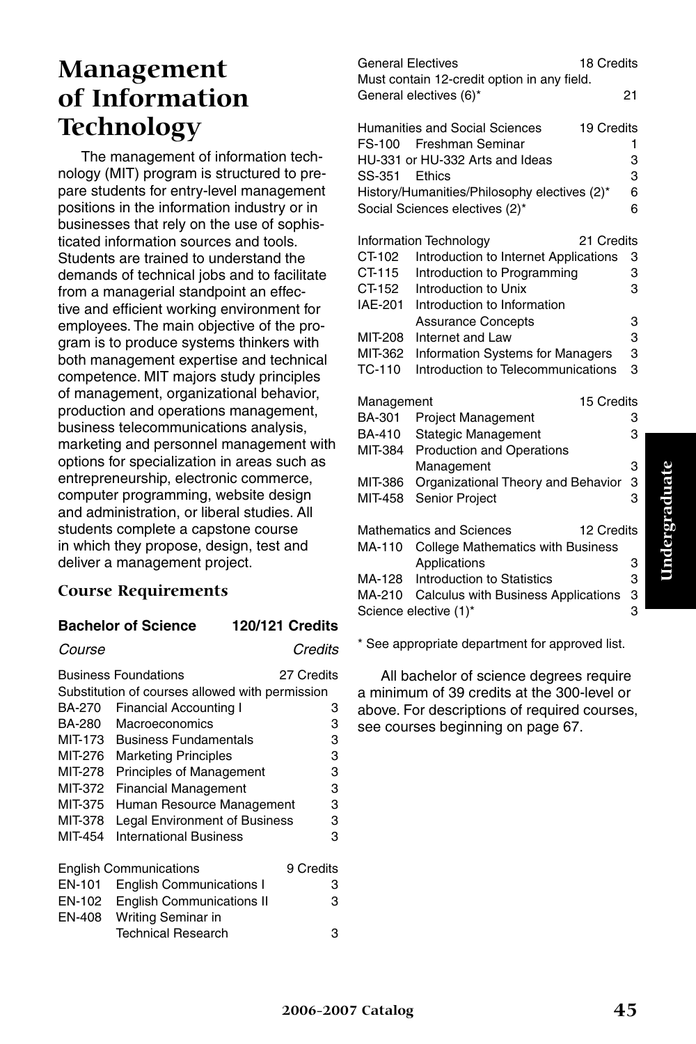# Management of Information Technology

The management of information technology (MIT) program is structured to prepare students for entry-level management positions in the information industry or in businesses that rely on the use of sophisticated information sources and tools. Students are trained to understand the demands of technical jobs and to facilitate from a managerial standpoint an effective and efficient working environment for employees. The main objective of the program is to produce systems thinkers with both management expertise and technical competence. MIT majors study principles of management, organizational behavior, production and operations management, business telecommunications analysis, marketing and personnel management with options for specialization in areas such as entrepreneurship, electronic commerce, computer programming, website design and administration, or liberal studies. All students complete a capstone course in which they propose, design, test and deliver a management project.

### Course Requirements

**Bachelor of Science — 120/121 Credits**

| Course | | Credits |
|---|---|---|
| **Business Foundations** | | **27 Credits** |
| Substitution of courses allowed with permission | | |
| BA-270 | Financial Accounting I | 3 |
| BA-280 | Macroeconomics | 3 |
| MIT-173 | Business Fundamentals | 3 |
| MIT-276 | Marketing Principles | 3 |
| MIT-278 | Principles of Management | 3 |
| MIT-372 | Financial Management | 3 |
| MIT-375 | Human Resource Management | 3 |
| MIT-378 | Legal Environment of Business | 3 |
| MIT-454 | International Business | 3 |
| **English Communications** | | **9 Credits** |
| EN-101 | English Communications I | 3 |
| EN-102 | English Communications II | 3 |
| EN-408 | Writing Seminar in Technical Research | 3 |
| **General Electives** | | **18 Credits** |
| Must contain 12-credit option in any field. | | |
| General electives (6)* | | 21 |
| **Humanities and Social Sciences** | | **19 Credits** |
| FS-100 | Freshman Seminar | 1 |
| HU-331 or HU-332 Arts and Ideas | | 3 |
| SS-351 | Ethics | 3 |
| History/Humanities/Philosophy electives (2)* | | 6 |
| Social Sciences electives (2)* | | 6 |
| **Information Technology** | | **21 Credits** |
| CT-102 | Introduction to Internet Applications | 3 |
| CT-115 | Introduction to Programming | 3 |
| CT-152 | Introduction to Unix | 3 |
| IAE-201 | Introduction to Information Assurance Concepts | 3 |
| MIT-208 | Internet and Law | 3 |
| MIT-362 | Information Systems for Managers | 3 |
| TC-110 | Introduction to Telecommunications | 3 |
| **Management** | | **15 Credits** |
| BA-301 | Project Management | 3 |
| BA-410 | Stagegic Management | 3 |
| MIT-384 | Production and Operations Management | 3 |
| MIT-386 | Organizational Theory and Behavior | 3 |
| MIT-458 | Senior Project | 3 |
| **Mathematics and Sciences** | | **12 Credits** |
| MA-110 | College Mathematics with Business Applications | 3 |
| MA-128 | Introduction to Statistics | 3 |
| MA-210 | Calculus with Business Applications | 3 |
| Science elective (1)* | | 3 |

\* See appropriate department for approved list.

All bachelor of science degrees require a minimum of 39 credits at the 300-level or above. For descriptions of required courses, see courses beginning on page 67.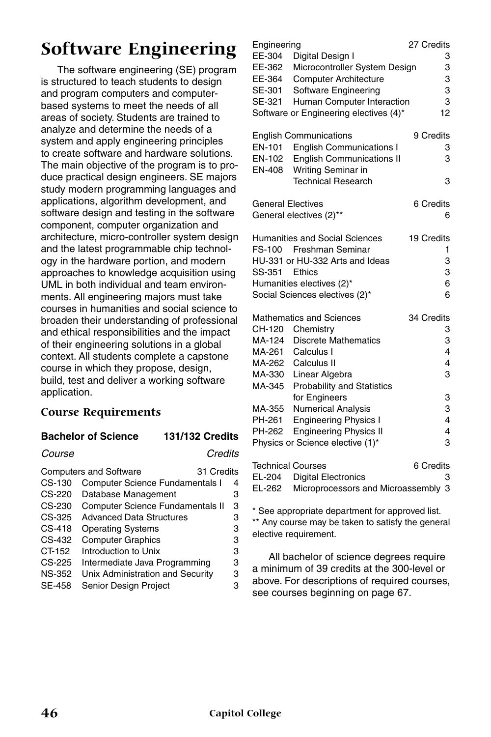# Software Engineering

The software engineering (SE) program is structured to teach students to design and program computers and computer-based systems to meet the needs of all areas of society. Students are trained to analyze and determine the needs of a system and apply engineering principles to create software and hardware solutions. The main objective of the program is to produce practical design engineers. SE majors study modern programming languages and applications, algorithm development, and software design and testing in the software component, computer organization and architecture, micro-controller system design and the latest programmable chip technology in the hardware portion, and modern approaches to knowledge acquisition using UML in both individual and team environments. All engineering majors must take courses in humanities and social science to broaden their understanding of professional and ethical responsibilities and the impact of their engineering solutions in a global context. All students complete a capstone course in which they propose, design, build, test and deliver a working software application.

## Course Requirements

**Bachelor of Science — 131/132 Credits**

| Course | | *Credits* |
|---|---|---|
| **Computers and Software** | | **31 Credits** |
| CS-130 | Computer Science Fundamentals I | 4 |
| CS-220 | Database Management | 3 |
| CS-230 | Computer Science Fundamentals II | 3 |
| CS-325 | Advanced Data Structures | 3 |
| CS-418 | Operating Systems | 3 |
| CS-432 | Computer Graphics | 3 |
| CT-152 | Introduction to Unix | 3 |
| CS-225 | Intermediate Java Programming | 3 |
| NS-352 | Unix Administration and Security | 3 |
| SE-458 | Senior Design Project | 3 |
| **Engineering** | | **27 Credits** |
| EE-304 | Digital Design I | 3 |
| EE-362 | Microcontroller System Design | 3 |
| EE-364 | Computer Architecture | 3 |
| SE-301 | Software Engineering | 3 |
| SE-321 | Human Computer Interaction | 3 |
| Software or Engineering electives (4)* | | 12 |
| **English Communications** | | **9 Credits** |
| EN-101 | English Communications I | 3 |
| EN-102 | English Communications II | 3 |
| EN-408 | Writing Seminar in Technical Research | 3 |
| **General Electives** | | **6 Credits** |
| General electives (2)** | | 6 |
| **Humanities and Social Sciences** | | **19 Credits** |
| FS-100 | Freshman Seminar | 1 |
| HU-331 or HU-332 Arts and Ideas | | 3 |
| SS-351 | Ethics | 3 |
| Humanities electives (2)* | | 6 |
| Social Sciences electives (2)* | | 6 |
| **Mathematics and Sciences** | | **34 Credits** |
| CH-120 | Chemistry | 3 |
| MA-124 | Discrete Mathematics | 3 |
| MA-261 | Calculus I | 4 |
| MA-262 | Calculus II | 4 |
| MA-330 | Linear Algebra | 3 |
| MA-345 | Probability and Statistics for Engineers | 3 |
| MA-355 | Numerical Analysis | 3 |
| PH-261 | Engineering Physics I | 4 |
| PH-262 | Engineering Physics II | 4 |
| Physics or Science elective (1)* | | 3 |
| **Technical Courses** | | **6 Credits** |
| EL-204 | Digital Electronics | 3 |
| EL-262 | Microprocessors and Microassembly | 3 |

\* See appropriate department for approved list.
** Any course may be taken to satisfy the general elective requirement.

All bachelor of science degrees require a minimum of 39 credits at the 300-level or above. For descriptions of required courses, see courses beginning on page 67.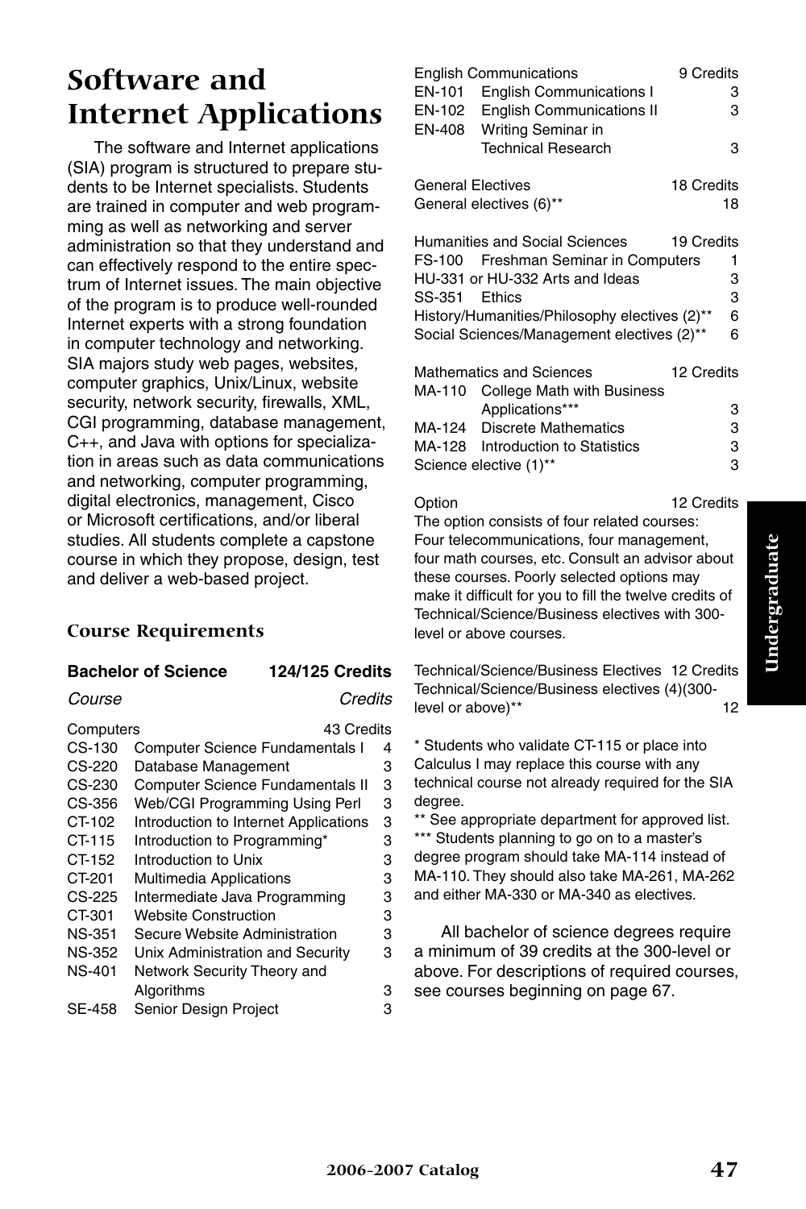# Software and Internet Applications

The software and Internet applications (SIA) program is structured to prepare students to be Internet specialists. Students are trained in computer and web programming as well as networking and server administration so that they understand and can effectively respond to the entire spectrum of Internet issues. The main objective of the program is to produce well-rounded Internet experts with a strong foundation in computer technology and networking. SIA majors study web pages, websites, computer graphics, Unix/Linux, website security, network security, firewalls, XML, CGI programming, database management, C++, and Java with options for specialization in areas such as data communications and networking, computer programming, digital electronics, management, Cisco or Microsoft certifications, and/or liberal studies. All students complete a capstone course in which they propose, design, test and deliver a web-based project.

### Course Requirements

| **Bachelor of Science** | | **124/125 Credits** |
|---|---|---|
| *Course* | | *Credits* |
| Computers | | 43 Credits |
| CS-130 | Computer Science Fundamentals I | 4 |
| CS-220 | Database Management | 3 |
| CS-230 | Computer Science Fundamentals II | 3 |
| CS-356 | Web/CGI Programming Using Perl | 3 |
| CT-102 | Introduction to Internet Applications | 3 |
| CT-115 | Introduction to Programming* | 3 |
| CT-152 | Introduction to Unix | 3 |
| CT-201 | Multimedia Applications | 3 |
| CS-225 | Intermediate Java Programming | 3 |
| CT-301 | Website Construction | 3 |
| NS-351 | Secure Website Administration | 3 |
| NS-352 | Unix Administration and Security | 3 |
| NS-401 | Network Security Theory and Algorithms | 3 |
| SE-458 | Senior Design Project | 3 |
| English Communications | | 9 Credits |
| EN-101 | English Communications I | 3 |
| EN-102 | English Communications II | 3 |
| EN-408 | Writing Seminar in Technical Research | 3 |
| General Electives | | 18 Credits |
| General electives (6)** | | 18 |
| Humanities and Social Sciences | | 19 Credits |
| FS-100 | Freshman Seminar in Computers | 1 |
| HU-331 or HU-332 Arts and Ideas | | 3 |
| SS-351 | Ethics | 3 |
| History/Humanities/Philosophy electives (2)** | | 6 |
| Social Sciences/Management electives (2)** | | 6 |
| Mathematics and Sciences | | 12 Credits |
| MA-110 | College Math with Business Applications*** | 3 |
| MA-124 | Discrete Mathematics | 3 |
| MA-128 | Introduction to Statistics | 3 |
| Science elective (1)** | | 3 |
| Option | | 12 Credits |

The option consists of four related courses: Four telecommunications, four management, four math courses, etc. Consult an advisor about these courses. Poorly selected options may make it difficult for you to fill the twelve credits of Technical/Science/Business electives with 300-level or above courses.

| Technical/Science/Business Electives | 12 Credits |
|---|---|
| Technical/Science/Business electives (4)(300-level or above)** | 12 |

\* Students who validate CT-115 or place into Calculus I may replace this course with any technical course not already required for the SIA degree.

** See appropriate department for approved list.

*** Students planning to go on to a master's degree program should take MA-114 instead of MA-110. They should also take MA-261, MA-262 and either MA-330 or MA-340 as electives.

All bachelor of science degrees require a minimum of 39 credits at the 300-level or above. For descriptions of required courses, see courses beginning on page 67.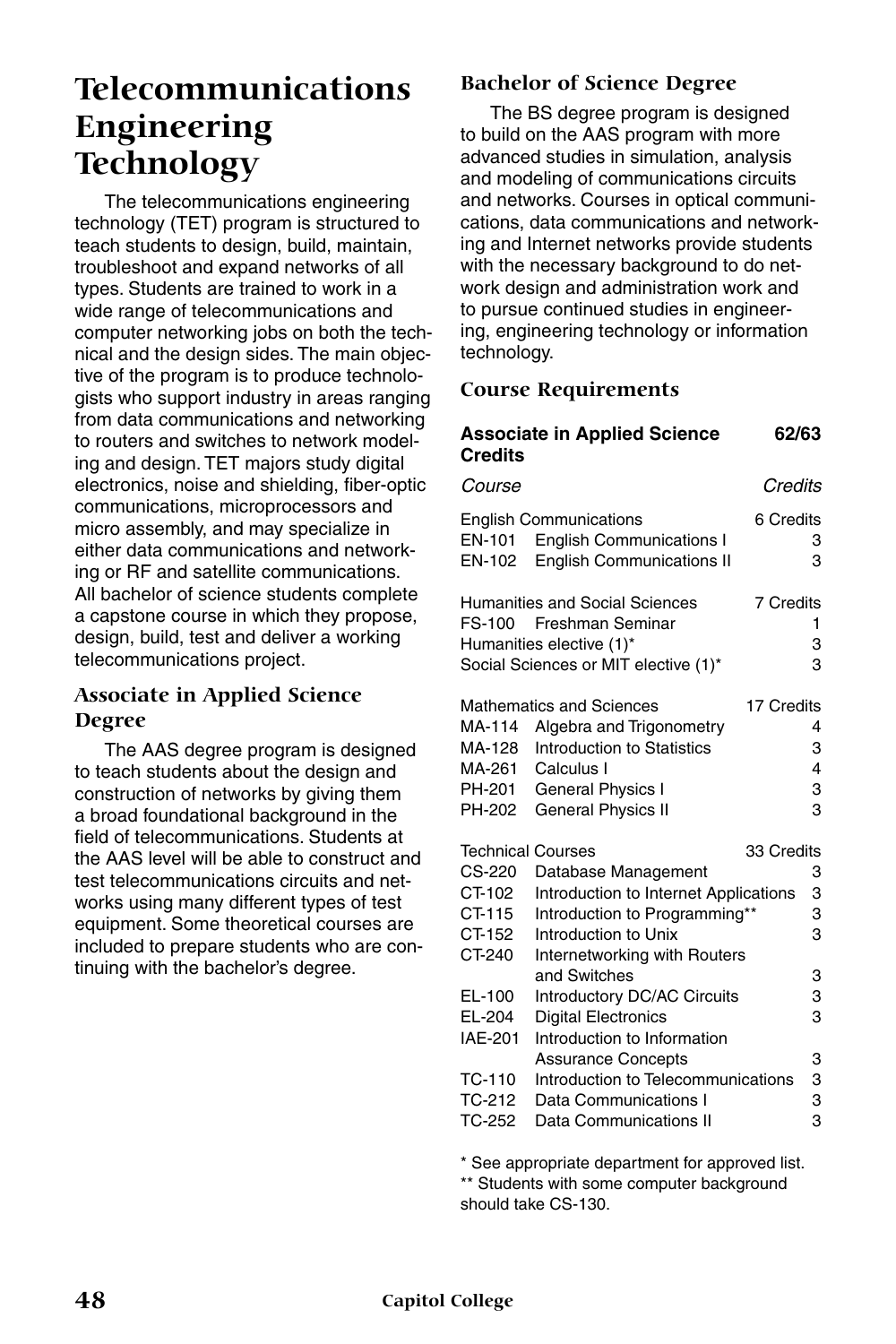# Telecommunications Engineering Technology

The telecommunications engineering technology (TET) program is structured to teach students to design, build, maintain, troubleshoot and expand networks of all types. Students are trained to work in a wide range of telecommunications and computer networking jobs on both the technical and the design sides. The main objective of the program is to produce technologists who support industry in areas ranging from data communications and networking to routers and switches to network modeling and design. TET majors study digital electronics, noise and shielding, fiber-optic communications, microprocessors and micro assembly, and may specialize in either data communications and networking or RF and satellite communications. All bachelor of science students complete a capstone course in which they propose, design, build, test and deliver a working telecommunications project.

### Associate in Applied Science Degree

The AAS degree program is designed to teach students about the design and construction of networks by giving them a broad foundational background in the field of telecommunications. Students at the AAS level will be able to construct and test telecommunications circuits and networks using many different types of test equipment. Some theoretical courses are included to prepare students who are continuing with the bachelor's degree.

### Bachelor of Science Degree

The BS degree program is designed to build on the AAS program with more advanced studies in simulation, analysis and modeling of communications circuits and networks. Courses in optical communications, data communications and networking and Internet networks provide students with the necessary background to do network design and administration work and to pursue continued studies in engineering, engineering technology or information technology.

### Course Requirements

**Associate in Applied Science Credits — 62/63**

| *Course* | | *Credits* |
|---|---|---|
| English Communications | | 6 Credits |
| EN-101 | English Communications I | 3 |
| EN-102 | English Communications II | 3 |
| Humanities and Social Sciences | | 7 Credits |
| FS-100 | Freshman Seminar | 1 |
| Humanities elective (1)* | | 3 |
| Social Sciences or MIT elective (1)* | | 3 |
| Mathematics and Sciences | | 17 Credits |
| MA-114 | Algebra and Trigonometry | 4 |
| MA-128 | Introduction to Statistics | 3 |
| MA-261 | Calculus I | 4 |
| PH-201 | General Physics I | 3 |
| PH-202 | General Physics II | 3 |
| Technical Courses | | 33 Credits |
| CS-220 | Database Management | 3 |
| CT-102 | Introduction to Internet Applications | 3 |
| CT-115 | Introduction to Programming** | 3 |
| CT-152 | Introduction to Unix | 3 |
| CT-240 | Internetworking with Routers and Switches | 3 |
| EL-100 | Introductory DC/AC Circuits | 3 |
| EL-204 | Digital Electronics | 3 |
| IAE-201 | Introduction to Information Assurance Concepts | 3 |
| TC-110 | Introduction to Telecommunications | 3 |
| TC-212 | Data Communications I | 3 |
| TC-252 | Data Communications II | 3 |

\* See appropriate department for approved list.
** Students with some computer background should take CS-130.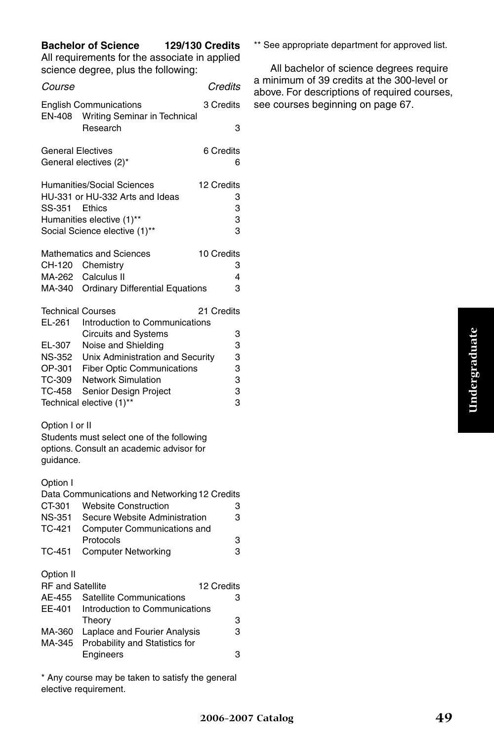**Bachelor of Science 129/130 Credits**

All requirements for the associate in applied science degree, plus the following:

| *Course* | | *Credits* |
|---|---|---|
| English Communications | | 3 Credits |
| EN-408 | Writing Seminar in Technical Research | 3 |
| General Electives | | 6 Credits |
| General electives (2)* | | 6 |
| Humanities/Social Sciences | | 12 Credits |
| HU-331 or HU-332 Arts and Ideas | | 3 |
| SS-351 | Ethics | 3 |
| Humanities elective (1)** | | 3 |
| Social Science elective (1)** | | 3 |
| Mathematics and Sciences | | 10 Credits |
| CH-120 | Chemistry | 3 |
| MA-262 | Calculus II | 4 |
| MA-340 | Ordinary Differential Equations | 3 |
| Technical Courses | | 21 Credits |
| EL-261 | Introduction to Communications Circuits and Systems | 3 |
| EL-307 | Noise and Shielding | 3 |
| NS-352 | Unix Administration and Security | 3 |
| OP-301 | Fiber Optic Communications | 3 |
| TC-309 | Network Simulation | 3 |
| TC-458 | Senior Design Project | 3 |
| Technical elective (1)** | | 3 |

Option I or II

Students must select one of the following options. Consult an academic advisor for guidance.

Option I

| Data Communications and Networking | | 12 Credits |
|---|---|---|
| CT-301 | Website Construction | 3 |
| NS-351 | Secure Website Administration | 3 |
| TC-421 | Computer Communications and Protocols | 3 |
| TC-451 | Computer Networking | 3 |

Option II

| RF and Satellite | | 12 Credits |
|---|---|---|
| AE-455 | Satellite Communications | 3 |
| EE-401 | Introduction to Communications Theory | 3 |
| MA-360 | Laplace and Fourier Analysis | 3 |
| MA-345 | Probability and Statistics for Engineers | 3 |

\* Any course may be taken to satisfy the general elective requirement.

** See appropriate department for approved list.

All bachelor of science degrees require a minimum of 39 credits at the 300-level or above. For descriptions of required courses, see courses beginning on page 67.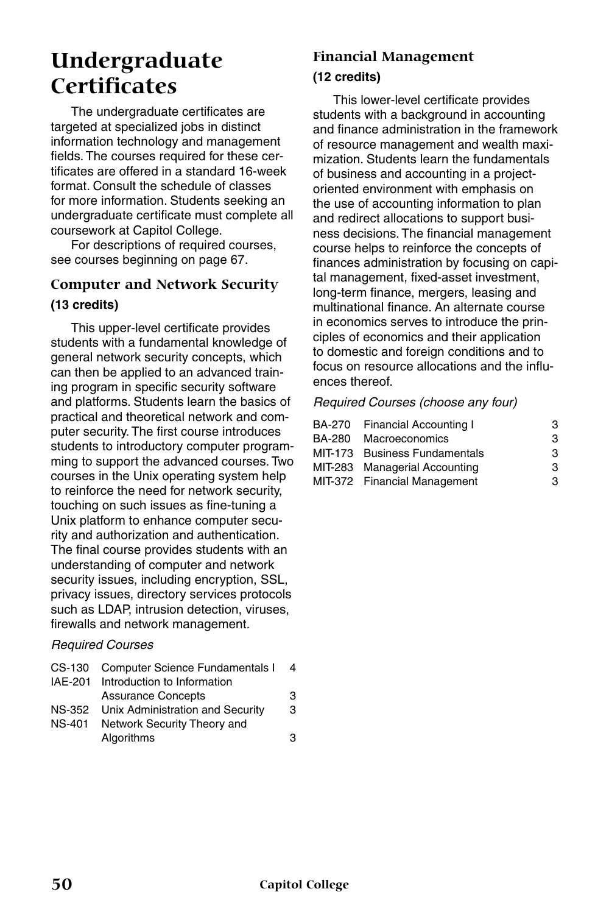# Undergraduate Certificates

The undergraduate certificates are targeted at specialized jobs in distinct information technology and management fields. The courses required for these certificates are offered in a standard 16-week format. Consult the schedule of classes for more information. Students seeking an undergraduate certificate must complete all coursework at Capitol College.

For descriptions of required courses, see courses beginning on page 67.

## Computer and Network Security

**(13 credits)**

This upper-level certificate provides students with a fundamental knowledge of general network security concepts, which can then be applied to an advanced training program in specific security software and platforms. Students learn the basics of practical and theoretical network and computer security. The first course introduces students to introductory computer programming to support the advanced courses. Two courses in the Unix operating system help to reinforce the need for network security, touching on such issues as fine-tuning a Unix platform to enhance computer security and authorization and authentication. The final course provides students with an understanding of computer and network security issues, including encryption, SSL, privacy issues, directory services protocols such as LDAP, intrusion detection, viruses, firewalls and network management.

*Required Courses*

| | | |
|---|---|---|
| CS-130 | Computer Science Fundamentals I | 4 |
| IAE-201 | Introduction to Information Assurance Concepts | 3 |
| NS-352 | Unix Administration and Security | 3 |
| NS-401 | Network Security Theory and Algorithms | 3 |

## Financial Management

**(12 credits)**

This lower-level certificate provides students with a background in accounting and finance administration in the framework of resource management and wealth maximization. Students learn the fundamentals of business and accounting in a project-oriented environment with emphasis on the use of accounting information to plan and redirect allocations to support business decisions. The financial management course helps to reinforce the concepts of finances administration by focusing on capital management, fixed-asset investment, long-term finance, mergers, leasing and multinational finance. An alternate course in economics serves to introduce the principles of economics and their application to domestic and foreign conditions and to focus on resource allocations and the influences thereof.

*Required Courses (choose any four)*

| | | |
|---|---|---|
| BA-270 | Financial Accounting I | 3 |
| BA-280 | Macroeconomics | 3 |
| MIT-173 | Business Fundamentals | 3 |
| MIT-283 | Managerial Accounting | 3 |
| MIT-372 | Financial Management | 3 |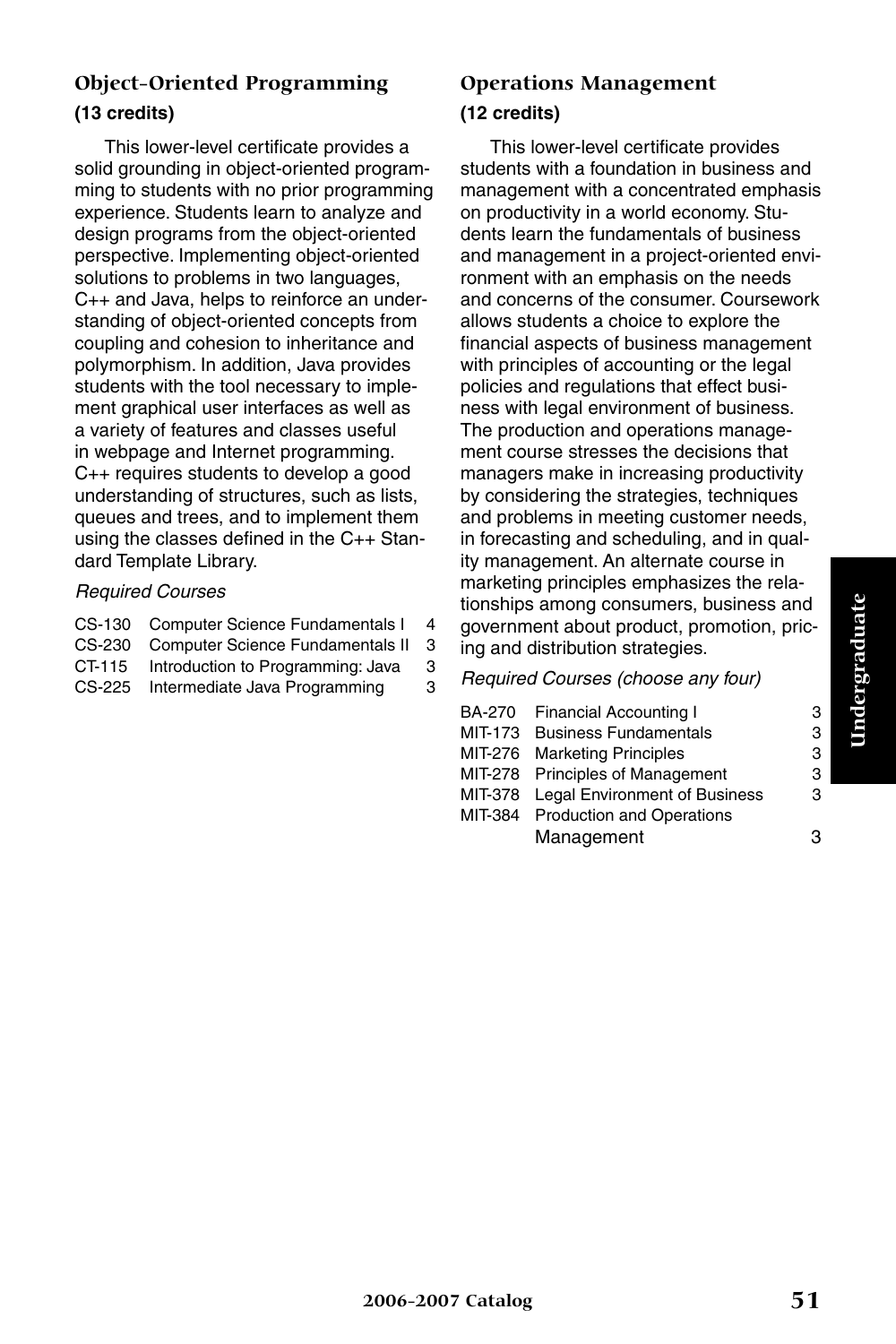## Object-Oriented Programming

**(13 credits)**

This lower-level certificate provides a solid grounding in object-oriented programming to students with no prior programming experience. Students learn to analyze and design programs from the object-oriented perspective. Implementing object-oriented solutions to problems in two languages, C++ and Java, helps to reinforce an understanding of object-oriented concepts from coupling and cohesion to inheritance and polymorphism. In addition, Java provides students with the tool necessary to implement graphical user interfaces as well as a variety of features and classes useful in webpage and Internet programming. C++ requires students to develop a good understanding of structures, such as lists, queues and trees, and to implement them using the classes defined in the C++ Standard Template Library.

*Required Courses*

| | | |
|---|---|---|
| CS-130 | Computer Science Fundamentals I | 4 |
| CS-230 | Computer Science Fundamentals II | 3 |
| CT-115 | Introduction to Programming: Java | 3 |
| CS-225 | Intermediate Java Programming | 3 |

## Operations Management

**(12 credits)**

This lower-level certificate provides students with a foundation in business and management with a concentrated emphasis on productivity in a world economy. Students learn the fundamentals of business and management in a project-oriented environment with an emphasis on the needs and concerns of the consumer. Coursework allows students a choice to explore the financial aspects of business management with principles of accounting or the legal policies and regulations that effect business with legal environment of business. The production and operations management course stresses the decisions that managers make in increasing productivity by considering the strategies, techniques and problems in meeting customer needs, in forecasting and scheduling, and in quality management. An alternate course in marketing principles emphasizes the relationships among consumers, business and government about product, promotion, pricing and distribution strategies.

*Required Courses (choose any four)*

| | | |
|---|---|---|
| BA-270 | Financial Accounting I | 3 |
| MIT-173 | Business Fundamentals | 3 |
| MIT-276 | Marketing Principles | 3 |
| MIT-278 | Principles of Management | 3 |
| MIT-378 | Legal Environment of Business | 3 |
| MIT-384 | Production and Operations Management | 3 |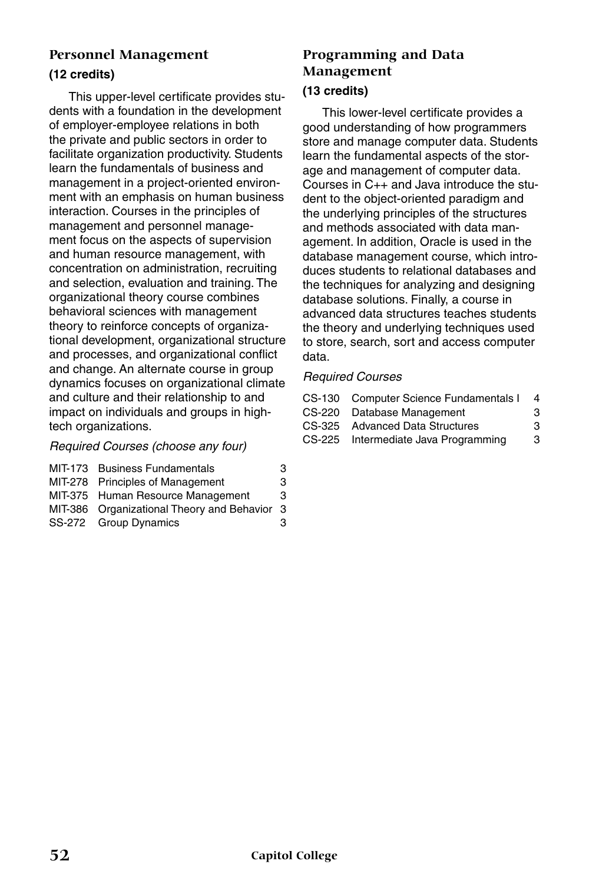## Personnel Management

**(12 credits)**

This upper-level certificate provides students with a foundation in the development of employer-employee relations in both the private and public sectors in order to facilitate organization productivity. Students learn the fundamentals of business and management in a project-oriented environment with an emphasis on human business interaction. Courses in the principles of management and personnel management focus on the aspects of supervision and human resource management, with concentration on administration, recruiting and selection, evaluation and training. The organizational theory course combines behavioral sciences with management theory to reinforce concepts of organizational development, organizational structure and processes, and organizational conflict and change. An alternate course in group dynamics focuses on organizational climate and culture and their relationship to and impact on individuals and groups in high-tech organizations.

*Required Courses (choose any four)*

| | | |
|---|---|---|
| MIT-173 | Business Fundamentals | 3 |
| MIT-278 | Principles of Management | 3 |
| MIT-375 | Human Resource Management | 3 |
| MIT-386 | Organizational Theory and Behavior | 3 |
| SS-272 | Group Dynamics | 3 |

## Programming and Data Management

**(13 credits)**

This lower-level certificate provides a good understanding of how programmers store and manage computer data. Students learn the fundamental aspects of the storage and management of computer data. Courses in C++ and Java introduce the student to the object-oriented paradigm and the underlying principles of the structures and methods associated with data management. In addition, Oracle is used in the database management course, which introduces students to relational databases and the techniques for analyzing and designing database solutions. Finally, a course in advanced data structures teaches students the theory and underlying techniques used to store, search, sort and access computer data.

*Required Courses*

| | | |
|---|---|---|
| CS-130 | Computer Science Fundamentals I | 4 |
| CS-220 | Database Management | 3 |
| CS-325 | Advanced Data Structures | 3 |
| CS-225 | Intermediate Java Programming | 3 |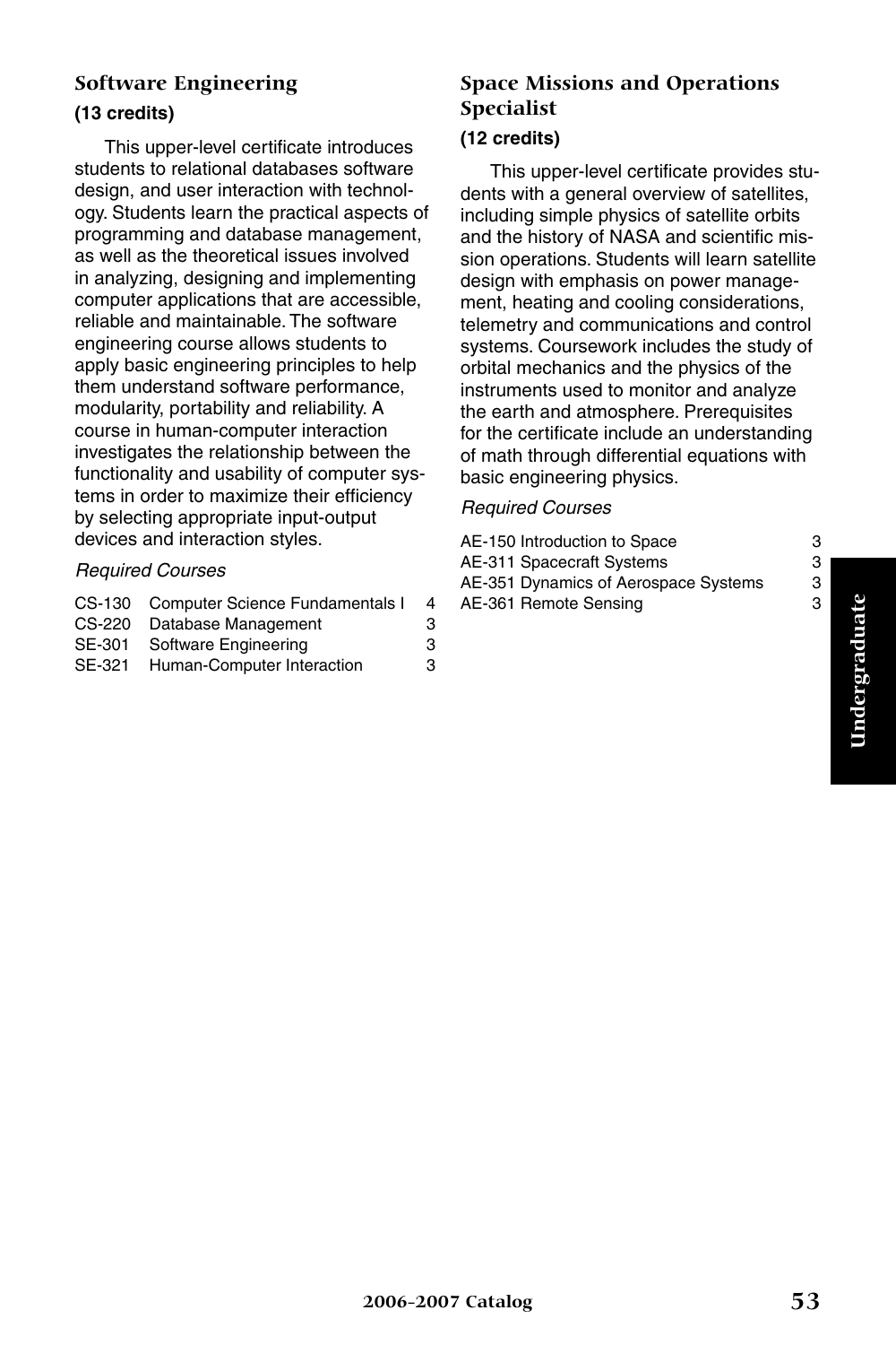## Software Engineering

**(13 credits)**

This upper-level certificate introduces students to relational databases software design, and user interaction with technology. Students learn the practical aspects of programming and database management, as well as the theoretical issues involved in analyzing, designing and implementing computer applications that are accessible, reliable and maintainable. The software engineering course allows students to apply basic engineering principles to help them understand software performance, modularity, portability and reliability. A course in human-computer interaction investigates the relationship between the functionality and usability of computer systems in order to maximize their efficiency by selecting appropriate input-output devices and interaction styles.

*Required Courses*

| | | |
|---|---|---|
| CS-130 | Computer Science Fundamentals I | 4 |
| CS-220 | Database Management | 3 |
| SE-301 | Software Engineering | 3 |
| SE-321 | Human-Computer Interaction | 3 |

## Space Missions and Operations Specialist

**(12 credits)**

This upper-level certificate provides students with a general overview of satellites, including simple physics of satellite orbits and the history of NASA and scientific mission operations. Students will learn satellite design with emphasis on power management, heating and cooling considerations, telemetry and communications and control systems. Coursework includes the study of orbital mechanics and the physics of the instruments used to monitor and analyze the earth and atmosphere. Prerequisites for the certificate include an understanding of math through differential equations with basic engineering physics.

*Required Courses*

| | | |
|---|---|---|
| AE-150 | Introduction to Space | 3 |
| AE-311 | Spacecraft Systems | 3 |
| AE-351 | Dynamics of Aerospace Systems | 3 |
| AE-361 | Remote Sensing | 3 |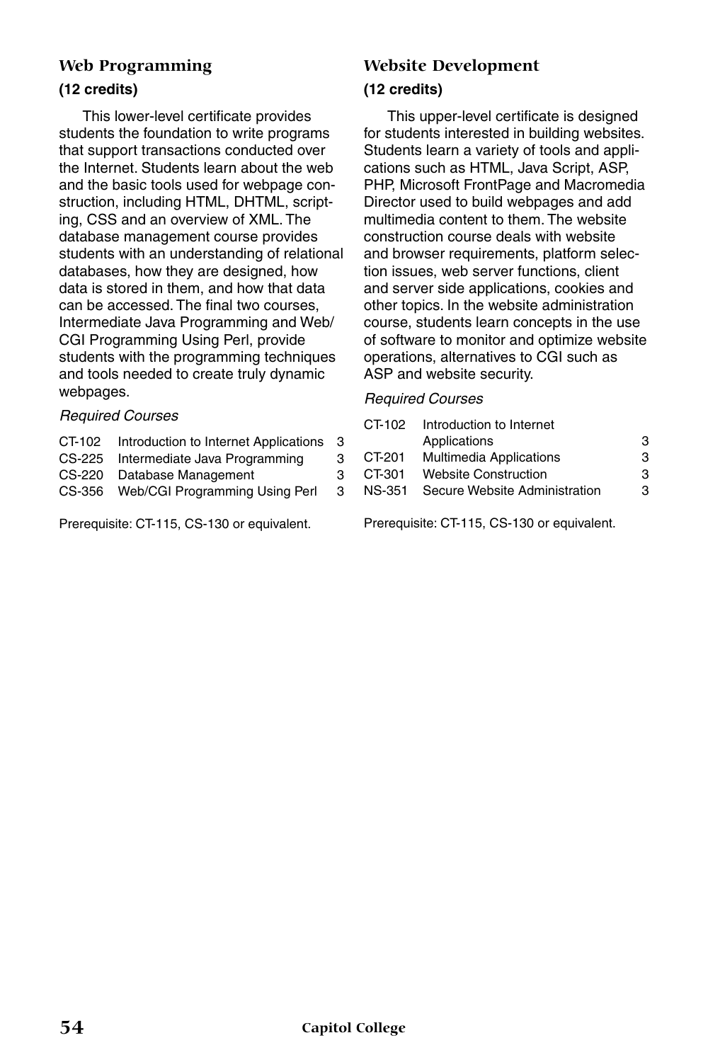### Web Programming

**(12 credits)**

This lower-level certificate provides students the foundation to write programs that support transactions conducted over the Internet. Students learn about the web and the basic tools used for webpage construction, including HTML, DHTML, scripting, CSS and an overview of XML. The database management course provides students with an understanding of relational databases, how they are designed, how data is stored in them, and how that data can be accessed. The final two courses, Intermediate Java Programming and Web/CGI Programming Using Perl, provide students with the programming techniques and tools needed to create truly dynamic webpages.

*Required Courses*

| | | |
|---|---|---|
| CT-102 | Introduction to Internet Applications | 3 |
| CS-225 | Intermediate Java Programming | 3 |
| CS-220 | Database Management | 3 |
| CS-356 | Web/CGI Programming Using Perl | 3 |

Prerequisite: CT-115, CS-130 or equivalent.

### Website Development

**(12 credits)**

This upper-level certificate is designed for students interested in building websites. Students learn a variety of tools and applications such as HTML, Java Script, ASP, PHP, Microsoft FrontPage and Macromedia Director used to build webpages and add multimedia content to them. The website construction course deals with website and browser requirements, platform selection issues, web server functions, client and server side applications, cookies and other topics. In the website administration course, students learn concepts in the use of software to monitor and optimize website operations, alternatives to CGI such as ASP and website security.

*Required Courses*

| | | |
|---|---|---|
| CT-102 | Introduction to Internet Applications | 3 |
| CT-201 | Multimedia Applications | 3 |
| CT-301 | Website Construction | 3 |
| NS-351 | Secure Website Administration | 3 |

Prerequisite: CT-115, CS-130 or equivalent.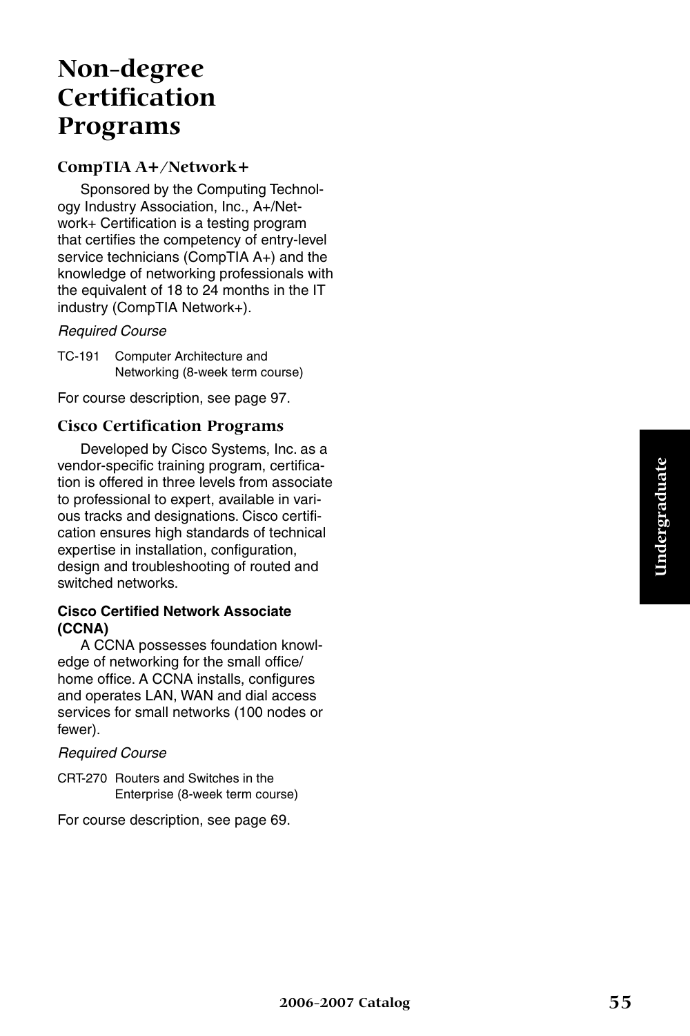# Non-degree Certification Programs

## CompTIA A+/Network+

Sponsored by the Computing Technology Industry Association, Inc., A+/Network+ Certification is a testing program that certifies the competency of entry-level service technicians (CompTIA A+) and the knowledge of networking professionals with the equivalent of 18 to 24 months in the IT industry (CompTIA Network+).

*Required Course*

TC-191 Computer Architecture and Networking (8-week term course)

For course description, see page 97.

## Cisco Certification Programs

Developed by Cisco Systems, Inc. as a vendor-specific training program, certification is offered in three levels from associate to professional to expert, available in various tracks and designations. Cisco certification ensures high standards of technical expertise in installation, configuration, design and troubleshooting of routed and switched networks.

**Cisco Certified Network Associate (CCNA)**

A CCNA possesses foundation knowledge of networking for the small office/home office. A CCNA installs, configures and operates LAN, WAN and dial access services for small networks (100 nodes or fewer).

*Required Course*

CRT-270 Routers and Switches in the Enterprise (8-week term course)

For course description, see page 69.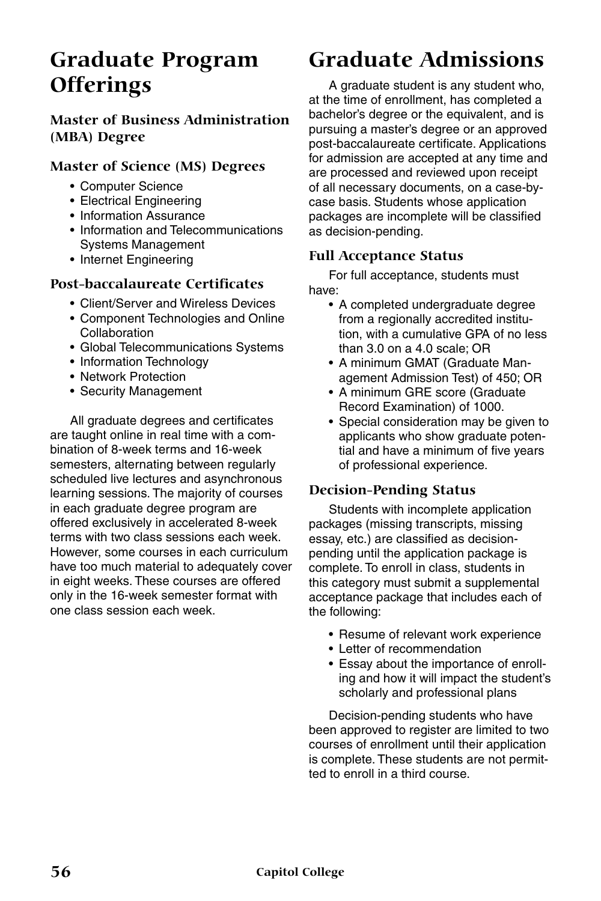# Graduate Program Offerings

### Master of Business Administration (MBA) Degree

### Master of Science (MS) Degrees

- Computer Science
- Electrical Engineering
- Information Assurance
- Information and Telecommunications Systems Management
- Internet Engineering

### Post-baccalaureate Certificates

- Client/Server and Wireless Devices
- Component Technologies and Online Collaboration
- Global Telecommunications Systems
- Information Technology
- Network Protection
- Security Management

All graduate degrees and certificates are taught online in real time with a combination of 8-week terms and 16-week semesters, alternating between regularly scheduled live lectures and asynchronous learning sessions. The majority of courses in each graduate degree program are offered exclusively in accelerated 8-week terms with two class sessions each week. However, some courses in each curriculum have too much material to adequately cover in eight weeks. These courses are offered only in the 16-week semester format with one class session each week.

# Graduate Admissions

A graduate student is any student who, at the time of enrollment, has completed a bachelor's degree or the equivalent, and is pursuing a master's degree or an approved post-baccalaureate certificate. Applications for admission are accepted at any time and are processed and reviewed upon receipt of all necessary documents, on a case-by-case basis. Students whose application packages are incomplete will be classified as decision-pending.

### Full Acceptance Status

For full acceptance, students must have:

- A completed undergraduate degree from a regionally accredited institution, with a cumulative GPA of no less than 3.0 on a 4.0 scale; OR
- A minimum GMAT (Graduate Management Admission Test) of 450; OR
- A minimum GRE score (Graduate Record Examination) of 1000.
- Special consideration may be given to applicants who show graduate potential and have a minimum of five years of professional experience.

### Decision-Pending Status

Students with incomplete application packages (missing transcripts, missing essay, etc.) are classified as decision-pending until the application package is complete. To enroll in class, students in this category must submit a supplemental acceptance package that includes each of the following:

- Resume of relevant work experience
- Letter of recommendation
- Essay about the importance of enrolling and how it will impact the student's scholarly and professional plans

Decision-pending students who have been approved to register are limited to two courses of enrollment until their application is complete. These students are not permitted to enroll in a third course.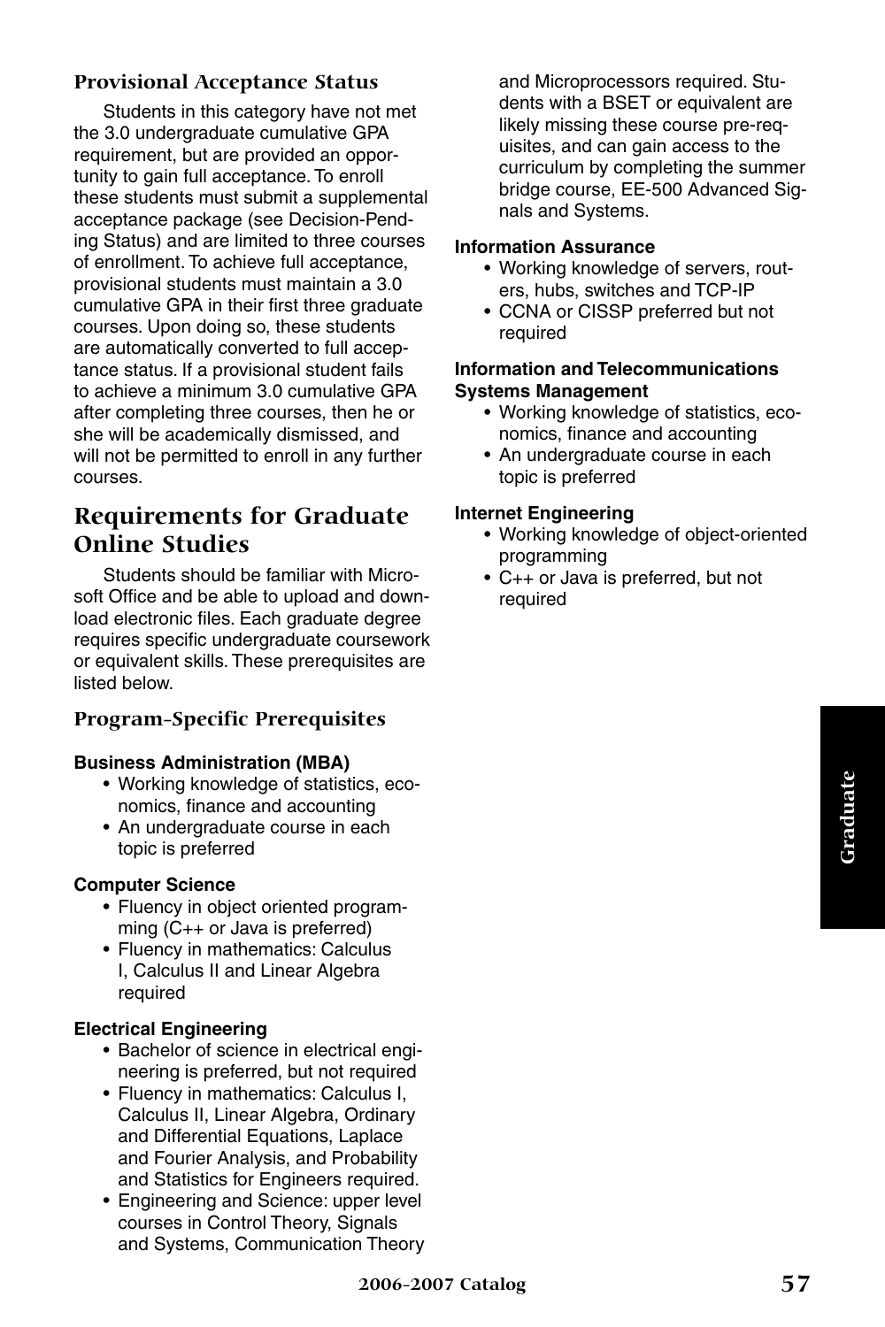### Provisional Acceptance Status

Students in this category have not met the 3.0 undergraduate cumulative GPA requirement, but are provided an opportunity to gain full acceptance. To enroll these students must submit a supplemental acceptance package (see Decision-Pending Status) and are limited to three courses of enrollment. To achieve full acceptance, provisional students must maintain a 3.0 cumulative GPA in their first three graduate courses. Upon doing so, these students are automatically converted to full acceptance status. If a provisional student fails to achieve a minimum 3.0 cumulative GPA after completing three courses, then he or she will be academically dismissed, and will not be permitted to enroll in any further courses.

## Requirements for Graduate Online Studies

Students should be familiar with Microsoft Office and be able to upload and download electronic files. Each graduate degree requires specific undergraduate coursework or equivalent skills. These prerequisites are listed below.

### Program-Specific Prerequisites

**Business Administration (MBA)**

- Working knowledge of statistics, economics, finance and accounting
- An undergraduate course in each topic is preferred

**Computer Science**

- Fluency in object oriented programming (C++ or Java is preferred)
- Fluency in mathematics: Calculus I, Calculus II and Linear Algebra required

**Electrical Engineering**

- Bachelor of science in electrical engineering is preferred, but not required
- Fluency in mathematics: Calculus I, Calculus II, Linear Algebra, Ordinary and Differential Equations, Laplace and Fourier Analysis, and Probability and Statistics for Engineers required.
- Engineering and Science: upper level courses in Control Theory, Signals and Systems, Communication Theory and Microprocessors required. Students with a BSET or equivalent are likely missing these course pre-requisites, and can gain access to the curriculum by completing the summer bridge course, EE-500 Advanced Signals and Systems.

**Information Assurance**

- Working knowledge of servers, routers, hubs, switches and TCP-IP
- CCNA or CISSP preferred but not required

**Information and Telecommunications Systems Management**

- Working knowledge of statistics, economics, finance and accounting
- An undergraduate course in each topic is preferred

**Internet Engineering**

- Working knowledge of object-oriented programming
- C++ or Java is preferred, but not required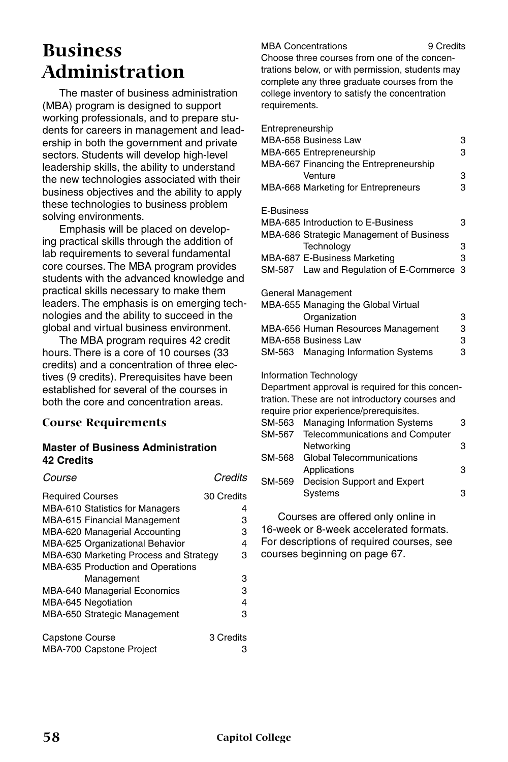# Business Administration

The master of business administration (MBA) program is designed to support working professionals, and to prepare students for careers in management and leadership in both the government and private sectors. Students will develop high-level leadership skills, the ability to understand the new technologies associated with their business objectives and the ability to apply these technologies to business problem solving environments.

Emphasis will be placed on developing practical skills through the addition of lab requirements to several fundamental core courses. The MBA program provides students with the advanced knowledge and practical skills necessary to make them leaders. The emphasis is on emerging technologies and the ability to succeed in the global and virtual business environment.

The MBA program requires 42 credit hours. There is a core of 10 courses (33 credits) and a concentration of three electives (9 credits). Prerequisites have been established for several of the courses in both the core and concentration areas.

## Course Requirements

### Master of Business Administration 42 Credits

| *Course* | *Credits* |
|---|---|
| Required Courses | 30 Credits |
| MBA-610 Statistics for Managers | 4 |
| MBA-615 Financial Management | 3 |
| MBA-620 Managerial Accounting | 3 |
| MBA-625 Organizational Behavior | 4 |
| MBA-630 Marketing Process and Strategy | 3 |
| MBA-635 Production and Operations Management | 3 |
| MBA-640 Managerial Economics | 3 |
| MBA-645 Negotiation | 4 |
| MBA-650 Strategic Management | 3 |
| | |
| Capstone Course | 3 Credits |
| MBA-700 Capstone Project | 3 |

MBA Concentrations 9 Credits

Choose three courses from one of the concentrations below, or with permission, students may complete any three graduate courses from the college inventory to satisfy the concentration requirements.

| Entrepreneurship | |
|---|---|
| MBA-658 Business Law | 3 |
| MBA-665 Entrepreneurship | 3 |
| MBA-667 Financing the Entrepreneurship Venture | 3 |
| MBA-668 Marketing for Entrepreneurs | 3 |

| E-Business | |
|---|---|
| MBA-685 Introduction to E-Business | 3 |
| MBA-686 Strategic Management of Business Technology | 3 |
| MBA-687 E-Business Marketing | 3 |
| SM-587 Law and Regulation of E-Commerce | 3 |

| General Management | |
|---|---|
| MBA-655 Managing the Global Virtual Organization | 3 |
| MBA-656 Human Resources Management | 3 |
| MBA-658 Business Law | 3 |
| SM-563 Managing Information Systems | 3 |

Information Technology

Department approval is required for this concentration. These are not introductory courses and require prior experience/prerequisites.

| | |
|---|---|
| SM-563 Managing Information Systems | 3 |
| SM-567 Telecommunications and Computer Networking | 3 |
| SM-568 Global Telecommunications Applications | 3 |
| SM-569 Decision Support and Expert Systems | 3 |

Courses are offered only online in 16-week or 8-week accelerated formats. For descriptions of required courses, see courses beginning on page 67.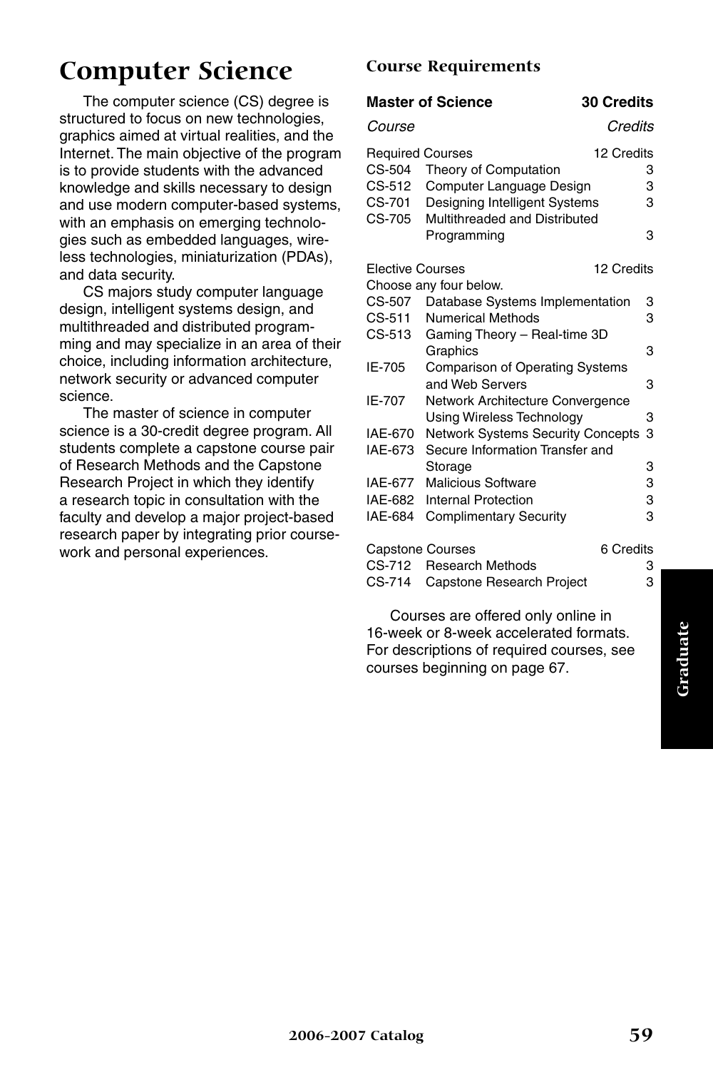# Computer Science

The computer science (CS) degree is structured to focus on new technologies, graphics aimed at virtual realities, and the Internet. The main objective of the program is to provide students with the advanced knowledge and skills necessary to design and use modern computer-based systems, with an emphasis on emerging technologies such as embedded languages, wireless technologies, miniaturization (PDAs), and data security.

CS majors study computer language design, intelligent systems design, and multithreaded and distributed programming and may specialize in an area of their choice, including information architecture, network security or advanced computer science.

The master of science in computer science is a 30-credit degree program. All students complete a capstone course pair of Research Methods and the Capstone Research Project in which they identify a research topic in consultation with the faculty and develop a major project-based research paper by integrating prior coursework and personal experiences.

### Course Requirements

| **Master of Science** | | **30 Credits** |
|---|---|---|
| *Course* | | *Credits* |
| Required Courses | | 12 Credits |
| CS-504 | Theory of Computation | 3 |
| CS-512 | Computer Language Design | 3 |
| CS-701 | Designing Intelligent Systems | 3 |
| CS-705 | Multithreaded and Distributed Programming | 3 |
| Elective Courses | | 12 Credits |
| Choose any four below. | | |
| CS-507 | Database Systems Implementation | 3 |
| CS-511 | Numerical Methods | 3 |
| CS-513 | Gaming Theory – Real-time 3D Graphics | 3 |
| IE-705 | Comparison of Operating Systems and Web Servers | 3 |
| IE-707 | Network Architecture Convergence Using Wireless Technology | 3 |
| IAE-670 | Network Systems Security Concepts | 3 |
| IAE-673 | Secure Information Transfer and Storage | 3 |
| IAE-677 | Malicious Software | 3 |
| IAE-682 | Internal Protection | 3 |
| IAE-684 | Complimentary Security | 3 |
| Capstone Courses | | 6 Credits |
| CS-712 | Research Methods | 3 |
| CS-714 | Capstone Research Project | 3 |

Courses are offered only online in 16-week or 8-week accelerated formats. For descriptions of required courses, see courses beginning on page 67.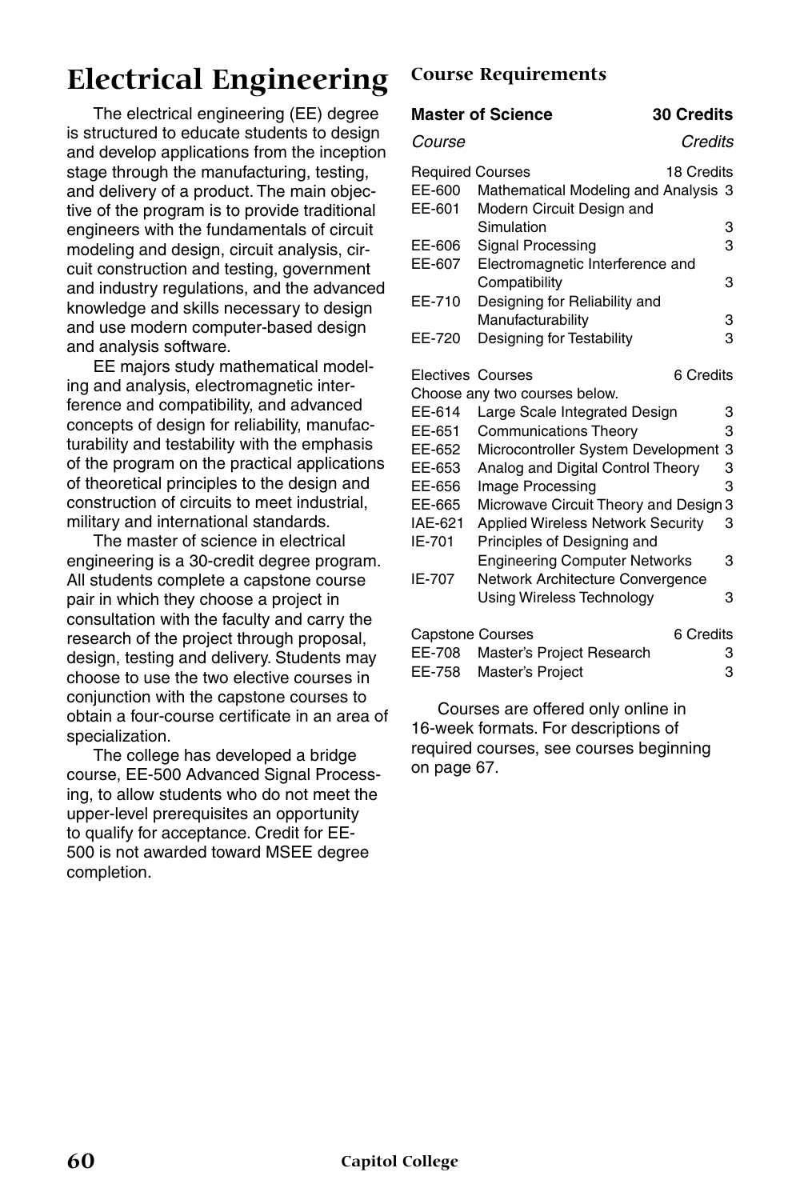# Electrical Engineering

The electrical engineering (EE) degree is structured to educate students to design and develop applications from the inception stage through the manufacturing, testing, and delivery of a product. The main objective of the program is to provide traditional engineers with the fundamentals of circuit modeling and design, circuit analysis, circuit construction and testing, government and industry regulations, and the advanced knowledge and skills necessary to design and use modern computer-based design and analysis software.

EE majors study mathematical modeling and analysis, electromagnetic interference and compatibility, and advanced concepts of design for reliability, manufacturability and testability with the emphasis of the program on the practical applications of theoretical principles to the design and construction of circuits to meet industrial, military and international standards.

The master of science in electrical engineering is a 30-credit degree program. All students complete a capstone course pair in which they choose a project in consultation with the faculty and carry the research of the project through proposal, design, testing and delivery. Students may choose to use the two elective courses in conjunction with the capstone courses to obtain a four-course certificate in an area of specialization.

The college has developed a bridge course, EE-500 Advanced Signal Processing, to allow students who do not meet the upper-level prerequisites an opportunity to qualify for acceptance. Credit for EE-500 is not awarded toward MSEE degree completion.

## Course Requirements

**Master of Science — 30 Credits**

| *Course* | | *Credits* |
|---|---|---|
| Required Courses | | 18 Credits |
| EE-600 | Mathematical Modeling and Analysis | 3 |
| EE-601 | Modern Circuit Design and Simulation | 3 |
| EE-606 | Signal Processing | 3 |
| EE-607 | Electromagnetic Interference and Compatibility | 3 |
| EE-710 | Designing for Reliability and Manufacturability | 3 |
| EE-720 | Designing for Testability | 3 |
| Electives Courses | | 6 Credits |
| Choose any two courses below. | | |
| EE-614 | Large Scale Integrated Design | 3 |
| EE-651 | Communications Theory | 3 |
| EE-652 | Microcontroller System Development | 3 |
| EE-653 | Analog and Digital Control Theory | 3 |
| EE-656 | Image Processing | 3 |
| EE-665 | Microwave Circuit Theory and Design | 3 |
| IAE-621 | Applied Wireless Network Security | 3 |
| IE-701 | Principles of Designing and Engineering Computer Networks | 3 |
| IE-707 | Network Architecture Convergence Using Wireless Technology | 3 |
| Capstone Courses | | 6 Credits |
| EE-708 | Master's Project Research | 3 |
| EE-758 | Master's Project | 3 |

Courses are offered only online in 16-week formats. For descriptions of required courses, see courses beginning on page 67.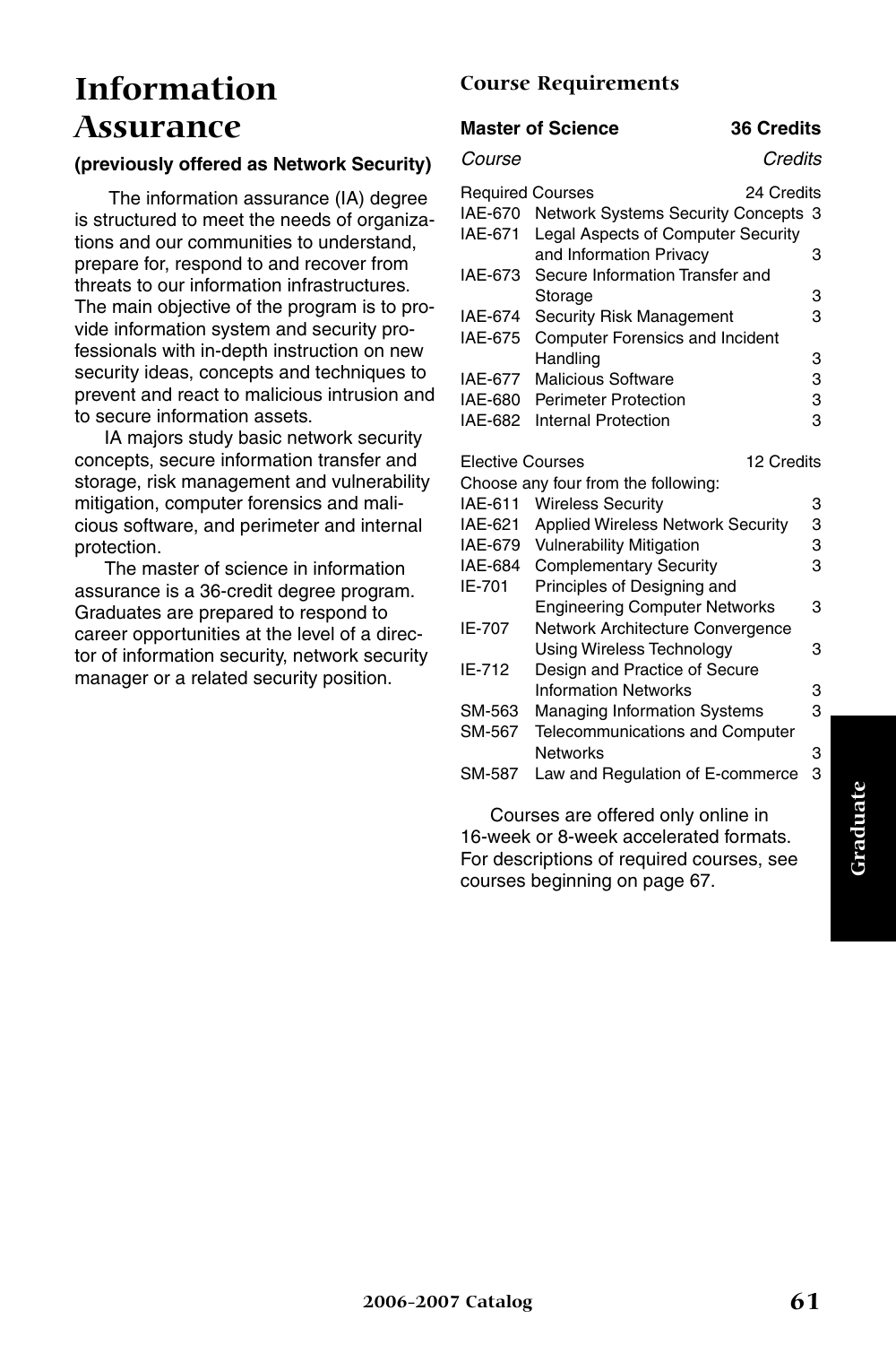# Information Assurance

**(previously offered as Network Security)**

The information assurance (IA) degree is structured to meet the needs of organizations and our communities to understand, prepare for, respond to and recover from threats to our information infrastructures. The main objective of the program is to provide information system and security professionals with in-depth instruction on new security ideas, concepts and techniques to prevent and react to malicious intrusion and to secure information assets.

IA majors study basic network security concepts, secure information transfer and storage, risk management and vulnerability mitigation, computer forensics and malicious software, and perimeter and internal protection.

The master of science in information assurance is a 36-credit degree program. Graduates are prepared to respond to career opportunities at the level of a director of information security, network security manager or a related security position.

## Course Requirements

**Master of Science — 36 Credits**

| Course | | Credits |
|---|---|---|
| **Required Courses** | | **24 Credits** |
| IAE-670 | Network Systems Security Concepts | 3 |
| IAE-671 | Legal Aspects of Computer Security and Information Privacy | 3 |
| IAE-673 | Secure Information Transfer and Storage | 3 |
| IAE-674 | Security Risk Management | 3 |
| IAE-675 | Computer Forensics and Incident Handling | 3 |
| IAE-677 | Malicious Software | 3 |
| IAE-680 | Perimeter Protection | 3 |
| IAE-682 | Internal Protection | 3 |
| **Elective Courses** | | **12 Credits** |
| Choose any four from the following: | | |
| IAE-611 | Wireless Security | 3 |
| IAE-621 | Applied Wireless Network Security | 3 |
| IAE-679 | Vulnerability Mitigation | 3 |
| IAE-684 | Complementary Security | 3 |
| IE-701 | Principles of Designing and Engineering Computer Networks | 3 |
| IE-707 | Network Architecture Convergence Using Wireless Technology | 3 |
| IE-712 | Design and Practice of Secure Information Networks | 3 |
| SM-563 | Managing Information Systems | 3 |
| SM-567 | Telecommunications and Computer Networks | 3 |
| SM-587 | Law and Regulation of E-commerce | 3 |

Courses are offered only online in 16-week or 8-week accelerated formats. For descriptions of required courses, see courses beginning on page 67.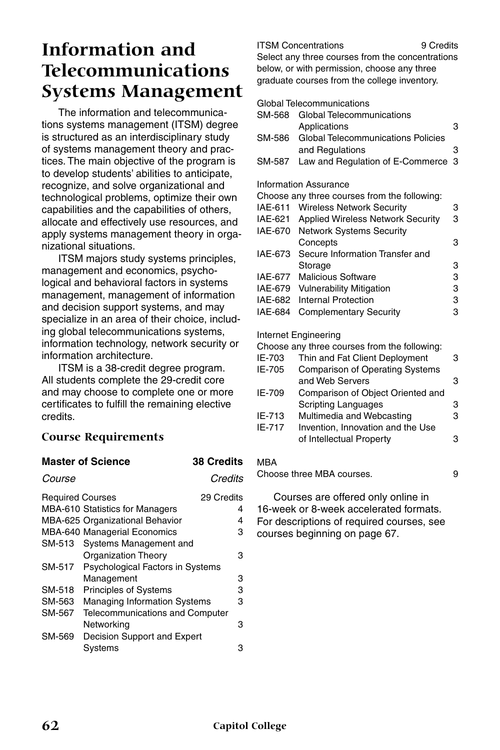# Information and Telecommunications Systems Management

The information and telecommunications systems management (ITSM) degree is structured as an interdisciplinary study of systems management theory and practices. The main objective of the program is to develop students' abilities to anticipate, recognize, and solve organizational and technological problems, optimize their own capabilities and the capabilities of others, allocate and effectively use resources, and apply systems management theory in organizational situations.

ITSM majors study systems principles, management and economics, psychological and behavioral factors in systems management, management of information and decision support systems, and may specialize in an area of their choice, including global telecommunications systems, information technology, network security or information architecture.

ITSM is a 38-credit degree program. All students complete the 29-credit core and may choose to complete one or more certificates to fulfill the remaining elective credits.

### Course Requirements

| **Master of Science** | | **38 Credits** |
|---|---|---|
| *Course* | | *Credits* |
| Required Courses | | 29 Credits |
| MBA-610 | Statistics for Managers | 4 |
| MBA-625 | Organizational Behavior | 4 |
| MBA-640 | Managerial Economics | 3 |
| SM-513 | Systems Management and Organization Theory | 3 |
| SM-517 | Psychological Factors in Systems Management | 3 |
| SM-518 | Principles of Systems | 3 |
| SM-563 | Managing Information Systems | 3 |
| SM-567 | Telecommunications and Computer Networking | 3 |
| SM-569 | Decision Support and Expert Systems | 3 |

ITSM Concentrations — 9 Credits

Select any three courses from the concentrations below, or with permission, choose any three graduate courses from the college inventory.

Global Telecommunications

| | | |
|---|---|---|
| SM-568 | Global Telecommunications Applications | 3 |
| SM-586 | Global Telecommunications Policies and Regulations | 3 |
| SM-587 | Law and Regulation of E-Commerce | 3 |

Information Assurance

Choose any three courses from the following:

| | | |
|---|---|---|
| IAE-611 | Wireless Network Security | 3 |
| IAE-621 | Applied Wireless Network Security | 3 |
| IAE-670 | Network Systems Security Concepts | 3 |
| IAE-673 | Secure Information Transfer and Storage | 3 |
| IAE-677 | Malicious Software | 3 |
| IAE-679 | Vulnerability Mitigation | 3 |
| IAE-682 | Internal Protection | 3 |
| IAE-684 | Complementary Security | 3 |

Internet Engineering

Choose any three courses from the following:

| | | |
|---|---|---|
| IE-703 | Thin and Fat Client Deployment | 3 |
| IE-705 | Comparison of Operating Systems and Web Servers | 3 |
| IE-709 | Comparison of Object Oriented and Scripting Languages | 3 |
| IE-713 | Multimedia and Webcasting | 3 |
| IE-717 | Invention, Innovation and the Use of Intellectual Property | 3 |

MBA

Choose three MBA courses. — 9

Courses are offered only online in 16-week or 8-week accelerated formats. For descriptions of required courses, see courses beginning on page 67.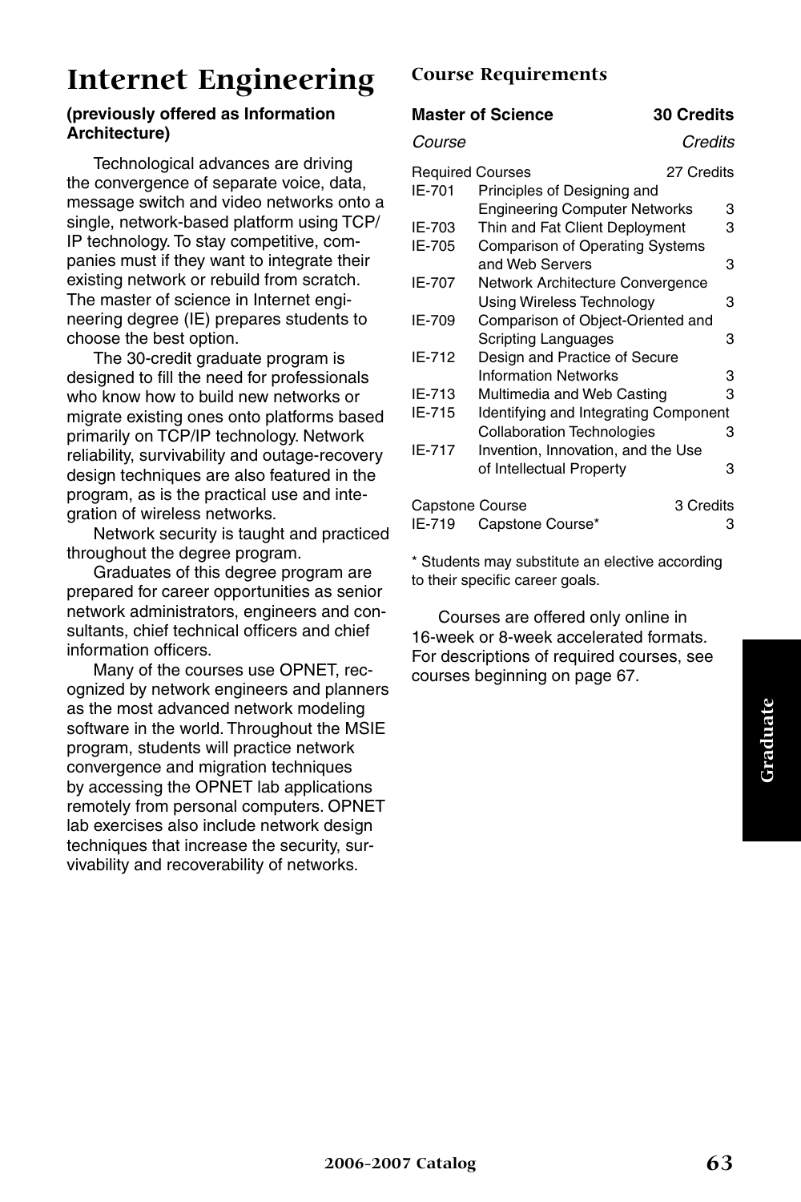# Internet Engineering

**(previously offered as Information Architecture)**

Technological advances are driving the convergence of separate voice, data, message switch and video networks onto a single, network-based platform using TCP/IP technology. To stay competitive, companies must if they want to integrate their existing network or rebuild from scratch. The master of science in Internet engineering degree (IE) prepares students to choose the best option.

The 30-credit graduate program is designed to fill the need for professionals who know how to build new networks or migrate existing ones onto platforms based primarily on TCP/IP technology. Network reliability, survivability and outage-recovery design techniques are also featured in the program, as is the practical use and integration of wireless networks.

Network security is taught and practiced throughout the degree program.

Graduates of this degree program are prepared for career opportunities as senior network administrators, engineers and consultants, chief technical officers and chief information officers.

Many of the courses use OPNET, recognized by network engineers and planners as the most advanced network modeling software in the world. Throughout the MSIE program, students will practice network convergence and migration techniques by accessing the OPNET lab applications remotely from personal computers. OPNET lab exercises also include network design techniques that increase the security, survivability and recoverability of networks.

## Course Requirements

| **Master of Science** | | **30 Credits** |
|---|---|---|
| *Course* | | *Credits* |
| Required Courses | | 27 Credits |
| IE-701 | Principles of Designing and Engineering Computer Networks | 3 |
| IE-703 | Thin and Fat Client Deployment | 3 |
| IE-705 | Comparison of Operating Systems and Web Servers | 3 |
| IE-707 | Network Architecture Convergence Using Wireless Technology | 3 |
| IE-709 | Comparison of Object-Oriented and Scripting Languages | 3 |
| IE-712 | Design and Practice of Secure Information Networks | 3 |
| IE-713 | Multimedia and Web Casting | 3 |
| IE-715 | Identifying and Integrating Component Collaboration Technologies | 3 |
| IE-717 | Invention, Innovation, and the Use of Intellectual Property | 3 |
| Capstone Course | | 3 Credits |
| IE-719 | Capstone Course* | 3 |

\* Students may substitute an elective according to their specific career goals.

Courses are offered only online in 16-week or 8-week accelerated formats. For descriptions of required courses, see courses beginning on page 67.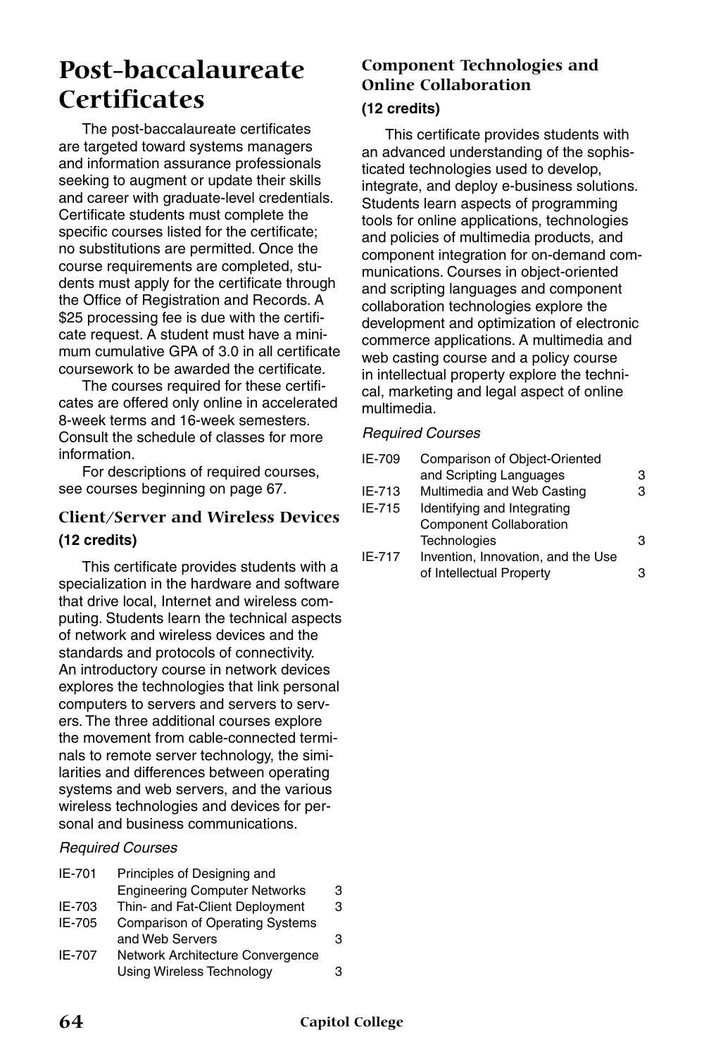# Post-baccalaureate Certificates

The post-baccalaureate certificates are targeted toward systems managers and information assurance professionals seeking to augment or update their skills and career with graduate-level credentials. Certificate students must complete the specific courses listed for the certificate; no substitutions are permitted. Once the course requirements are completed, students must apply for the certificate through the Office of Registration and Records. A $25 processing fee is due with the certificate request. A student must have a minimum cumulative GPA of 3.0 in all certificate coursework to be awarded the certificate.

The courses required for these certificates are offered only online in accelerated 8-week terms and 16-week semesters. Consult the schedule of classes for more information.

For descriptions of required courses, see courses beginning on page 67.

## Client/Server and Wireless Devices

**(12 credits)**

This certificate provides students with a specialization in the hardware and software that drive local, Internet and wireless computing. Students learn the technical aspects of network and wireless devices and the standards and protocols of connectivity. An introductory course in network devices explores the technologies that link personal computers to servers and servers to servers. The three additional courses explore the movement from cable-connected terminals to remote server technology, the similarities and differences between operating systems and web servers, and the various wireless technologies and devices for personal and business communications.

*Required Courses*

| | | |
|---|---|---|
| IE-701 | Principles of Designing and Engineering Computer Networks | 3 |
| IE-703 | Thin- and Fat-Client Deployment | 3 |
| IE-705 | Comparison of Operating Systems and Web Servers | 3 |
| IE-707 | Network Architecture Convergence Using Wireless Technology | 3 |

## Component Technologies and Online Collaboration

**(12 credits)**

This certificate provides students with an advanced understanding of the sophisticated technologies used to develop, integrate, and deploy e-business solutions. Students learn aspects of programming tools for online applications, technologies and policies of multimedia products, and component integration for on-demand communications. Courses in object-oriented and scripting languages and component collaboration technologies explore the development and optimization of electronic commerce applications. A multimedia and web casting course and a policy course in intellectual property explore the technical, marketing and legal aspect of online multimedia.

*Required Courses*

| | | |
|---|---|---|
| IE-709 | Comparison of Object-Oriented and Scripting Languages | 3 |
| IE-713 | Multimedia and Web Casting | 3 |
| IE-715 | Identifying and Integrating Component Collaboration Technologies | 3 |
| IE-717 | Invention, Innovation, and the Use of Intellectual Property | 3 |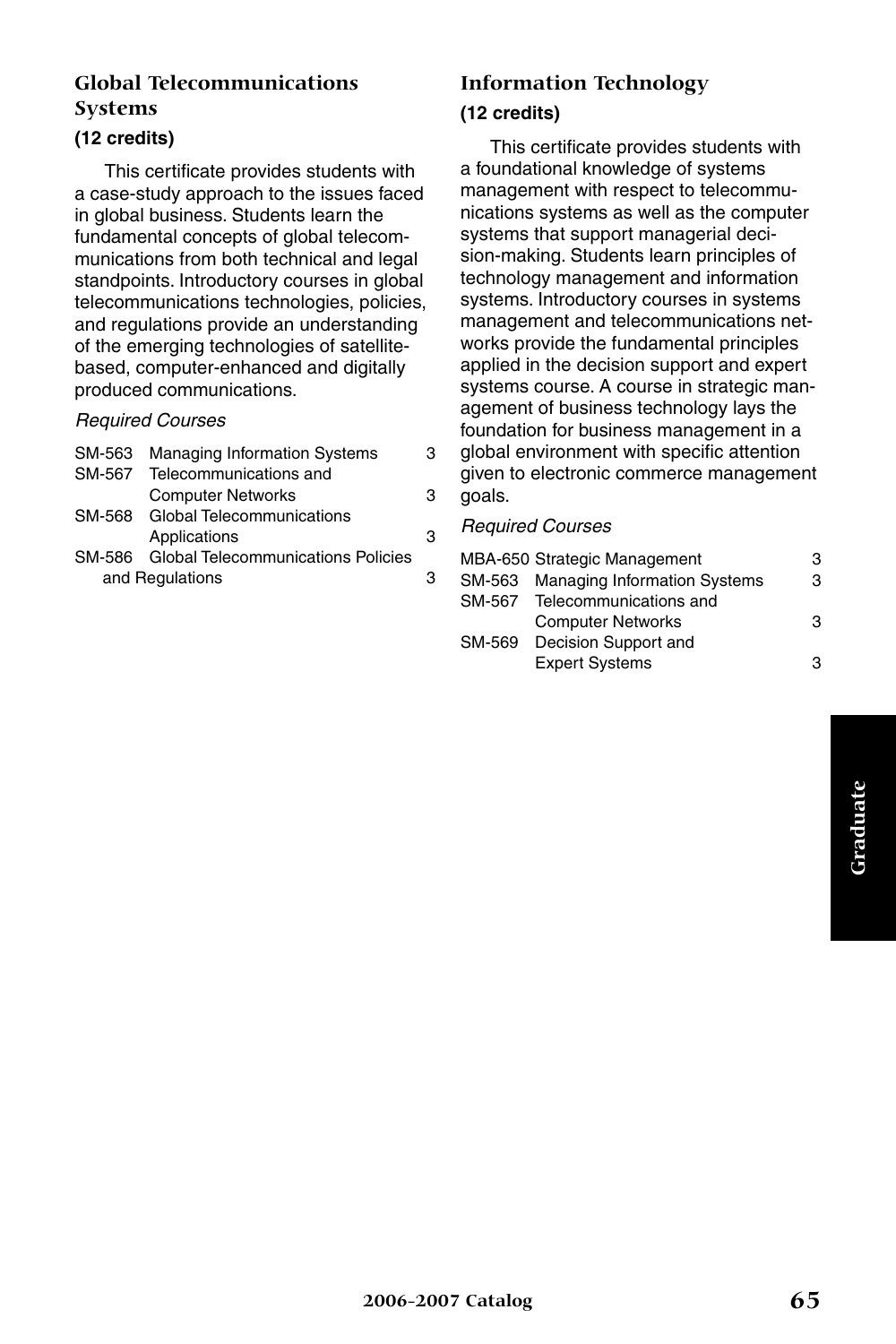### Global Telecommunications Systems

**(12 credits)**

This certificate provides students with a case-study approach to the issues faced in global business. Students learn the fundamental concepts of global telecommunications from both technical and legal standpoints. Introductory courses in global telecommunications technologies, policies, and regulations provide an understanding of the emerging technologies of satellite-based, computer-enhanced and digitally produced communications.

*Required Courses*

| | | |
|---|---|---|
| SM-563 | Managing Information Systems | 3 |
| SM-567 | Telecommunications and Computer Networks | 3 |
| SM-568 | Global Telecommunications Applications | 3 |
| SM-586 | Global Telecommunications Policies and Regulations | 3 |

### Information Technology

**(12 credits)**

This certificate provides students with a foundational knowledge of systems management with respect to telecommunications systems as well as the computer systems that support managerial decision-making. Students learn principles of technology management and information systems. Introductory courses in systems management and telecommunications networks provide the fundamental principles applied in the decision support and expert systems course. A course in strategic management of business technology lays the foundation for business management in a global environment with specific attention given to electronic commerce management goals.

*Required Courses*

| | | |
|---|---|---|
| MBA-650 | Strategic Management | 3 |
| SM-563 | Managing Information Systems | 3 |
| SM-567 | Telecommunications and Computer Networks | 3 |
| SM-569 | Decision Support and Expert Systems | 3 |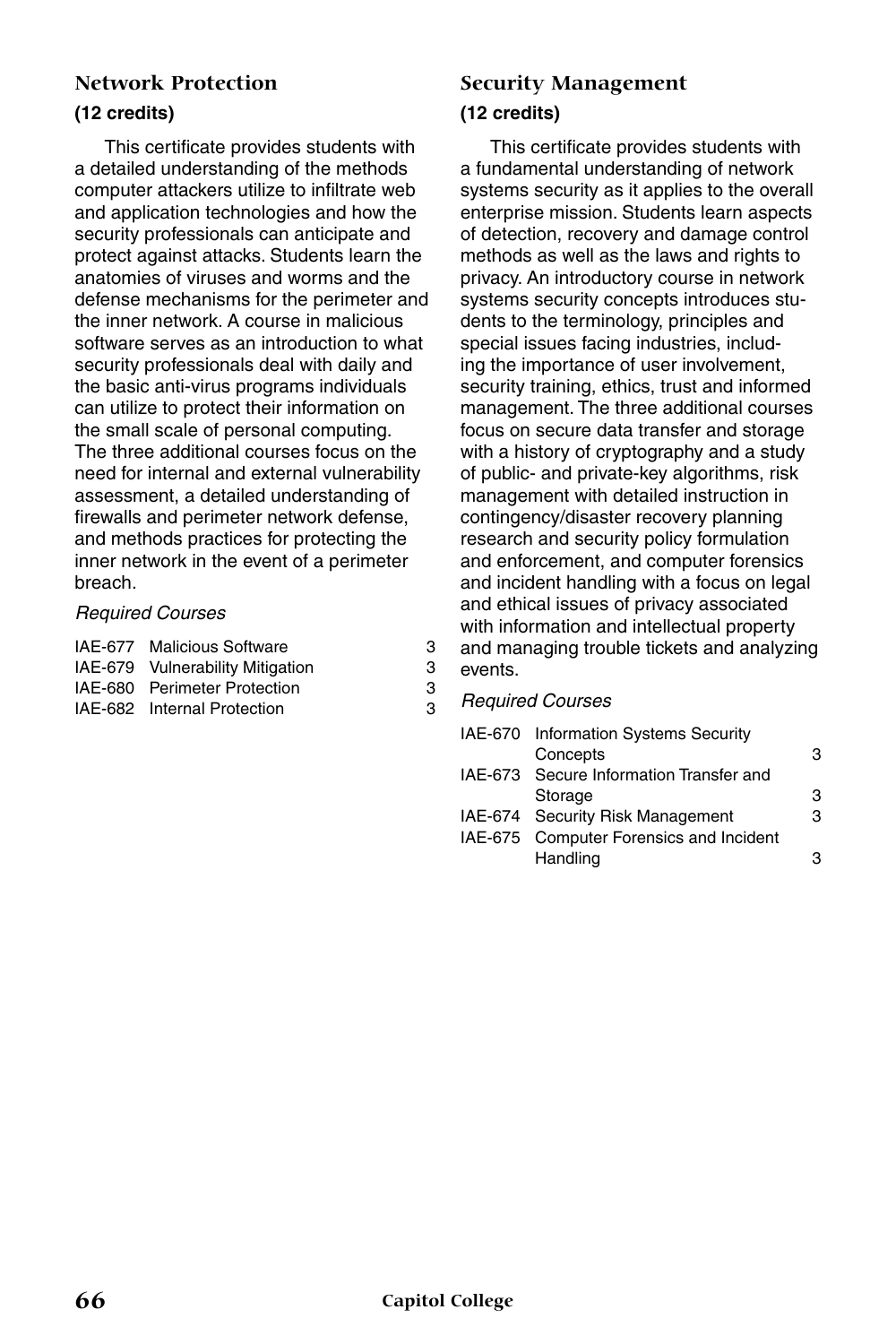## Network Protection

**(12 credits)**

This certificate provides students with a detailed understanding of the methods computer attackers utilize to infiltrate web and application technologies and how the security professionals can anticipate and protect against attacks. Students learn the anatomies of viruses and worms and the defense mechanisms for the perimeter and the inner network. A course in malicious software serves as an introduction to what security professionals deal with daily and the basic anti-virus programs individuals can utilize to protect their information on the small scale of personal computing. The three additional courses focus on the need for internal and external vulnerability assessment, a detailed understanding of firewalls and perimeter network defense, and methods practices for protecting the inner network in the event of a perimeter breach.

*Required Courses*

| | | |
|---|---|---|
| IAE-677 | Malicious Software | 3 |
| IAE-679 | Vulnerability Mitigation | 3 |
| IAE-680 | Perimeter Protection | 3 |
| IAE-682 | Internal Protection | 3 |

## Security Management

**(12 credits)**

This certificate provides students with a fundamental understanding of network systems security as it applies to the overall enterprise mission. Students learn aspects of detection, recovery and damage control methods as well as the laws and rights to privacy. An introductory course in network systems security concepts introduces students to the terminology, principles and special issues facing industries, including the importance of user involvement, security training, ethics, trust and informed management. The three additional courses focus on secure data transfer and storage with a history of cryptography and a study of public- and private-key algorithms, risk management with detailed instruction in contingency/disaster recovery planning research and security policy formulation and enforcement, and computer forensics and incident handling with a focus on legal and ethical issues of privacy associated with information and intellectual property and managing trouble tickets and analyzing events.

*Required Courses*

| | | |
|---|---|---|
| IAE-670 | Information Systems Security Concepts | 3 |
| IAE-673 | Secure Information Transfer and Storage | 3 |
| IAE-674 | Security Risk Management | 3 |
| IAE-675 | Computer Forensics and Incident Handling | 3 |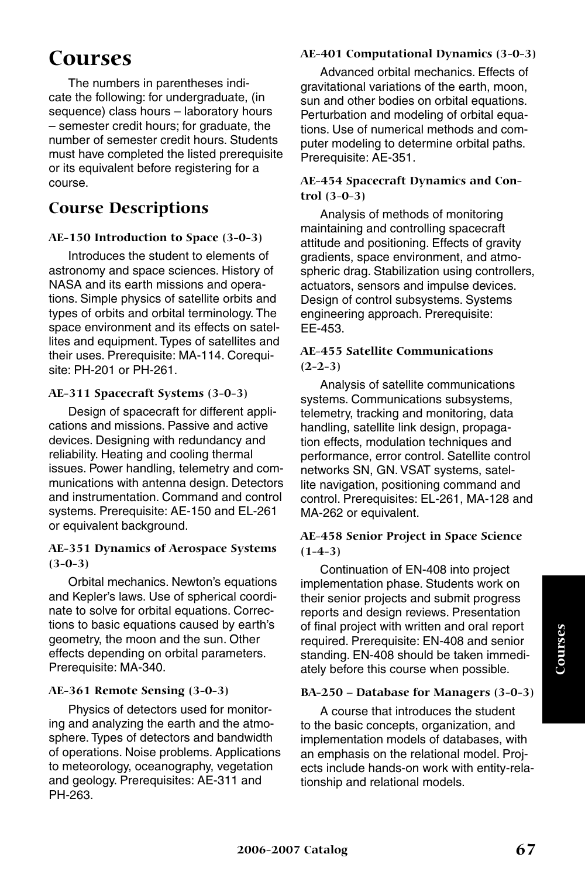# Courses

The numbers in parentheses indicate the following: for undergraduate, (in sequence) class hours – laboratory hours – semester credit hours; for graduate, the number of semester credit hours. Students must have completed the listed prerequisite or its equivalent before registering for a course.

## Course Descriptions

### AE-150 Introduction to Space (3-0-3)

Introduces the student to elements of astronomy and space sciences. History of NASA and its earth missions and operations. Simple physics of satellite orbits and types of orbits and orbital terminology. The space environment and its effects on satellites and equipment. Types of satellites and their uses. Prerequisite: MA-114. Corequisite: PH-201 or PH-261.

### AE-311 Spacecraft Systems (3-0-3)

Design of spacecraft for different applications and missions. Passive and active devices. Designing with redundancy and reliability. Heating and cooling thermal issues. Power handling, telemetry and communications with antenna design. Detectors and instrumentation. Command and control systems. Prerequisite: AE-150 and EL-261 or equivalent background.

### AE-351 Dynamics of Aerospace Systems (3-0-3)

Orbital mechanics. Newton's equations and Kepler's laws. Use of spherical coordinate to solve for orbital equations. Corrections to basic equations caused by earth's geometry, the moon and the sun. Other effects depending on orbital parameters. Prerequisite: MA-340.

### AE-361 Remote Sensing (3-0-3)

Physics of detectors used for monitoring and analyzing the earth and the atmosphere. Types of detectors and bandwidth of operations. Noise problems. Applications to meteorology, oceanography, vegetation and geology. Prerequisites: AE-311 and PH-263.

### AE-401 Computational Dynamics (3-0-3)

Advanced orbital mechanics. Effects of gravitational variations of the earth, moon, sun and other bodies on orbital equations. Perturbation and modeling of orbital equations. Use of numerical methods and computer modeling to determine orbital paths. Prerequisite: AE-351.

### AE-454 Spacecraft Dynamics and Control (3-0-3)

Analysis of methods of monitoring maintaining and controlling spacecraft attitude and positioning. Effects of gravity gradients, space environment, and atmospheric drag. Stabilization using controllers, actuators, sensors and impulse devices. Design of control subsystems. Systems engineering approach. Prerequisite: EE-453.

### AE-455 Satellite Communications (2-2-3)

Analysis of satellite communications systems. Communications subsystems, telemetry, tracking and monitoring, data handling, satellite link design, propagation effects, modulation techniques and performance, error control. Satellite control networks SN, GN. VSAT systems, satellite navigation, positioning command and control. Prerequisites: EL-261, MA-128 and MA-262 or equivalent.

### AE-458 Senior Project in Space Science (1-4-3)

Continuation of EN-408 into project implementation phase. Students work on their senior projects and submit progress reports and design reviews. Presentation of final project with written and oral report required. Prerequisite: EN-408 and senior standing. EN-408 should be taken immediately before this course when possible.

### BA-250 – Database for Managers (3-0-3)

A course that introduces the student to the basic concepts, organization, and implementation models of databases, with an emphasis on the relational model. Projects include hands-on work with entity-relationship and relational models.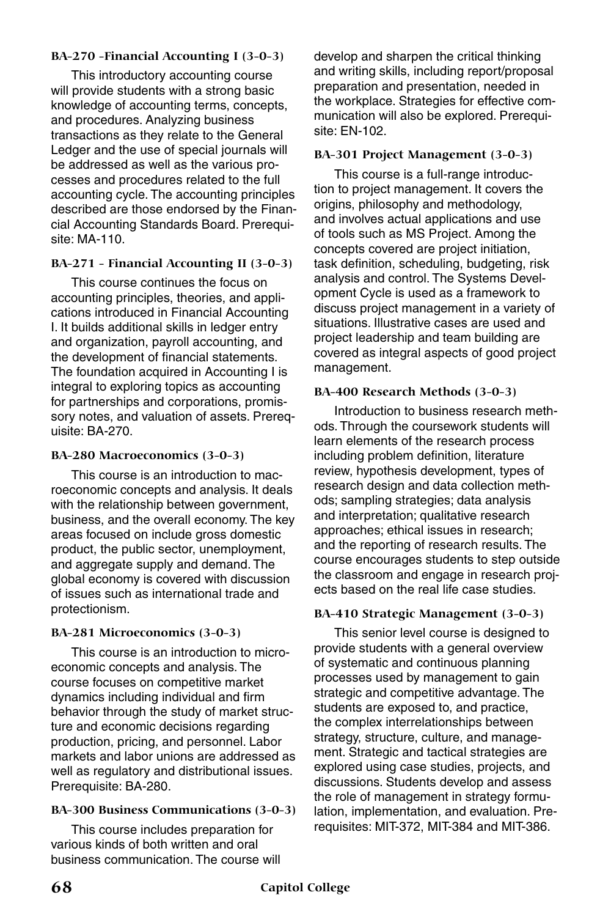#### BA-270 –Financial Accounting I (3-0-3)

This introductory accounting course will provide students with a strong basic knowledge of accounting terms, concepts, and procedures. Analyzing business transactions as they relate to the General Ledger and the use of special journals will be addressed as well as the various processes and procedures related to the full accounting cycle. The accounting principles described are those endorsed by the Financial Accounting Standards Board. Prerequisite: MA-110.

#### BA-271 – Financial Accounting II (3-0-3)

This course continues the focus on accounting principles, theories, and applications introduced in Financial Accounting I. It builds additional skills in ledger entry and organization, payroll accounting, and the development of financial statements. The foundation acquired in Accounting I is integral to exploring topics as accounting for partnerships and corporations, promissory notes, and valuation of assets. Prerequisite: BA-270.

#### BA-280 Macroeconomics (3-0-3)

This course is an introduction to macroeconomic concepts and analysis. It deals with the relationship between government, business, and the overall economy. The key areas focused on include gross domestic product, the public sector, unemployment, and aggregate supply and demand. The global economy is covered with discussion of issues such as international trade and protectionism.

#### BA-281 Microeconomics (3-0-3)

This course is an introduction to microeconomic concepts and analysis. The course focuses on competitive market dynamics including individual and firm behavior through the study of market structure and economic decisions regarding production, pricing, and personnel. Labor markets and labor unions are addressed as well as regulatory and distributional issues. Prerequisite: BA-280.

#### BA-300 Business Communications (3-0-3)

This course includes preparation for various kinds of both written and oral business communication. The course will develop and sharpen the critical thinking and writing skills, including report/proposal preparation and presentation, needed in the workplace. Strategies for effective communication will also be explored. Prerequisite: EN-102.

#### BA-301 Project Management (3-0-3)

This course is a full-range introduction to project management. It covers the origins, philosophy and methodology, and involves actual applications and use of tools such as MS Project. Among the concepts covered are project initiation, task definition, scheduling, budgeting, risk analysis and control. The Systems Development Cycle is used as a framework to discuss project management in a variety of situations. Illustrative cases are used and project leadership and team building are covered as integral aspects of good project management.

#### BA-400 Research Methods (3-0-3)

Introduction to business research methods. Through the coursework students will learn elements of the research process including problem definition, literature review, hypothesis development, types of research design and data collection methods; sampling strategies; data analysis and interpretation; qualitative research approaches; ethical issues in research; and the reporting of research results. The course encourages students to step outside the classroom and engage in research projects based on the real life case studies.

#### BA-410 Strategic Management (3-0-3)

This senior level course is designed to provide students with a general overview of systematic and continuous planning processes used by management to gain strategic and competitive advantage. The students are exposed to, and practice, the complex interrelationships between strategy, structure, culture, and management. Strategic and tactical strategies are explored using case studies, projects, and discussions. Students develop and assess the role of management in strategy formulation, implementation, and evaluation. Prerequisites: MIT-372, MIT-384 and MIT-386.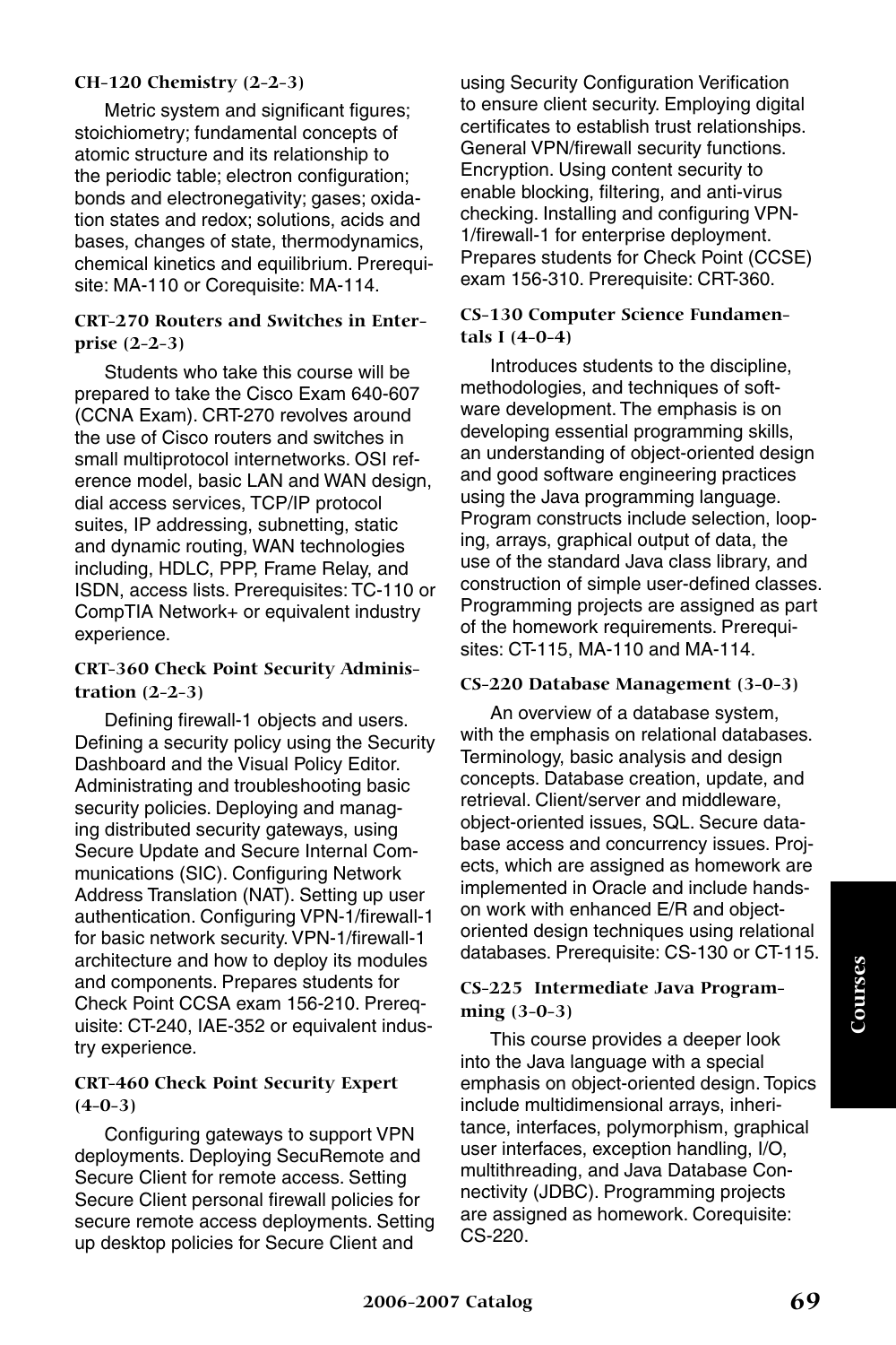**CH-120 Chemistry (2-2-3)**

Metric system and significant figures; stoichiometry; fundamental concepts of atomic structure and its relationship to the periodic table; electron configuration; bonds and electronegativity; gases; oxidation states and redox; solutions, acids and bases, changes of state, thermodynamics, chemical kinetics and equilibrium. Prerequisite: MA-110 or Corequisite: MA-114.

**CRT-270 Routers and Switches in Enterprise (2-2-3)**

Students who take this course will be prepared to take the Cisco Exam 640-607 (CCNA Exam). CRT-270 revolves around the use of Cisco routers and switches in small multiprotocol internetworks. OSI reference model, basic LAN and WAN design, dial access services, TCP/IP protocol suites, IP addressing, subnetting, static and dynamic routing, WAN technologies including, HDLC, PPP, Frame Relay, and ISDN, access lists. Prerequisites: TC-110 or CompTIA Network+ or equivalent industry experience.

**CRT-360 Check Point Security Administration (2-2-3)**

Defining firewall-1 objects and users. Defining a security policy using the Security Dashboard and the Visual Policy Editor. Administrating and troubleshooting basic security policies. Deploying and managing distributed security gateways, using Secure Update and Secure Internal Communications (SIC). Configuring Network Address Translation (NAT). Setting up user authentication. Configuring VPN-1/firewall-1 for basic network security. VPN-1/firewall-1 architecture and how to deploy its modules and components. Prepares students for Check Point CCSA exam 156-210. Prerequisite: CT-240, IAE-352 or equivalent industry experience.

**CRT-460 Check Point Security Expert (4-0-3)**

Configuring gateways to support VPN deployments. Deploying SecuRemote and Secure Client for remote access. Setting Secure Client personal firewall policies for secure remote access deployments. Setting up desktop policies for Secure Client and using Security Configuration Verification to ensure client security. Employing digital certificates to establish trust relationships. General VPN/firewall security functions. Encryption. Using content security to enable blocking, filtering, and anti-virus checking. Installing and configuring VPN-1/firewall-1 for enterprise deployment. Prepares students for Check Point (CCSE) exam 156-310. Prerequisite: CRT-360.

**CS-130 Computer Science Fundamentals I (4-0-4)**

Introduces students to the discipline, methodologies, and techniques of software development. The emphasis is on developing essential programming skills, an understanding of object-oriented design and good software engineering practices using the Java programming language. Program constructs include selection, looping, arrays, graphical output of data, the use of the standard Java class library, and construction of simple user-defined classes. Programming projects are assigned as part of the homework requirements. Prerequisites: CT-115, MA-110 and MA-114.

**CS-220 Database Management (3-0-3)**

An overview of a database system, with the emphasis on relational databases. Terminology, basic analysis and design concepts. Database creation, update, and retrieval. Client/server and middleware, object-oriented issues, SQL. Secure database access and concurrency issues. Projects, which are assigned as homework are implemented in Oracle and include hands-on work with enhanced E/R and object-oriented design techniques using relational databases. Prerequisite: CS-130 or CT-115.

**CS-225 Intermediate Java Programming (3-0-3)**

This course provides a deeper look into the Java language with a special emphasis on object-oriented design. Topics include multidimensional arrays, inheritance, interfaces, polymorphism, graphical user interfaces, exception handling, I/O, multithreading, and Java Database Connectivity (JDBC). Programming projects are assigned as homework. Corequisite: CS-220.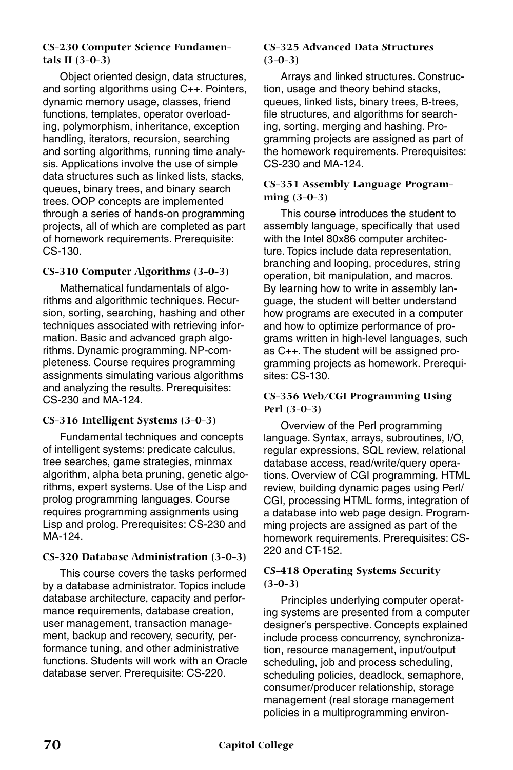#### CS-230 Computer Science Fundamentals II (3-0-3)

Object oriented design, data structures, and sorting algorithms using C++. Pointers, dynamic memory usage, classes, friend functions, templates, operator overloading, polymorphism, inheritance, exception handling, iterators, recursion, searching and sorting algorithms, running time analysis. Applications involve the use of simple data structures such as linked lists, stacks, queues, binary trees, and binary search trees. OOP concepts are implemented through a series of hands-on programming projects, all of which are completed as part of homework requirements. Prerequisite: CS-130.

#### CS-310 Computer Algorithms (3-0-3)

Mathematical fundamentals of algorithms and algorithmic techniques. Recursion, sorting, searching, hashing and other techniques associated with retrieving information. Basic and advanced graph algorithms. Dynamic programming. NP-completeness. Course requires programming assignments simulating various algorithms and analyzing the results. Prerequisites: CS-230 and MA-124.

#### CS-316 Intelligent Systems (3-0-3)

Fundamental techniques and concepts of intelligent systems: predicate calculus, tree searches, game strategies, minmax algorithm, alpha beta pruning, genetic algorithms, expert systems. Use of the Lisp and prolog programming languages. Course requires programming assignments using Lisp and prolog. Prerequisites: CS-230 and MA-124.

#### CS-320 Database Administration (3-0-3)

This course covers the tasks performed by a database administrator. Topics include database architecture, capacity and performance requirements, database creation, user management, transaction management, backup and recovery, security, performance tuning, and other administrative functions. Students will work with an Oracle database server. Prerequisite: CS-220.

#### CS-325 Advanced Data Structures (3-0-3)

Arrays and linked structures. Construction, usage and theory behind stacks, queues, linked lists, binary trees, B-trees, file structures, and algorithms for searching, sorting, merging and hashing. Programming projects are assigned as part of the homework requirements. Prerequisites: CS-230 and MA-124.

#### CS-351 Assembly Language Programming (3-0-3)

This course introduces the student to assembly language, specifically that used with the Intel 80x86 computer architecture. Topics include data representation, branching and looping, procedures, string operation, bit manipulation, and macros. By learning how to write in assembly language, the student will better understand how programs are executed in a computer and how to optimize performance of programs written in high-level languages, such as C++. The student will be assigned programming projects as homework. Prerequisites: CS-130.

#### CS-356 Web/CGI Programming Using Perl (3-0-3)

Overview of the Perl programming language. Syntax, arrays, subroutines, I/O, regular expressions, SQL review, relational database access, read/write/query operations. Overview of CGI programming, HTML review, building dynamic pages using Perl/CGI, processing HTML forms, integration of a database into web page design. Programming projects are assigned as part of the homework requirements. Prerequisites: CS-220 and CT-152.

#### CS-418 Operating Systems Security (3-0-3)

Principles underlying computer operating systems are presented from a computer designer's perspective. Concepts explained include process concurrency, synchronization, resource management, input/output scheduling, job and process scheduling, scheduling policies, deadlock, semaphore, consumer/producer relationship, storage management (real storage management policies in a multiprogramming environ-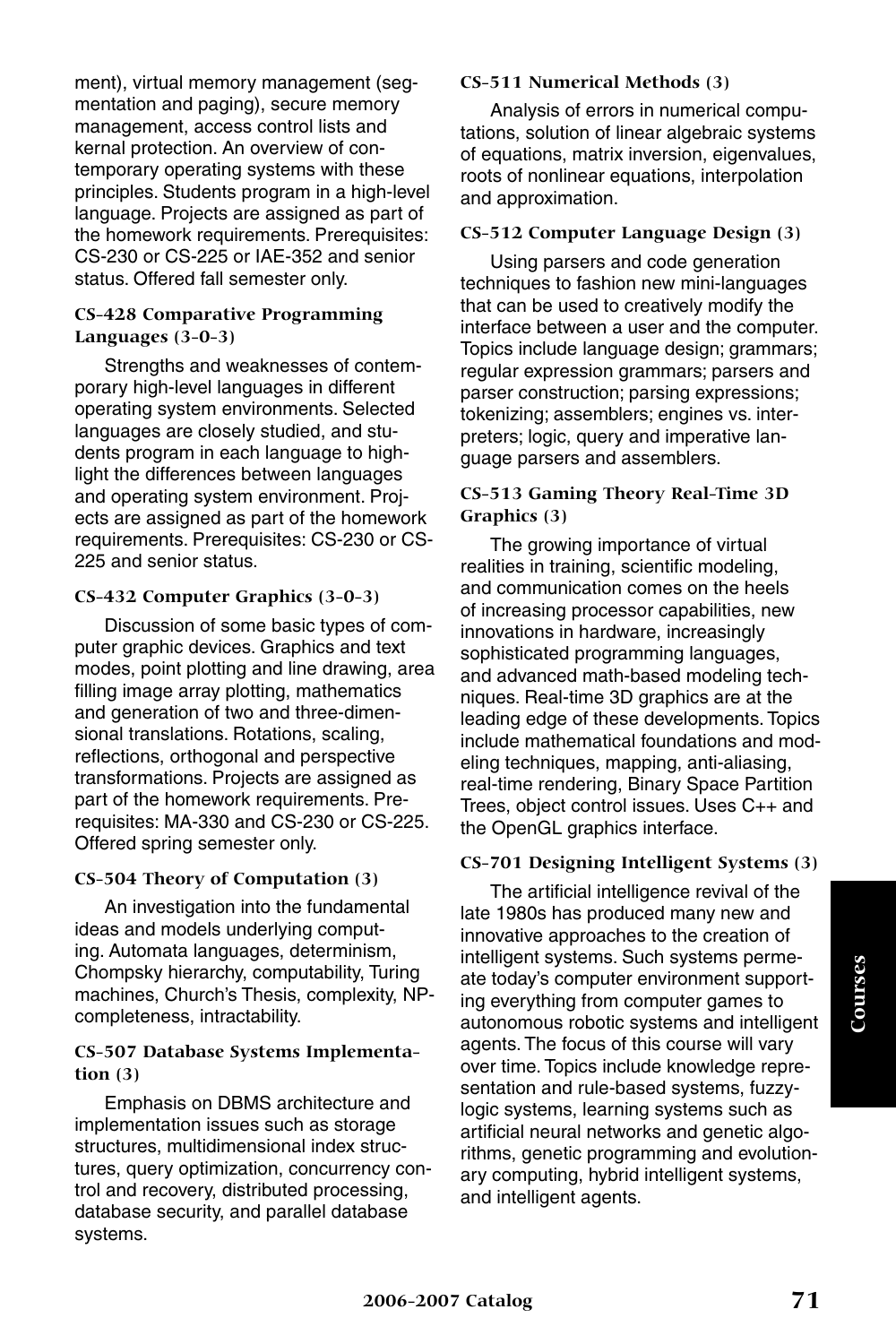ment), virtual memory management (segmentation and paging), secure memory management, access control lists and kernal protection. An overview of contemporary operating systems with these principles. Students program in a high-level language. Projects are assigned as part of the homework requirements. Prerequisites: CS-230 or CS-225 or IAE-352 and senior status. Offered fall semester only.

### CS-428 Comparative Programming Languages (3-0-3)

Strengths and weaknesses of contemporary high-level languages in different operating system environments. Selected languages are closely studied, and students program in each language to highlight the differences between languages and operating system environment. Projects are assigned as part of the homework requirements. Prerequisites: CS-230 or CS-225 and senior status.

### CS-432 Computer Graphics (3-0-3)

Discussion of some basic types of computer graphic devices. Graphics and text modes, point plotting and line drawing, area filling image array plotting, mathematics and generation of two and three-dimensional translations. Rotations, scaling, reflections, orthogonal and perspective transformations. Projects are assigned as part of the homework requirements. Prerequisites: MA-330 and CS-230 or CS-225. Offered spring semester only.

### CS-504 Theory of Computation (3)

An investigation into the fundamental ideas and models underlying computing. Automata languages, determinism, Chompsky hierarchy, computability, Turing machines, Church's Thesis, complexity, NP-completeness, intractability.

### CS-507 Database Systems Implementation (3)

Emphasis on DBMS architecture and implementation issues such as storage structures, multidimensional index structures, query optimization, concurrency control and recovery, distributed processing, database security, and parallel database systems.

### CS-511 Numerical Methods (3)

Analysis of errors in numerical computations, solution of linear algebraic systems of equations, matrix inversion, eigenvalues, roots of nonlinear equations, interpolation and approximation.

### CS-512 Computer Language Design (3)

Using parsers and code generation techniques to fashion new mini-languages that can be used to creatively modify the interface between a user and the computer. Topics include language design; grammars; regular expression grammars; parsers and parser construction; parsing expressions; tokenizing; assemblers; engines vs. interpreters; logic, query and imperative language parsers and assemblers.

### CS-513 Gaming Theory Real-Time 3D Graphics (3)

The growing importance of virtual realities in training, scientific modeling, and communication comes on the heels of increasing processor capabilities, new innovations in hardware, increasingly sophisticated programming languages, and advanced math-based modeling techniques. Real-time 3D graphics are at the leading edge of these developments. Topics include mathematical foundations and modeling techniques, mapping, anti-aliasing, real-time rendering, Binary Space Partition Trees, object control issues. Uses C++ and the OpenGL graphics interface.

### CS-701 Designing Intelligent Systems (3)

The artificial intelligence revival of the late 1980s has produced many new and innovative approaches to the creation of intelligent systems. Such systems permeate today's computer environment supporting everything from computer games to autonomous robotic systems and intelligent agents. The focus of this course will vary over time. Topics include knowledge representation and rule-based systems, fuzzy-logic systems, learning systems such as artificial neural networks and genetic algorithms, genetic programming and evolutionary computing, hybrid intelligent systems, and intelligent agents.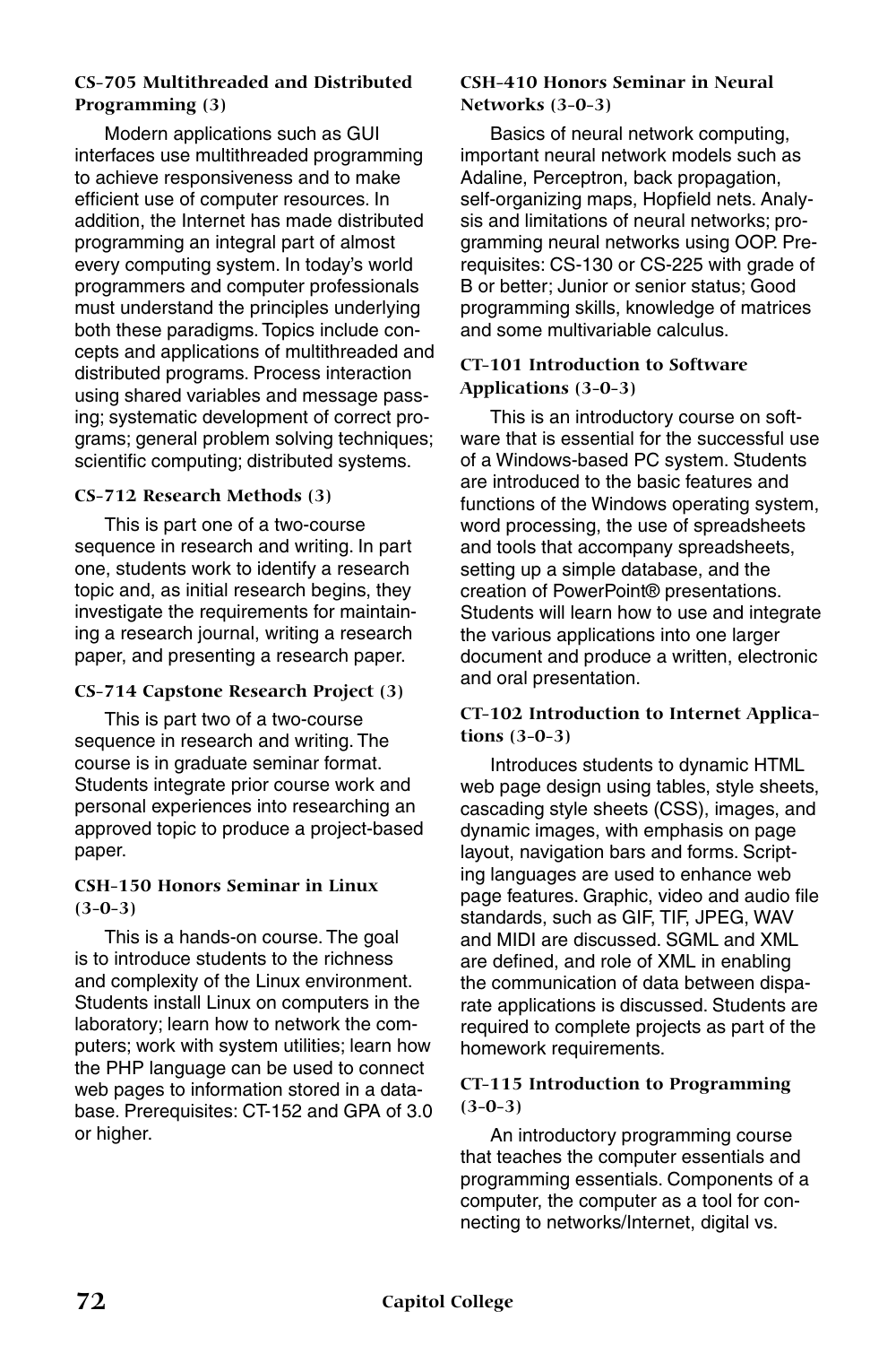### CS-705 Multithreaded and Distributed Programming (3)

Modern applications such as GUI interfaces use multithreaded programming to achieve responsiveness and to make efficient use of computer resources. In addition, the Internet has made distributed programming an integral part of almost every computing system. In today's world programmers and computer professionals must understand the principles underlying both these paradigms. Topics include concepts and applications of multithreaded and distributed programs. Process interaction using shared variables and message passing; systematic development of correct programs; general problem solving techniques; scientific computing; distributed systems.

### CS-712 Research Methods (3)

This is part one of a two-course sequence in research and writing. In part one, students work to identify a research topic and, as initial research begins, they investigate the requirements for maintaining a research journal, writing a research paper, and presenting a research paper.

### CS-714 Capstone Research Project (3)

This is part two of a two-course sequence in research and writing. The course is in graduate seminar format. Students integrate prior course work and personal experiences into researching an approved topic to produce a project-based paper.

### CSH-150 Honors Seminar in Linux (3-0-3)

This is a hands-on course. The goal is to introduce students to the richness and complexity of the Linux environment. Students install Linux on computers in the laboratory; learn how to network the computers; work with system utilities; learn how the PHP language can be used to connect web pages to information stored in a database. Prerequisites: CT-152 and GPA of 3.0 or higher.

### CSH-410 Honors Seminar in Neural Networks (3-0-3)

Basics of neural network computing, important neural network models such as Adaline, Perceptron, back propagation, self-organizing maps, Hopfield nets. Analysis and limitations of neural networks; programming neural networks using OOP. Prerequisites: CS-130 or CS-225 with grade of B or better; Junior or senior status; Good programming skills, knowledge of matrices and some multivariable calculus.

### CT-101 Introduction to Software Applications (3-0-3)

This is an introductory course on software that is essential for the successful use of a Windows-based PC system. Students are introduced to the basic features and functions of the Windows operating system, word processing, the use of spreadsheets and tools that accompany spreadsheets, setting up a simple database, and the creation of PowerPoint® presentations. Students will learn how to use and integrate the various applications into one larger document and produce a written, electronic and oral presentation.

### CT-102 Introduction to Internet Applications (3-0-3)

Introduces students to dynamic HTML web page design using tables, style sheets, cascading style sheets (CSS), images, and dynamic images, with emphasis on page layout, navigation bars and forms. Scripting languages are used to enhance web page features. Graphic, video and audio file standards, such as GIF, TIF, JPEG, WAV and MIDI are discussed. SGML and XML are defined, and role of XML in enabling the communication of data between disparate applications is discussed. Students are required to complete projects as part of the homework requirements.

### CT-115 Introduction to Programming (3-0-3)

An introductory programming course that teaches the computer essentials and programming essentials. Components of a computer, the computer as a tool for connecting to networks/Internet, digital vs.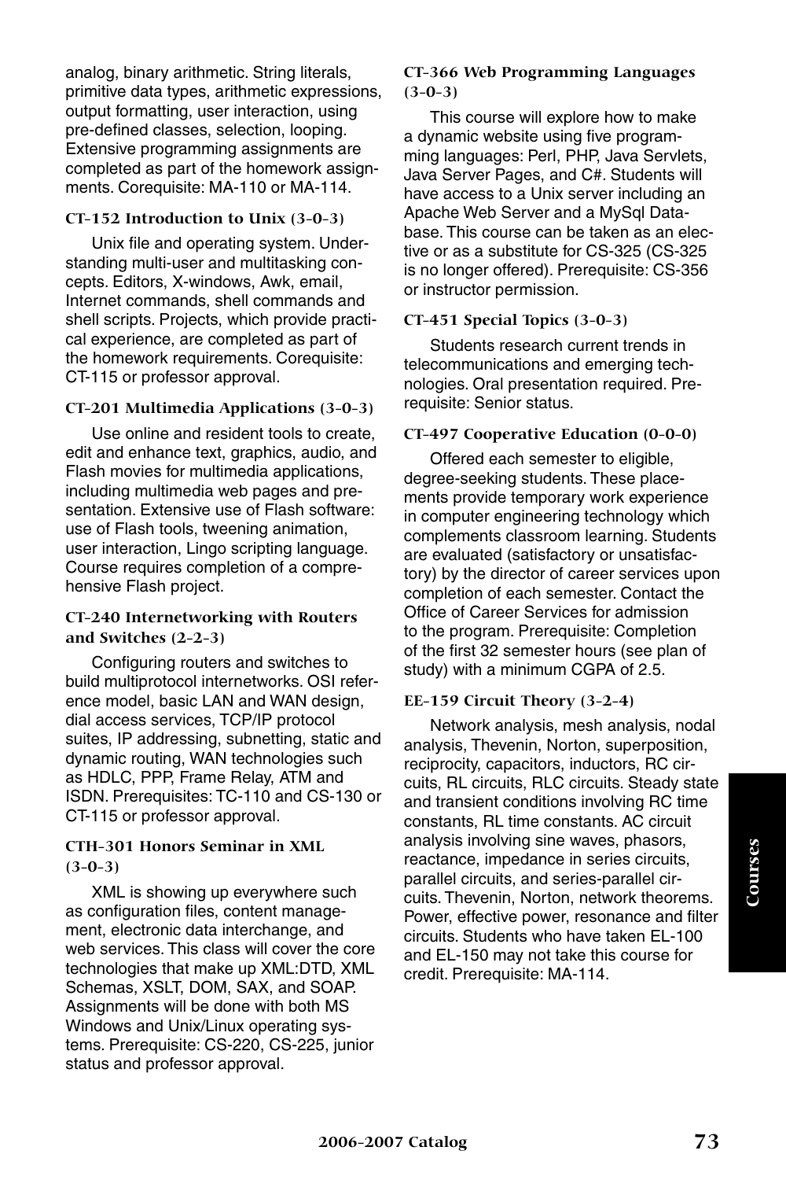analog, binary arithmetic. String literals, primitive data types, arithmetic expressions, output formatting, user interaction, using pre-defined classes, selection, looping. Extensive programming assignments are completed as part of the homework assignments. Corequisite: MA-110 or MA-114.

#### CT-152 Introduction to Unix (3-0-3)

Unix file and operating system. Understanding multi-user and multitasking concepts. Editors, X-windows, Awk, email, Internet commands, shell commands and shell scripts. Projects, which provide practical experience, are completed as part of the homework requirements. Corequisite: CT-115 or professor approval.

#### CT-201 Multimedia Applications (3-0-3)

Use online and resident tools to create, edit and enhance text, graphics, audio, and Flash movies for multimedia applications, including multimedia web pages and presentation. Extensive use of Flash software: use of Flash tools, tweening animation, user interaction, Lingo scripting language. Course requires completion of a comprehensive Flash project.

#### CT-240 Internetworking with Routers and Switches (2-2-3)

Configuring routers and switches to build multiprotocol internetworks. OSI reference model, basic LAN and WAN design, dial access services, TCP/IP protocol suites, IP addressing, subnetting, static and dynamic routing, WAN technologies such as HDLC, PPP, Frame Relay, ATM and ISDN. Prerequisites: TC-110 and CS-130 or CT-115 or professor approval.

#### CTH-301 Honors Seminar in XML (3-0-3)

XML is showing up everywhere such as configuration files, content management, electronic data interchange, and web services. This class will cover the core technologies that make up XML:DTD, XML Schemas, XSLT, DOM, SAX, and SOAP. Assignments will be done with both MS Windows and Unix/Linux operating systems. Prerequisite: CS-220, CS-225, junior status and professor approval.

#### CT-366 Web Programming Languages (3-0-3)

This course will explore how to make a dynamic website using five programming languages: Perl, PHP, Java Servlets, Java Server Pages, and C#. Students will have access to a Unix server including an Apache Web Server and a MySql Database. This course can be taken as an elective or as a substitute for CS-325 (CS-325 is no longer offered). Prerequisite: CS-356 or instructor permission.

#### CT-451 Special Topics (3-0-3)

Students research current trends in telecommunications and emerging technologies. Oral presentation required. Prerequisite: Senior status.

#### CT-497 Cooperative Education (0-0-0)

Offered each semester to eligible, degree-seeking students. These placements provide temporary work experience in computer engineering technology which complements classroom learning. Students are evaluated (satisfactory or unsatisfactory) by the director of career services upon completion of each semester. Contact the Office of Career Services for admission to the program. Prerequisite: Completion of the first 32 semester hours (see plan of study) with a minimum CGPA of 2.5.

#### EE-159 Circuit Theory (3-2-4)

Network analysis, mesh analysis, nodal analysis, Thevenin, Norton, superposition, reciprocity, capacitors, inductors, RC circuits, RL circuits, RLC circuits. Steady state and transient conditions involving RC time constants, RL time constants. AC circuit analysis involving sine waves, phasors, reactance, impedance in series circuits, parallel circuits, and series-parallel circuits. Thevenin, Norton, network theorems. Power, effective power, resonance and filter circuits. Students who have taken EL-100 and EL-150 may not take this course for credit. Prerequisite: MA-114.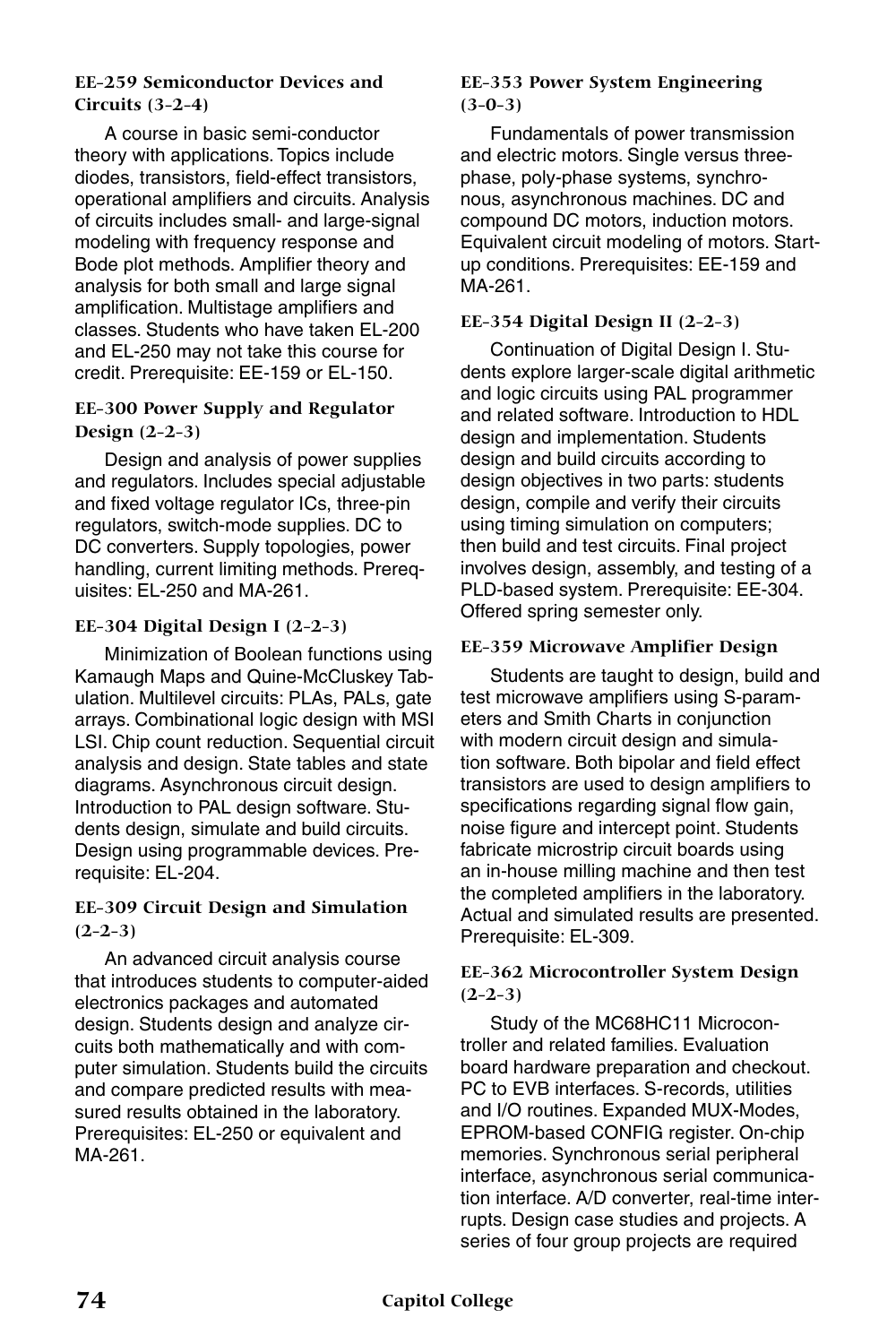### EE-259 Semiconductor Devices and Circuits (3-2-4)

A course in basic semi-conductor theory with applications. Topics include diodes, transistors, field-effect transistors, operational amplifiers and circuits. Analysis of circuits includes small- and large-signal modeling with frequency response and Bode plot methods. Amplifier theory and analysis for both small and large signal amplification. Multistage amplifiers and classes. Students who have taken EL-200 and EL-250 may not take this course for credit. Prerequisite: EE-159 or EL-150.

### EE-300 Power Supply and Regulator Design (2-2-3)

Design and analysis of power supplies and regulators. Includes special adjustable and fixed voltage regulator ICs, three-pin regulators, switch-mode supplies. DC to DC converters. Supply topologies, power handling, current limiting methods. Prerequisites: EL-250 and MA-261.

### EE-304 Digital Design I (2-2-3)

Minimization of Boolean functions using Kamaugh Maps and Quine-McCluskey Tabulation. Multilevel circuits: PLAs, PALs, gate arrays. Combinational logic design with MSI LSI. Chip count reduction. Sequential circuit analysis and design. State tables and state diagrams. Asynchronous circuit design. Introduction to PAL design software. Students design, simulate and build circuits. Design using programmable devices. Prerequisite: EL-204.

### EE-309 Circuit Design and Simulation (2-2-3)

An advanced circuit analysis course that introduces students to computer-aided electronics packages and automated design. Students design and analyze circuits both mathematically and with computer simulation. Students build the circuits and compare predicted results with measured results obtained in the laboratory. Prerequisites: EL-250 or equivalent and MA-261.

### EE-353 Power System Engineering (3-0-3)

Fundamentals of power transmission and electric motors. Single versus three-phase, poly-phase systems, synchronous, asynchronous machines. DC and compound DC motors, induction motors. Equivalent circuit modeling of motors. Start-up conditions. Prerequisites: EE-159 and MA-261.

### EE-354 Digital Design II (2-2-3)

Continuation of Digital Design I. Students explore larger-scale digital arithmetic and logic circuits using PAL programmer and related software. Introduction to HDL design and implementation. Students design and build circuits according to design objectives in two parts: students design, compile and verify their circuits using timing simulation on computers; then build and test circuits. Final project involves design, assembly, and testing of a PLD-based system. Prerequisite: EE-304. Offered spring semester only.

### EE-359 Microwave Amplifier Design

Students are taught to design, build and test microwave amplifiers using S-parameters and Smith Charts in conjunction with modern circuit design and simulation software. Both bipolar and field effect transistors are used to design amplifiers to specifications regarding signal flow gain, noise figure and intercept point. Students fabricate microstrip circuit boards using an in-house milling machine and then test the completed amplifiers in the laboratory. Actual and simulated results are presented. Prerequisite: EL-309.

### EE-362 Microcontroller System Design (2-2-3)

Study of the MC68HC11 Microcontroller and related families. Evaluation board hardware preparation and checkout. PC to EVB interfaces. S-records, utilities and I/O routines. Expanded MUX-Modes, EPROM-based CONFIG register. On-chip memories. Synchronous serial peripheral interface, asynchronous serial communication interface. A/D converter, real-time interrupts. Design case studies and projects. A series of four group projects are required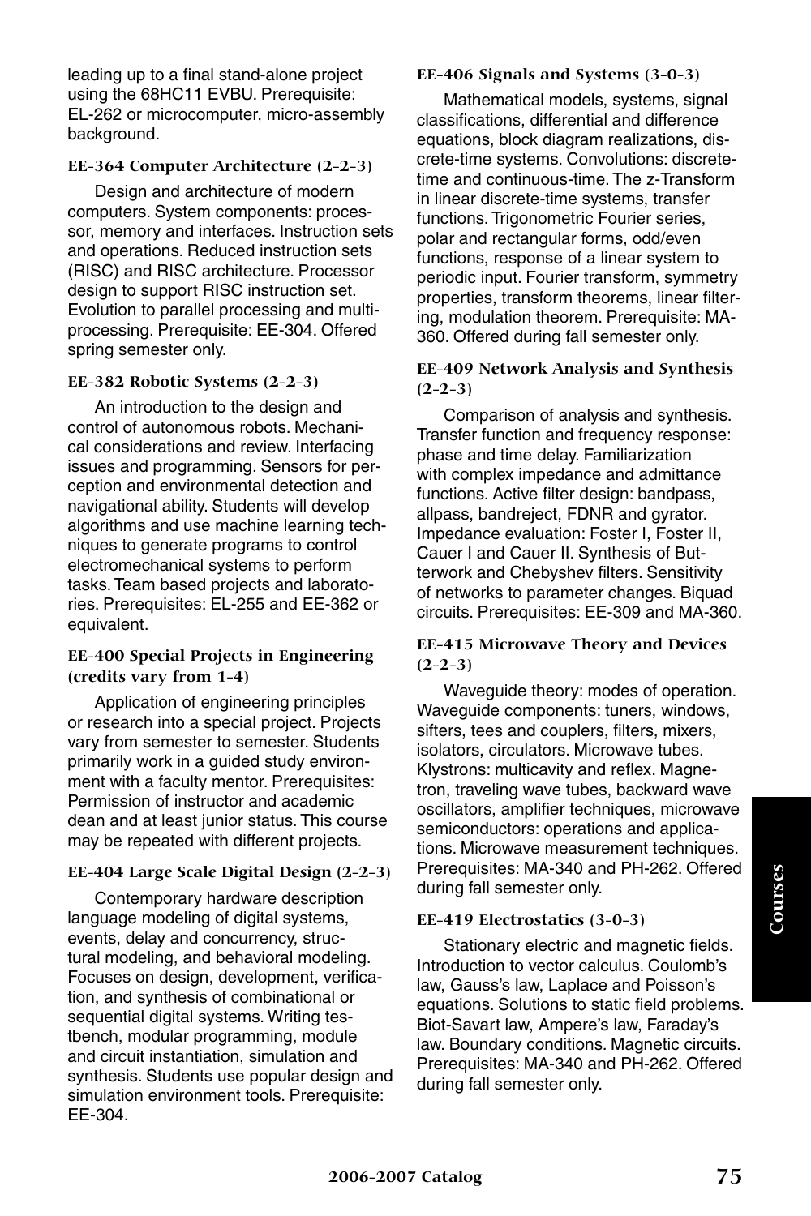leading up to a final stand-alone project using the 68HC11 EVBU. Prerequisite: EL-262 or microcomputer, micro-assembly background.

### EE-364 Computer Architecture (2-2-3)

Design and architecture of modern computers. System components: processor, memory and interfaces. Instruction sets and operations. Reduced instruction sets (RISC) and RISC architecture. Processor design to support RISC instruction set. Evolution to parallel processing and multiprocessing. Prerequisite: EE-304. Offered spring semester only.

### EE-382 Robotic Systems (2-2-3)

An introduction to the design and control of autonomous robots. Mechanical considerations and review. Interfacing issues and programming. Sensors for perception and environmental detection and navigational ability. Students will develop algorithms and use machine learning techniques to generate programs to control electromechanical systems to perform tasks. Team based projects and laboratories. Prerequisites: EL-255 and EE-362 or equivalent.

### EE-400 Special Projects in Engineering (credits vary from 1-4)

Application of engineering principles or research into a special project. Projects vary from semester to semester. Students primarily work in a guided study environment with a faculty mentor. Prerequisites: Permission of instructor and academic dean and at least junior status. This course may be repeated with different projects.

### EE-404 Large Scale Digital Design (2-2-3)

Contemporary hardware description language modeling of digital systems, events, delay and concurrency, structural modeling, and behavioral modeling. Focuses on design, development, verification, and synthesis of combinational or sequential digital systems. Writing testbench, modular programming, module and circuit instantiation, simulation and synthesis. Students use popular design and simulation environment tools. Prerequisite: EE-304.

### EE-406 Signals and Systems (3-0-3)

Mathematical models, systems, signal classifications, differential and difference equations, block diagram realizations, discrete-time systems. Convolutions: discrete-time and continuous-time. The z-Transform in linear discrete-time systems, transfer functions. Trigonometric Fourier series, polar and rectangular forms, odd/even functions, response of a linear system to periodic input. Fourier transform, symmetry properties, transform theorems, linear filtering, modulation theorem. Prerequisite: MA-360. Offered during fall semester only.

### EE-409 Network Analysis and Synthesis (2-2-3)

Comparison of analysis and synthesis. Transfer function and frequency response: phase and time delay. Familiarization with complex impedance and admittance functions. Active filter design: bandpass, allpass, bandreject, FDNR and gyrator. Impedance evaluation: Foster I, Foster II, Cauer I and Cauer II. Synthesis of Butterwork and Chebyshev filters. Sensitivity of networks to parameter changes. Biquad circuits. Prerequisites: EE-309 and MA-360.

### EE-415 Microwave Theory and Devices (2-2-3)

Waveguide theory: modes of operation. Waveguide components: tuners, windows, sifters, tees and couplers, filters, mixers, isolators, circulators. Microwave tubes. Klystrons: multicavity and reflex. Magnetron, traveling wave tubes, backward wave oscillators, amplifier techniques, microwave semiconductors: operations and applications. Microwave measurement techniques. Prerequisites: MA-340 and PH-262. Offered during fall semester only.

### EE-419 Electrostatics (3-0-3)

Stationary electric and magnetic fields. Introduction to vector calculus. Coulomb's law, Gauss's law, Laplace and Poisson's equations. Solutions to static field problems. Biot-Savart law, Ampere's law, Faraday's law. Boundary conditions. Magnetic circuits. Prerequisites: MA-340 and PH-262. Offered during fall semester only.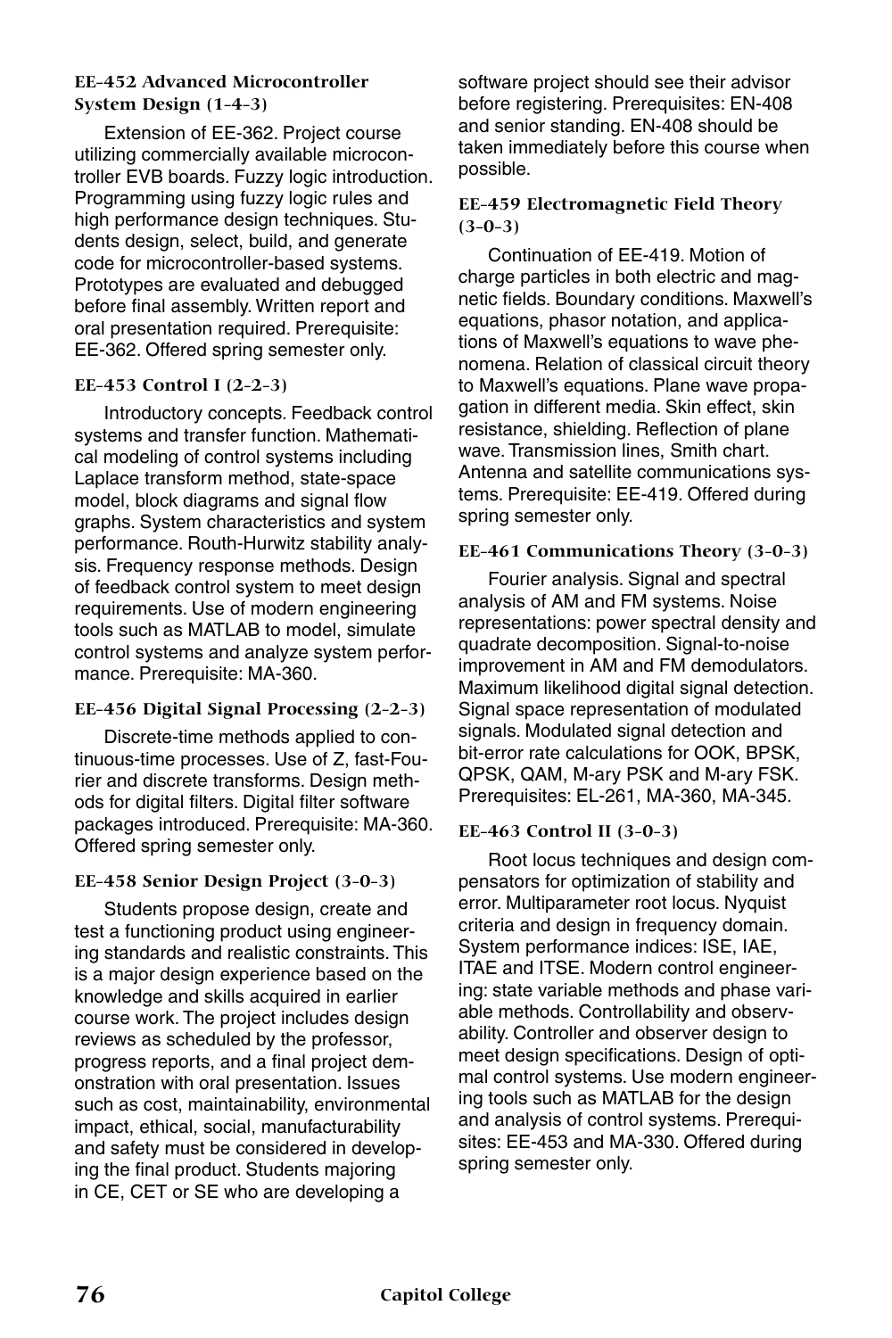### EE-452 Advanced Microcontroller System Design (1-4-3)

Extension of EE-362. Project course utilizing commercially available microcontroller EVB boards. Fuzzy logic introduction. Programming using fuzzy logic rules and high performance design techniques. Students design, select, build, and generate code for microcontroller-based systems. Prototypes are evaluated and debugged before final assembly. Written report and oral presentation required. Prerequisite: EE-362. Offered spring semester only.

### EE-453 Control I (2-2-3)

Introductory concepts. Feedback control systems and transfer function. Mathematical modeling of control systems including Laplace transform method, state-space model, block diagrams and signal flow graphs. System characteristics and system performance. Routh-Hurwitz stability analysis. Frequency response methods. Design of feedback control system to meet design requirements. Use of modern engineering tools such as MATLAB to model, simulate control systems and analyze system performance. Prerequisite: MA-360.

### EE-456 Digital Signal Processing (2-2-3)

Discrete-time methods applied to continuous-time processes. Use of Z, fast-Fourier and discrete transforms. Design methods for digital filters. Digital filter software packages introduced. Prerequisite: MA-360. Offered spring semester only.

### EE-458 Senior Design Project (3-0-3)

Students propose design, create and test a functioning product using engineering standards and realistic constraints. This is a major design experience based on the knowledge and skills acquired in earlier course work. The project includes design reviews as scheduled by the professor, progress reports, and a final project demonstration with oral presentation. Issues such as cost, maintainability, environmental impact, ethical, social, manufacturability and safety must be considered in developing the final product. Students majoring in CE, CET or SE who are developing a software project should see their advisor before registering. Prerequisites: EN-408 and senior standing. EN-408 should be taken immediately before this course when possible.

### EE-459 Electromagnetic Field Theory (3-0-3)

Continuation of EE-419. Motion of charge particles in both electric and magnetic fields. Boundary conditions. Maxwell's equations, phasor notation, and applications of Maxwell's equations to wave phenomena. Relation of classical circuit theory to Maxwell's equations. Plane wave propagation in different media. Skin effect, skin resistance, shielding. Reflection of plane wave. Transmission lines, Smith chart. Antenna and satellite communications systems. Prerequisite: EE-419. Offered during spring semester only.

### EE-461 Communications Theory (3-0-3)

Fourier analysis. Signal and spectral analysis of AM and FM systems. Noise representations: power spectral density and quadrate decomposition. Signal-to-noise improvement in AM and FM demodulators. Maximum likelihood digital signal detection. Signal space representation of modulated signals. Modulated signal detection and bit-error rate calculations for OOK, BPSK, QPSK, QAM, M-ary PSK and M-ary FSK. Prerequisites: EL-261, MA-360, MA-345.

### EE-463 Control II (3-0-3)

Root locus techniques and design compensators for optimization of stability and error. Multiparameter root locus. Nyquist criteria and design in frequency domain. System performance indices: ISE, IAE, ITAE and ITSE. Modern control engineering: state variable methods and phase variable methods. Controllability and observability. Controller and observer design to meet design specifications. Design of optimal control systems. Use modern engineering tools such as MATLAB for the design and analysis of control systems. Prerequisites: EE-453 and MA-330. Offered during spring semester only.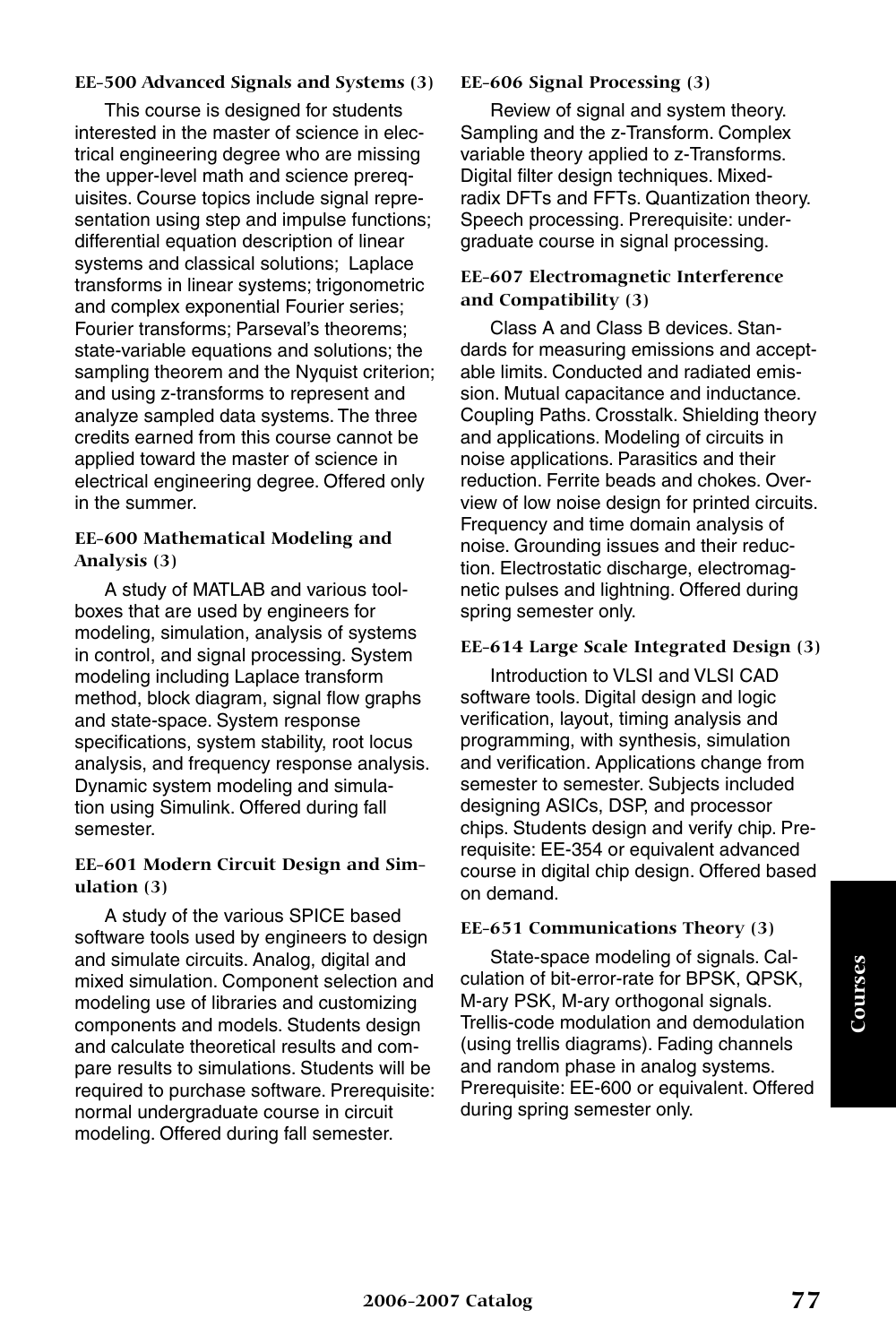#### EE-500 Advanced Signals and Systems (3)

This course is designed for students interested in the master of science in electrical engineering degree who are missing the upper-level math and science prerequisites. Course topics include signal representation using step and impulse functions; differential equation description of linear systems and classical solutions; Laplace transforms in linear systems; trigonometric and complex exponential Fourier series; Fourier transforms; Parseval's theorems; state-variable equations and solutions; the sampling theorem and the Nyquist criterion; and using z-transforms to represent and analyze sampled data systems. The three credits earned from this course cannot be applied toward the master of science in electrical engineering degree. Offered only in the summer.

#### EE-600 Mathematical Modeling and Analysis (3)

A study of MATLAB and various toolboxes that are used by engineers for modeling, simulation, analysis of systems in control, and signal processing. System modeling including Laplace transform method, block diagram, signal flow graphs and state-space. System response specifications, system stability, root locus analysis, and frequency response analysis. Dynamic system modeling and simulation using Simulink. Offered during fall semester.

#### EE-601 Modern Circuit Design and Simulation (3)

A study of the various SPICE based software tools used by engineers to design and simulate circuits. Analog, digital and mixed simulation. Component selection and modeling use of libraries and customizing components and models. Students design and calculate theoretical results and compare results to simulations. Students will be required to purchase software. Prerequisite: normal undergraduate course in circuit modeling. Offered during fall semester.

#### EE-606 Signal Processing (3)

Review of signal and system theory. Sampling and the z-Transform. Complex variable theory applied to z-Transforms. Digital filter design techniques. Mixed-radix DFTs and FFTs. Quantization theory. Speech processing. Prerequisite: undergraduate course in signal processing.

#### EE-607 Electromagnetic Interference and Compatibility (3)

Class A and Class B devices. Standards for measuring emissions and acceptable limits. Conducted and radiated emission. Mutual capacitance and inductance. Coupling Paths. Crosstalk. Shielding theory and applications. Modeling of circuits in noise applications. Parasitics and their reduction. Ferrite beads and chokes. Overview of low noise design for printed circuits. Frequency and time domain analysis of noise. Grounding issues and their reduction. Electrostatic discharge, electromagnetic pulses and lightning. Offered during spring semester only.

#### EE-614 Large Scale Integrated Design (3)

Introduction to VLSI and VLSI CAD software tools. Digital design and logic verification, layout, timing analysis and programming, with synthesis, simulation and verification. Applications change from semester to semester. Subjects included designing ASICs, DSP, and processor chips. Students design and verify chip. Prerequisite: EE-354 or equivalent advanced course in digital chip design. Offered based on demand.

#### EE-651 Communications Theory (3)

State-space modeling of signals. Calculation of bit-error-rate for BPSK, QPSK, M-ary PSK, M-ary orthogonal signals. Trellis-code modulation and demodulation (using trellis diagrams). Fading channels and random phase in analog systems. Prerequisite: EE-600 or equivalent. Offered during spring semester only.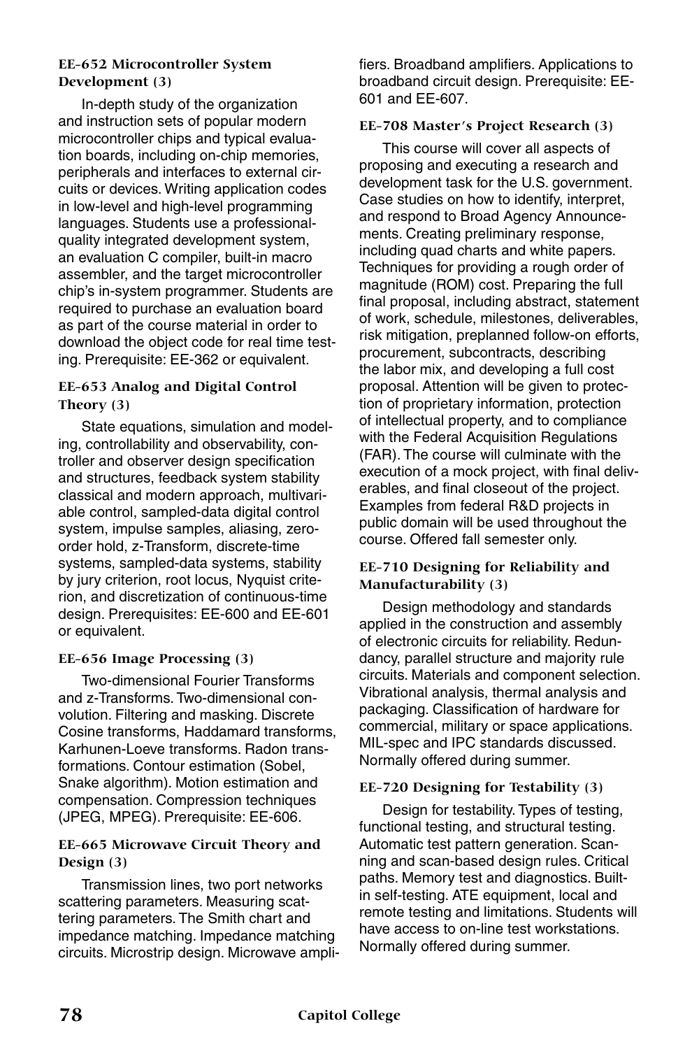### EE-652 Microcontroller System Development (3)

In-depth study of the organization and instruction sets of popular modern microcontroller chips and typical evaluation boards, including on-chip memories, peripherals and interfaces to external circuits or devices. Writing application codes in low-level and high-level programming languages. Students use a professional-quality integrated development system, an evaluation C compiler, built-in macro assembler, and the target microcontroller chip's in-system programmer. Students are required to purchase an evaluation board as part of the course material in order to download the object code for real time testing. Prerequisite: EE-362 or equivalent.

### EE-653 Analog and Digital Control Theory (3)

State equations, simulation and modeling, controllability and observability, controller and observer design specification and structures, feedback system stability classical and modern approach, multivariable control, sampled-data digital control system, impulse samples, aliasing, zero-order hold, z-Transform, discrete-time systems, sampled-data systems, stability by jury criterion, root locus, Nyquist criterion, and discretization of continuous-time design. Prerequisites: EE-600 and EE-601 or equivalent.

### EE-656 Image Processing (3)

Two-dimensional Fourier Transforms and z-Transforms. Two-dimensional convolution. Filtering and masking. Discrete Cosine transforms, Haddamard transforms, Karhunen-Loeve transforms. Radon transformations. Contour estimation (Sobel, Snake algorithm). Motion estimation and compensation. Compression techniques (JPEG, MPEG). Prerequisite: EE-606.

### EE-665 Microwave Circuit Theory and Design (3)

Transmission lines, two port networks scattering parameters. Measuring scattering parameters. The Smith chart and impedance matching. Impedance matching circuits. Microstrip design. Microwave amplifiers. Broadband amplifiers. Applications to broadband circuit design. Prerequisite: EE-601 and EE-607.

### EE-708 Master's Project Research (3)

This course will cover all aspects of proposing and executing a research and development task for the U.S. government. Case studies on how to identify, interpret, and respond to Broad Agency Announcements. Creating preliminary response, including quad charts and white papers. Techniques for providing a rough order of magnitude (ROM) cost. Preparing the full final proposal, including abstract, statement of work, schedule, milestones, deliverables, risk mitigation, preplanned follow-on efforts, procurement, subcontracts, describing the labor mix, and developing a full cost proposal. Attention will be given to protection of proprietary information, protection of intellectual property, and to compliance with the Federal Acquisition Regulations (FAR). The course will culminate with the execution of a mock project, with final deliverables, and final closeout of the project. Examples from federal R&D projects in public domain will be used throughout the course. Offered fall semester only.

### EE-710 Designing for Reliability and Manufacturability (3)

Design methodology and standards applied in the construction and assembly of electronic circuits for reliability. Redundancy, parallel structure and majority rule circuits. Materials and component selection. Vibrational analysis, thermal analysis and packaging. Classification of hardware for commercial, military or space applications. MIL-spec and IPC standards discussed. Normally offered during summer.

### EE-720 Designing for Testability (3)

Design for testability. Types of testing, functional testing, and structural testing. Automatic test pattern generation. Scanning and scan-based design rules. Critical paths. Memory test and diagnostics. Built-in self-testing. ATE equipment, local and remote testing and limitations. Students will have access to on-line test workstations. Normally offered during summer.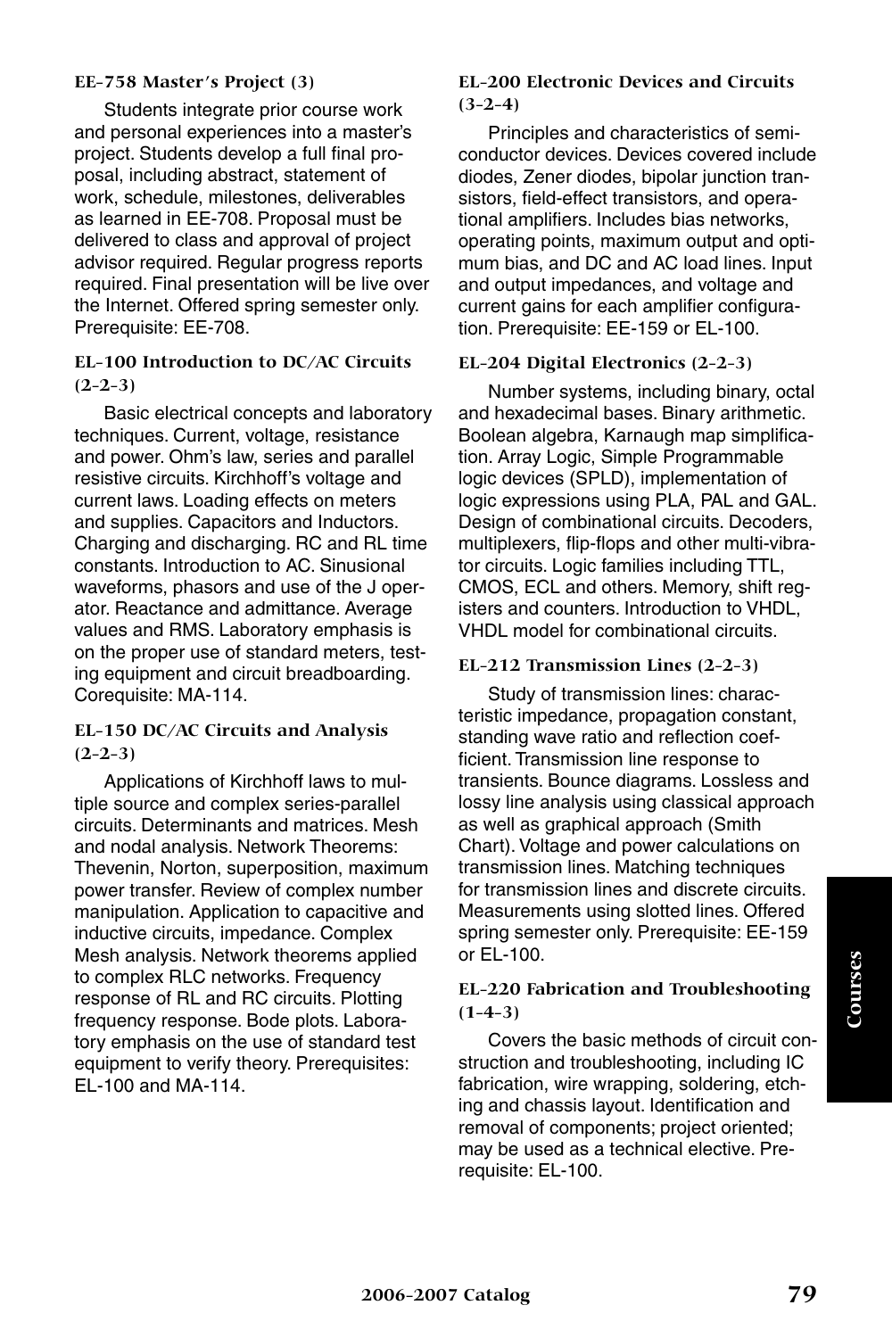### EE-758 Master's Project (3)

Students integrate prior course work and personal experiences into a master's project. Students develop a full final proposal, including abstract, statement of work, schedule, milestones, deliverables as learned in EE-708. Proposal must be delivered to class and approval of project advisor required. Regular progress reports required. Final presentation will be live over the Internet. Offered spring semester only. Prerequisite: EE-708.

### EL-100 Introduction to DC/AC Circuits (2-2-3)

Basic electrical concepts and laboratory techniques. Current, voltage, resistance and power. Ohm's law, series and parallel resistive circuits. Kirchhoff's voltage and current laws. Loading effects on meters and supplies. Capacitors and Inductors. Charging and discharging. RC and RL time constants. Introduction to AC. Sinusional waveforms, phasors and use of the J operator. Reactance and admittance. Average values and RMS. Laboratory emphasis is on the proper use of standard meters, testing equipment and circuit breadboarding. Corequisite: MA-114.

### EL-150 DC/AC Circuits and Analysis (2-2-3)

Applications of Kirchhoff laws to multiple source and complex series-parallel circuits. Determinants and matrices. Mesh and nodal analysis. Network Theorems: Thevenin, Norton, superposition, maximum power transfer. Review of complex number manipulation. Application to capacitive and inductive circuits, impedance. Complex Mesh analysis. Network theorems applied to complex RLC networks. Frequency response of RL and RC circuits. Plotting frequency response. Bode plots. Laboratory emphasis on the use of standard test equipment to verify theory. Prerequisites: EL-100 and MA-114.

### EL-200 Electronic Devices and Circuits (3-2-4)

Principles and characteristics of semiconductor devices. Devices covered include diodes, Zener diodes, bipolar junction transistors, field-effect transistors, and operational amplifiers. Includes bias networks, operating points, maximum output and optimum bias, and DC and AC load lines. Input and output impedances, and voltage and current gains for each amplifier configuration. Prerequisite: EE-159 or EL-100.

### EL-204 Digital Electronics (2-2-3)

Number systems, including binary, octal and hexadecimal bases. Binary arithmetic. Boolean algebra, Karnaugh map simplification. Array Logic, Simple Programmable logic devices (SPLD), implementation of logic expressions using PLA, PAL and GAL. Design of combinational circuits. Decoders, multiplexers, flip-flops and other multi-vibrator circuits. Logic families including TTL, CMOS, ECL and others. Memory, shift registers and counters. Introduction to VHDL, VHDL model for combinational circuits.

### EL-212 Transmission Lines (2-2-3)

Study of transmission lines: characteristic impedance, propagation constant, standing wave ratio and reflection coefficient. Transmission line response to transients. Bounce diagrams. Lossless and lossy line analysis using classical approach as well as graphical approach (Smith Chart). Voltage and power calculations on transmission lines. Matching techniques for transmission lines and discrete circuits. Measurements using slotted lines. Offered spring semester only. Prerequisite: EE-159 or EL-100.

### EL-220 Fabrication and Troubleshooting (1-4-3)

Covers the basic methods of circuit construction and troubleshooting, including IC fabrication, wire wrapping, soldering, etching and chassis layout. Identification and removal of components; project oriented; may be used as a technical elective. Prerequisite: EL-100.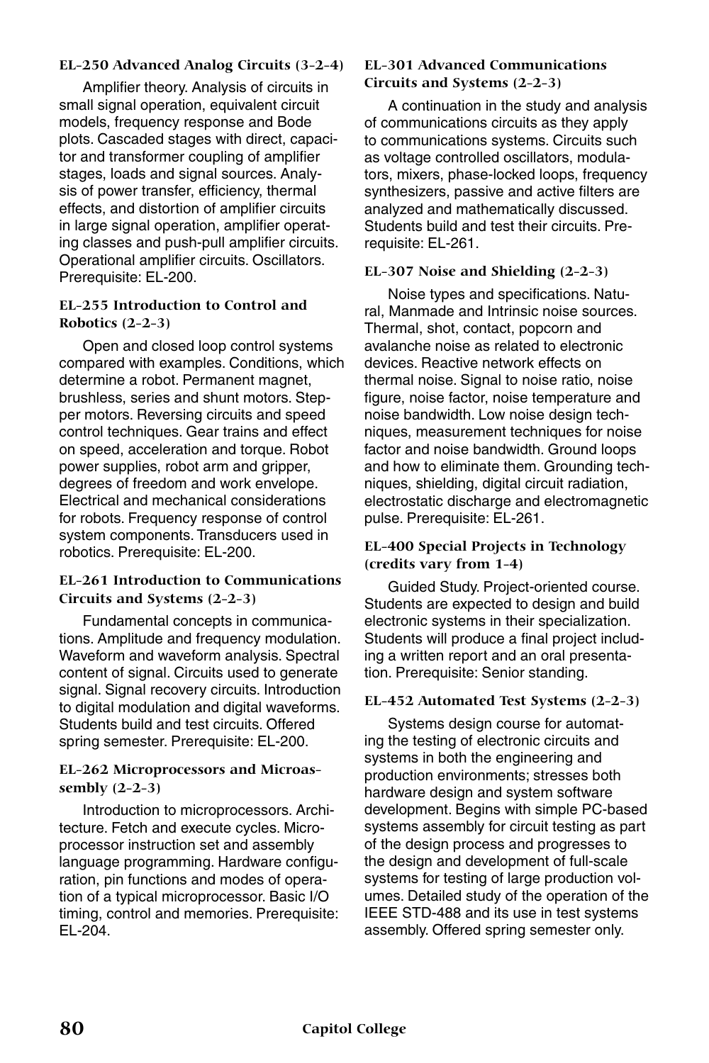**EL-250 Advanced Analog Circuits (3-2-4)**

Amplifier theory. Analysis of circuits in small signal operation, equivalent circuit models, frequency response and Bode plots. Cascaded stages with direct, capacitor and transformer coupling of amplifier stages, loads and signal sources. Analysis of power transfer, efficiency, thermal effects, and distortion of amplifier circuits in large signal operation, amplifier operating classes and push-pull amplifier circuits. Operational amplifier circuits. Oscillators. Prerequisite: EL-200.

**EL-255 Introduction to Control and Robotics (2-2-3)**

Open and closed loop control systems compared with examples. Conditions, which determine a robot. Permanent magnet, brushless, series and shunt motors. Stepper motors. Reversing circuits and speed control techniques. Gear trains and effect on speed, acceleration and torque. Robot power supplies, robot arm and gripper, degrees of freedom and work envelope. Electrical and mechanical considerations for robots. Frequency response of control system components. Transducers used in robotics. Prerequisite: EL-200.

**EL-261 Introduction to Communications Circuits and Systems (2-2-3)**

Fundamental concepts in communications. Amplitude and frequency modulation. Waveform and waveform analysis. Spectral content of signal. Circuits used to generate signal. Signal recovery circuits. Introduction to digital modulation and digital waveforms. Students build and test circuits. Offered spring semester. Prerequisite: EL-200.

**EL-262 Microprocessors and Microassembly (2-2-3)**

Introduction to microprocessors. Architecture. Fetch and execute cycles. Microprocessor instruction set and assembly language programming. Hardware configuration, pin functions and modes of operation of a typical microprocessor. Basic I/O timing, control and memories. Prerequisite: EL-204.

**EL-301 Advanced Communications Circuits and Systems (2-2-3)**

A continuation in the study and analysis of communications circuits as they apply to communications systems. Circuits such as voltage controlled oscillators, modulators, mixers, phase-locked loops, frequency synthesizers, passive and active filters are analyzed and mathematically discussed. Students build and test their circuits. Prerequisite: EL-261.

**EL-307 Noise and Shielding (2-2-3)**

Noise types and specifications. Natural, Manmade and Intrinsic noise sources. Thermal, shot, contact, popcorn and avalanche noise as related to electronic devices. Reactive network effects on thermal noise. Signal to noise ratio, noise figure, noise factor, noise temperature and noise bandwidth. Low noise design techniques, measurement techniques for noise factor and noise bandwidth. Ground loops and how to eliminate them. Grounding techniques, shielding, digital circuit radiation, electrostatic discharge and electromagnetic pulse. Prerequisite: EL-261.

**EL-400 Special Projects in Technology (credits vary from 1-4)**

Guided Study. Project-oriented course. Students are expected to design and build electronic systems in their specialization. Students will produce a final project including a written report and an oral presentation. Prerequisite: Senior standing.

**EL-452 Automated Test Systems (2-2-3)**

Systems design course for automating the testing of electronic circuits and systems in both the engineering and production environments; stresses both hardware design and system software development. Begins with simple PC-based systems assembly for circuit testing as part of the design process and progresses to the design and development of full-scale systems for testing of large production volumes. Detailed study of the operation of the IEEE STD-488 and its use in test systems assembly. Offered spring semester only.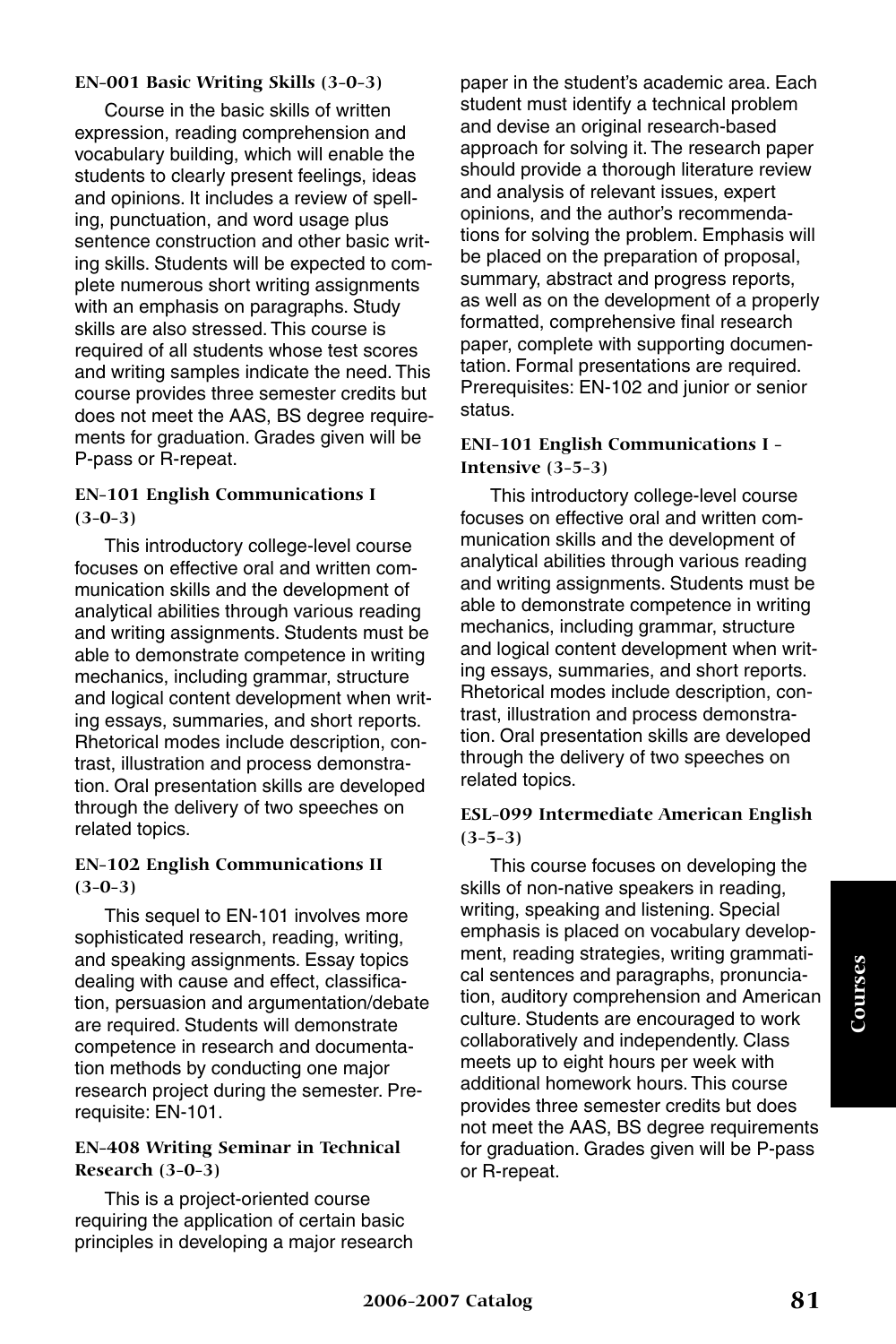#### EN-001 Basic Writing Skills (3-0-3)

Course in the basic skills of written expression, reading comprehension and vocabulary building, which will enable the students to clearly present feelings, ideas and opinions. It includes a review of spelling, punctuation, and word usage plus sentence construction and other basic writing skills. Students will be expected to complete numerous short writing assignments with an emphasis on paragraphs. Study skills are also stressed. This course is required of all students whose test scores and writing samples indicate the need. This course provides three semester credits but does not meet the AAS, BS degree requirements for graduation. Grades given will be P-pass or R-repeat.

#### EN-101 English Communications I (3-0-3)

This introductory college-level course focuses on effective oral and written communication skills and the development of analytical abilities through various reading and writing assignments. Students must be able to demonstrate competence in writing mechanics, including grammar, structure and logical content development when writing essays, summaries, and short reports. Rhetorical modes include description, contrast, illustration and process demonstration. Oral presentation skills are developed through the delivery of two speeches on related topics.

#### EN-102 English Communications II (3-0-3)

This sequel to EN-101 involves more sophisticated research, reading, writing, and speaking assignments. Essay topics dealing with cause and effect, classification, persuasion and argumentation/debate are required. Students will demonstrate competence in research and documentation methods by conducting one major research project during the semester. Prerequisite: EN-101.

#### EN-408 Writing Seminar in Technical Research (3-0-3)

This is a project-oriented course requiring the application of certain basic principles in developing a major research paper in the student's academic area. Each student must identify a technical problem and devise an original research-based approach for solving it. The research paper should provide a thorough literature review and analysis of relevant issues, expert opinions, and the author's recommendations for solving the problem. Emphasis will be placed on the preparation of proposal, summary, abstract and progress reports, as well as on the development of a properly formatted, comprehensive final research paper, complete with supporting documentation. Formal presentations are required. Prerequisites: EN-102 and junior or senior status.

#### ENI-101 English Communications I - Intensive (3-5-3)

This introductory college-level course focuses on effective oral and written communication skills and the development of analytical abilities through various reading and writing assignments. Students must be able to demonstrate competence in writing mechanics, including grammar, structure and logical content development when writing essays, summaries, and short reports. Rhetorical modes include description, contrast, illustration and process demonstration. Oral presentation skills are developed through the delivery of two speeches on related topics.

#### ESL-099 Intermediate American English (3-5-3)

This course focuses on developing the skills of non-native speakers in reading, writing, speaking and listening. Special emphasis is placed on vocabulary development, reading strategies, writing grammatical sentences and paragraphs, pronunciation, auditory comprehension and American culture. Students are encouraged to work collaboratively and independently. Class meets up to eight hours per week with additional homework hours. This course provides three semester credits but does not meet the AAS, BS degree requirements for graduation. Grades given will be P-pass or R-repeat.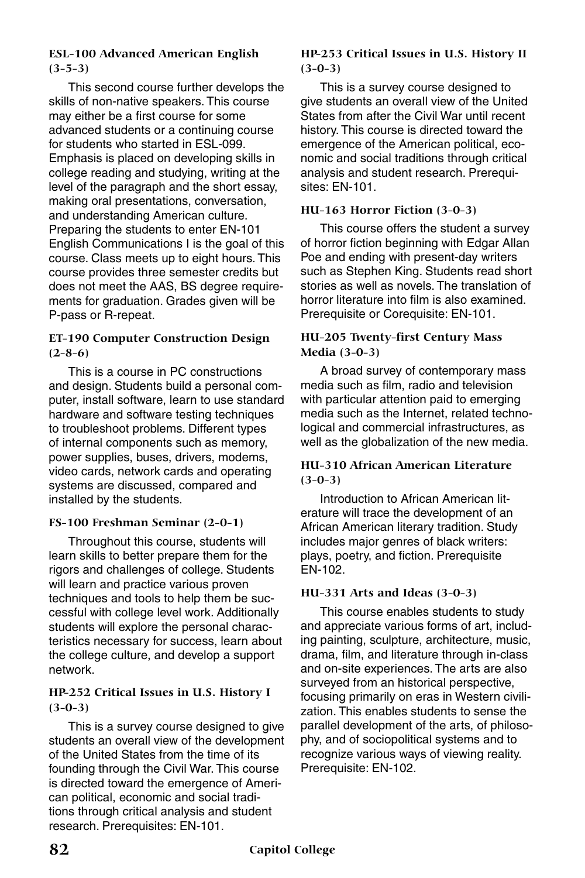#### ESL-100 Advanced American English (3-5-3)

This second course further develops the skills of non-native speakers. This course may either be a first course for some advanced students or a continuing course for students who started in ESL-099. Emphasis is placed on developing skills in college reading and studying, writing at the level of the paragraph and the short essay, making oral presentations, conversation, and understanding American culture. Preparing the students to enter EN-101 English Communications I is the goal of this course. Class meets up to eight hours. This course provides three semester credits but does not meet the AAS, BS degree requirements for graduation. Grades given will be P-pass or R-repeat.

#### ET-190 Computer Construction Design (2-8-6)

This is a course in PC constructions and design. Students build a personal computer, install software, learn to use standard hardware and software testing techniques to troubleshoot problems. Different types of internal components such as memory, power supplies, buses, drivers, modems, video cards, network cards and operating systems are discussed, compared and installed by the students.

#### FS-100 Freshman Seminar (2-0-1)

Throughout this course, students will learn skills to better prepare them for the rigors and challenges of college. Students will learn and practice various proven techniques and tools to help them be successful with college level work. Additionally students will explore the personal characteristics necessary for success, learn about the college culture, and develop a support network.

#### HP-252 Critical Issues in U.S. History I (3-0-3)

This is a survey course designed to give students an overall view of the development of the United States from the time of its founding through the Civil War. This course is directed toward the emergence of American political, economic and social traditions through critical analysis and student research. Prerequisites: EN-101.

#### HP-253 Critical Issues in U.S. History II (3-0-3)

This is a survey course designed to give students an overall view of the United States from after the Civil War until recent history. This course is directed toward the emergence of the American political, economic and social traditions through critical analysis and student research. Prerequisites: EN-101.

#### HU-163 Horror Fiction (3-0-3)

This course offers the student a survey of horror fiction beginning with Edgar Allan Poe and ending with present-day writers such as Stephen King. Students read short stories as well as novels. The translation of horror literature into film is also examined. Prerequisite or Corequisite: EN-101.

#### HU-205 Twenty-first Century Mass Media (3-0-3)

A broad survey of contemporary mass media such as film, radio and television with particular attention paid to emerging media such as the Internet, related technological and commercial infrastructures, as well as the globalization of the new media.

#### HU-310 African American Literature (3-0-3)

Introduction to African American literature will trace the development of an African American literary tradition. Study includes major genres of black writers: plays, poetry, and fiction. Prerequisite EN-102.

#### HU-331 Arts and Ideas (3-0-3)

This course enables students to study and appreciate various forms of art, including painting, sculpture, architecture, music, drama, film, and literature through in-class and on-site experiences. The arts are also surveyed from an historical perspective, focusing primarily on eras in Western civilization. This enables students to sense the parallel development of the arts, of philosophy, and of sociopolitical systems and to recognize various ways of viewing reality. Prerequisite: EN-102.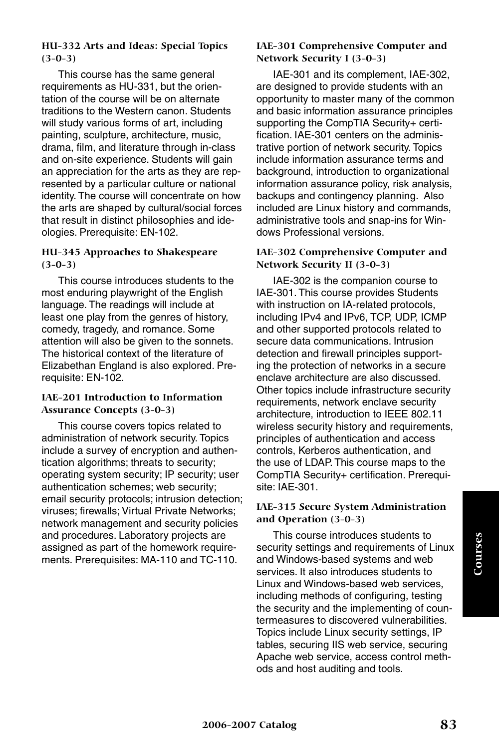### HU-332 Arts and Ideas: Special Topics (3-0-3)

This course has the same general requirements as HU-331, but the orientation of the course will be on alternate traditions to the Western canon. Students will study various forms of art, including painting, sculpture, architecture, music, drama, film, and literature through in-class and on-site experience. Students will gain an appreciation for the arts as they are represented by a particular culture or national identity. The course will concentrate on how the arts are shaped by cultural/social forces that result in distinct philosophies and ideologies. Prerequisite: EN-102.

### HU-345 Approaches to Shakespeare (3-0-3)

This course introduces students to the most enduring playwright of the English language. The readings will include at least one play from the genres of history, comedy, tragedy, and romance. Some attention will also be given to the sonnets. The historical context of the literature of Elizabethan England is also explored. Prerequisite: EN-102.

### IAE-201 Introduction to Information Assurance Concepts (3-0-3)

This course covers topics related to administration of network security. Topics include a survey of encryption and authentication algorithms; threats to security; operating system security; IP security; user authentication schemes; web security; email security protocols; intrusion detection; viruses; firewalls; Virtual Private Networks; network management and security policies and procedures. Laboratory projects are assigned as part of the homework requirements. Prerequisites: MA-110 and TC-110.

### IAE-301 Comprehensive Computer and Network Security I (3-0-3)

IAE-301 and its complement, IAE-302, are designed to provide students with an opportunity to master many of the common and basic information assurance principles supporting the CompTIA Security+ certification. IAE-301 centers on the administrative portion of network security. Topics include information assurance terms and background, introduction to organizational information assurance policy, risk analysis, backups and contingency planning. Also included are Linux history and commands, administrative tools and snap-ins for Windows Professional versions.

### IAE-302 Comprehensive Computer and Network Security II (3-0-3)

IAE-302 is the companion course to IAE-301. This course provides Students with instruction on IA-related protocols, including IPv4 and IPv6, TCP, UDP, ICMP and other supported protocols related to secure data communications. Intrusion detection and firewall principles supporting the protection of networks in a secure enclave architecture are also discussed. Other topics include infrastructure security requirements, network enclave security architecture, introduction to IEEE 802.11 wireless security history and requirements, principles of authentication and access controls, Kerberos authentication, and the use of LDAP. This course maps to the CompTIA Security+ certification. Prerequisite: IAE-301.

### IAE-315 Secure System Administration and Operation (3-0-3)

This course introduces students to security settings and requirements of Linux and Windows-based systems and web services. It also introduces students to Linux and Windows-based web services, including methods of configuring, testing the security and the implementing of countermeasures to discovered vulnerabilities. Topics include Linux security settings, IP tables, securing IIS web service, securing Apache web service, access control methods and host auditing and tools.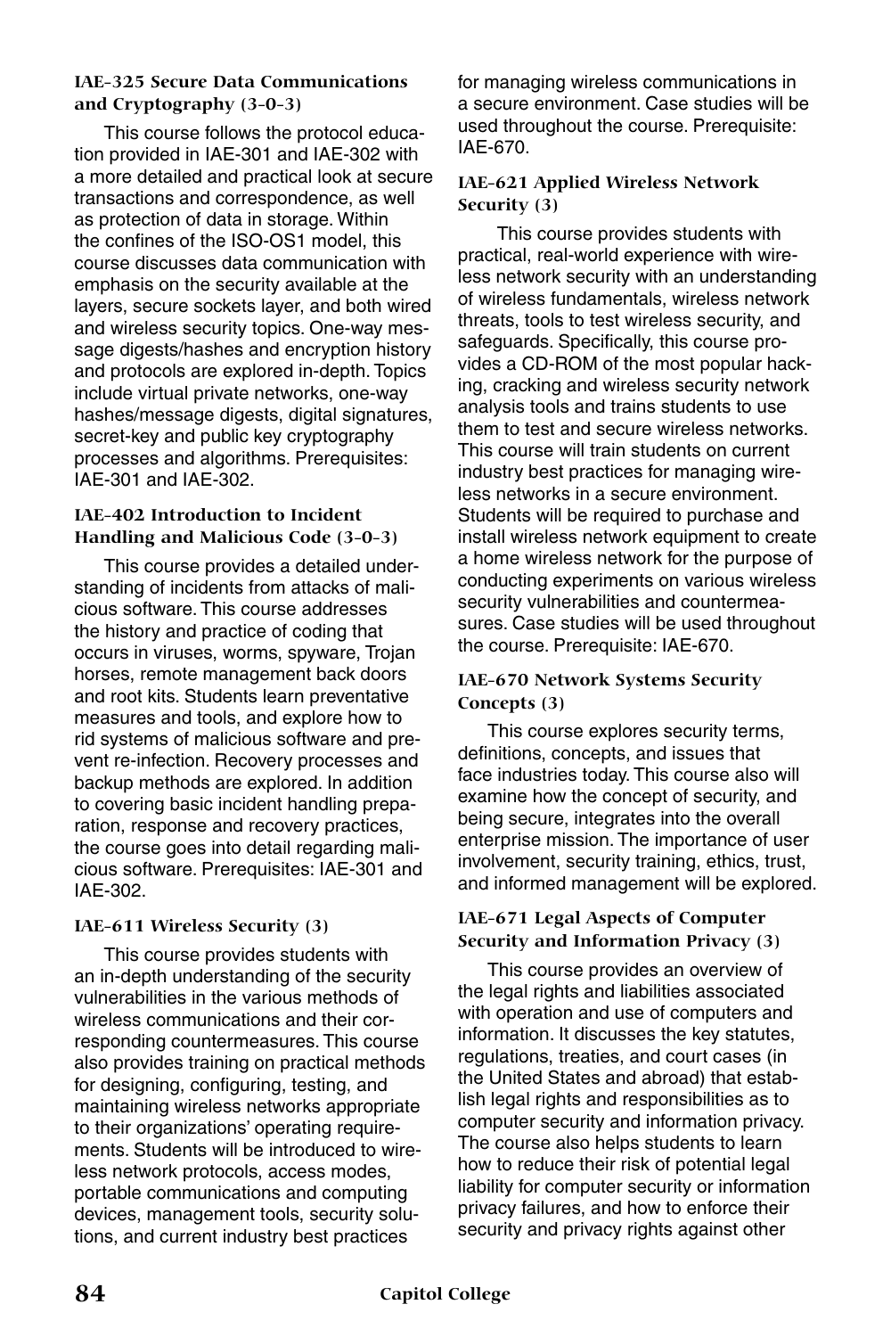### IAE-325 Secure Data Communications and Cryptography (3-0-3)

This course follows the protocol education provided in IAE-301 and IAE-302 with a more detailed and practical look at secure transactions and correspondence, as well as protection of data in storage. Within the confines of the ISO-OS1 model, this course discusses data communication with emphasis on the security available at the layers, secure sockets layer, and both wired and wireless security topics. One-way message digests/hashes and encryption history and protocols are explored in-depth. Topics include virtual private networks, one-way hashes/message digests, digital signatures, secret-key and public key cryptography processes and algorithms. Prerequisites: IAE-301 and IAE-302.

### IAE-402 Introduction to Incident Handling and Malicious Code (3-0-3)

This course provides a detailed understanding of incidents from attacks of malicious software. This course addresses the history and practice of coding that occurs in viruses, worms, spyware, Trojan horses, remote management back doors and root kits. Students learn preventative measures and tools, and explore how to rid systems of malicious software and prevent re-infection. Recovery processes and backup methods are explored. In addition to covering basic incident handling preparation, response and recovery practices, the course goes into detail regarding malicious software. Prerequisites: IAE-301 and IAE-302.

### IAE-611 Wireless Security (3)

This course provides students with an in-depth understanding of the security vulnerabilities in the various methods of wireless communications and their corresponding countermeasures. This course also provides training on practical methods for designing, configuring, testing, and maintaining wireless networks appropriate to their organizations' operating requirements. Students will be introduced to wireless network protocols, access modes, portable communications and computing devices, management tools, security solutions, and current industry best practices for managing wireless communications in a secure environment. Case studies will be used throughout the course. Prerequisite: IAE-670.

### IAE-621 Applied Wireless Network Security (3)

This course provides students with practical, real-world experience with wireless network security with an understanding of wireless fundamentals, wireless network threats, tools to test wireless security, and safeguards. Specifically, this course provides a CD-ROM of the most popular hacking, cracking and wireless security network analysis tools and trains students to use them to test and secure wireless networks. This course will train students on current industry best practices for managing wireless networks in a secure environment. Students will be required to purchase and install wireless network equipment to create a home wireless network for the purpose of conducting experiments on various wireless security vulnerabilities and countermeasures. Case studies will be used throughout the course. Prerequisite: IAE-670.

### IAE-670 Network Systems Security Concepts (3)

This course explores security terms, definitions, concepts, and issues that face industries today. This course also will examine how the concept of security, and being secure, integrates into the overall enterprise mission. The importance of user involvement, security training, ethics, trust, and informed management will be explored.

### IAE-671 Legal Aspects of Computer Security and Information Privacy (3)

This course provides an overview of the legal rights and liabilities associated with operation and use of computers and information. It discusses the key statutes, regulations, treaties, and court cases (in the United States and abroad) that establish legal rights and responsibilities as to computer security and information privacy. The course also helps students to learn how to reduce their risk of potential legal liability for computer security or information privacy failures, and how to enforce their security and privacy rights against other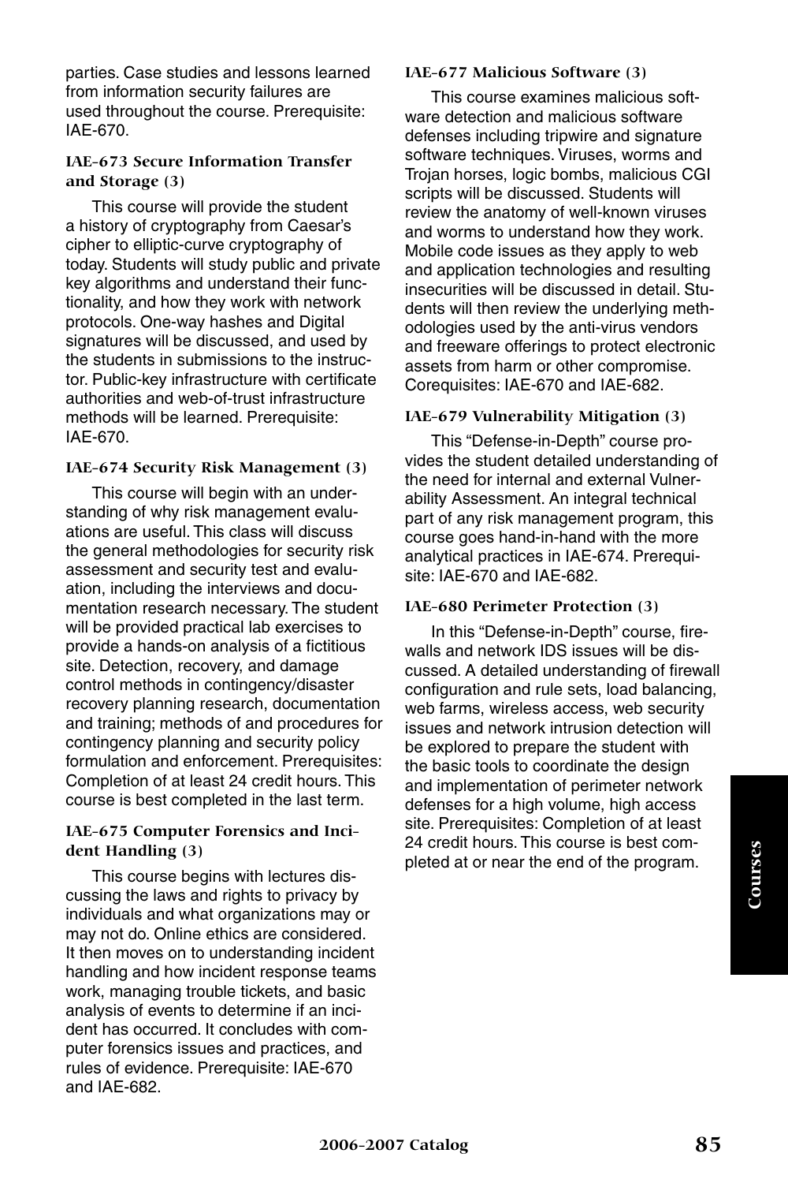parties. Case studies and lessons learned from information security failures are used throughout the course. Prerequisite: IAE-670.

### IAE-673 Secure Information Transfer and Storage (3)

This course will provide the student a history of cryptography from Caesar's cipher to elliptic-curve cryptography of today. Students will study public and private key algorithms and understand their functionality, and how they work with network protocols. One-way hashes and Digital signatures will be discussed, and used by the students in submissions to the instructor. Public-key infrastructure with certificate authorities and web-of-trust infrastructure methods will be learned. Prerequisite: IAE-670.

### IAE-674 Security Risk Management (3)

This course will begin with an understanding of why risk management evaluations are useful. This class will discuss the general methodologies for security risk assessment and security test and evaluation, including the interviews and documentation research necessary. The student will be provided practical lab exercises to provide a hands-on analysis of a fictitious site. Detection, recovery, and damage control methods in contingency/disaster recovery planning research, documentation and training; methods of and procedures for contingency planning and security policy formulation and enforcement. Prerequisites: Completion of at least 24 credit hours. This course is best completed in the last term.

### IAE-675 Computer Forensics and Incident Handling (3)

This course begins with lectures discussing the laws and rights to privacy by individuals and what organizations may or may not do. Online ethics are considered. It then moves on to understanding incident handling and how incident response teams work, managing trouble tickets, and basic analysis of events to determine if an incident has occurred. It concludes with computer forensics issues and practices, and rules of evidence. Prerequisite: IAE-670 and IAE-682.

### IAE-677 Malicious Software (3)

This course examines malicious software detection and malicious software defenses including tripwire and signature software techniques. Viruses, worms and Trojan horses, logic bombs, malicious CGI scripts will be discussed. Students will review the anatomy of well-known viruses and worms to understand how they work. Mobile code issues as they apply to web and application technologies and resulting insecurities will be discussed in detail. Students will then review the underlying methodologies used by the anti-virus vendors and freeware offerings to protect electronic assets from harm or other compromise. Corequisites: IAE-670 and IAE-682.

### IAE-679 Vulnerability Mitigation (3)

This "Defense-in-Depth" course provides the student detailed understanding of the need for internal and external Vulnerability Assessment. An integral technical part of any risk management program, this course goes hand-in-hand with the more analytical practices in IAE-674. Prerequisite: IAE-670 and IAE-682.

### IAE-680 Perimeter Protection (3)

In this "Defense-in-Depth" course, firewalls and network IDS issues will be discussed. A detailed understanding of firewall configuration and rule sets, load balancing, web farms, wireless access, web security issues and network intrusion detection will be explored to prepare the student with the basic tools to coordinate the design and implementation of perimeter network defenses for a high volume, high access site. Prerequisites: Completion of at least 24 credit hours. This course is best completed at or near the end of the program.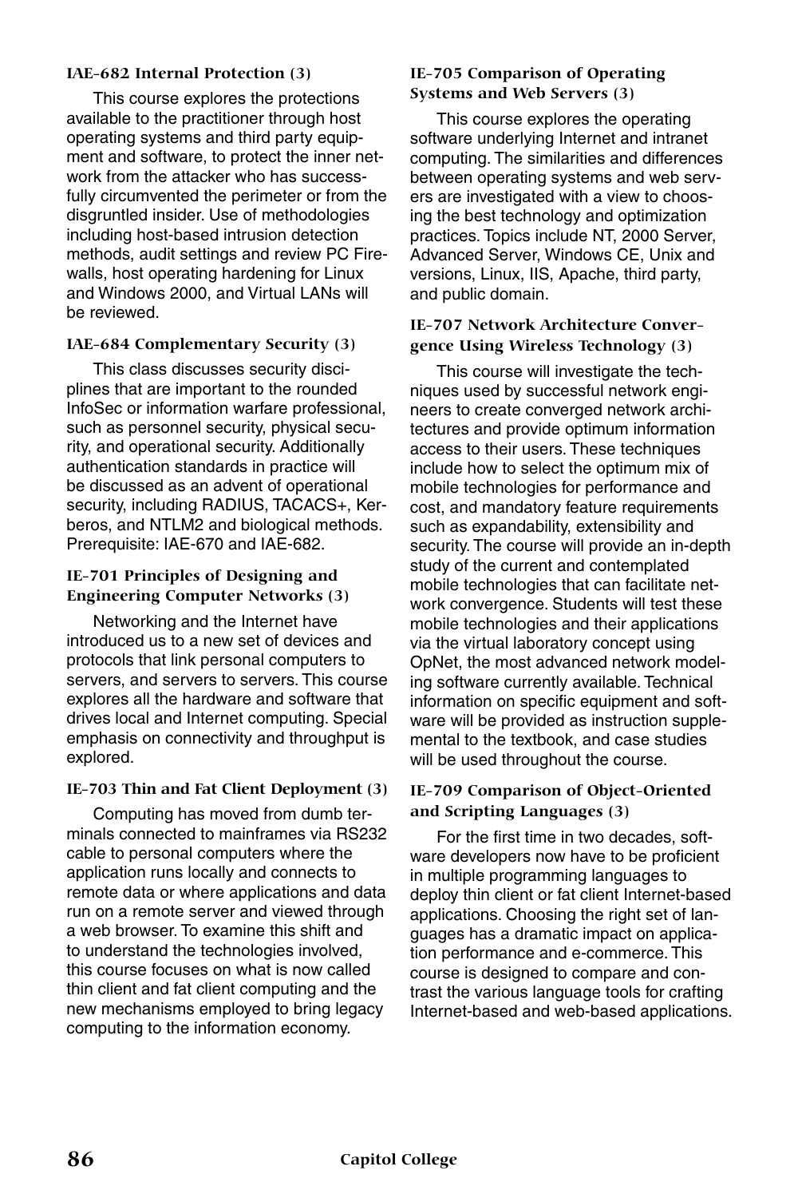### IAE-682 Internal Protection (3)

This course explores the protections available to the practitioner through host operating systems and third party equipment and software, to protect the inner network from the attacker who has successfully circumvented the perimeter or from the disgruntled insider. Use of methodologies including host-based intrusion detection methods, audit settings and review PC Firewalls, host operating hardening for Linux and Windows 2000, and Virtual LANs will be reviewed.

### IAE-684 Complementary Security (3)

This class discusses security disciplines that are important to the rounded InfoSec or information warfare professional, such as personnel security, physical security, and operational security. Additionally authentication standards in practice will be discussed as an advent of operational security, including RADIUS, TACACS+, Kerberos, and NTLM2 and biological methods. Prerequisite: IAE-670 and IAE-682.

### IE-701 Principles of Designing and Engineering Computer Networks (3)

Networking and the Internet have introduced us to a new set of devices and protocols that link personal computers to servers, and servers to servers. This course explores all the hardware and software that drives local and Internet computing. Special emphasis on connectivity and throughput is explored.

### IE-703 Thin and Fat Client Deployment (3)

Computing has moved from dumb terminals connected to mainframes via RS232 cable to personal computers where the application runs locally and connects to remote data or where applications and data run on a remote server and viewed through a web browser. To examine this shift and to understand the technologies involved, this course focuses on what is now called thin client and fat client computing and the new mechanisms employed to bring legacy computing to the information economy.

### IE-705 Comparison of Operating Systems and Web Servers (3)

This course explores the operating software underlying Internet and intranet computing. The similarities and differences between operating systems and web servers are investigated with a view to choosing the best technology and optimization practices. Topics include NT, 2000 Server, Advanced Server, Windows CE, Unix and versions, Linux, IIS, Apache, third party, and public domain.

### IE-707 Network Architecture Convergence Using Wireless Technology (3)

This course will investigate the techniques used by successful network engineers to create converged network architectures and provide optimum information access to their users. These techniques include how to select the optimum mix of mobile technologies for performance and cost, and mandatory feature requirements such as expandability, extensibility and security. The course will provide an in-depth study of the current and contemplated mobile technologies that can facilitate network convergence. Students will test these mobile technologies and their applications via the virtual laboratory concept using OpNet, the most advanced network modeling software currently available. Technical information on specific equipment and software will be provided as instruction supplemental to the textbook, and case studies will be used throughout the course.

### IE-709 Comparison of Object-Oriented and Scripting Languages (3)

For the first time in two decades, software developers now have to be proficient in multiple programming languages to deploy thin client or fat client Internet-based applications. Choosing the right set of languages has a dramatic impact on application performance and e-commerce. This course is designed to compare and contrast the various language tools for crafting Internet-based and web-based applications.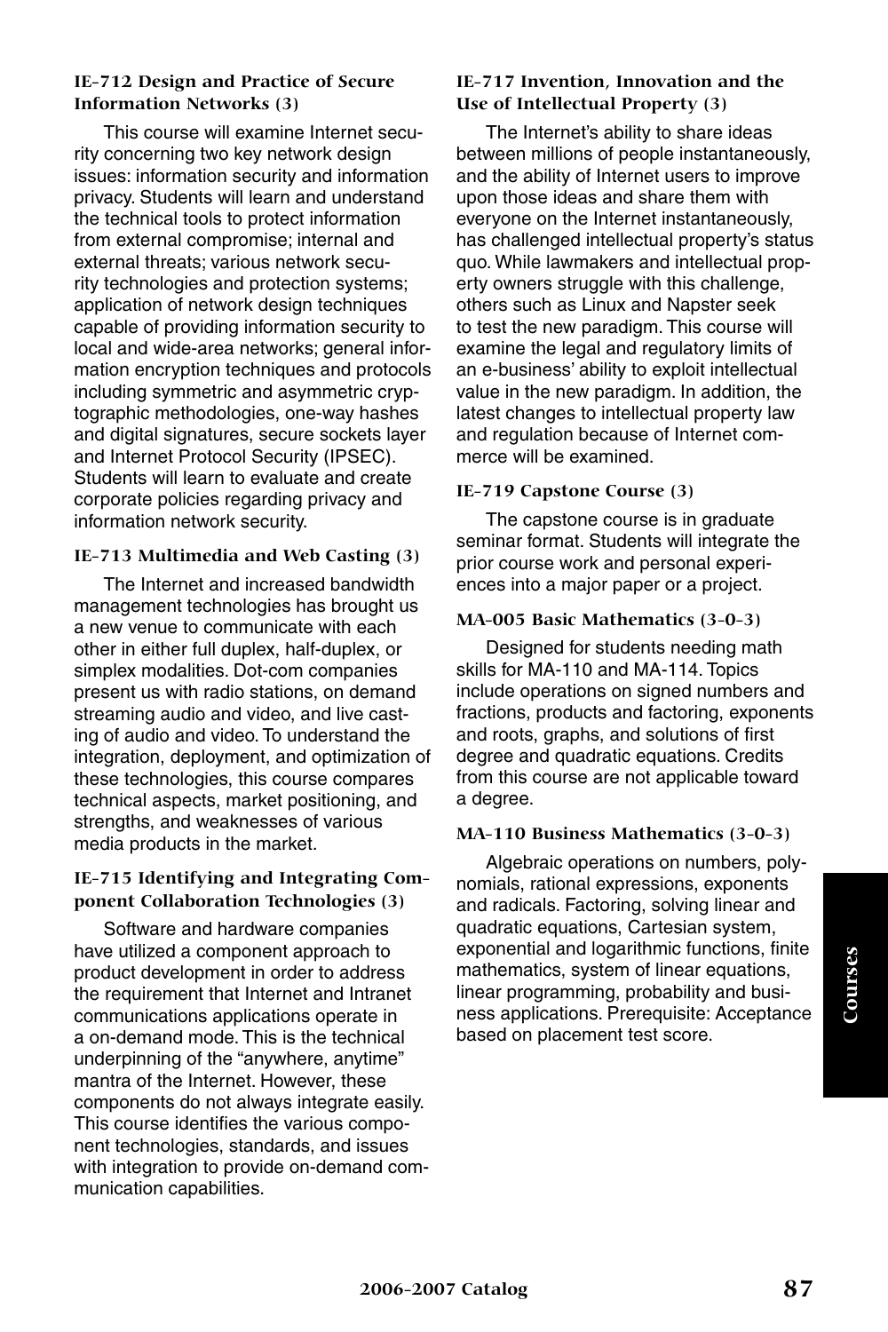**IE-712 Design and Practice of Secure Information Networks (3)**

This course will examine Internet security concerning two key network design issues: information security and information privacy. Students will learn and understand the technical tools to protect information from external compromise; internal and external threats; various network security technologies and protection systems; application of network design techniques capable of providing information security to local and wide-area networks; general information encryption techniques and protocols including symmetric and asymmetric cryptographic methodologies, one-way hashes and digital signatures, secure sockets layer and Internet Protocol Security (IPSEC). Students will learn to evaluate and create corporate policies regarding privacy and information network security.

**IE-713 Multimedia and Web Casting (3)**

The Internet and increased bandwidth management technologies has brought us a new venue to communicate with each other in either full duplex, half-duplex, or simplex modalities. Dot-com companies present us with radio stations, on demand streaming audio and video, and live casting of audio and video. To understand the integration, deployment, and optimization of these technologies, this course compares technical aspects, market positioning, and strengths, and weaknesses of various media products in the market.

**IE-715 Identifying and Integrating Component Collaboration Technologies (3)**

Software and hardware companies have utilized a component approach to product development in order to address the requirement that Internet and Intranet communications applications operate in a on-demand mode. This is the technical underpinning of the "anywhere, anytime" mantra of the Internet. However, these components do not always integrate easily. This course identifies the various component technologies, standards, and issues with integration to provide on-demand communication capabilities.

**IE-717 Invention, Innovation and the Use of Intellectual Property (3)**

The Internet's ability to share ideas between millions of people instantaneously, and the ability of Internet users to improve upon those ideas and share them with everyone on the Internet instantaneously, has challenged intellectual property's status quo. While lawmakers and intellectual property owners struggle with this challenge, others such as Linux and Napster seek to test the new paradigm. This course will examine the legal and regulatory limits of an e-business' ability to exploit intellectual value in the new paradigm. In addition, the latest changes to intellectual property law and regulation because of Internet commerce will be examined.

**IE-719 Capstone Course (3)**

The capstone course is in graduate seminar format. Students will integrate the prior course work and personal experiences into a major paper or a project.

**MA-005 Basic Mathematics (3-0-3)**

Designed for students needing math skills for MA-110 and MA-114. Topics include operations on signed numbers and fractions, products and factoring, exponents and roots, graphs, and solutions of first degree and quadratic equations. Credits from this course are not applicable toward a degree.

**MA-110 Business Mathematics (3-0-3)**

Algebraic operations on numbers, polynomials, rational expressions, exponents and radicals. Factoring, solving linear and quadratic equations, Cartesian system, exponential and logarithmic functions, finite mathematics, system of linear equations, linear programming, probability and business applications. Prerequisite: Acceptance based on placement test score.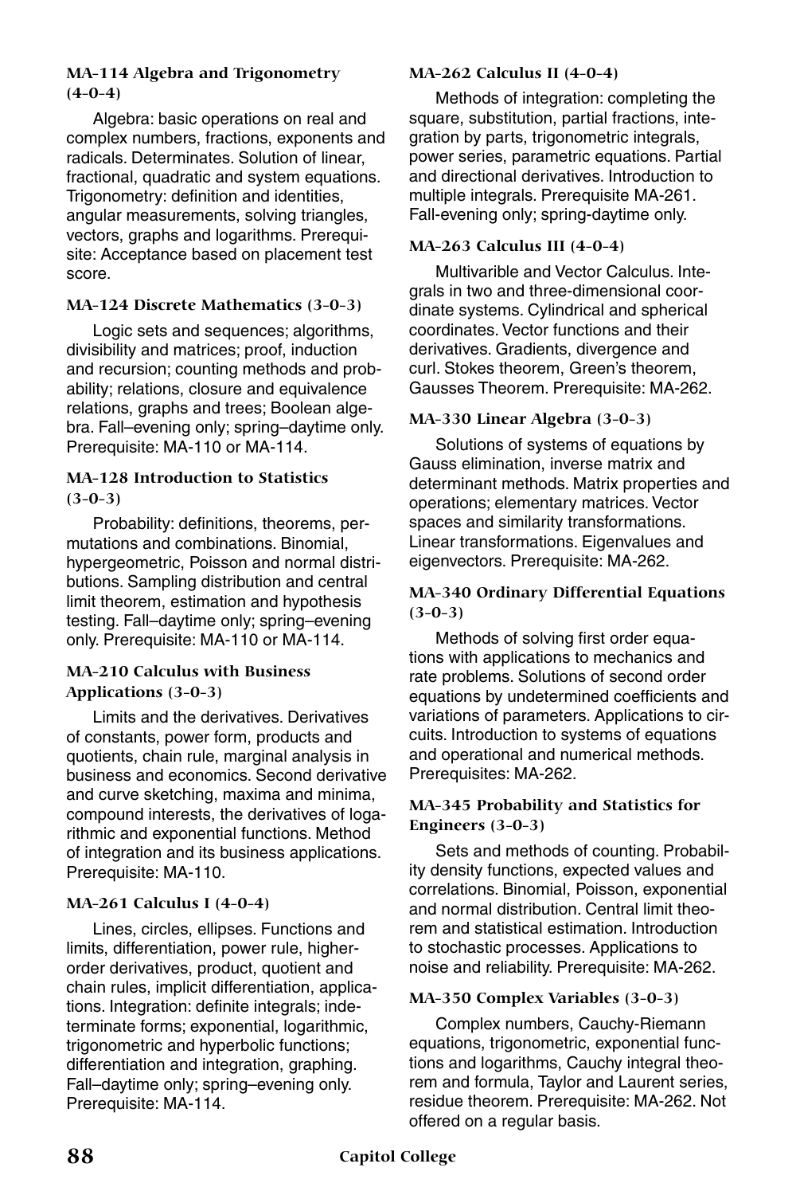#### MA-114 Algebra and Trigonometry (4-0-4)

Algebra: basic operations on real and complex numbers, fractions, exponents and radicals. Determinates. Solution of linear, fractional, quadratic and system equations. Trigonometry: definition and identities, angular measurements, solving triangles, vectors, graphs and logarithms. Prerequisite: Acceptance based on placement test score.

#### MA-124 Discrete Mathematics (3-0-3)

Logic sets and sequences; algorithms, divisibility and matrices; proof, induction and recursion; counting methods and probability; relations, closure and equivalence relations, graphs and trees; Boolean algebra. Fall–evening only; spring–daytime only. Prerequisite: MA-110 or MA-114.

#### MA-128 Introduction to Statistics (3-0-3)

Probability: definitions, theorems, permutations and combinations. Binomial, hypergeometric, Poisson and normal distributions. Sampling distribution and central limit theorem, estimation and hypothesis testing. Fall–daytime only; spring–evening only. Prerequisite: MA-110 or MA-114.

#### MA-210 Calculus with Business Applications (3-0-3)

Limits and the derivatives. Derivatives of constants, power form, products and quotients, chain rule, marginal analysis in business and economics. Second derivative and curve sketching, maxima and minima, compound interests, the derivatives of logarithmic and exponential functions. Method of integration and its business applications. Prerequisite: MA-110.

#### MA-261 Calculus I (4-0-4)

Lines, circles, ellipses. Functions and limits, differentiation, power rule, higher-order derivatives, product, quotient and chain rules, implicit differentiation, applications. Integration: definite integrals; indeterminate forms; exponential, logarithmic, trigonometric and hyperbolic functions; differentiation and integration, graphing. Fall–daytime only; spring–evening only. Prerequisite: MA-114.

#### MA-262 Calculus II (4-0-4)

Methods of integration: completing the square, substitution, partial fractions, integration by parts, trigonometric integrals, power series, parametric equations. Partial and directional derivatives. Introduction to multiple integrals. Prerequisite MA-261. Fall-evening only; spring-daytime only.

#### MA-263 Calculus III (4-0-4)

Multivarible and Vector Calculus. Integrals in two and three-dimensional coordinate systems. Cylindrical and spherical coordinates. Vector functions and their derivatives. Gradients, divergence and curl. Stokes theorem, Green's theorem, Gausses Theorem. Prerequisite: MA-262.

#### MA-330 Linear Algebra (3-0-3)

Solutions of systems of equations by Gauss elimination, inverse matrix and determinant methods. Matrix properties and operations; elementary matrices. Vector spaces and similarity transformations. Linear transformations. Eigenvalues and eigenvectors. Prerequisite: MA-262.

#### MA-340 Ordinary Differential Equations (3-0-3)

Methods of solving first order equations with applications to mechanics and rate problems. Solutions of second order equations by undetermined coefficients and variations of parameters. Applications to circuits. Introduction to systems of equations and operational and numerical methods. Prerequisites: MA-262.

#### MA-345 Probability and Statistics for Engineers (3-0-3)

Sets and methods of counting. Probability density functions, expected values and correlations. Binomial, Poisson, exponential and normal distribution. Central limit theorem and statistical estimation. Introduction to stochastic processes. Applications to noise and reliability. Prerequisite: MA-262.

#### MA-350 Complex Variables (3-0-3)

Complex numbers, Cauchy-Riemann equations, trigonometric, exponential functions and logarithms, Cauchy integral theorem and formula, Taylor and Laurent series, residue theorem. Prerequisite: MA-262. Not offered on a regular basis.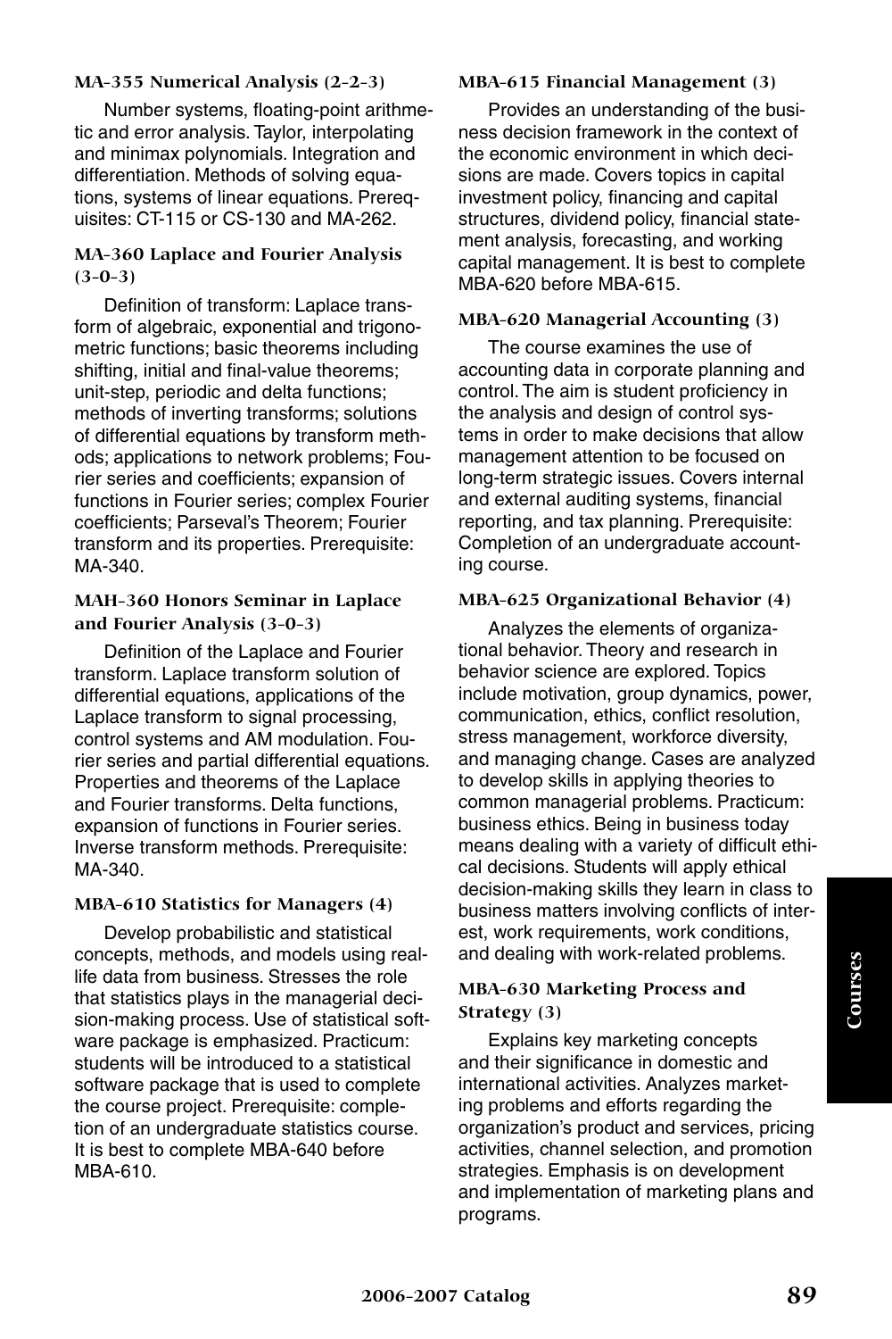### MA-355 Numerical Analysis (2-2-3)

Number systems, floating-point arithmetic and error analysis. Taylor, interpolating and minimax polynomials. Integration and differentiation. Methods of solving equations, systems of linear equations. Prerequisites: CT-115 or CS-130 and MA-262.

### MA-360 Laplace and Fourier Analysis (3-0-3)

Definition of transform: Laplace transform of algebraic, exponential and trigonometric functions; basic theorems including shifting, initial and final-value theorems; unit-step, periodic and delta functions; methods of inverting transforms; solutions of differential equations by transform methods; applications to network problems; Fourier series and coefficients; expansion of functions in Fourier series; complex Fourier coefficients; Parseval's Theorem; Fourier transform and its properties. Prerequisite: MA-340.

### MAH-360 Honors Seminar in Laplace and Fourier Analysis (3-0-3)

Definition of the Laplace and Fourier transform. Laplace transform solution of differential equations, applications of the Laplace transform to signal processing, control systems and AM modulation. Fourier series and partial differential equations. Properties and theorems of the Laplace and Fourier transforms. Delta functions, expansion of functions in Fourier series. Inverse transform methods. Prerequisite: MA-340.

### MBA-610 Statistics for Managers (4)

Develop probabilistic and statistical concepts, methods, and models using real-life data from business. Stresses the role that statistics plays in the managerial decision-making process. Use of statistical software package is emphasized. Practicum: students will be introduced to a statistical software package that is used to complete the course project. Prerequisite: completion of an undergraduate statistics course. It is best to complete MBA-640 before MBA-610.

### MBA-615 Financial Management (3)

Provides an understanding of the business decision framework in the context of the economic environment in which decisions are made. Covers topics in capital investment policy, financing and capital structures, dividend policy, financial statement analysis, forecasting, and working capital management. It is best to complete MBA-620 before MBA-615.

### MBA-620 Managerial Accounting (3)

The course examines the use of accounting data in corporate planning and control. The aim is student proficiency in the analysis and design of control systems in order to make decisions that allow management attention to be focused on long-term strategic issues. Covers internal and external auditing systems, financial reporting, and tax planning. Prerequisite: Completion of an undergraduate accounting course.

### MBA-625 Organizational Behavior (4)

Analyzes the elements of organizational behavior. Theory and research in behavior science are explored. Topics include motivation, group dynamics, power, communication, ethics, conflict resolution, stress management, workforce diversity, and managing change. Cases are analyzed to develop skills in applying theories to common managerial problems. Practicum: business ethics. Being in business today means dealing with a variety of difficult ethical decisions. Students will apply ethical decision-making skills they learn in class to business matters involving conflicts of interest, work requirements, work conditions, and dealing with work-related problems.

### MBA-630 Marketing Process and Strategy (3)

Explains key marketing concepts and their significance in domestic and international activities. Analyzes marketing problems and efforts regarding the organization's product and services, pricing activities, channel selection, and promotion strategies. Emphasis is on development and implementation of marketing plans and programs.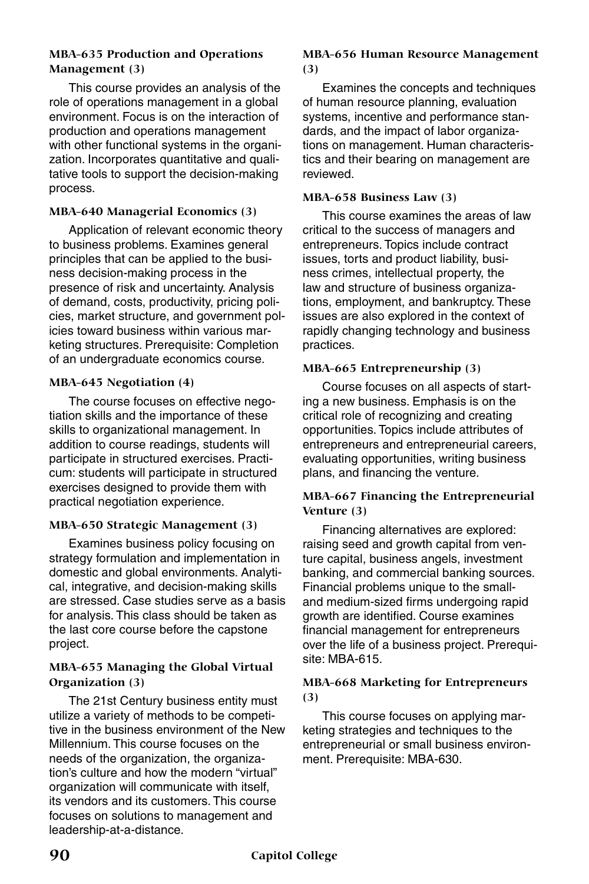#### MBA-635 Production and Operations Management (3)

This course provides an analysis of the role of operations management in a global environment. Focus is on the interaction of production and operations management with other functional systems in the organization. Incorporates quantitative and qualitative tools to support the decision-making process.

#### MBA-640 Managerial Economics (3)

Application of relevant economic theory to business problems. Examines general principles that can be applied to the business decision-making process in the presence of risk and uncertainty. Analysis of demand, costs, productivity, pricing policies, market structure, and government policies toward business within various marketing structures. Prerequisite: Completion of an undergraduate economics course.

#### MBA-645 Negotiation (4)

The course focuses on effective negotiation skills and the importance of these skills to organizational management. In addition to course readings, students will participate in structured exercises. Practicum: students will participate in structured exercises designed to provide them with practical negotiation experience.

#### MBA-650 Strategic Management (3)

Examines business policy focusing on strategy formulation and implementation in domestic and global environments. Analytical, integrative, and decision-making skills are stressed. Case studies serve as a basis for analysis. This class should be taken as the last core course before the capstone project.

#### MBA-655 Managing the Global Virtual Organization (3)

The 21st Century business entity must utilize a variety of methods to be competitive in the business environment of the New Millennium. This course focuses on the needs of the organization, the organization's culture and how the modern "virtual" organization will communicate with itself, its vendors and its customers. This course focuses on solutions to management and leadership-at-a-distance.

#### MBA-656 Human Resource Management (3)

Examines the concepts and techniques of human resource planning, evaluation systems, incentive and performance standards, and the impact of labor organizations on management. Human characteristics and their bearing on management are reviewed.

#### MBA-658 Business Law (3)

This course examines the areas of law critical to the success of managers and entrepreneurs. Topics include contract issues, torts and product liability, business crimes, intellectual property, the law and structure of business organizations, employment, and bankruptcy. These issues are also explored in the context of rapidly changing technology and business practices.

#### MBA-665 Entrepreneurship (3)

Course focuses on all aspects of starting a new business. Emphasis is on the critical role of recognizing and creating opportunities. Topics include attributes of entrepreneurs and entrepreneurial careers, evaluating opportunities, writing business plans, and financing the venture.

#### MBA-667 Financing the Entrepreneurial Venture (3)

Financing alternatives are explored: raising seed and growth capital from venture capital, business angels, investment banking, and commercial banking sources. Financial problems unique to the small- and medium-sized firms undergoing rapid growth are identified. Course examines financial management for entrepreneurs over the life of a business project. Prerequisite: MBA-615.

#### MBA-668 Marketing for Entrepreneurs (3)

This course focuses on applying marketing strategies and techniques to the entrepreneurial or small business environment. Prerequisite: MBA-630.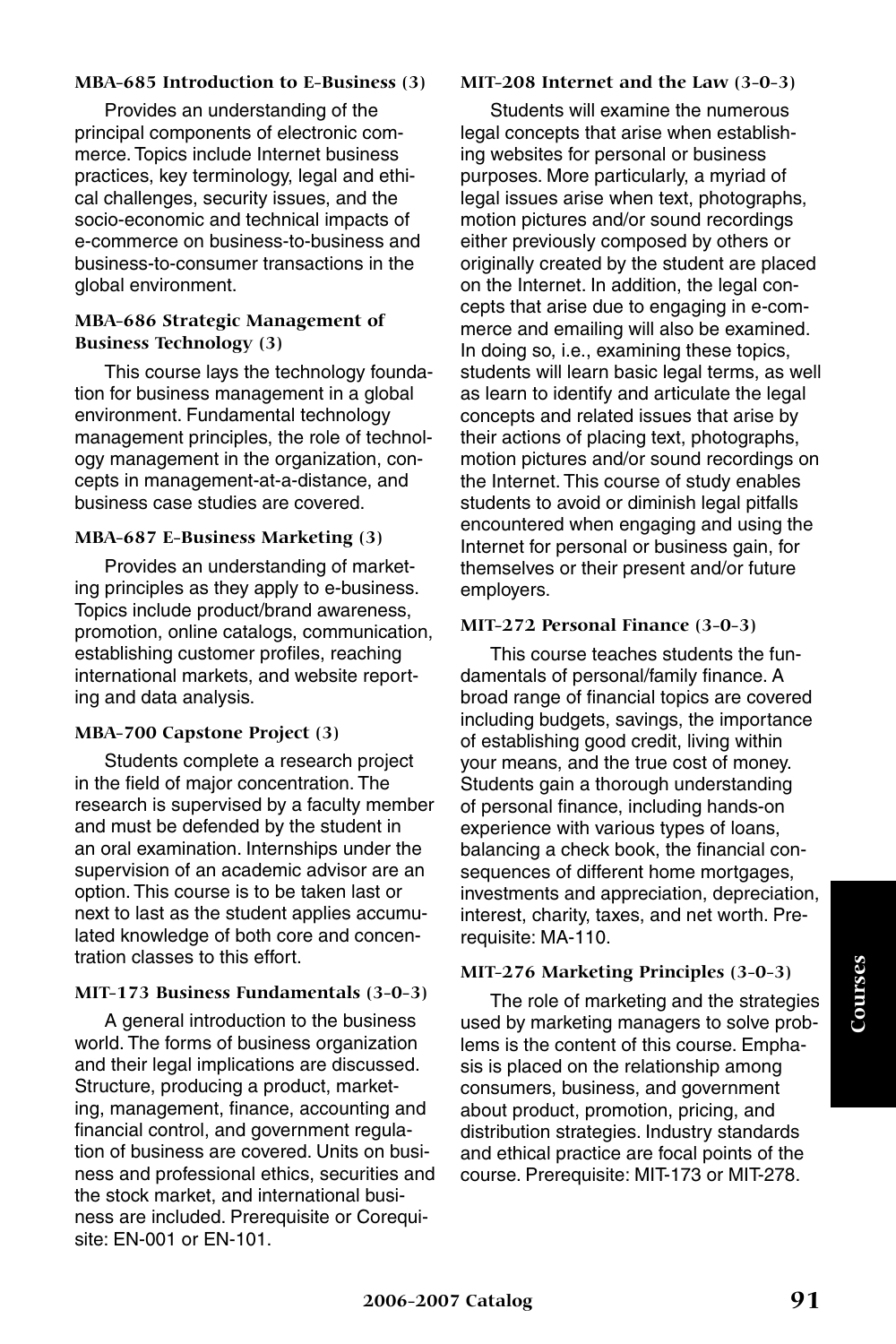#### MBA-685 Introduction to E-Business (3)

Provides an understanding of the principal components of electronic commerce. Topics include Internet business practices, key terminology, legal and ethical challenges, security issues, and the socio-economic and technical impacts of e-commerce on business-to-business and business-to-consumer transactions in the global environment.

#### MBA-686 Strategic Management of Business Technology (3)

This course lays the technology foundation for business management in a global environment. Fundamental technology management principles, the role of technology management in the organization, concepts in management-at-a-distance, and business case studies are covered.

#### MBA-687 E-Business Marketing (3)

Provides an understanding of marketing principles as they apply to e-business. Topics include product/brand awareness, promotion, online catalogs, communication, establishing customer profiles, reaching international markets, and website reporting and data analysis.

#### MBA-700 Capstone Project (3)

Students complete a research project in the field of major concentration. The research is supervised by a faculty member and must be defended by the student in an oral examination. Internships under the supervision of an academic advisor are an option. This course is to be taken last or next to last as the student applies accumulated knowledge of both core and concentration classes to this effort.

#### MIT-173 Business Fundamentals (3-0-3)

A general introduction to the business world. The forms of business organization and their legal implications are discussed. Structure, producing a product, marketing, management, finance, accounting and financial control, and government regulation of business are covered. Units on business and professional ethics, securities and the stock market, and international business are included. Prerequisite or Corequisite: EN-001 or EN-101.

#### MIT-208 Internet and the Law (3-0-3)

Students will examine the numerous legal concepts that arise when establishing websites for personal or business purposes. More particularly, a myriad of legal issues arise when text, photographs, motion pictures and/or sound recordings either previously composed by others or originally created by the student are placed on the Internet. In addition, the legal concepts that arise due to engaging in e-commerce and emailing will also be examined. In doing so, i.e., examining these topics, students will learn basic legal terms, as well as learn to identify and articulate the legal concepts and related issues that arise by their actions of placing text, photographs, motion pictures and/or sound recordings on the Internet. This course of study enables students to avoid or diminish legal pitfalls encountered when engaging and using the Internet for personal or business gain, for themselves or their present and/or future employers.

#### MIT-272 Personal Finance (3-0-3)

This course teaches students the fundamentals of personal/family finance. A broad range of financial topics are covered including budgets, savings, the importance of establishing good credit, living within your means, and the true cost of money. Students gain a thorough understanding of personal finance, including hands-on experience with various types of loans, balancing a check book, the financial consequences of different home mortgages, investments and appreciation, depreciation, interest, charity, taxes, and net worth. Prerequisite: MA-110.

#### MIT-276 Marketing Principles (3-0-3)

The role of marketing and the strategies used by marketing managers to solve problems is the content of this course. Emphasis is placed on the relationship among consumers, business, and government about product, promotion, pricing, and distribution strategies. Industry standards and ethical practice are focal points of the course. Prerequisite: MIT-173 or MIT-278.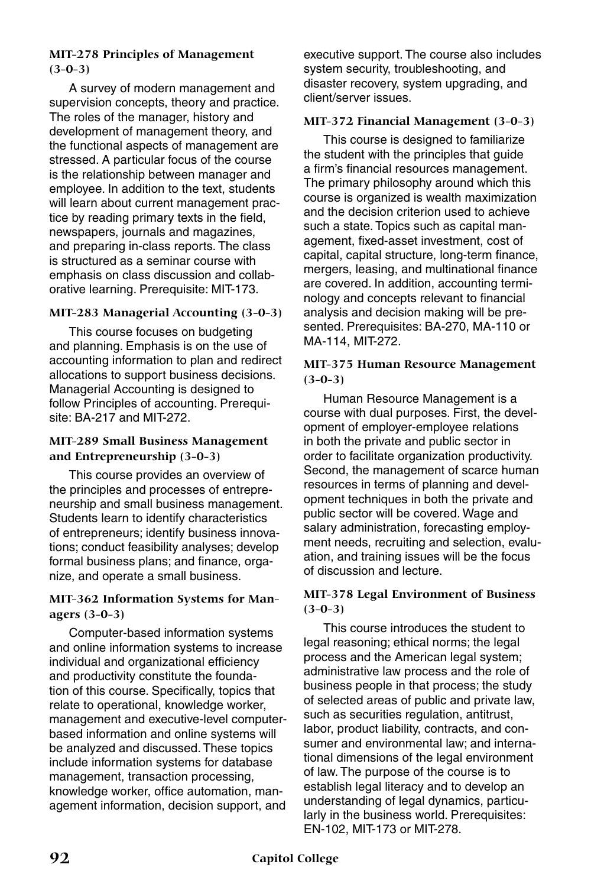#### MIT-278 Principles of Management (3-0-3)

A survey of modern management and supervision concepts, theory and practice. The roles of the manager, history and development of management theory, and the functional aspects of management are stressed. A particular focus of the course is the relationship between manager and employee. In addition to the text, students will learn about current management practice by reading primary texts in the field, newspapers, journals and magazines, and preparing in-class reports. The class is structured as a seminar course with emphasis on class discussion and collaborative learning. Prerequisite: MIT-173.

#### MIT-283 Managerial Accounting (3-0-3)

This course focuses on budgeting and planning. Emphasis is on the use of accounting information to plan and redirect allocations to support business decisions. Managerial Accounting is designed to follow Principles of accounting. Prerequisite: BA-217 and MIT-272.

#### MIT-289 Small Business Management and Entrepreneurship (3-0-3)

This course provides an overview of the principles and processes of entrepreneurship and small business management. Students learn to identify characteristics of entrepreneurs; identify business innovations; conduct feasibility analyses; develop formal business plans; and finance, organize, and operate a small business.

#### MIT-362 Information Systems for Managers (3-0-3)

Computer-based information systems and online information systems to increase individual and organizational efficiency and productivity constitute the foundation of this course. Specifically, topics that relate to operational, knowledge worker, management and executive-level computer-based information and online systems will be analyzed and discussed. These topics include information systems for database management, transaction processing, knowledge worker, office automation, management information, decision support, and executive support. The course also includes system security, troubleshooting, and disaster recovery, system upgrading, and client/server issues.

#### MIT-372 Financial Management (3-0-3)

This course is designed to familiarize the student with the principles that guide a firm's financial resources management. The primary philosophy around which this course is organized is wealth maximization and the decision criterion used to achieve such a state. Topics such as capital management, fixed-asset investment, cost of capital, capital structure, long-term finance, mergers, leasing, and multinational finance are covered. In addition, accounting terminology and concepts relevant to financial analysis and decision making will be presented. Prerequisites: BA-270, MA-110 or MA-114, MIT-272.

#### MIT-375 Human Resource Management (3-0-3)

Human Resource Management is a course with dual purposes. First, the development of employer-employee relations in both the private and public sector in order to facilitate organization productivity. Second, the management of scarce human resources in terms of planning and development techniques in both the private and public sector will be covered. Wage and salary administration, forecasting employment needs, recruiting and selection, evaluation, and training issues will be the focus of discussion and lecture.

#### MIT-378 Legal Environment of Business (3-0-3)

This course introduces the student to legal reasoning; ethical norms; the legal process and the American legal system; administrative law process and the role of business people in that process; the study of selected areas of public and private law, such as securities regulation, antitrust, labor, product liability, contracts, and consumer and environmental law; and international dimensions of the legal environment of law. The purpose of the course is to establish legal literacy and to develop an understanding of legal dynamics, particularly in the business world. Prerequisites: EN-102, MIT-173 or MIT-278.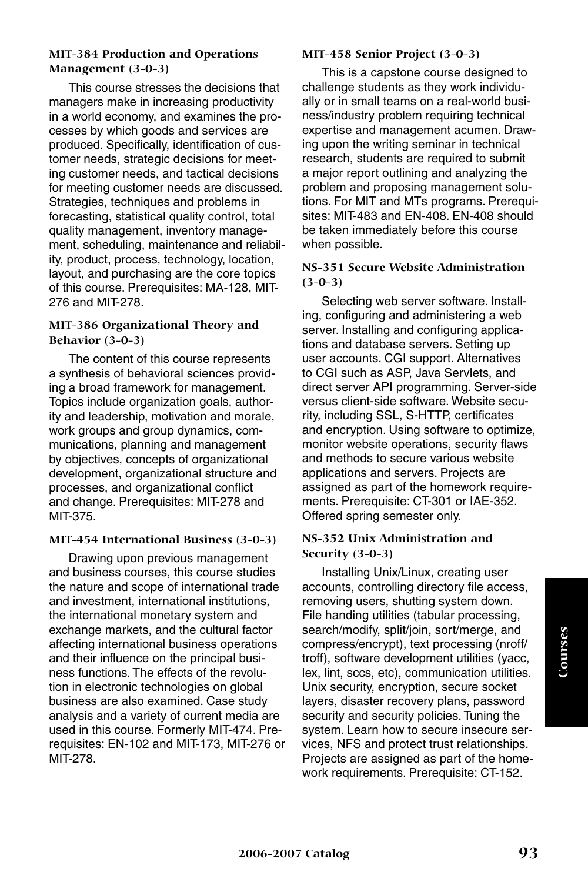### MIT-384 Production and Operations Management (3-0-3)

This course stresses the decisions that managers make in increasing productivity in a world economy, and examines the processes by which goods and services are produced. Specifically, identification of customer needs, strategic decisions for meeting customer needs, and tactical decisions for meeting customer needs are discussed. Strategies, techniques and problems in forecasting, statistical quality control, total quality management, inventory management, scheduling, maintenance and reliability, product, process, technology, location, layout, and purchasing are the core topics of this course. Prerequisites: MA-128, MIT-276 and MIT-278.

### MIT-386 Organizational Theory and Behavior (3-0-3)

The content of this course represents a synthesis of behavioral sciences providing a broad framework for management. Topics include organization goals, authority and leadership, motivation and morale, work groups and group dynamics, communications, planning and management by objectives, concepts of organizational development, organizational structure and processes, and organizational conflict and change. Prerequisites: MIT-278 and MIT-375.

### MIT-454 International Business (3-0-3)

Drawing upon previous management and business courses, this course studies the nature and scope of international trade and investment, international institutions, the international monetary system and exchange markets, and the cultural factor affecting international business operations and their influence on the principal business functions. The effects of the revolution in electronic technologies on global business are also examined. Case study analysis and a variety of current media are used in this course. Formerly MIT-474. Prerequisites: EN-102 and MIT-173, MIT-276 or MIT-278.

### MIT-458 Senior Project (3-0-3)

This is a capstone course designed to challenge students as they work individually or in small teams on a real-world business/industry problem requiring technical expertise and management acumen. Drawing upon the writing seminar in technical research, students are required to submit a major report outlining and analyzing the problem and proposing management solutions. For MIT and MTs programs. Prerequisites: MIT-483 and EN-408. EN-408 should be taken immediately before this course when possible.

### NS-351 Secure Website Administration (3-0-3)

Selecting web server software. Installing, configuring and administering a web server. Installing and configuring applications and database servers. Setting up user accounts. CGI support. Alternatives to CGI such as ASP, Java Servlets, and direct server API programming. Server-side versus client-side software. Website security, including SSL, S-HTTP, certificates and encryption. Using software to optimize, monitor website operations, security flaws and methods to secure various website applications and servers. Projects are assigned as part of the homework requirements. Prerequisite: CT-301 or IAE-352. Offered spring semester only.

### NS-352 Unix Administration and Security (3-0-3)

Installing Unix/Linux, creating user accounts, controlling directory file access, removing users, shutting system down. File handing utilities (tabular processing, search/modify, split/join, sort/merge, and compress/encrypt), text processing (nroff/troff), software development utilities (yacc, lex, lint, sccs, etc), communication utilities. Unix security, encryption, secure socket layers, disaster recovery plans, password security and security policies. Tuning the system. Learn how to secure insecure services, NFS and protect trust relationships. Projects are assigned as part of the homework requirements. Prerequisite: CT-152.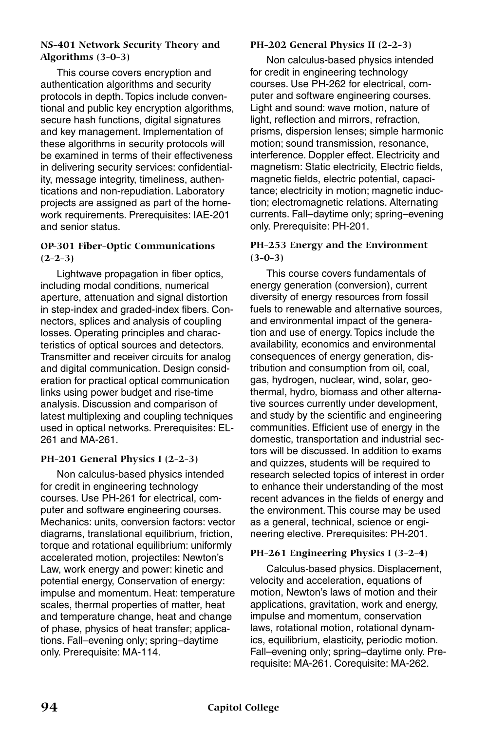#### NS-401 Network Security Theory and Algorithms (3-0-3)

This course covers encryption and authentication algorithms and security protocols in depth. Topics include conventional and public key encryption algorithms, secure hash functions, digital signatures and key management. Implementation of these algorithms in security protocols will be examined in terms of their effectiveness in delivering security services: confidentiality, message integrity, timeliness, authentications and non-repudiation. Laboratory projects are assigned as part of the homework requirements. Prerequisites: IAE-201 and senior status.

#### OP-301 Fiber-Optic Communications (2-2-3)

Lightwave propagation in fiber optics, including modal conditions, numerical aperture, attenuation and signal distortion in step-index and graded-index fibers. Connectors, splices and analysis of coupling losses. Operating principles and characteristics of optical sources and detectors. Transmitter and receiver circuits for analog and digital communication. Design consideration for practical optical communication links using power budget and rise-time analysis. Discussion and comparison of latest multiplexing and coupling techniques used in optical networks. Prerequisites: EL-261 and MA-261.

#### PH-201 General Physics I (2-2-3)

Non calculus-based physics intended for credit in engineering technology courses. Use PH-261 for electrical, computer and software engineering courses. Mechanics: units, conversion factors: vector diagrams, translational equilibrium, friction, torque and rotational equilibrium: uniformly accelerated motion, projectiles: Newton's Law, work energy and power: kinetic and potential energy, Conservation of energy: impulse and momentum. Heat: temperature scales, thermal properties of matter, heat and temperature change, heat and change of phase, physics of heat transfer; applications. Fall–evening only; spring–daytime only. Prerequisite: MA-114.

#### PH-202 General Physics II (2-2-3)

Non calculus-based physics intended for credit in engineering technology courses. Use PH-262 for electrical, computer and software engineering courses. Light and sound: wave motion, nature of light, reflection and mirrors, refraction, prisms, dispersion lenses; simple harmonic motion; sound transmission, resonance, interference. Doppler effect. Electricity and magnetism: Static electricity, Electric fields, magnetic fields, electric potential, capacitance; electricity in motion; magnetic induction; electromagnetic relations. Alternating currents. Fall–daytime only; spring–evening only. Prerequisite: PH-201.

#### PH-253 Energy and the Environment (3-0-3)

This course covers fundamentals of energy generation (conversion), current diversity of energy resources from fossil fuels to renewable and alternative sources, and environmental impact of the generation and use of energy. Topics include the availability, economics and environmental consequences of energy generation, distribution and consumption from oil, coal, gas, hydrogen, nuclear, wind, solar, geothermal, hydro, biomass and other alternative sources currently under development, and study by the scientific and engineering communities. Efficient use of energy in the domestic, transportation and industrial sectors will be discussed. In addition to exams and quizzes, students will be required to research selected topics of interest in order to enhance their understanding of the most recent advances in the fields of energy and the environment. This course may be used as a general, technical, science or engineering elective. Prerequisites: PH-201.

#### PH-261 Engineering Physics I (3-2-4)

Calculus-based physics. Displacement, velocity and acceleration, equations of motion, Newton's laws of motion and their applications, gravitation, work and energy, impulse and momentum, conservation laws, rotational motion, rotational dynamics, equilibrium, elasticity, periodic motion. Fall–evening only; spring–daytime only. Prerequisite: MA-261. Corequisite: MA-262.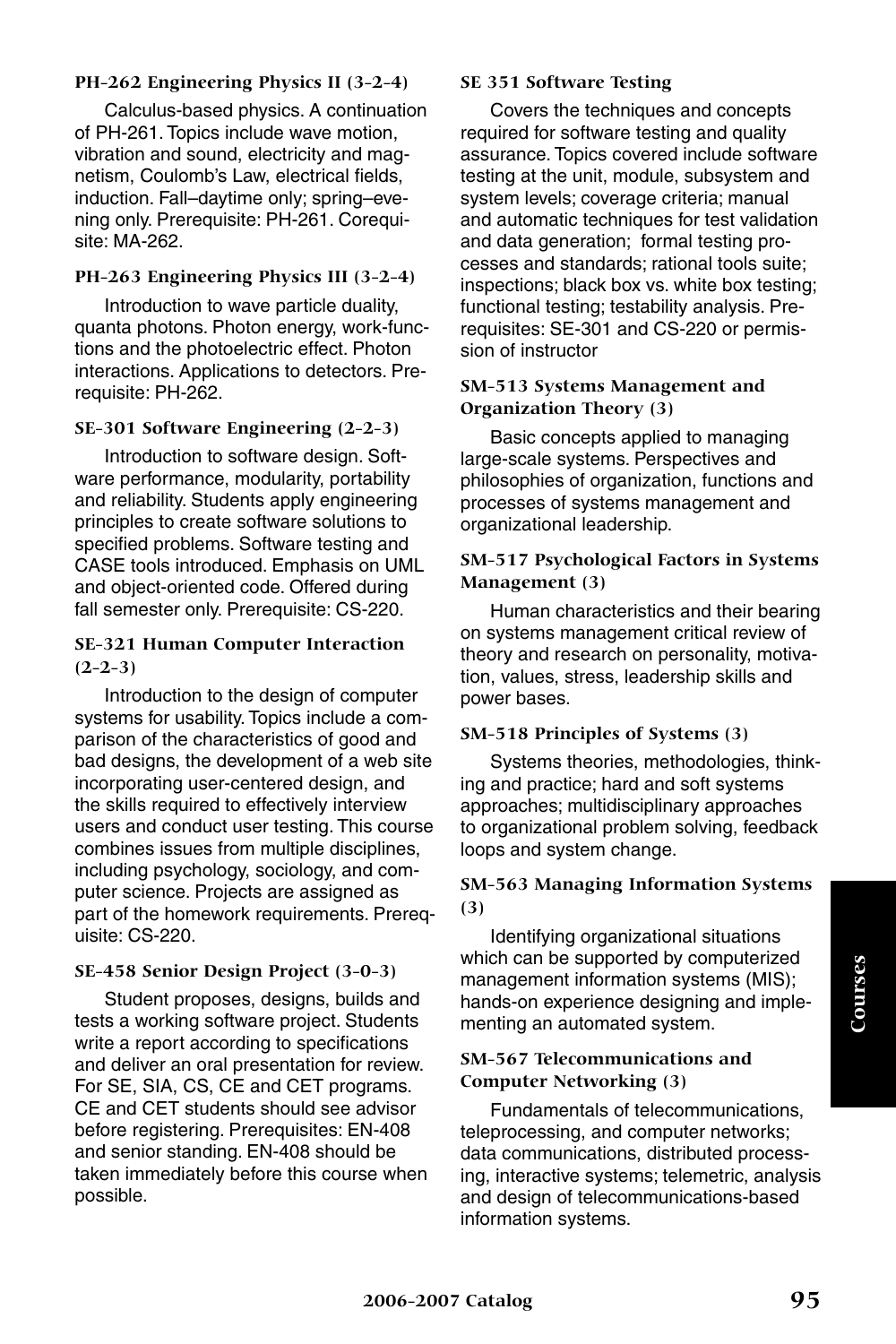**PH-262 Engineering Physics II (3-2-4)**

Calculus-based physics. A continuation of PH-261. Topics include wave motion, vibration and sound, electricity and magnetism, Coulomb's Law, electrical fields, induction. Fall–daytime only; spring–evening only. Prerequisite: PH-261. Corequisite: MA-262.

**PH-263 Engineering Physics III (3-2-4)**

Introduction to wave particle duality, quanta photons. Photon energy, work-functions and the photoelectric effect. Photon interactions. Applications to detectors. Prerequisite: PH-262.

**SE-301 Software Engineering (2-2-3)**

Introduction to software design. Software performance, modularity, portability and reliability. Students apply engineering principles to create software solutions to specified problems. Software testing and CASE tools introduced. Emphasis on UML and object-oriented code. Offered during fall semester only. Prerequisite: CS-220.

**SE-321 Human Computer Interaction (2-2-3)**

Introduction to the design of computer systems for usability. Topics include a comparison of the characteristics of good and bad designs, the development of a web site incorporating user-centered design, and the skills required to effectively interview users and conduct user testing. This course combines issues from multiple disciplines, including psychology, sociology, and computer science. Projects are assigned as part of the homework requirements. Prerequisite: CS-220.

**SE-458 Senior Design Project (3-0-3)**

Student proposes, designs, builds and tests a working software project. Students write a report according to specifications and deliver an oral presentation for review. For SE, SIA, CS, CE and CET programs. CE and CET students should see advisor before registering. Prerequisites: EN-408 and senior standing. EN-408 should be taken immediately before this course when possible.

**SE 351 Software Testing**

Covers the techniques and concepts required for software testing and quality assurance. Topics covered include software testing at the unit, module, subsystem and system levels; coverage criteria; manual and automatic techniques for test validation and data generation; formal testing processes and standards; rational tools suite; inspections; black box vs. white box testing; functional testing; testability analysis. Prerequisites: SE-301 and CS-220 or permission of instructor

**SM-513 Systems Management and Organization Theory (3)**

Basic concepts applied to managing large-scale systems. Perspectives and philosophies of organization, functions and processes of systems management and organizational leadership.

**SM-517 Psychological Factors in Systems Management (3)**

Human characteristics and their bearing on systems management critical review of theory and research on personality, motivation, values, stress, leadership skills and power bases.

**SM-518 Principles of Systems (3)**

Systems theories, methodologies, thinking and practice; hard and soft systems approaches; multidisciplinary approaches to organizational problem solving, feedback loops and system change.

**SM-563 Managing Information Systems (3)**

Identifying organizational situations which can be supported by computerized management information systems (MIS); hands-on experience designing and implementing an automated system.

**SM-567 Telecommunications and Computer Networking (3)**

Fundamentals of telecommunications, teleprocessing, and computer networks; data communications, distributed processing, interactive systems; telemetric, analysis and design of telecommunications-based information systems.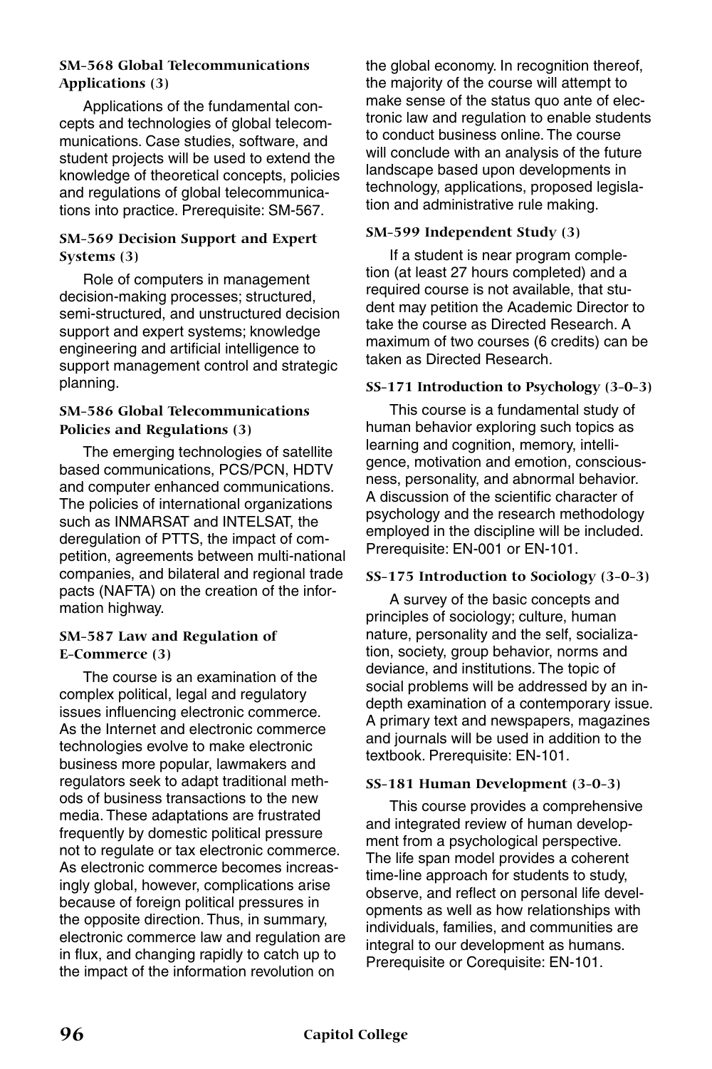#### SM-568 Global Telecommunications Applications (3)

Applications of the fundamental concepts and technologies of global telecommunications. Case studies, software, and student projects will be used to extend the knowledge of theoretical concepts, policies and regulations of global telecommunications into practice. Prerequisite: SM-567.

#### SM-569 Decision Support and Expert Systems (3)

Role of computers in management decision-making processes; structured, semi-structured, and unstructured decision support and expert systems; knowledge engineering and artificial intelligence to support management control and strategic planning.

#### SM-586 Global Telecommunications Policies and Regulations (3)

The emerging technologies of satellite based communications, PCS/PCN, HDTV and computer enhanced communications. The policies of international organizations such as INMARSAT and INTELSAT, the deregulation of PTTS, the impact of competition, agreements between multi-national companies, and bilateral and regional trade pacts (NAFTA) on the creation of the information highway.

#### SM-587 Law and Regulation of E-Commerce (3)

The course is an examination of the complex political, legal and regulatory issues influencing electronic commerce. As the Internet and electronic commerce technologies evolve to make electronic business more popular, lawmakers and regulators seek to adapt traditional methods of business transactions to the new media. These adaptations are frustrated frequently by domestic political pressure not to regulate or tax electronic commerce. As electronic commerce becomes increasingly global, however, complications arise because of foreign political pressures in the opposite direction. Thus, in summary, electronic commerce law and regulation are in flux, and changing rapidly to catch up to the impact of the information revolution on the global economy. In recognition thereof, the majority of the course will attempt to make sense of the status quo ante of electronic law and regulation to enable students to conduct business online. The course will conclude with an analysis of the future landscape based upon developments in technology, applications, proposed legislation and administrative rule making.

#### SM-599 Independent Study (3)

If a student is near program completion (at least 27 hours completed) and a required course is not available, that student may petition the Academic Director to take the course as Directed Research. A maximum of two courses (6 credits) can be taken as Directed Research.

#### SS-171 Introduction to Psychology (3-0-3)

This course is a fundamental study of human behavior exploring such topics as learning and cognition, memory, intelligence, motivation and emotion, consciousness, personality, and abnormal behavior. A discussion of the scientific character of psychology and the research methodology employed in the discipline will be included. Prerequisite: EN-001 or EN-101.

#### SS-175 Introduction to Sociology (3-0-3)

A survey of the basic concepts and principles of sociology; culture, human nature, personality and the self, socialization, society, group behavior, norms and deviance, and institutions. The topic of social problems will be addressed by an in-depth examination of a contemporary issue. A primary text and newspapers, magazines and journals will be used in addition to the textbook. Prerequisite: EN-101.

#### SS-181 Human Development (3-0-3)

This course provides a comprehensive and integrated review of human development from a psychological perspective. The life span model provides a coherent time-line approach for students to study, observe, and reflect on personal life developments as well as how relationships with individuals, families, and communities are integral to our development as humans. Prerequisite or Corequisite: EN-101.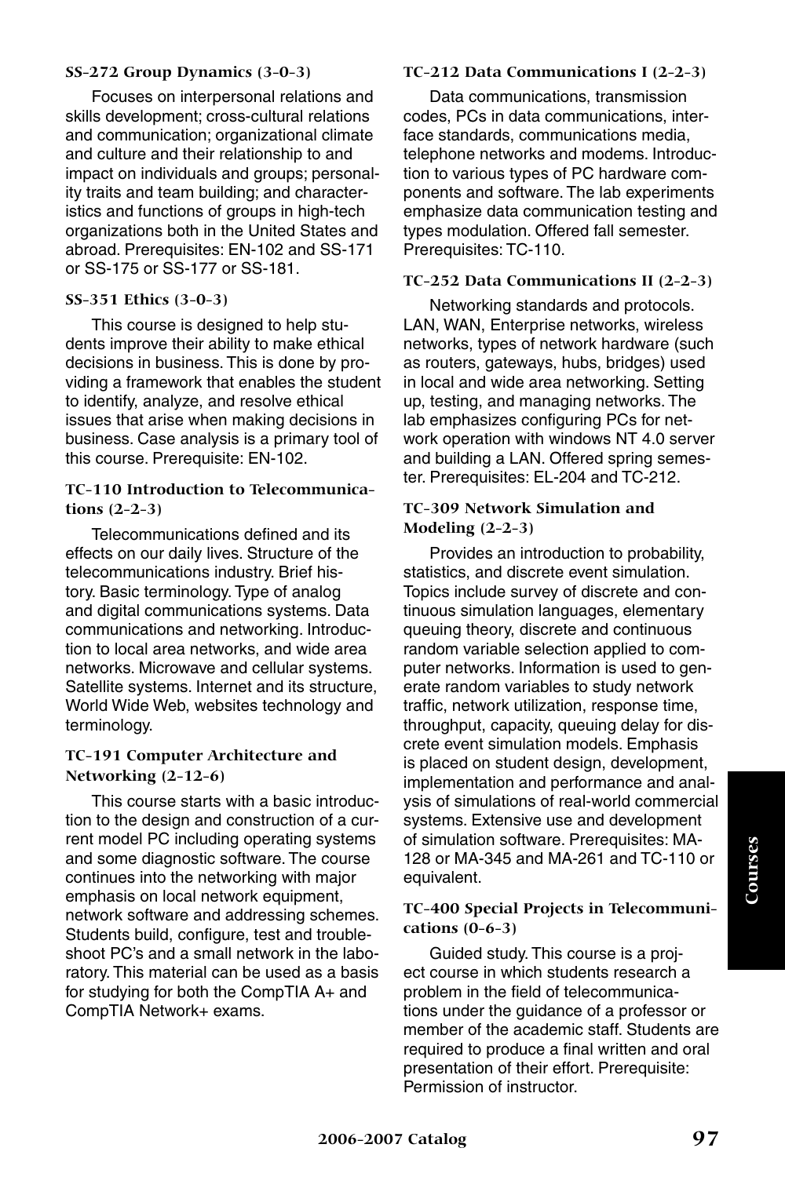### SS-272 Group Dynamics (3-0-3)

Focuses on interpersonal relations and skills development; cross-cultural relations and communication; organizational climate and culture and their relationship to and impact on individuals and groups; personality traits and team building; and characteristics and functions of groups in high-tech organizations both in the United States and abroad. Prerequisites: EN-102 and SS-171 or SS-175 or SS-177 or SS-181.

### SS-351 Ethics (3-0-3)

This course is designed to help students improve their ability to make ethical decisions in business. This is done by providing a framework that enables the student to identify, analyze, and resolve ethical issues that arise when making decisions in business. Case analysis is a primary tool of this course. Prerequisite: EN-102.

### TC-110 Introduction to Telecommunications (2-2-3)

Telecommunications defined and its effects on our daily lives. Structure of the telecommunications industry. Brief history. Basic terminology. Type of analog and digital communications systems. Data communications and networking. Introduction to local area networks, and wide area networks. Microwave and cellular systems. Satellite systems. Internet and its structure, World Wide Web, websites technology and terminology.

### TC-191 Computer Architecture and Networking (2-12-6)

This course starts with a basic introduction to the design and construction of a current model PC including operating systems and some diagnostic software. The course continues into the networking with major emphasis on local network equipment, network software and addressing schemes. Students build, configure, test and troubleshoot PC's and a small network in the laboratory. This material can be used as a basis for studying for both the CompTIA A+ and CompTIA Network+ exams.

### TC-212 Data Communications I (2-2-3)

Data communications, transmission codes, PCs in data communications, interface standards, communications media, telephone networks and modems. Introduction to various types of PC hardware components and software. The lab experiments emphasize data communication testing and types modulation. Offered fall semester. Prerequisites: TC-110.

### TC-252 Data Communications II (2-2-3)

Networking standards and protocols. LAN, WAN, Enterprise networks, wireless networks, types of network hardware (such as routers, gateways, hubs, bridges) used in local and wide area networking. Setting up, testing, and managing networks. The lab emphasizes configuring PCs for network operation with windows NT 4.0 server and building a LAN. Offered spring semester. Prerequisites: EL-204 and TC-212.

### TC-309 Network Simulation and Modeling (2-2-3)

Provides an introduction to probability, statistics, and discrete event simulation. Topics include survey of discrete and continuous simulation languages, elementary queuing theory, discrete and continuous random variable selection applied to computer networks. Information is used to generate random variables to study network traffic, network utilization, response time, throughput, capacity, queuing delay for discrete event simulation models. Emphasis is placed on student design, development, implementation and performance and analysis of simulations of real-world commercial systems. Extensive use and development of simulation software. Prerequisites: MA-128 or MA-345 and MA-261 and TC-110 or equivalent.

### TC-400 Special Projects in Telecommunications (0-6-3)

Guided study. This course is a project course in which students research a problem in the field of telecommunications under the guidance of a professor or member of the academic staff. Students are required to produce a final written and oral presentation of their effort. Prerequisite: Permission of instructor.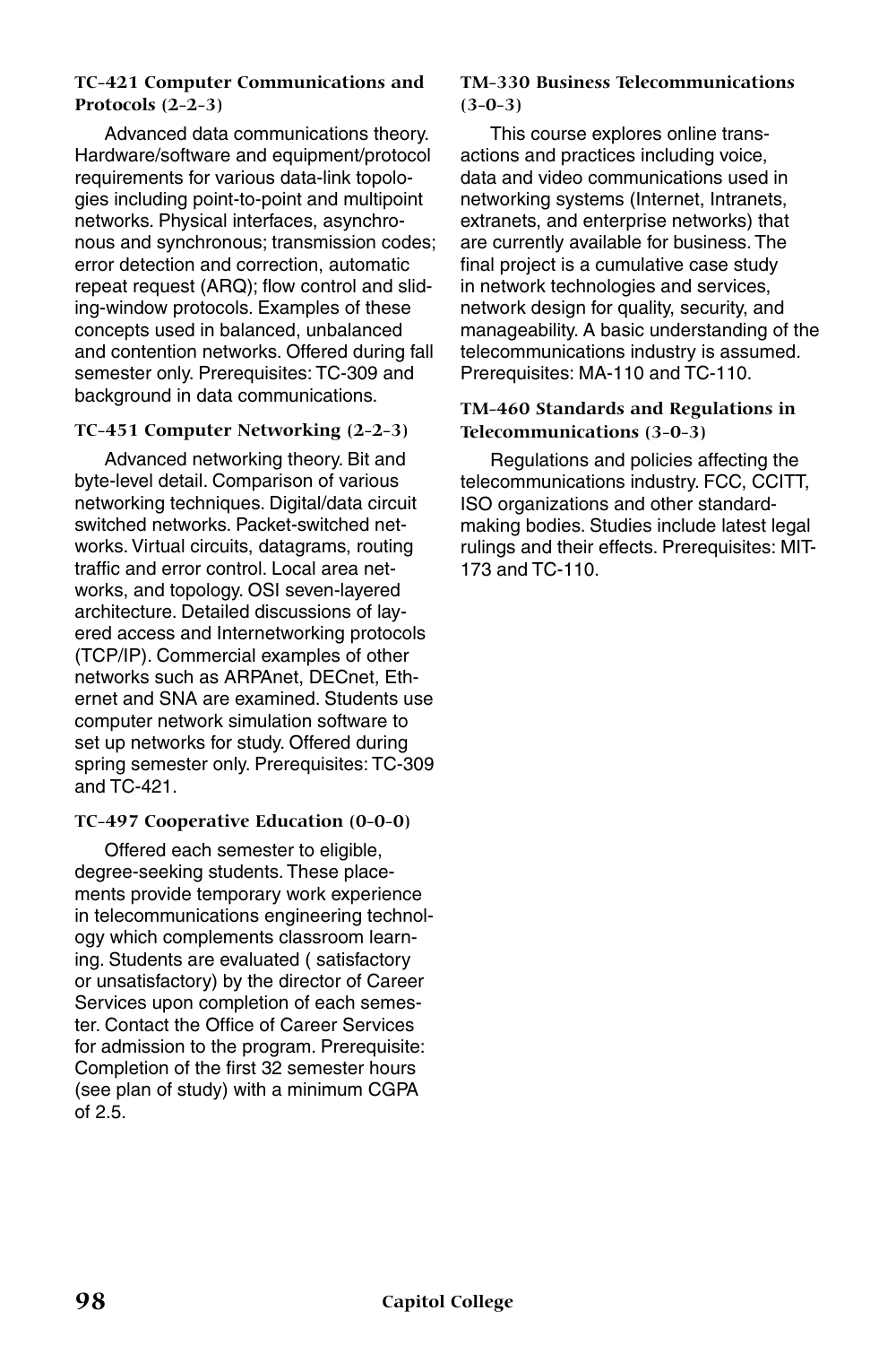#### TC-421 Computer Communications and Protocols (2-2-3)

Advanced data communications theory. Hardware/software and equipment/protocol requirements for various data-link topologies including point-to-point and multipoint networks. Physical interfaces, asynchronous and synchronous; transmission codes; error detection and correction, automatic repeat request (ARQ); flow control and sliding-window protocols. Examples of these concepts used in balanced, unbalanced and contention networks. Offered during fall semester only. Prerequisites: TC-309 and background in data communications.

#### TC-451 Computer Networking (2-2-3)

Advanced networking theory. Bit and byte-level detail. Comparison of various networking techniques. Digital/data circuit switched networks. Packet-switched networks. Virtual circuits, datagrams, routing traffic and error control. Local area networks, and topology. OSI seven-layered architecture. Detailed discussions of layered access and Internetworking protocols (TCP/IP). Commercial examples of other networks such as ARPAnet, DECnet, Ethernet and SNA are examined. Students use computer network simulation software to set up networks for study. Offered during spring semester only. Prerequisites: TC-309 and TC-421.

#### TC-497 Cooperative Education (0-0-0)

Offered each semester to eligible, degree-seeking students. These placements provide temporary work experience in telecommunications engineering technology which complements classroom learning. Students are evaluated ( satisfactory or unsatisfactory) by the director of Career Services upon completion of each semester. Contact the Office of Career Services for admission to the program. Prerequisite: Completion of the first 32 semester hours (see plan of study) with a minimum CGPA of 2.5.

#### TM-330 Business Telecommunications (3-0-3)

This course explores online transactions and practices including voice, data and video communications used in networking systems (Internet, Intranets, extranets, and enterprise networks) that are currently available for business. The final project is a cumulative case study in network technologies and services, network design for quality, security, and manageability. A basic understanding of the telecommunications industry is assumed. Prerequisites: MA-110 and TC-110.

#### TM-460 Standards and Regulations in Telecommunications (3-0-3)

Regulations and policies affecting the telecommunications industry. FCC, CCITT, ISO organizations and other standard-making bodies. Studies include latest legal rulings and their effects. Prerequisites: MIT-173 and TC-110.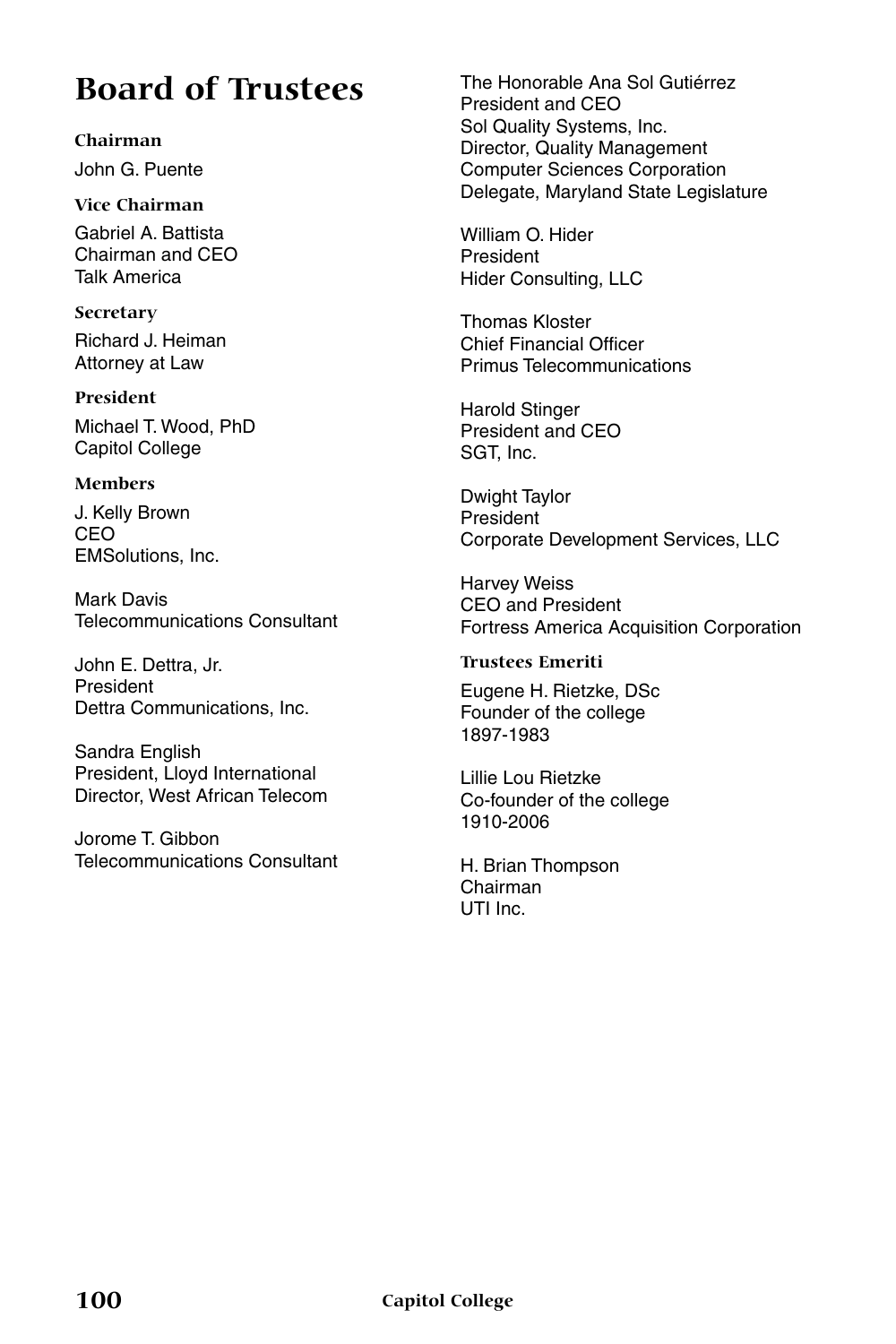# Board of Trustees

### Chairman

John G. Puente

### Vice Chairman

Gabriel A. Battista
Chairman and CEO
Talk America

### Secretary

Richard J. Heiman
Attorney at Law

### President

Michael T. Wood, PhD
Capitol College

### Members

J. Kelly Brown
CEO
EMSolutions, Inc.

Mark Davis
Telecommunications Consultant

John E. Dettra, Jr.
President
Dettra Communications, Inc.

Sandra English
President, Lloyd International
Director, West African Telecom

Jorome T. Gibbon
Telecommunications Consultant

The Honorable Ana Sol Gutiérrez
President and CEO
Sol Quality Systems, Inc.
Director, Quality Management
Computer Sciences Corporation
Delegate, Maryland State Legislature

William O. Hider
President
Hider Consulting, LLC

Thomas Kloster
Chief Financial Officer
Primus Telecommunications

Harold Stinger
President and CEO
SGT, Inc.

Dwight Taylor
President
Corporate Development Services, LLC

Harvey Weiss
CEO and President
Fortress America Acquisition Corporation

### Trustees Emeriti

Eugene H. Rietzke, DSc
Founder of the college
1897-1983

Lillie Lou Rietzke
Co-founder of the college
1910-2006

H. Brian Thompson
Chairman
UTI Inc.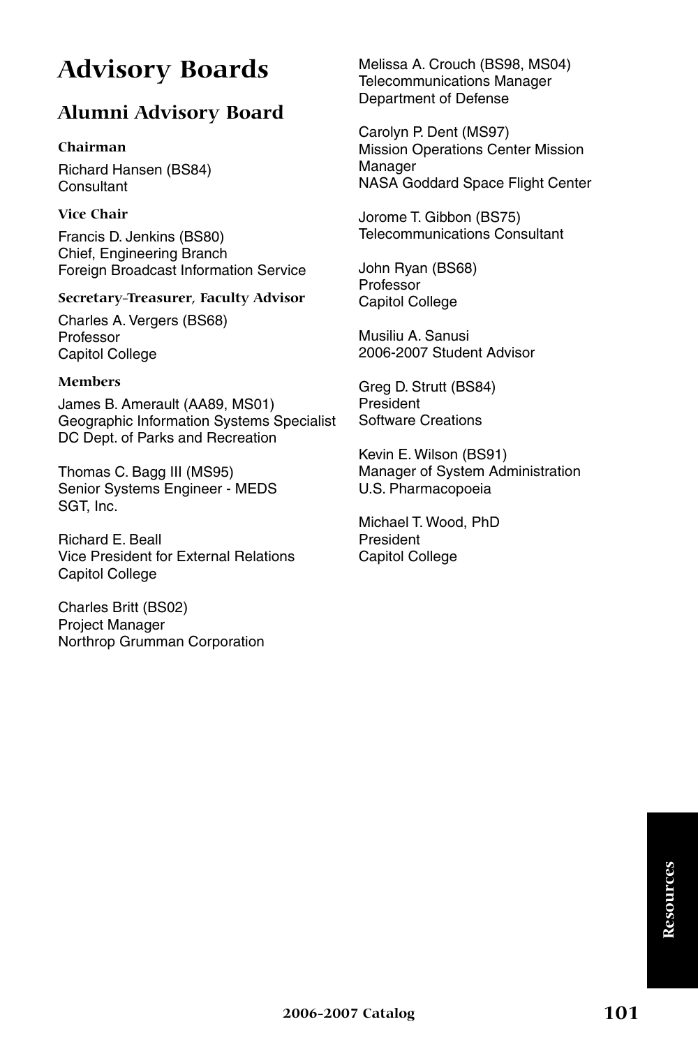# Advisory Boards

## Alumni Advisory Board

### Chairman

Richard Hansen (BS84)
Consultant

### Vice Chair

Francis D. Jenkins (BS80)
Chief, Engineering Branch
Foreign Broadcast Information Service

### Secretary-Treasurer, Faculty Advisor

Charles A. Vergers (BS68)
Professor
Capitol College

### Members

James B. Amerault (AA89, MS01)
Geographic Information Systems Specialist
DC Dept. of Parks and Recreation

Thomas C. Bagg III (MS95)
Senior Systems Engineer - MEDS
SGT, Inc.

Richard E. Beall
Vice President for External Relations
Capitol College

Charles Britt (BS02)
Project Manager
Northrop Grumman Corporation

Melissa A. Crouch (BS98, MS04)
Telecommunications Manager
Department of Defense

Carolyn P. Dent (MS97)
Mission Operations Center Mission Manager
NASA Goddard Space Flight Center

Jorome T. Gibbon (BS75)
Telecommunications Consultant

John Ryan (BS68)
Professor
Capitol College

Musiliu A. Sanusi
2006-2007 Student Advisor

Greg D. Strutt (BS84)
President
Software Creations

Kevin E. Wilson (BS91)
Manager of System Administration
U.S. Pharmacopoeia

Michael T. Wood, PhD
President
Capitol College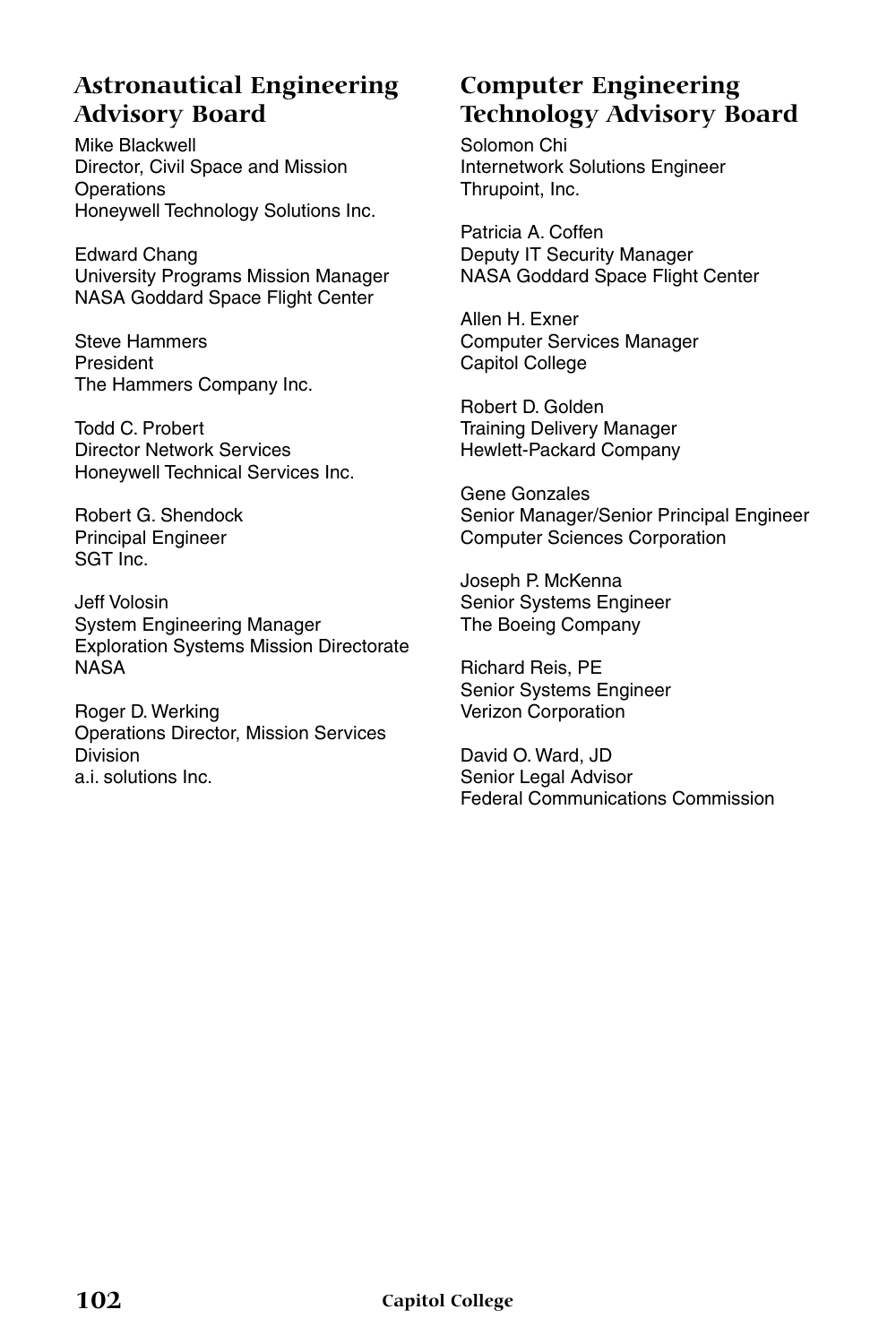## Astronautical Engineering Advisory Board

Mike Blackwell
Director, Civil Space and Mission Operations
Honeywell Technology Solutions Inc.

Edward Chang
University Programs Mission Manager
NASA Goddard Space Flight Center

Steve Hammers
President
The Hammers Company Inc.

Todd C. Probert
Director Network Services
Honeywell Technical Services Inc.

Robert G. Shendock
Principal Engineer
SGT Inc.

Jeff Volosin
System Engineering Manager
Exploration Systems Mission Directorate
NASA

Roger D. Werking
Operations Director, Mission Services Division
a.i. solutions Inc.

## Computer Engineering Technology Advisory Board

Solomon Chi
Internetwork Solutions Engineer
Thrupoint, Inc.

Patricia A. Coffen
Deputy IT Security Manager
NASA Goddard Space Flight Center

Allen H. Exner
Computer Services Manager
Capitol College

Robert D. Golden
Training Delivery Manager
Hewlett-Packard Company

Gene Gonzales
Senior Manager/Senior Principal Engineer
Computer Sciences Corporation

Joseph P. McKenna
Senior Systems Engineer
The Boeing Company

Richard Reis, PE
Senior Systems Engineer
Verizon Corporation

David O. Ward, JD
Senior Legal Advisor
Federal Communications Commission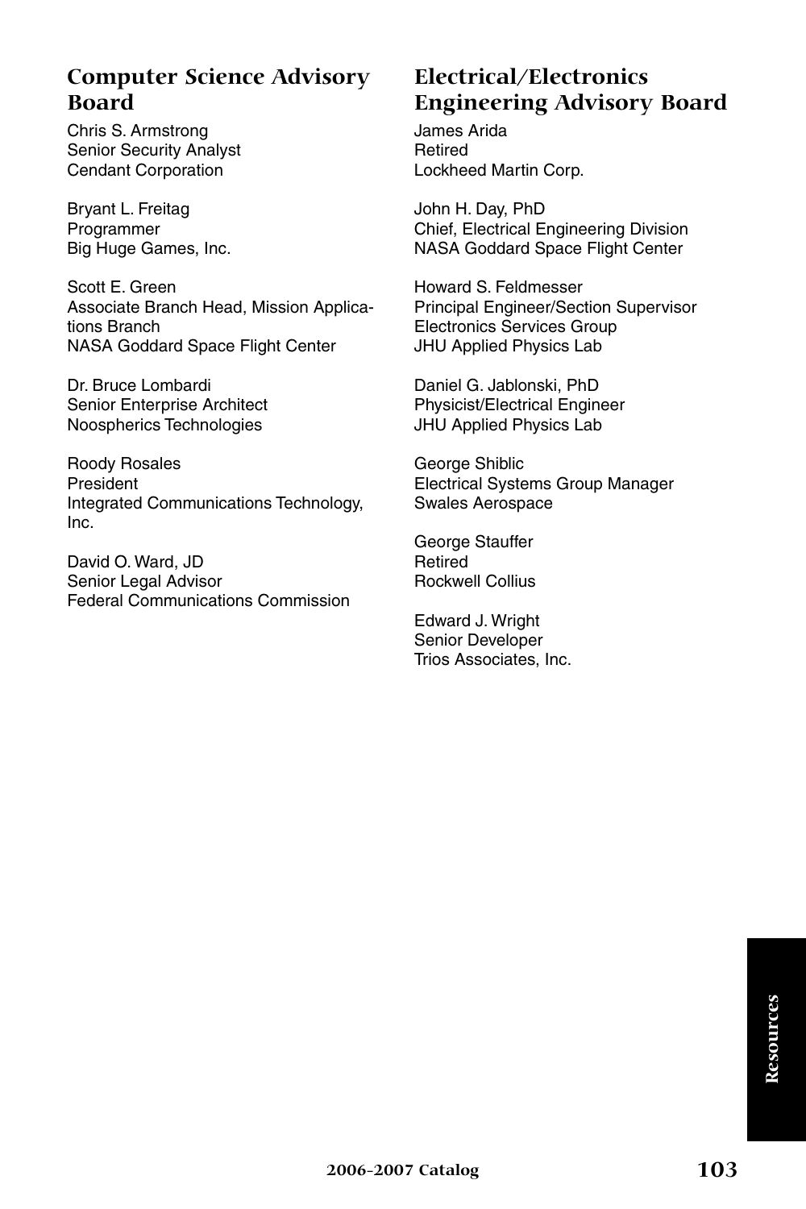## Computer Science Advisory Board

Chris S. Armstrong
Senior Security Analyst
Cendant Corporation

Bryant L. Freitag
Programmer
Big Huge Games, Inc.

Scott E. Green
Associate Branch Head, Mission Applications Branch
NASA Goddard Space Flight Center

Dr. Bruce Lombardi
Senior Enterprise Architect
Noospherics Technologies

Roody Rosales
President
Integrated Communications Technology, Inc.

David O. Ward, JD
Senior Legal Advisor
Federal Communications Commission

## Electrical/Electronics Engineering Advisory Board

James Arida
Retired
Lockheed Martin Corp.

John H. Day, PhD
Chief, Electrical Engineering Division
NASA Goddard Space Flight Center

Howard S. Feldmesser
Principal Engineer/Section Supervisor
Electronics Services Group
JHU Applied Physics Lab

Daniel G. Jablonski, PhD
Physicist/Electrical Engineer
JHU Applied Physics Lab

George Shiblic
Electrical Systems Group Manager
Swales Aerospace

George Stauffer
Retired
Rockwell Collius

Edward J. Wright
Senior Developer
Trios Associates, Inc.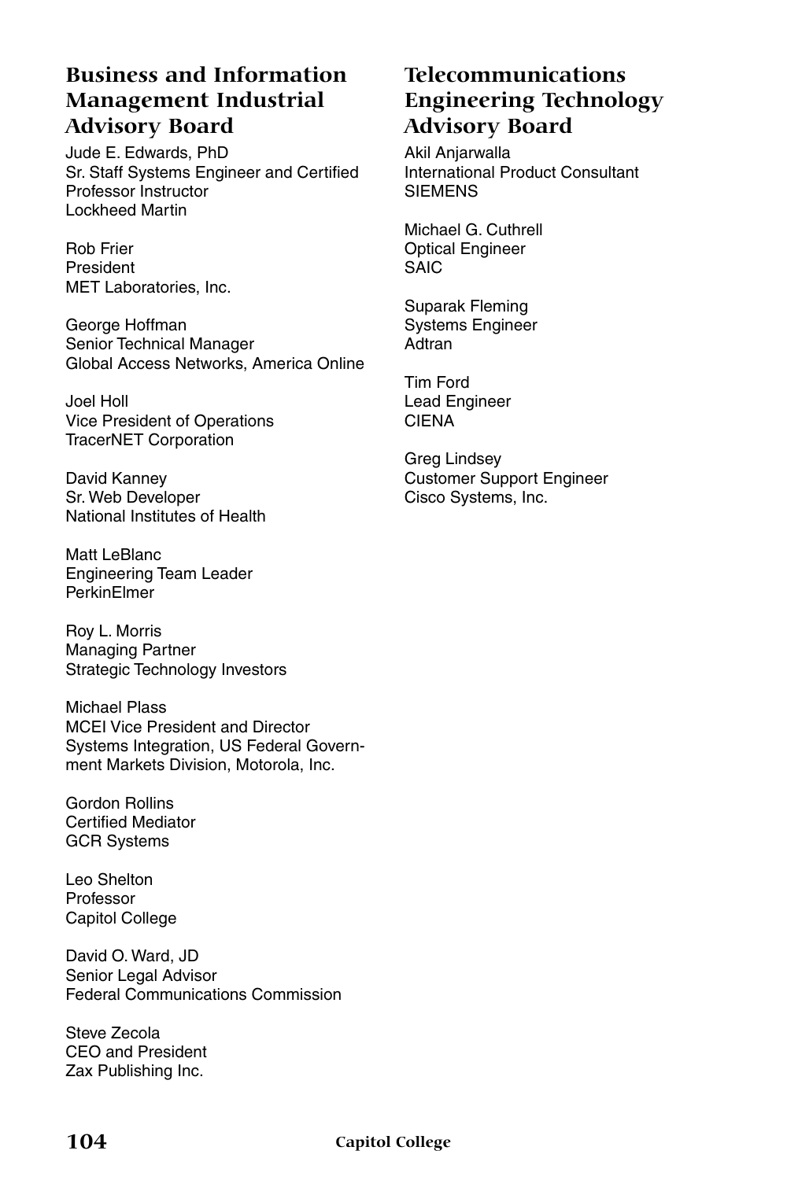## Business and Information Management Industrial Advisory Board

Jude E. Edwards, PhD
Sr. Staff Systems Engineer and Certified Professor Instructor
Lockheed Martin

Rob Frier
President
MET Laboratories, Inc.

George Hoffman
Senior Technical Manager
Global Access Networks, America Online

Joel Holl
Vice President of Operations
TracerNET Corporation

David Kanney
Sr. Web Developer
National Institutes of Health

Matt LeBlanc
Engineering Team Leader
PerkinElmer

Roy L. Morris
Managing Partner
Strategic Technology Investors

Michael Plass
MCEI Vice President and Director
Systems Integration, US Federal Government Markets Division, Motorola, Inc.

Gordon Rollins
Certified Mediator
GCR Systems

Leo Shelton
Professor
Capitol College

David O. Ward, JD
Senior Legal Advisor
Federal Communications Commission

Steve Zecola
CEO and President
Zax Publishing Inc.

## Telecommunications Engineering Technology Advisory Board

Akil Anjarwalla
International Product Consultant
SIEMENS

Michael G. Cuthrell
Optical Engineer
SAIC

Suparak Fleming
Systems Engineer
Adtran

Tim Ford
Lead Engineer
CIENA

Greg Lindsey
Customer Support Engineer
Cisco Systems, Inc.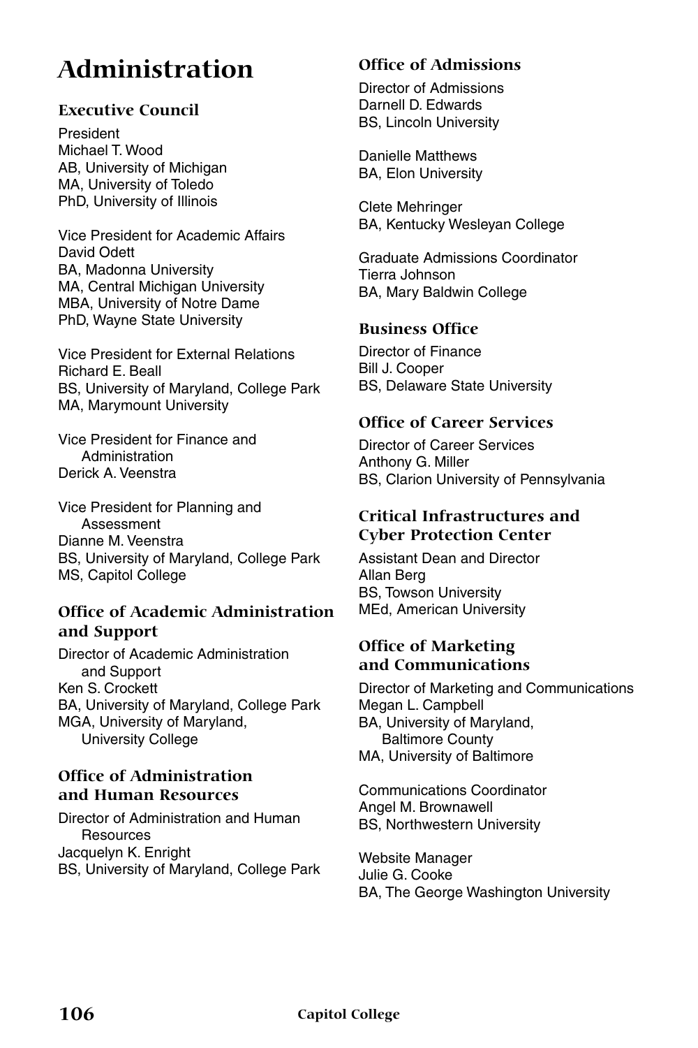# Administration

## Executive Council

President
Michael T. Wood
AB, University of Michigan
MA, University of Toledo
PhD, University of Illinois

Vice President for Academic Affairs
David Odett
BA, Madonna University
MA, Central Michigan University
MBA, University of Notre Dame
PhD, Wayne State University

Vice President for External Relations
Richard E. Beall
BS, University of Maryland, College Park
MA, Marymount University

Vice President for Finance and Administration
Derick A. Veenstra

Vice President for Planning and Assessment
Dianne M. Veenstra
BS, University of Maryland, College Park
MS, Capitol College

## Office of Academic Administration and Support

Director of Academic Administration and Support
Ken S. Crockett
BA, University of Maryland, College Park
MGA, University of Maryland, University College

## Office of Administration and Human Resources

Director of Administration and Human Resources
Jacquelyn K. Enright
BS, University of Maryland, College Park

## Office of Admissions

Director of Admissions
Darnell D. Edwards
BS, Lincoln University

Danielle Matthews
BA, Elon University

Clete Mehringer
BA, Kentucky Wesleyan College

Graduate Admissions Coordinator
Tierra Johnson
BA, Mary Baldwin College

## Business Office

Director of Finance
Bill J. Cooper
BS, Delaware State University

## Office of Career Services

Director of Career Services
Anthony G. Miller
BS, Clarion University of Pennsylvania

## Critical Infrastructures and Cyber Protection Center

Assistant Dean and Director
Allan Berg
BS, Towson University
MEd, American University

## Office of Marketing and Communications

Director of Marketing and Communications
Megan L. Campbell
BA, University of Maryland, Baltimore County
MA, University of Baltimore

Communications Coordinator
Angel M. Brownawell
BS, Northwestern University

Website Manager
Julie G. Cooke
BA, The George Washington University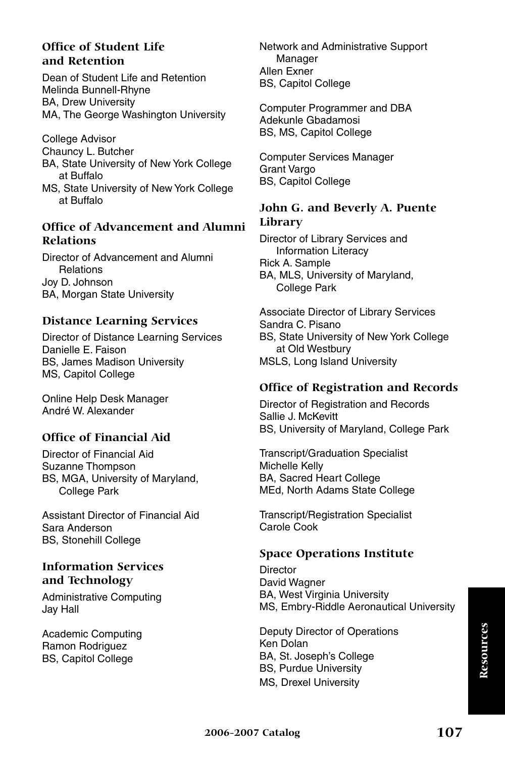### Office of Student Life and Retention

Dean of Student Life and Retention
Melinda Bunnell-Rhyne
BA, Drew University
MA, The George Washington University

College Advisor
Chauncy L. Butcher
BA, State University of New York College at Buffalo
MS, State University of New York College at Buffalo

### Office of Advancement and Alumni Relations

Director of Advancement and Alumni Relations
Joy D. Johnson
BA, Morgan State University

### Distance Learning Services

Director of Distance Learning Services
Danielle E. Faison
BS, James Madison University
MS, Capitol College

Online Help Desk Manager
André W. Alexander

### Office of Financial Aid

Director of Financial Aid
Suzanne Thompson
BS, MGA, University of Maryland, College Park

Assistant Director of Financial Aid
Sara Anderson
BS, Stonehill College

### Information Services and Technology

Administrative Computing
Jay Hall

Academic Computing
Ramon Rodriguez
BS, Capitol College

Network and Administrative Support Manager
Allen Exner
BS, Capitol College

Computer Programmer and DBA
Adekunle Gbadamosi
BS, MS, Capitol College

Computer Services Manager
Grant Vargo
BS, Capitol College

### John G. and Beverly A. Puente Library

Director of Library Services and Information Literacy
Rick A. Sample
BA, MLS, University of Maryland, College Park

Associate Director of Library Services
Sandra C. Pisano
BS, State University of New York College at Old Westbury
MSLS, Long Island University

### Office of Registration and Records

Director of Registration and Records
Sallie J. McKevitt
BS, University of Maryland, College Park

Transcript/Graduation Specialist
Michelle Kelly
BA, Sacred Heart College
MEd, North Adams State College

Transcript/Registration Specialist
Carole Cook

### Space Operations Institute

Director
David Wagner
BA, West Virginia University
MS, Embry-Riddle Aeronautical University

Deputy Director of Operations
Ken Dolan
BA, St. Joseph's College
BS, Purdue University
MS, Drexel University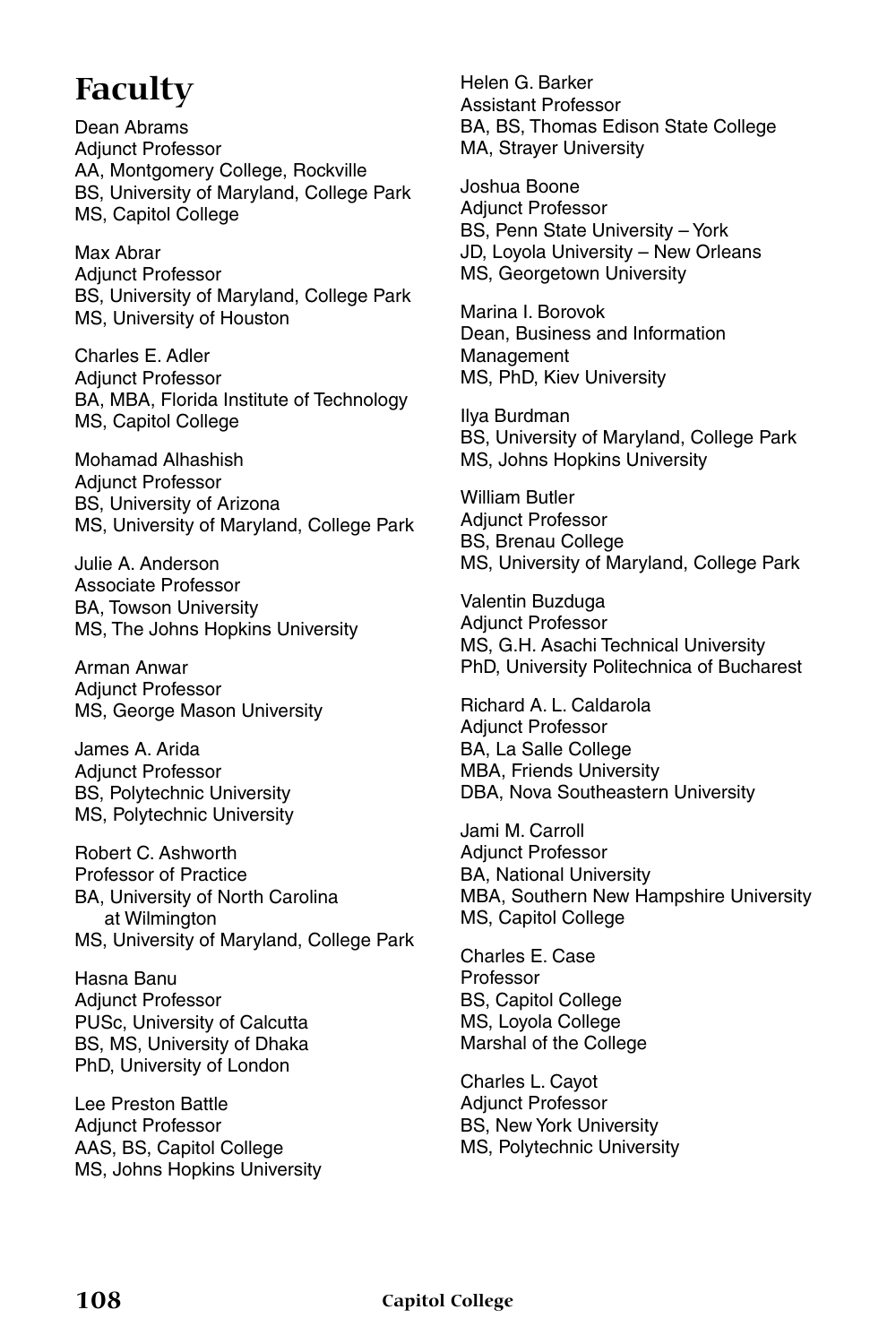# Faculty

Dean Abrams
Adjunct Professor
AA, Montgomery College, Rockville
BS, University of Maryland, College Park
MS, Capitol College

Max Abrar
Adjunct Professor
BS, University of Maryland, College Park
MS, University of Houston

Charles E. Adler
Adjunct Professor
BA, MBA, Florida Institute of Technology
MS, Capitol College

Mohamad Alhashish
Adjunct Professor
BS, University of Arizona
MS, University of Maryland, College Park

Julie A. Anderson
Associate Professor
BA, Towson University
MS, The Johns Hopkins University

Arman Anwar
Adjunct Professor
MS, George Mason University

James A. Arida
Adjunct Professor
BS, Polytechnic University
MS, Polytechnic University

Robert C. Ashworth
Professor of Practice
BA, University of North Carolina at Wilmington
MS, University of Maryland, College Park

Hasna Banu
Adjunct Professor
PUSc, University of Calcutta
BS, MS, University of Dhaka
PhD, University of London

Lee Preston Battle
Adjunct Professor
AAS, BS, Capitol College
MS, Johns Hopkins University

Helen G. Barker
Assistant Professor
BA, BS, Thomas Edison State College
MA, Strayer University

Joshua Boone
Adjunct Professor
BS, Penn State University – York
JD, Loyola University – New Orleans
MS, Georgetown University

Marina I. Borovok
Dean, Business and Information Management
MS, PhD, Kiev University

Ilya Burdman
BS, University of Maryland, College Park
MS, Johns Hopkins University

William Butler
Adjunct Professor
BS, Brenau College
MS, University of Maryland, College Park

Valentin Buzduga
Adjunct Professor
MS, G.H. Asachi Technical University
PhD, University Politechnica of Bucharest

Richard A. L. Caldarola
Adjunct Professor
BA, La Salle College
MBA, Friends University
DBA, Nova Southeastern University

Jami M. Carroll
Adjunct Professor
BA, National University
MBA, Southern New Hampshire University
MS, Capitol College

Charles E. Case
Professor
BS, Capitol College
MS, Loyola College
Marshal of the College

Charles L. Cayot
Adjunct Professor
BS, New York University
MS, Polytechnic University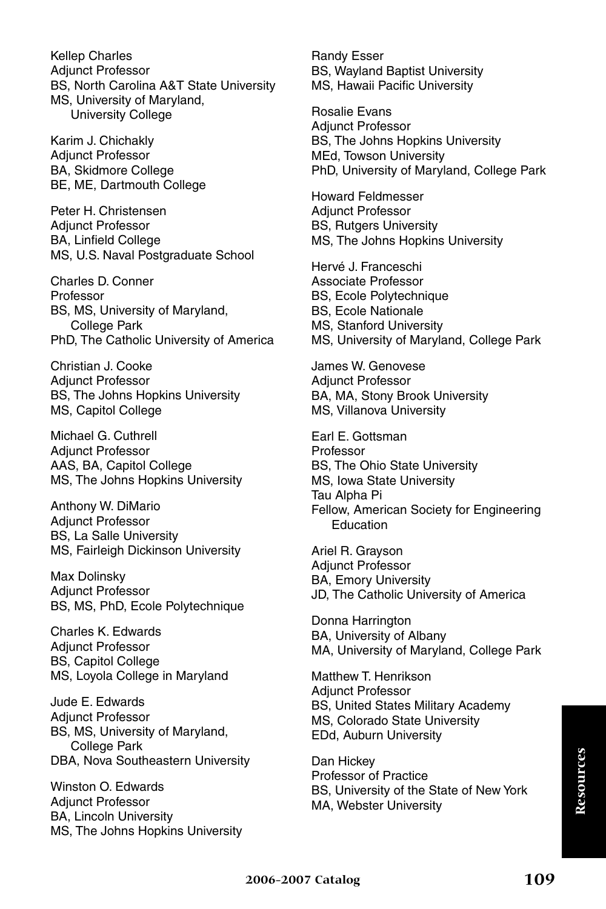Kellep Charles
Adjunct Professor
BS, North Carolina A&T State University
MS, University of Maryland, University College

Karim J. Chichakly
Adjunct Professor
BA, Skidmore College
BE, ME, Dartmouth College

Peter H. Christensen
Adjunct Professor
BA, Linfield College
MS, U.S. Naval Postgraduate School

Charles D. Conner
Professor
BS, MS, University of Maryland, College Park
PhD, The Catholic University of America

Christian J. Cooke
Adjunct Professor
BS, The Johns Hopkins University
MS, Capitol College

Michael G. Cuthrell
Adjunct Professor
AAS, BA, Capitol College
MS, The Johns Hopkins University

Anthony W. DiMario
Adjunct Professor
BS, La Salle University
MS, Fairleigh Dickinson University

Max Dolinsky
Adjunct Professor
BS, MS, PhD, Ecole Polytechnique

Charles K. Edwards
Adjunct Professor
BS, Capitol College
MS, Loyola College in Maryland

Jude E. Edwards
Adjunct Professor
BS, MS, University of Maryland, College Park
DBA, Nova Southeastern University

Winston O. Edwards
Adjunct Professor
BA, Lincoln University
MS, The Johns Hopkins University

Randy Esser
BS, Wayland Baptist University
MS, Hawaii Pacific University

Rosalie Evans
Adjunct Professor
BS, The Johns Hopkins University
MEd, Towson University
PhD, University of Maryland, College Park

Howard Feldmesser
Adjunct Professor
BS, Rutgers University
MS, The Johns Hopkins University

Hervé J. Franceschi
Associate Professor
BS, Ecole Polytechnique
BS, Ecole Nationale
MS, Stanford University
MS, University of Maryland, College Park

James W. Genovese
Adjunct Professor
BA, MA, Stony Brook University
MS, Villanova University

Earl E. Gottsman
Professor
BS, The Ohio State University
MS, Iowa State University
Tau Alpha Pi
Fellow, American Society for Engineering Education

Ariel R. Grayson
Adjunct Professor
BA, Emory University
JD, The Catholic University of America

Donna Harrington
BA, University of Albany
MA, University of Maryland, College Park

Matthew T. Henrikson
Adjunct Professor
BS, United States Military Academy
MS, Colorado State University
EDd, Auburn University

Dan Hickey
Professor of Practice
BS, University of the State of New York
MA, Webster University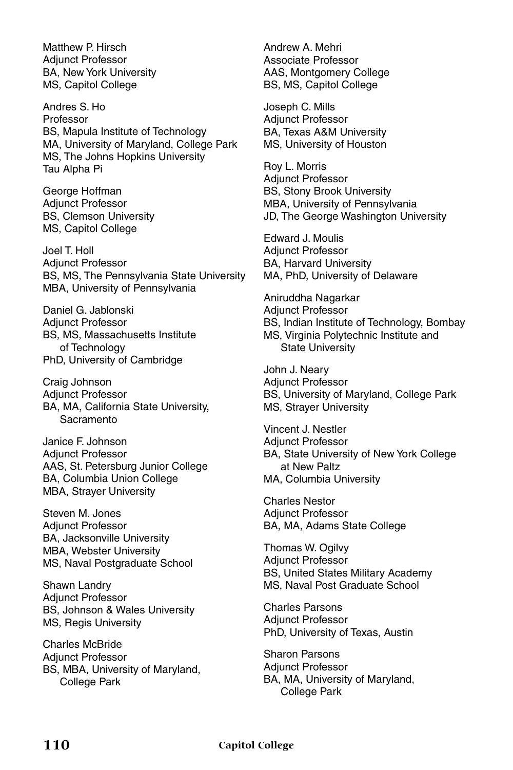Matthew P. Hirsch
Adjunct Professor
BA, New York University
MS, Capitol College

Andres S. Ho
Professor
BS, Mapula Institute of Technology
MA, University of Maryland, College Park
MS, The Johns Hopkins University
Tau Alpha Pi

George Hoffman
Adjunct Professor
BS, Clemson University
MS, Capitol College

Joel T. Holl
Adjunct Professor
BS, MS, The Pennsylvania State University
MBA, University of Pennsylvania

Daniel G. Jablonski
Adjunct Professor
BS, MS, Massachusetts Institute of Technology
PhD, University of Cambridge

Craig Johnson
Adjunct Professor
BA, MA, California State University, Sacramento

Janice F. Johnson
Adjunct Professor
AAS, St. Petersburg Junior College
BA, Columbia Union College
MBA, Strayer University

Steven M. Jones
Adjunct Professor
BA, Jacksonville University
MBA, Webster University
MS, Naval Postgraduate School

Shawn Landry
Adjunct Professor
BS, Johnson & Wales University
MS, Regis University

Charles McBride
Adjunct Professor
BS, MBA, University of Maryland, College Park

Andrew A. Mehri
Associate Professor
AAS, Montgomery College
BS, MS, Capitol College

Joseph C. Mills
Adjunct Professor
BA, Texas A&M University
MS, University of Houston

Roy L. Morris
Adjunct Professor
BS, Stony Brook University
MBA, University of Pennsylvania
JD, The George Washington University

Edward J. Moulis
Adjunct Professor
BA, Harvard University
MA, PhD, University of Delaware

Aniruddha Nagarkar
Adjunct Professor
BS, Indian Institute of Technology, Bombay
MS, Virginia Polytechnic Institute and State University

John J. Neary
Adjunct Professor
BS, University of Maryland, College Park
MS, Strayer University

Vincent J. Nestler
Adjunct Professor
BA, State University of New York College at New Paltz
MA, Columbia University

Charles Nestor
Adjunct Professor
BA, MA, Adams State College

Thomas W. Ogilvy
Adjunct Professor
BS, United States Military Academy
MS, Naval Post Graduate School

Charles Parsons
Adjunct Professor
PhD, University of Texas, Austin

Sharon Parsons
Adjunct Professor
BA, MA, University of Maryland, College Park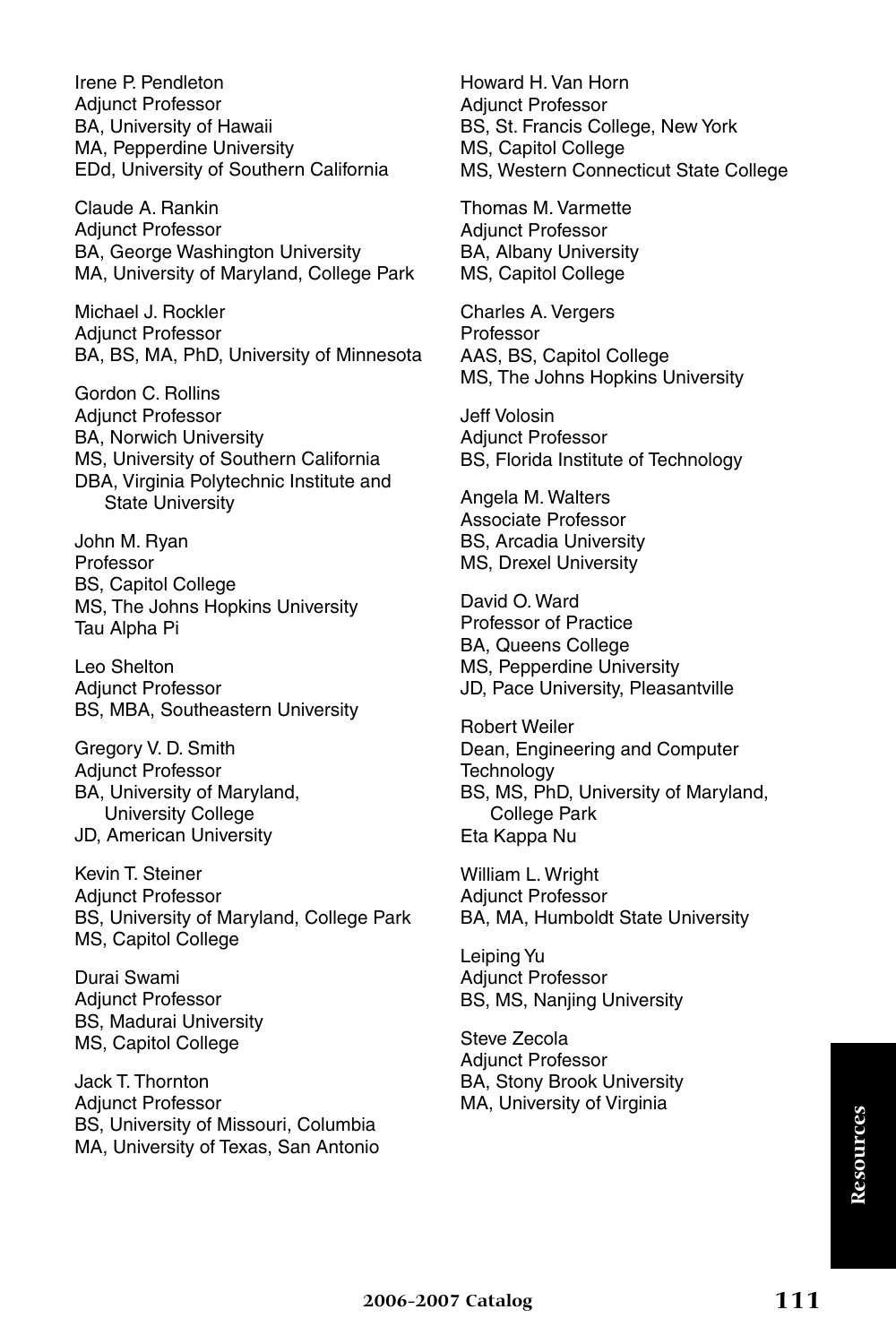Irene P. Pendleton
Adjunct Professor
BA, University of Hawaii
MA, Pepperdine University
EDd, University of Southern California

Claude A. Rankin
Adjunct Professor
BA, George Washington University
MA, University of Maryland, College Park

Michael J. Rockler
Adjunct Professor
BA, BS, MA, PhD, University of Minnesota

Gordon C. Rollins
Adjunct Professor
BA, Norwich University
MS, University of Southern California
DBA, Virginia Polytechnic Institute and State University

John M. Ryan
Professor
BS, Capitol College
MS, The Johns Hopkins University
Tau Alpha Pi

Leo Shelton
Adjunct Professor
BS, MBA, Southeastern University

Gregory V. D. Smith
Adjunct Professor
BA, University of Maryland, University College
JD, American University

Kevin T. Steiner
Adjunct Professor
BS, University of Maryland, College Park
MS, Capitol College

Durai Swami
Adjunct Professor
BS, Madurai University
MS, Capitol College

Jack T. Thornton
Adjunct Professor
BS, University of Missouri, Columbia
MA, University of Texas, San Antonio

Howard H. Van Horn
Adjunct Professor
BS, St. Francis College, New York
MS, Capitol College
MS, Western Connecticut State College

Thomas M. Varmette
Adjunct Professor
BA, Albany University
MS, Capitol College

Charles A. Vergers
Professor
AAS, BS, Capitol College
MS, The Johns Hopkins University

Jeff Volosin
Adjunct Professor
BS, Florida Institute of Technology

Angela M. Walters
Associate Professor
BS, Arcadia University
MS, Drexel University

David O. Ward
Professor of Practice
BA, Queens College
MS, Pepperdine University
JD, Pace University, Pleasantville

Robert Weiler
Dean, Engineering and Computer Technology
BS, MS, PhD, University of Maryland, College Park
Eta Kappa Nu

William L. Wright
Adjunct Professor
BA, MA, Humboldt State University

Leiping Yu
Adjunct Professor
BS, MS, Nanjing University

Steve Zecola
Adjunct Professor
BA, Stony Brook University
MA, University of Virginia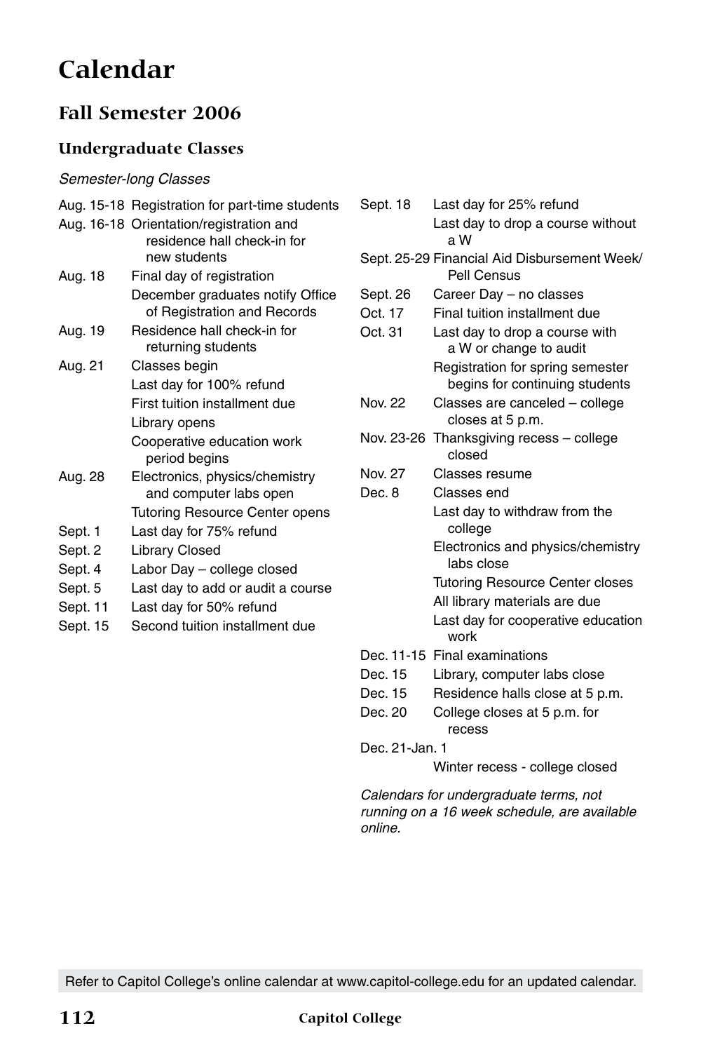# Calendar

## Fall Semester 2006

### Undergraduate Classes

*Semester-long Classes*

| Date | Event |
|---|---|
| Aug. 15-18 | Registration for part-time students |
| Aug. 16-18 | Orientation/registration and residence hall check-in for new students |
| Aug. 18 | Final day of registration |
| | December graduates notify Office of Registration and Records |
| Aug. 19 | Residence hall check-in for returning students |
| Aug. 21 | Classes begin |
| | Last day for 100% refund |
| | First tuition installment due |
| | Library opens |
| | Cooperative education work period begins |
| Aug. 28 | Electronics, physics/chemistry and computer labs open |
| | Tutoring Resource Center opens |
| Sept. 1 | Last day for 75% refund |
| Sept. 2 | Library Closed |
| Sept. 4 | Labor Day – college closed |
| Sept. 5 | Last day to add or audit a course |
| Sept. 11 | Last day for 50% refund |
| Sept. 15 | Second tuition installment due |
| Sept. 18 | Last day for 25% refund |
| | Last day to drop a course without a W |
| Sept. 25-29 | Financial Aid Disbursement Week/ Pell Census |
| Sept. 26 | Career Day – no classes |
| Oct. 17 | Final tuition installment due |
| Oct. 31 | Last day to drop a course with a W or change to audit |
| | Registration for spring semester begins for continuing students |
| Nov. 22 | Classes are canceled – college closes at 5 p.m. |
| Nov. 23-26 | Thanksgiving recess – college closed |
| Nov. 27 | Classes resume |
| Dec. 8 | Classes end |
| | Last day to withdraw from the college |
| | Electronics and physics/chemistry labs close |
| | Tutoring Resource Center closes |
| | All library materials are due |
| | Last day for cooperative education work |
| Dec. 11-15 | Final examinations |
| Dec. 15 | Library, computer labs close |
| Dec. 15 | Residence halls close at 5 p.m. |
| Dec. 20 | College closes at 5 p.m. for recess |
| Dec. 21-Jan. 1 | Winter recess - college closed |

*Calendars for undergraduate terms, not running on a 16 week schedule, are available online.*

Refer to Capitol College's online calendar at www.capitol-college.edu for an updated calendar.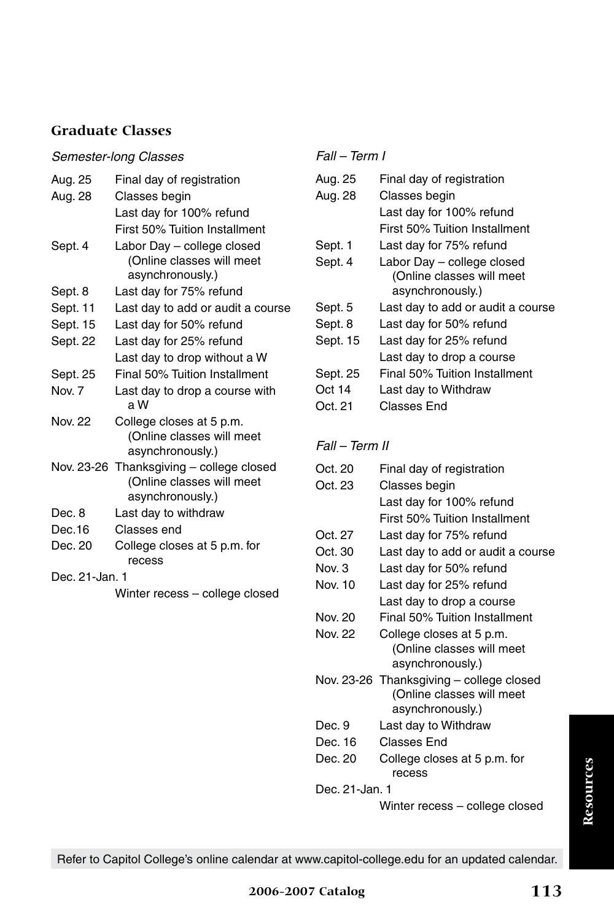## Graduate Classes

### *Semester-long Classes*

| | |
|---|---|
| Aug. 25 | Final day of registration |
| Aug. 28 | Classes begin |
| | Last day for 100% refund |
| | First 50% Tuition Installment |
| Sept. 4 | Labor Day – college closed (Online classes will meet asynchronously.) |
| Sept. 8 | Last day for 75% refund |
| Sept. 11 | Last day to add or audit a course |
| Sept. 15 | Last day for 50% refund |
| Sept. 22 | Last day for 25% refund |
| | Last day to drop without a W |
| Sept. 25 | Final 50% Tuition Installment |
| Nov. 7 | Last day to drop a course with a W |
| Nov. 22 | College closes at 5 p.m. (Online classes will meet asynchronously.) |
| Nov. 23-26 | Thanksgiving – college closed (Online classes will meet asynchronously.) |
| Dec. 8 | Last day to withdraw |
| Dec.16 | Classes end |
| Dec. 20 | College closes at 5 p.m. for recess |
| Dec. 21-Jan. 1 | Winter recess – college closed |

### *Fall – Term I*

| | |
|---|---|
| Aug. 25 | Final day of registration |
| Aug. 28 | Classes begin |
| | Last day for 100% refund |
| | First 50% Tuition Installment |
| Sept. 1 | Last day for 75% refund |
| Sept. 4 | Labor Day – college closed (Online classes will meet asynchronously.) |
| Sept. 5 | Last day to add or audit a course |
| Sept. 8 | Last day for 50% refund |
| Sept. 15 | Last day for 25% refund |
| | Last day to drop a course |
| Sept. 25 | Final 50% Tuition Installment |
| Oct 14 | Last day to Withdraw |
| Oct. 21 | Classes End |

### *Fall – Term II*

| | |
|---|---|
| Oct. 20 | Final day of registration |
| Oct. 23 | Classes begin |
| | Last day for 100% refund |
| | First 50% Tuition Installment |
| Oct. 27 | Last day for 75% refund |
| Oct. 30 | Last day to add or audit a course |
| Nov. 3 | Last day for 50% refund |
| Nov. 10 | Last day for 25% refund |
| | Last day to drop a course |
| Nov. 20 | Final 50% Tuition Installment |
| Nov. 22 | College closes at 5 p.m. (Online classes will meet asynchronously.) |
| Nov. 23-26 | Thanksgiving – college closed (Online classes will meet asynchronously.) |
| Dec. 9 | Last day to Withdraw |
| Dec. 16 | Classes End |
| Dec. 20 | College closes at 5 p.m. for recess |
| Dec. 21-Jan. 1 | Winter recess – college closed |

Refer to Capitol College's online calendar at www.capitol-college.edu for an updated calendar.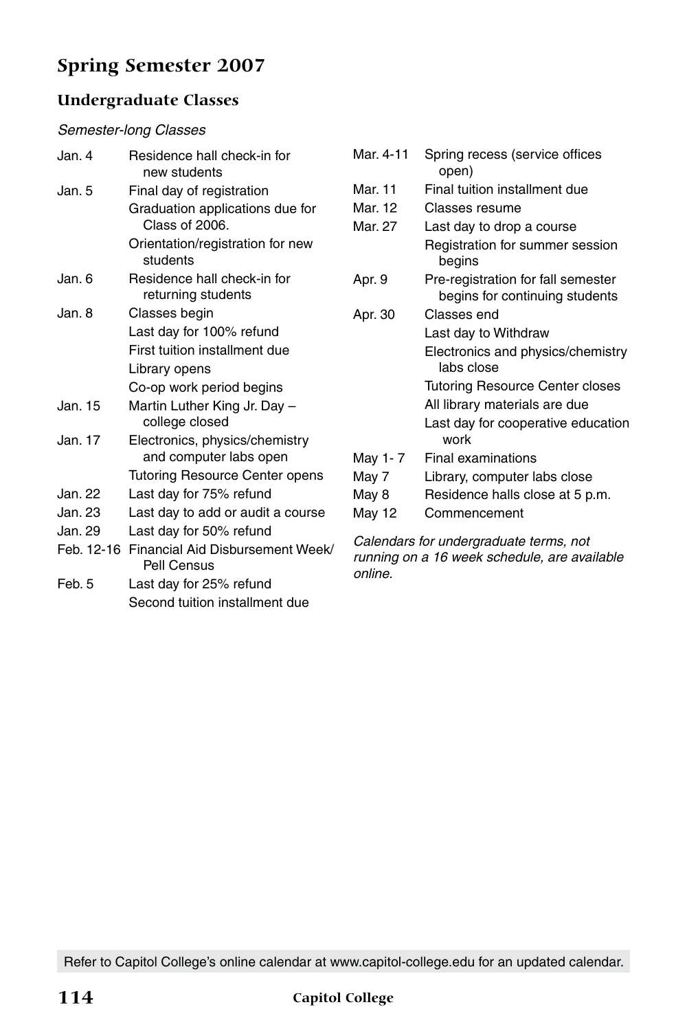## Spring Semester 2007

### Undergraduate Classes

*Semester-long Classes*

| Date | Event |
|---|---|
| Jan. 4 | Residence hall check-in for new students |
| Jan. 5 | Final day of registration |
| | Graduation applications due for Class of 2006. |
| | Orientation/registration for new students |
| Jan. 6 | Residence hall check-in for returning students |
| Jan. 8 | Classes begin |
| | Last day for 100% refund |
| | First tuition installment due |
| | Library opens |
| | Co-op work period begins |
| Jan. 15 | Martin Luther King Jr. Day – college closed |
| Jan. 17 | Electronics, physics/chemistry and computer labs open |
| | Tutoring Resource Center opens |
| Jan. 22 | Last day for 75% refund |
| Jan. 23 | Last day to add or audit a course |
| Jan. 29 | Last day for 50% refund |
| Feb. 12-16 | Financial Aid Disbursement Week/ Pell Census |
| Feb. 5 | Last day for 25% refund |
| | Second tuition installment due |
| Mar. 4-11 | Spring recess (service offices open) |
| Mar. 11 | Final tuition installment due |
| Mar. 12 | Classes resume |
| Mar. 27 | Last day to drop a course |
| | Registration for summer session begins |
| Apr. 9 | Pre-registration for fall semester begins for continuing students |
| Apr. 30 | Classes end |
| | Last day to Withdraw |
| | Electronics and physics/chemistry labs close |
| | Tutoring Resource Center closes |
| | All library materials are due |
| | Last day for cooperative education work |
| May 1- 7 | Final examinations |
| May 7 | Library, computer labs close |
| May 8 | Residence halls close at 5 p.m. |
| May 12 | Commencement |

*Calendars for undergraduate terms, not running on a 16 week schedule, are available online.*

Refer to Capitol College's online calendar at www.capitol-college.edu for an updated calendar.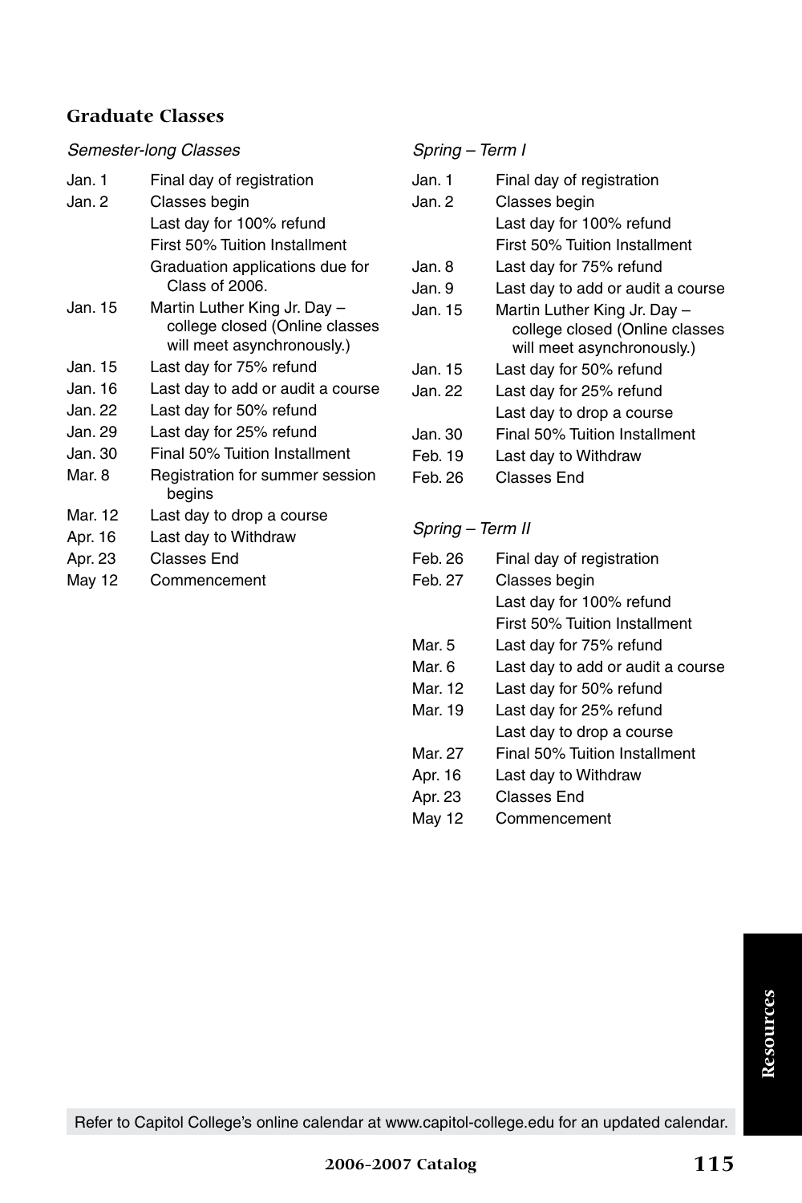## Graduate Classes

*Semester-long Classes*

| | |
|---|---|
| Jan. 1 | Final day of registration |
| Jan. 2 | Classes begin |
| | Last day for 100% refund |
| | First 50% Tuition Installment |
| | Graduation applications due for Class of 2006. |
| Jan. 15 | Martin Luther King Jr. Day – college closed (Online classes will meet asynchronously.) |
| Jan. 15 | Last day for 75% refund |
| Jan. 16 | Last day to add or audit a course |
| Jan. 22 | Last day for 50% refund |
| Jan. 29 | Last day for 25% refund |
| Jan. 30 | Final 50% Tuition Installment |
| Mar. 8 | Registration for summer session begins |
| Mar. 12 | Last day to drop a course |
| Apr. 16 | Last day to Withdraw |
| Apr. 23 | Classes End |
| May 12 | Commencement |

*Spring – Term I*

| | |
|---|---|
| Jan. 1 | Final day of registration |
| Jan. 2 | Classes begin |
| | Last day for 100% refund |
| | First 50% Tuition Installment |
| Jan. 8 | Last day for 75% refund |
| Jan. 9 | Last day to add or audit a course |
| Jan. 15 | Martin Luther King Jr. Day – college closed (Online classes will meet asynchronously.) |
| Jan. 15 | Last day for 50% refund |
| Jan. 22 | Last day for 25% refund |
| | Last day to drop a course |
| Jan. 30 | Final 50% Tuition Installment |
| Feb. 19 | Last day to Withdraw |
| Feb. 26 | Classes End |

*Spring – Term II*

| | |
|---|---|
| Feb. 26 | Final day of registration |
| Feb. 27 | Classes begin |
| | Last day for 100% refund |
| | First 50% Tuition Installment |
| Mar. 5 | Last day for 75% refund |
| Mar. 6 | Last day to add or audit a course |
| Mar. 12 | Last day for 50% refund |
| Mar. 19 | Last day for 25% refund |
| | Last day to drop a course |
| Mar. 27 | Final 50% Tuition Installment |
| Apr. 16 | Last day to Withdraw |
| Apr. 23 | Classes End |
| May 12 | Commencement |

Refer to Capitol College's online calendar at www.capitol-college.edu for an updated calendar.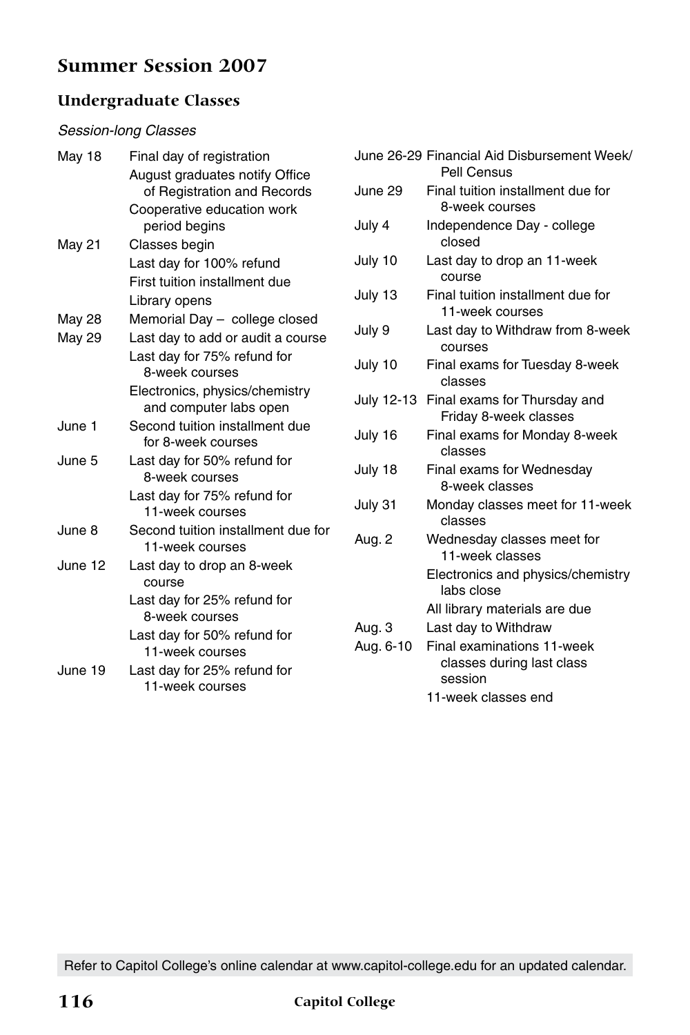# Summer Session 2007

## Undergraduate Classes

*Session-long Classes*

| Date | Event |
|---|---|
| May 18 | Final day of registration |
| | August graduates notify Office of Registration and Records |
| | Cooperative education work period begins |
| May 21 | Classes begin |
| | Last day for 100% refund |
| | First tuition installment due |
| | Library opens |
| May 28 | Memorial Day – college closed |
| May 29 | Last day to add or audit a course |
| | Last day for 75% refund for 8-week courses |
| | Electronics, physics/chemistry and computer labs open |
| June 1 | Second tuition installment due for 8-week courses |
| June 5 | Last day for 50% refund for 8-week courses |
| | Last day for 75% refund for 11-week courses |
| June 8 | Second tuition installment due for 11-week courses |
| June 12 | Last day to drop an 8-week course |
| | Last day for 25% refund for 8-week courses |
| | Last day for 50% refund for 11-week courses |
| June 19 | Last day for 25% refund for 11-week courses |
| June 26-29 | Financial Aid Disbursement Week/ Pell Census |
| June 29 | Final tuition installment due for 8-week courses |
| July 4 | Independence Day - college closed |
| July 10 | Last day to drop an 11-week course |
| July 13 | Final tuition installment due for 11-week courses |
| July 9 | Last day to Withdraw from 8-week courses |
| July 10 | Final exams for Tuesday 8-week classes |
| July 12-13 | Final exams for Thursday and Friday 8-week classes |
| July 16 | Final exams for Monday 8-week classes |
| July 18 | Final exams for Wednesday 8-week classes |
| July 31 | Monday classes meet for 11-week classes |
| Aug. 2 | Wednesday classes meet for 11-week classes |
| | Electronics and physics/chemistry labs close |
| | All library materials are due |
| Aug. 3 | Last day to Withdraw |
| Aug. 6-10 | Final examinations 11-week classes during last class session |
| | 11-week classes end |

Refer to Capitol College's online calendar at www.capitol-college.edu for an updated calendar.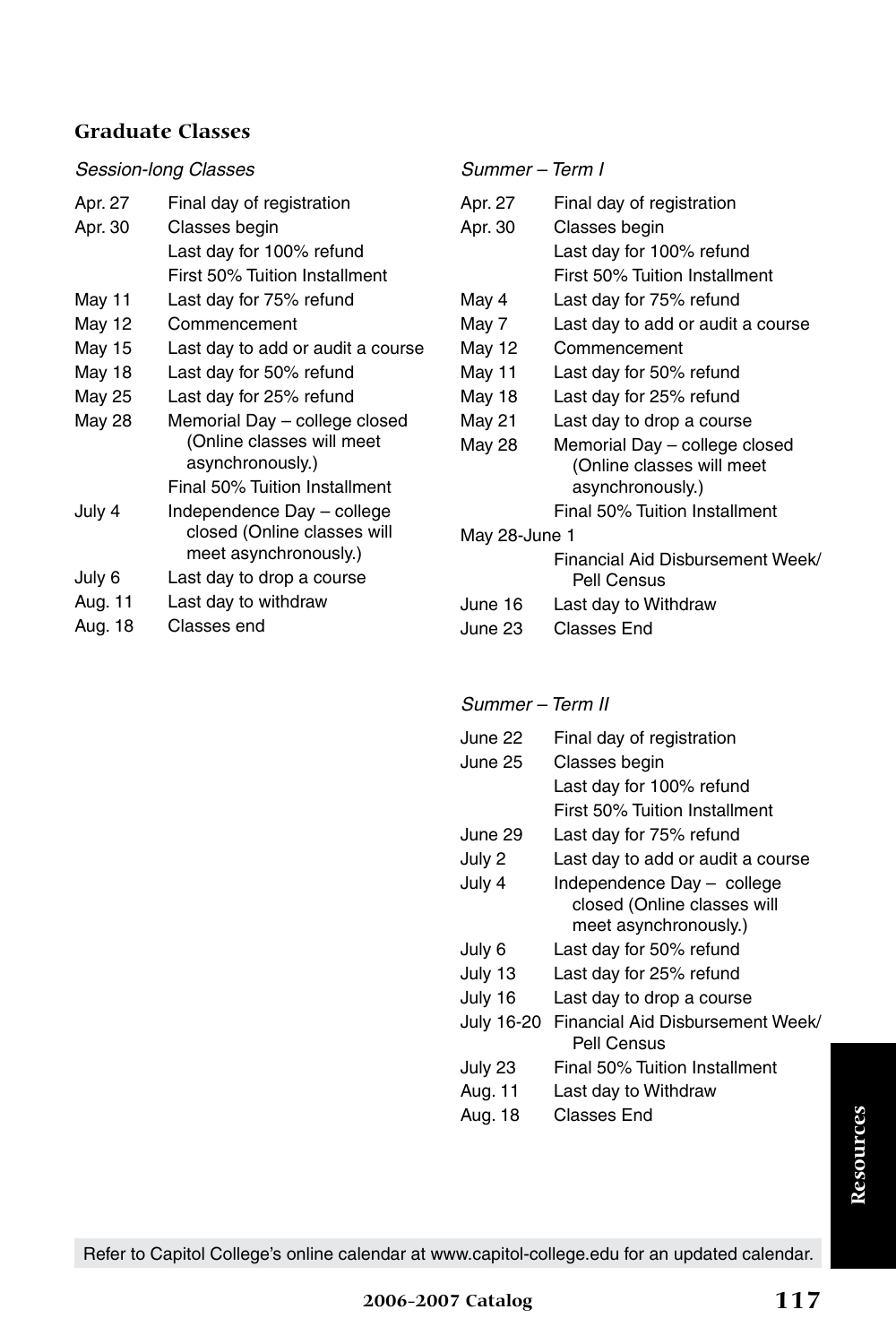## Graduate Classes

*Session-long Classes*

| | |
|---|---|
| Apr. 27 | Final day of registration |
| Apr. 30 | Classes begin |
| | Last day for 100% refund |
| | First 50% Tuition Installment |
| May 11 | Last day for 75% refund |
| May 12 | Commencement |
| May 15 | Last day to add or audit a course |
| May 18 | Last day for 50% refund |
| May 25 | Last day for 25% refund |
| May 28 | Memorial Day – college closed (Online classes will meet asynchronously.) |
| | Final 50% Tuition Installment |
| July 4 | Independence Day – college closed (Online classes will meet asynchronously.) |
| July 6 | Last day to drop a course |
| Aug. 11 | Last day to withdraw |
| Aug. 18 | Classes end |

*Summer – Term I*

| | |
|---|---|
| Apr. 27 | Final day of registration |
| Apr. 30 | Classes begin |
| | Last day for 100% refund |
| | First 50% Tuition Installment |
| May 4 | Last day for 75% refund |
| May 7 | Last day to add or audit a course |
| May 12 | Commencement |
| May 11 | Last day for 50% refund |
| May 18 | Last day for 25% refund |
| May 21 | Last day to drop a course |
| May 28 | Memorial Day – college closed (Online classes will meet asynchronously.) |
| | Final 50% Tuition Installment |
| May 28-June 1 | Financial Aid Disbursement Week/ Pell Census |
| June 16 | Last day to Withdraw |
| June 23 | Classes End |

*Summer – Term II*

| | |
|---|---|
| June 22 | Final day of registration |
| June 25 | Classes begin |
| | Last day for 100% refund |
| | First 50% Tuition Installment |
| June 29 | Last day for 75% refund |
| July 2 | Last day to add or audit a course |
| July 4 | Independence Day – college closed (Online classes will meet asynchronously.) |
| July 6 | Last day for 50% refund |
| July 13 | Last day for 25% refund |
| July 16 | Last day to drop a course |
| July 16-20 | Financial Aid Disbursement Week/ Pell Census |
| July 23 | Final 50% Tuition Installment |
| Aug. 11 | Last day to Withdraw |
| Aug. 18 | Classes End |

Refer to Capitol College's online calendar at www.capitol-college.edu for an updated calendar.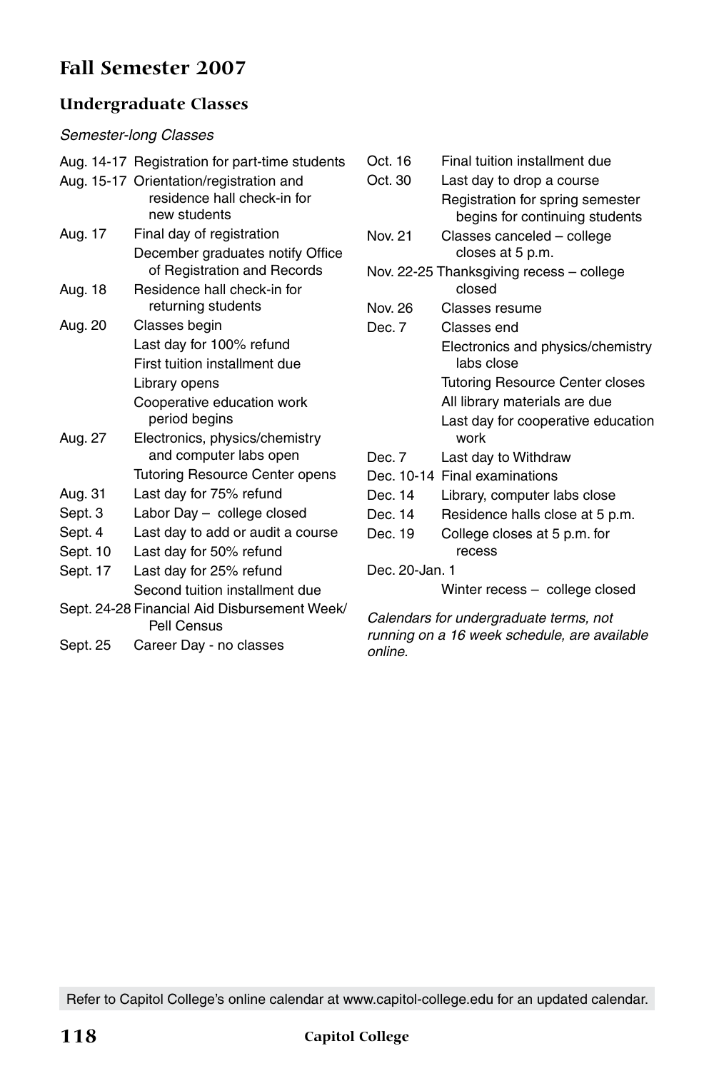# Fall Semester 2007

## Undergraduate Classes

*Semester-long Classes*

| Date | Event |
|---|---|
| Aug. 14-17 | Registration for part-time students |
| Aug. 15-17 | Orientation/registration and residence hall check-in for new students |
| Aug. 17 | Final day of registration |
| | December graduates notify Office of Registration and Records |
| Aug. 18 | Residence hall check-in for returning students |
| Aug. 20 | Classes begin |
| | Last day for 100% refund |
| | First tuition installment due |
| | Library opens |
| | Cooperative education work period begins |
| Aug. 27 | Electronics, physics/chemistry and computer labs open |
| | Tutoring Resource Center opens |
| Aug. 31 | Last day for 75% refund |
| Sept. 3 | Labor Day – college closed |
| Sept. 4 | Last day to add or audit a course |
| Sept. 10 | Last day for 50% refund |
| Sept. 17 | Last day for 25% refund |
| | Second tuition installment due |
| Sept. 24-28 | Financial Aid Disbursement Week/ Pell Census |
| Sept. 25 | Career Day - no classes |
| Oct. 16 | Final tuition installment due |
| Oct. 30 | Last day to drop a course |
| | Registration for spring semester begins for continuing students |
| Nov. 21 | Classes canceled – college closes at 5 p.m. |
| Nov. 22-25 | Thanksgiving recess – college closed |
| Nov. 26 | Classes resume |
| Dec. 7 | Classes end |
| | Electronics and physics/chemistry labs close |
| | Tutoring Resource Center closes |
| | All library materials are due |
| | Last day for cooperative education work |
| Dec. 7 | Last day to Withdraw |
| Dec. 10-14 | Final examinations |
| Dec. 14 | Library, computer labs close |
| Dec. 14 | Residence halls close at 5 p.m. |
| Dec. 19 | College closes at 5 p.m. for recess |
| Dec. 20-Jan. 1 | Winter recess – college closed |

*Calendars for undergraduate terms, not running on a 16 week schedule, are available online.*

Refer to Capitol College's online calendar at www.capitol-college.edu for an updated calendar.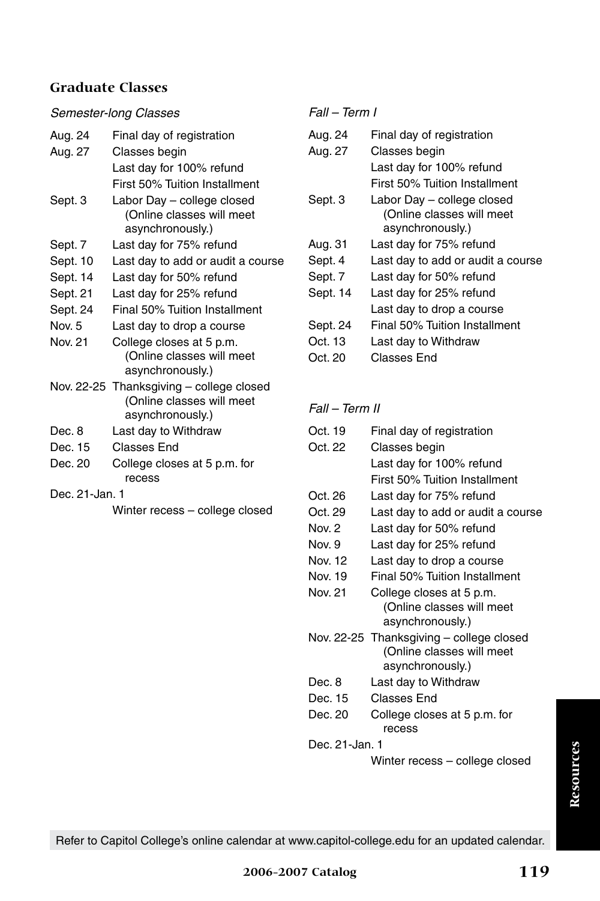## Graduate Classes

*Semester-long Classes*

| | |
|---|---|
| Aug. 24 | Final day of registration |
| Aug. 27 | Classes begin |
| | Last day for 100% refund |
| | First 50% Tuition Installment |
| Sept. 3 | Labor Day – college closed (Online classes will meet asynchronously.) |
| Sept. 7 | Last day for 75% refund |
| Sept. 10 | Last day to add or audit a course |
| Sept. 14 | Last day for 50% refund |
| Sept. 21 | Last day for 25% refund |
| Sept. 24 | Final 50% Tuition Installment |
| Nov. 5 | Last day to drop a course |
| Nov. 21 | College closes at 5 p.m. (Online classes will meet asynchronously.) |
| Nov. 22-25 | Thanksgiving – college closed (Online classes will meet asynchronously.) |
| Dec. 8 | Last day to Withdraw |
| Dec. 15 | Classes End |
| Dec. 20 | College closes at 5 p.m. for recess |
| Dec. 21-Jan. 1 | Winter recess – college closed |

*Fall – Term I*

| | |
|---|---|
| Aug. 24 | Final day of registration |
| Aug. 27 | Classes begin |
| | Last day for 100% refund |
| | First 50% Tuition Installment |
| Sept. 3 | Labor Day – college closed (Online classes will meet asynchronously.) |
| Aug. 31 | Last day for 75% refund |
| Sept. 4 | Last day to add or audit a course |
| Sept. 7 | Last day for 50% refund |
| Sept. 14 | Last day for 25% refund |
| | Last day to drop a course |
| Sept. 24 | Final 50% Tuition Installment |
| Oct. 13 | Last day to Withdraw |
| Oct. 20 | Classes End |

*Fall – Term II*

| | |
|---|---|
| Oct. 19 | Final day of registration |
| Oct. 22 | Classes begin |
| | Last day for 100% refund |
| | First 50% Tuition Installment |
| Oct. 26 | Last day for 75% refund |
| Oct. 29 | Last day to add or audit a course |
| Nov. 2 | Last day for 50% refund |
| Nov. 9 | Last day for 25% refund |
| Nov. 12 | Last day to drop a course |
| Nov. 19 | Final 50% Tuition Installment |
| Nov. 21 | College closes at 5 p.m. (Online classes will meet asynchronously.) |
| Nov. 22-25 | Thanksgiving – college closed (Online classes will meet asynchronously.) |
| Dec. 8 | Last day to Withdraw |
| Dec. 15 | Classes End |
| Dec. 20 | College closes at 5 p.m. for recess |
| Dec. 21-Jan. 1 | Winter recess – college closed |

Refer to Capitol College's online calendar at www.capitol-college.edu for an updated calendar.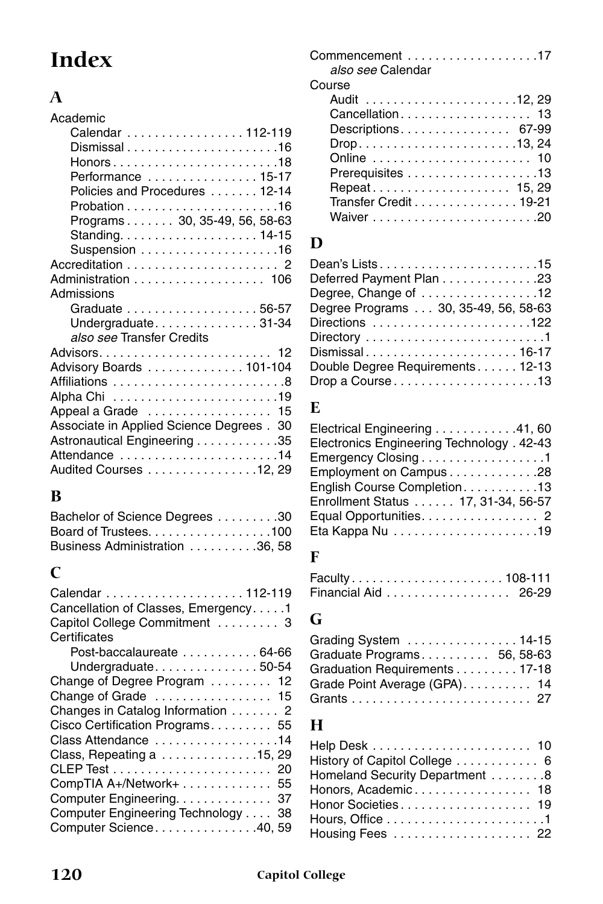# Index

## A

Academic
- Calendar . . . . . . . . . . . . . . . . . 112-119
- Dismissal . . . . . . . . . . . . . . . . . . . . . .16
- Honors . . . . . . . . . . . . . . . . . . . . . . . .18
- Performance . . . . . . . . . . . . . . . . 15-17
- Policies and Procedures . . . . . . . 12-14
- Probation . . . . . . . . . . . . . . . . . . . . . .16
- Programs . . . . . . . 30, 35-49, 56, 58-63
- Standing. . . . . . . . . . . . . . . . . . . . 14-15
- Suspension . . . . . . . . . . . . . . . . . . . .16

Accreditation . . . . . . . . . . . . . . . . . . . . . . 2
Administration . . . . . . . . . . . . . . . . . . 106
Admissions
- Graduate . . . . . . . . . . . . . . . . . . . 56-57
- Undergraduate. . . . . . . . . . . . . . . 31-34
- *also see* Transfer Credits

Advisors. . . . . . . . . . . . . . . . . . . . . . . . . 12
Advisory Boards . . . . . . . . . . . . . . 101-104
Affiliations . . . . . . . . . . . . . . . . . . . . . . . . .8
Alpha Chi . . . . . . . . . . . . . . . . . . . . . . . .19
Appeal a Grade . . . . . . . . . . . . . . . . . . 15
Associate in Applied Science Degrees . 30
Astronautical Engineering . . . . . . . . . . . .35
Attendance . . . . . . . . . . . . . . . . . . . . . . .14
Audited Courses . . . . . . . . . . . . . . . .12, 29

## B

Bachelor of Science Degrees . . . . . . . . .30
Board of Trustees. . . . . . . . . . . . . . . . . .100
Business Administration . . . . . . . . . .36, 58

## C

Calendar . . . . . . . . . . . . . . . . . . . . 112-119
Cancellation of Classes, Emergency. . . . .1
Capitol College Commitment . . . . . . . . . 3
Certificates
- Post-baccalaureate . . . . . . . . . . . 64-66
- Undergraduate. . . . . . . . . . . . . . . 50-54

Change of Degree Program . . . . . . . . . 12
Change of Grade . . . . . . . . . . . . . . . . . 15
Changes in Catalog Information . . . . . . . 2
Cisco Certification Programs. . . . . . . . . 55
Class Attendance . . . . . . . . . . . . . . . . . .14
Class, Repeating a . . . . . . . . . . . . . .15, 29
CLEP Test . . . . . . . . . . . . . . . . . . . . . . . 20
CompTIA A+/Network+ . . . . . . . . . . . . . 55
Computer Engineering. . . . . . . . . . . . . . 37
Computer Engineering Technology . . . . 38
Computer Science. . . . . . . . . . . . . . .40, 59
Commencement . . . . . . . . . . . . . . . . . . .17
- *also see* Calendar

Course
- Audit . . . . . . . . . . . . . . . . . . . . . .12, 29
- Cancellation. . . . . . . . . . . . . . . . . . . 13
- Descriptions. . . . . . . . . . . . . . . . 67-99
- Drop. . . . . . . . . . . . . . . . . . . . . . .13, 24
- Online . . . . . . . . . . . . . . . . . . . . . . . 10
- Prerequisites . . . . . . . . . . . . . . . . . . .13
- Repeat . . . . . . . . . . . . . . . . . . . . 15, 29
- Transfer Credit . . . . . . . . . . . . . . . 19-21
- Waiver . . . . . . . . . . . . . . . . . . . . . . . .20

## D

Dean's Lists . . . . . . . . . . . . . . . . . . . . . . .15
Deferred Payment Plan . . . . . . . . . . . . . .23
Degree, Change of . . . . . . . . . . . . . . . . .12
Degree Programs . . . 30, 35-49, 56, 58-63
Directions . . . . . . . . . . . . . . . . . . . . . . .122
Directory . . . . . . . . . . . . . . . . . . . . . . . . . .1
Dismissal . . . . . . . . . . . . . . . . . . . . . . 16-17
Double Degree Requirements . . . . . . 12-13
Drop a Course . . . . . . . . . . . . . . . . . . . . .13

## E

Electrical Engineering . . . . . . . . . . . . .41, 60
Electronics Engineering Technology . 42-43
Emergency Closing . . . . . . . . . . . . . . . . . .1
Employment on Campus . . . . . . . . . . . . .28
English Course Completion . . . . . . . . . . .13
Enrollment Status . . . . . . 17, 31-34, 56-57
Equal Opportunities. . . . . . . . . . . . . . . . . 2
Eta Kappa Nu . . . . . . . . . . . . . . . . . . . . .19

## F

Faculty . . . . . . . . . . . . . . . . . . . . . . 108-111
Financial Aid . . . . . . . . . . . . . . . . . . 26-29

## G

Grading System . . . . . . . . . . . . . . . . 14-15
Graduate Programs. . . . . . . . . . 56, 58-63
Graduation Requirements . . . . . . . . . 17-18
Grade Point Average (GPA). . . . . . . . . . 14
Grants . . . . . . . . . . . . . . . . . . . . . . . . . . 27

## H

Help Desk . . . . . . . . . . . . . . . . . . . . . . . 10
History of Capitol College . . . . . . . . . . . . 6
Homeland Security Department . . . . . . . .8
Honors, Academic . . . . . . . . . . . . . . . . . 18
Honor Societies . . . . . . . . . . . . . . . . . . . 19
Hours, Office . . . . . . . . . . . . . . . . . . . . . . .1
Housing Fees . . . . . . . . . . . . . . . . . . . . 22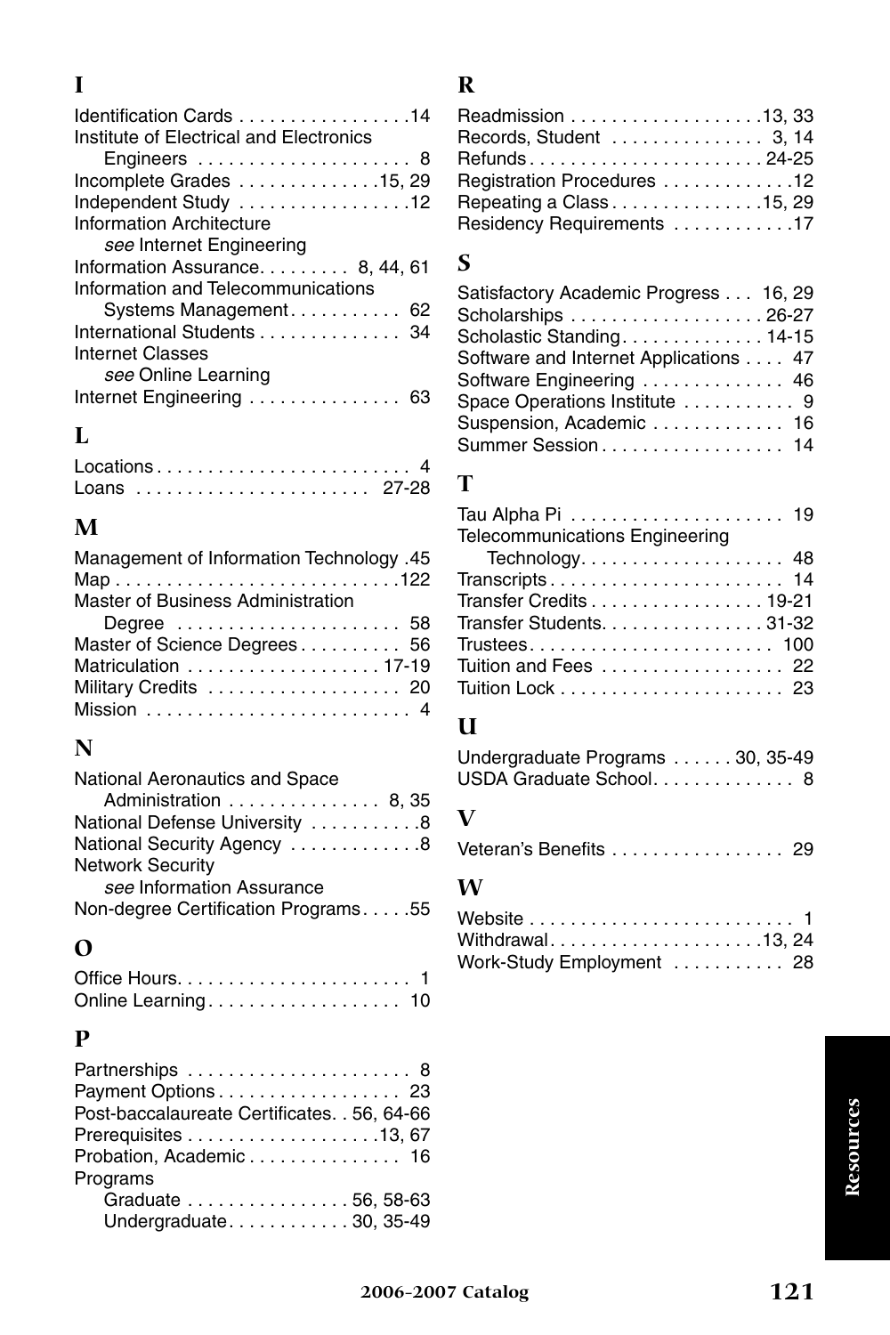## I

Identification Cards . . . . . . . . . . . . . . . . .14
Institute of Electrical and Electronics
  Engineers . . . . . . . . . . . . . . . . . . . . . 8
Incomplete Grades . . . . . . . . . . . . . .15, 29
Independent Study . . . . . . . . . . . . . . . . .12
Information Architecture
  *see* Internet Engineering
Information Assurance. . . . . . . . . 8, 44, 61
Information and Telecommunications
  Systems Management. . . . . . . . . . . 62
International Students . . . . . . . . . . . . . . 34
Internet Classes
  *see* Online Learning
Internet Engineering . . . . . . . . . . . . . . . 63

## L

Locations . . . . . . . . . . . . . . . . . . . . . . . . . 4
Loans . . . . . . . . . . . . . . . . . . . . . . . 27-28

## M

Management of Information Technology .45
Map . . . . . . . . . . . . . . . . . . . . . . . . . . . .122
Master of Business Administration
  Degree . . . . . . . . . . . . . . . . . . . . . . 58
Master of Science Degrees . . . . . . . . . . 56
Matriculation . . . . . . . . . . . . . . . . . . . 17-19
Military Credits . . . . . . . . . . . . . . . . . . . 20
Mission . . . . . . . . . . . . . . . . . . . . . . . . . . 4

## N

National Aeronautics and Space
  Administration . . . . . . . . . . . . . . . 8, 35
National Defense University . . . . . . . . . . .8
National Security Agency . . . . . . . . . . . . .8
Network Security
  *see* Information Assurance
Non-degree Certification Programs . . . . .55

## O

Office Hours. . . . . . . . . . . . . . . . . . . . . . . 1
Online Learning . . . . . . . . . . . . . . . . . . . 10

## P

Partnerships . . . . . . . . . . . . . . . . . . . . . . 8
Payment Options . . . . . . . . . . . . . . . . . . 23
Post-baccalaureate Certificates. . 56, 64-66
Prerequisites . . . . . . . . . . . . . . . . . . .13, 67
Probation, Academic . . . . . . . . . . . . . . . 16
Programs
  Graduate . . . . . . . . . . . . . . . . 56, 58-63
  Undergraduate. . . . . . . . . . . . 30, 35-49

## R

Readmission . . . . . . . . . . . . . . . . . . .13, 33
Records, Student . . . . . . . . . . . . . . . 3, 14
Refunds . . . . . . . . . . . . . . . . . . . . . . . 24-25
Registration Procedures . . . . . . . . . . . . .12
Repeating a Class . . . . . . . . . . . . . . .15, 29
Residency Requirements . . . . . . . . . . . .17

## S

Satisfactory Academic Progress . . . 16, 29
Scholarships . . . . . . . . . . . . . . . . . . . 26-27
Scholastic Standing. . . . . . . . . . . . . . 14-15
Software and Internet Applications . . . . 47
Software Engineering . . . . . . . . . . . . . . 46
Space Operations Institute . . . . . . . . . . . 9
Suspension, Academic . . . . . . . . . . . . . 16
Summer Session . . . . . . . . . . . . . . . . . . 14

## T

Tau Alpha Pi . . . . . . . . . . . . . . . . . . . . . 19
Telecommunications Engineering
  Technology. . . . . . . . . . . . . . . . . . . . 48
Transcripts . . . . . . . . . . . . . . . . . . . . . . . 14
Transfer Credits . . . . . . . . . . . . . . . . . 19-21
Transfer Students. . . . . . . . . . . . . . . . 31-32
Trustees. . . . . . . . . . . . . . . . . . . . . . . . 100
Tuition and Fees . . . . . . . . . . . . . . . . . . 22
Tuition Lock . . . . . . . . . . . . . . . . . . . . . . 23

## U

Undergraduate Programs . . . . . . 30, 35-49
USDA Graduate School. . . . . . . . . . . . . . 8

## V

Veteran's Benefits . . . . . . . . . . . . . . . . . 29

## W

Website . . . . . . . . . . . . . . . . . . . . . . . . . . 1
Withdrawal. . . . . . . . . . . . . . . . . . . . .13, 24
Work-Study Employment . . . . . . . . . . . 28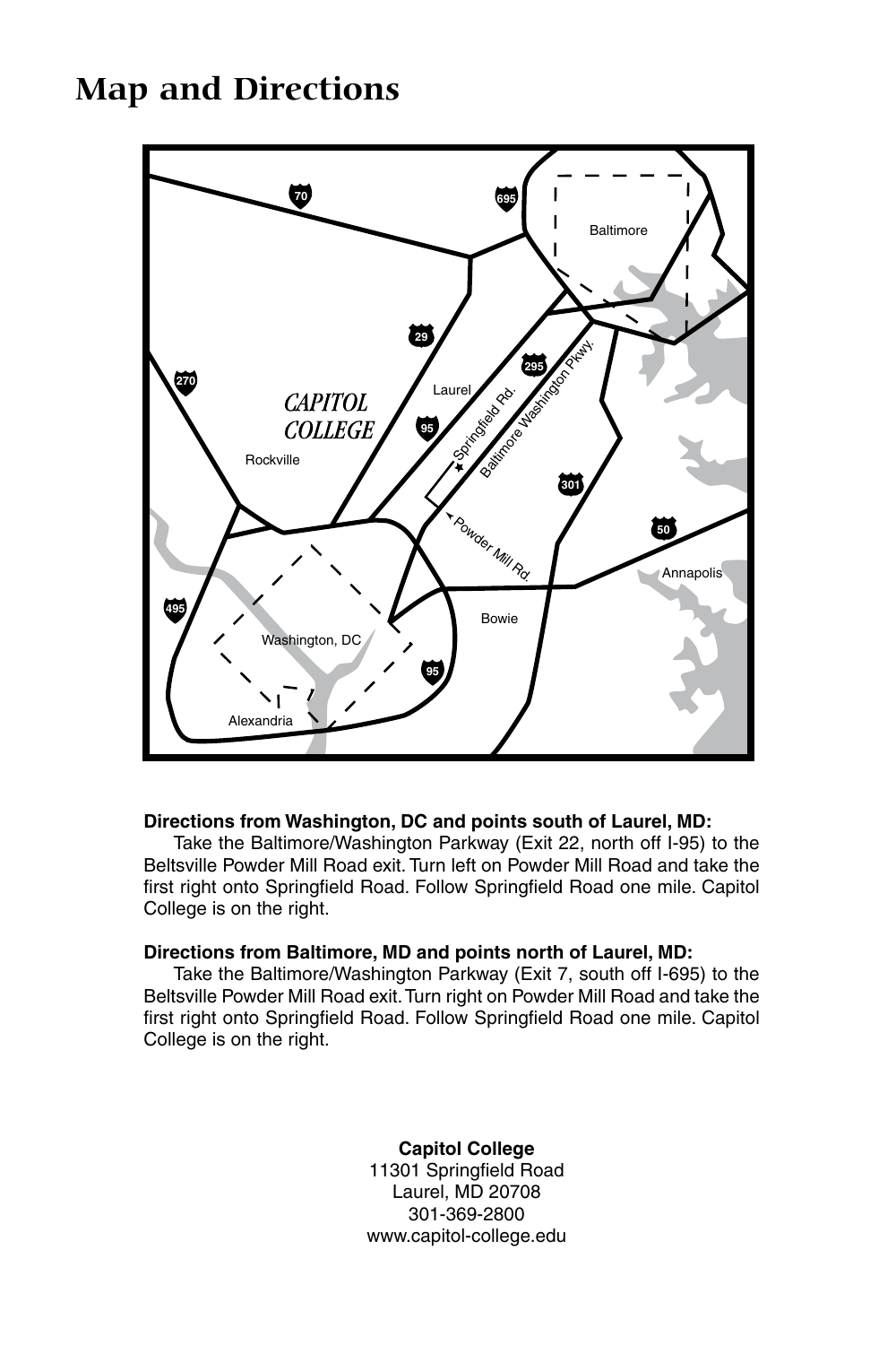# Map and Directions

70
695
Baltimore
29
295
270
Laurel
CAPITOL COLLEGE
95
Springfield Rd.
Baltimore Washington Pkwy.
Rockville
301
Powder Mill Rd.
50
Annapolis
495
Bowie
Washington, DC
95
Alexandria

**Directions from Washington, DC and points south of Laurel, MD:**

Take the Baltimore/Washington Parkway (Exit 22, north off I-95) to the Beltsville Powder Mill Road exit. Turn left on Powder Mill Road and take the first right onto Springfield Road. Follow Springfield Road one mile. Capitol College is on the right.

**Directions from Baltimore, MD and points north of Laurel, MD:**

Take the Baltimore/Washington Parkway (Exit 7, south off I-695) to the Beltsville Powder Mill Road exit. Turn right on Powder Mill Road and take the first right onto Springfield Road. Follow Springfield Road one mile. Capitol College is on the right.

**Capitol College**
11301 Springfield Road
Laurel, MD 20708
301-369-2800
www.capitol-college.edu